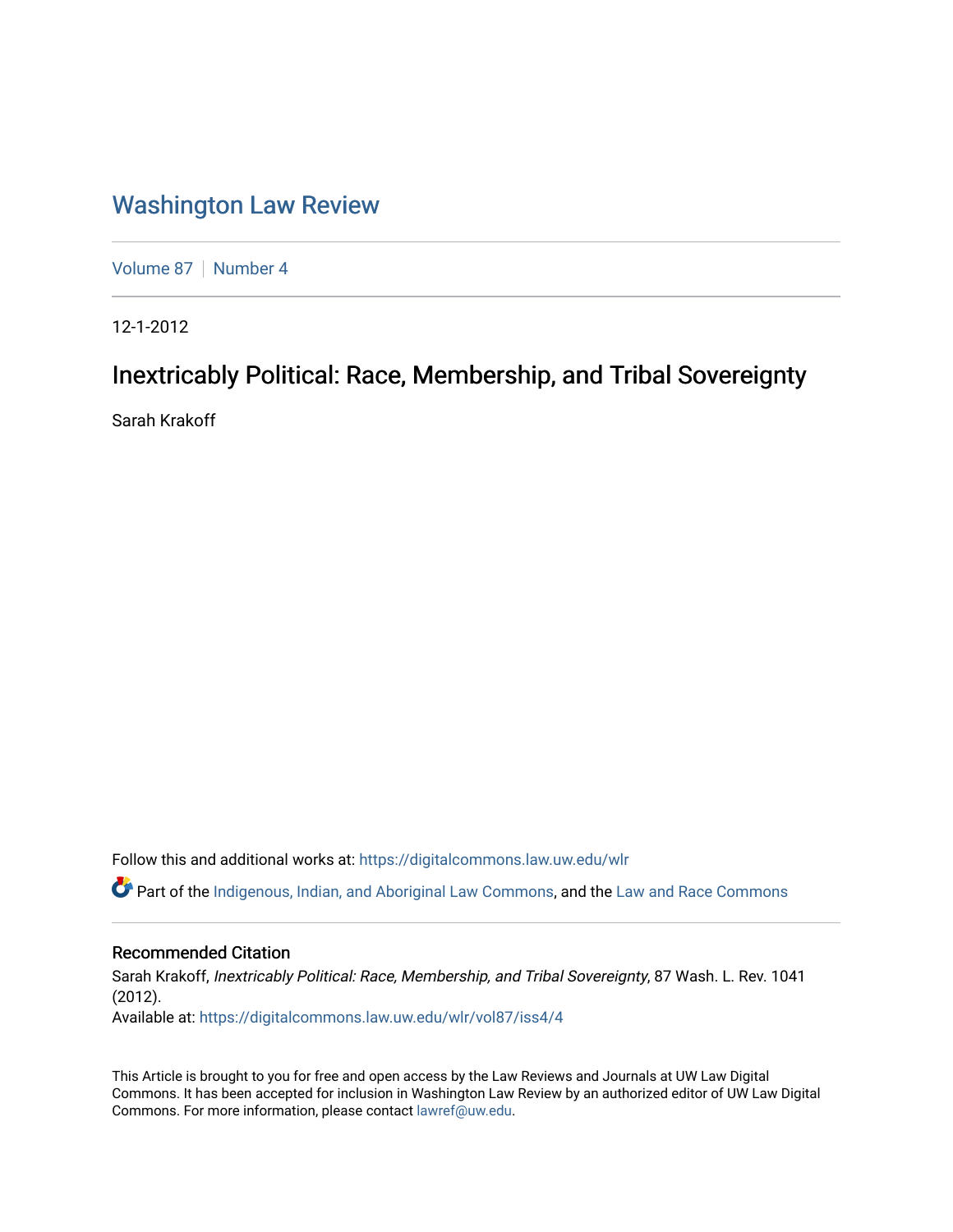# Washington Law Review

Volume 87 | Number 4

12-1-2012

## Inextricably Political: Race, Membership, and Tribal Sovereignty

Sarah Krakoff

Follow this and additional works at: https://digitalcommons.law.uw.edu/wlr

Part of the Indigenous, Indian, and Aboriginal Law Commons, and the Law and Race Commons

### Recommended Citation

Sarah Krakoff, *Inextricably Political: Race, Membership, and Tribal Sovereignty*, 87 Wash. L. Rev. 1041 (2012).

Available at: https://digitalcommons.law.uw.edu/wlr/vol87/iss4/4

This Article is brought to you for free and open access by the Law Reviews and Journals at UW Law Digital Commons. It has been accepted for inclusion in Washington Law Review by an authorized editor of UW Law Digital Commons. For more information, please contact lawref@uw.edu.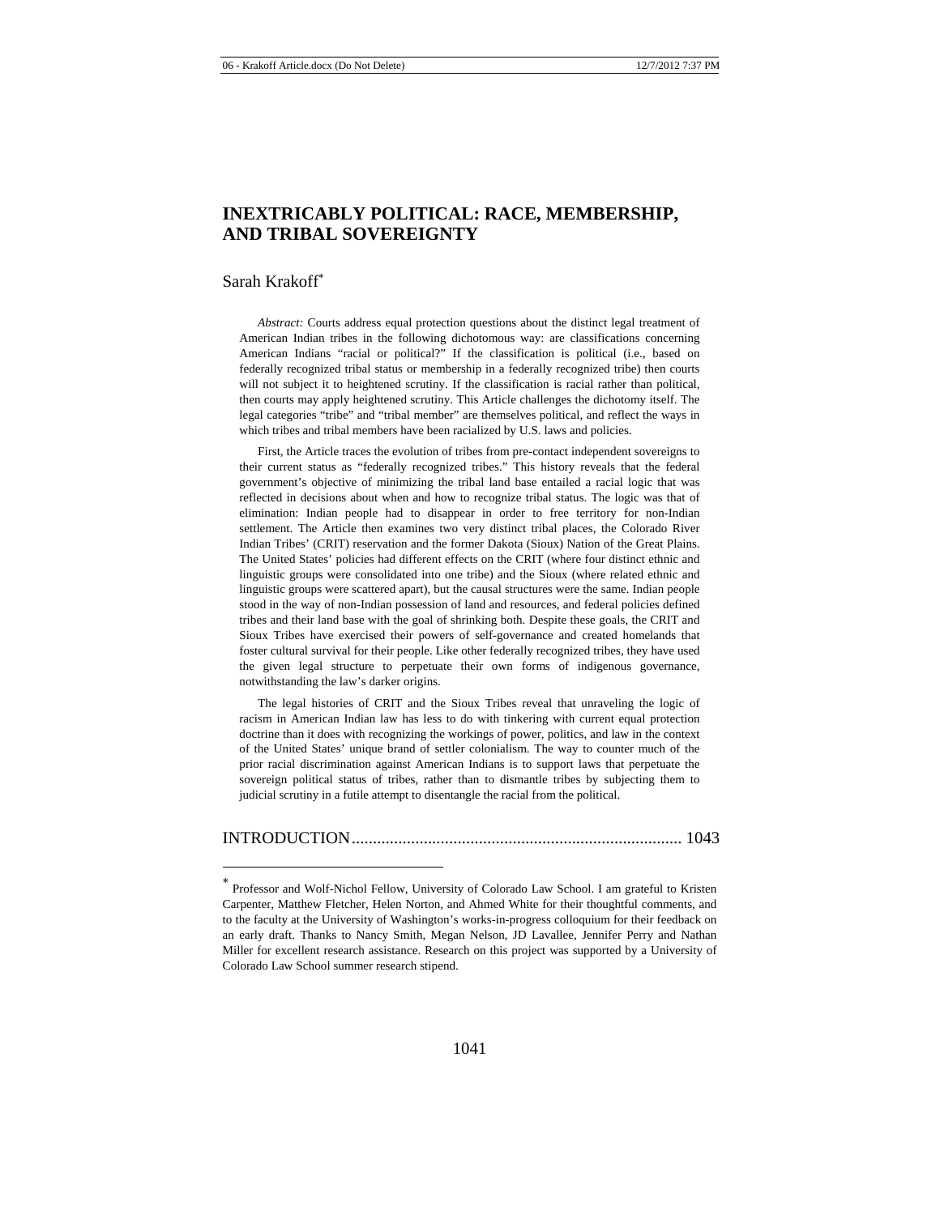# INEXTRICABLY POLITICAL: RACE, MEMBERSHIP, AND TRIBAL SOVEREIGNTY

Sarah Krakoff*

*Abstract:* Courts address equal protection questions about the distinct legal treatment of American Indian tribes in the following dichotomous way: are classifications concerning American Indians "racial or political?" If the classification is political (i.e., based on federally recognized tribal status or membership in a federally recognized tribe) then courts will not subject it to heightened scrutiny. If the classification is racial rather than political, then courts may apply heightened scrutiny. This Article challenges the dichotomy itself. The legal categories "tribe" and "tribal member" are themselves political, and reflect the ways in which tribes and tribal members have been racialized by U.S. laws and policies.

First, the Article traces the evolution of tribes from pre-contact independent sovereigns to their current status as "federally recognized tribes." This history reveals that the federal government's objective of minimizing the tribal land base entailed a racial logic that was reflected in decisions about when and how to recognize tribal status. The logic was that of elimination: Indian people had to disappear in order to free territory for non-Indian settlement. The Article then examines two very distinct tribal places, the Colorado River Indian Tribes' (CRIT) reservation and the former Dakota (Sioux) Nation of the Great Plains. The United States' policies had different effects on the CRIT (where four distinct ethnic and linguistic groups were consolidated into one tribe) and the Sioux (where related ethnic and linguistic groups were scattered apart), but the causal structures were the same. Indian people stood in the way of non-Indian possession of land and resources, and federal policies defined tribes and their land base with the goal of shrinking both. Despite these goals, the CRIT and Sioux Tribes have exercised their powers of self-governance and created homelands that foster cultural survival for their people. Like other federally recognized tribes, they have used the given legal structure to perpetuate their own forms of indigenous governance, notwithstanding the law's darker origins.

The legal histories of CRIT and the Sioux Tribes reveal that unraveling the logic of racism in American Indian law has less to do with tinkering with current equal protection doctrine than it does with recognizing the workings of power, politics, and law in the context of the United States' unique brand of settler colonialism. The way to counter much of the prior racial discrimination against American Indians is to support laws that perpetuate the sovereign political status of tribes, rather than to dismantle tribes by subjecting them to judicial scrutiny in a futile attempt to disentangle the racial from the political.

INTRODUCTION ............................................................................ 1043

* Professor and Wolf-Nichol Fellow, University of Colorado Law School. I am grateful to Kristen Carpenter, Matthew Fletcher, Helen Norton, and Ahmed White for their thoughtful comments, and to the faculty at the University of Washington's works-in-progress colloquium for their feedback on an early draft. Thanks to Nancy Smith, Megan Nelson, JD Lavallee, Jennifer Perry and Nathan Miller for excellent research assistance. Research on this project was supported by a University of Colorado Law School summer research stipend.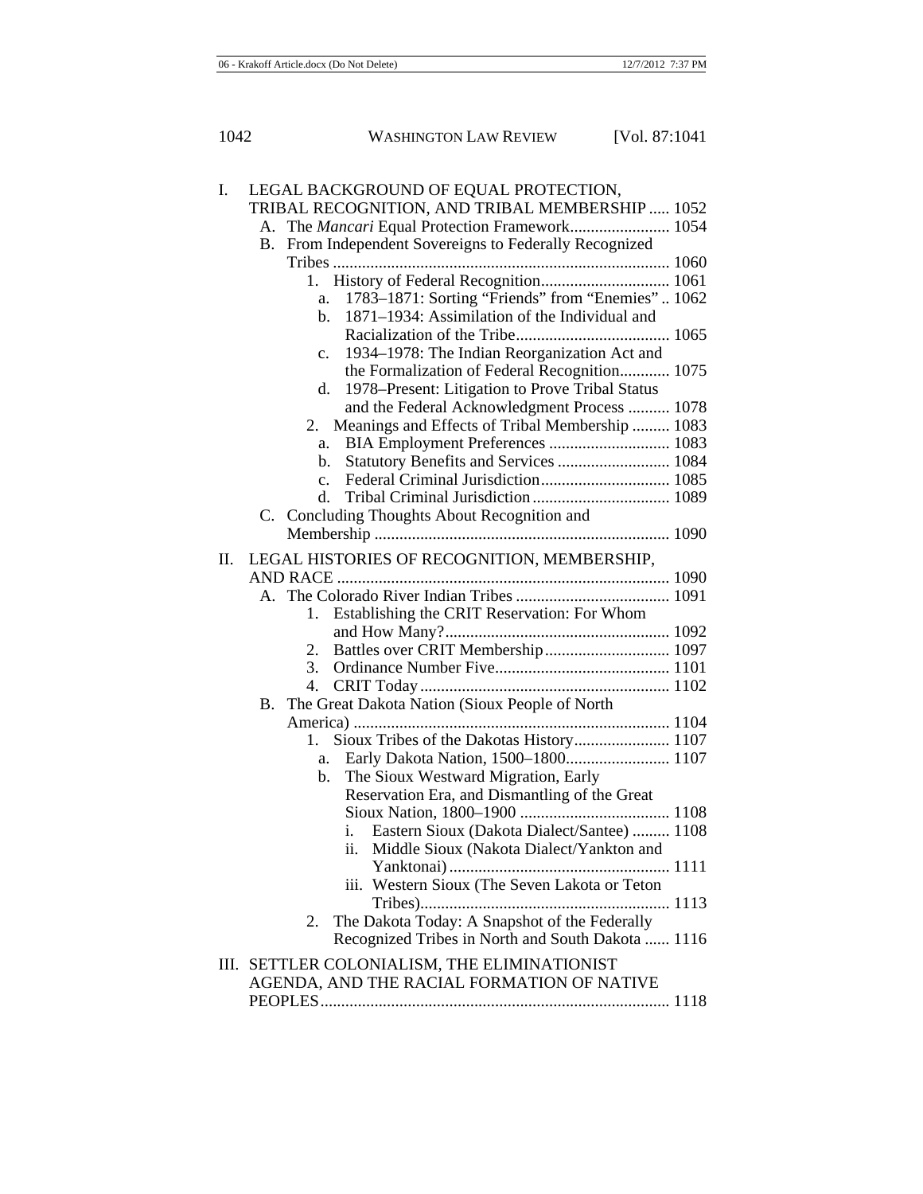I. LEGAL BACKGROUND OF EQUAL PROTECTION, TRIBAL RECOGNITION, AND TRIBAL MEMBERSHIP ..... 1052
   - A. The *Mancari* Equal Protection Framework........................ 1054
   - B. From Independent Sovereigns to Federally Recognized Tribes ................................................................................ 1060
     - 1. History of Federal Recognition.............................. 1061
       - a. 1783–1871: Sorting "Friends" from "Enemies" .. 1062
       - b. 1871–1934: Assimilation of the Individual and Racialization of the Tribe..................................... 1065
       - c. 1934–1978: The Indian Reorganization Act and the Formalization of Federal Recognition............ 1075
       - d. 1978–Present: Litigation to Prove Tribal Status and the Federal Acknowledgment Process .......... 1078
     - 2. Meanings and Effects of Tribal Membership ......... 1083
       - a. BIA Employment Preferences ............................ 1083
       - b. Statutory Benefits and Services ........................... 1084
       - c. Federal Criminal Jurisdiction............................... 1085
       - d. Tribal Criminal Jurisdiction ................................. 1089
   - C. Concluding Thoughts About Recognition and Membership ...................................................................... 1090

II. LEGAL HISTORIES OF RECOGNITION, MEMBERSHIP, AND RACE ............................................................................... 1090
   - A. The Colorado River Indian Tribes ..................................... 1091
     - 1. Establishing the CRIT Reservation: For Whom and How Many?...................................................... 1092
     - 2. Battles over CRIT Membership.............................. 1097
     - 3. Ordinance Number Five.......................................... 1101
     - 4. CRIT Today........................................................... 1102
   - B. The Great Dakota Nation (Sioux People of North America) ........................................................................... 1104
     - 1. Sioux Tribes of the Dakotas History....................... 1107
       - a. Early Dakota Nation, 1500–1800......................... 1107
       - b. The Sioux Westward Migration, Early Reservation Era, and Dismantling of the Great Sioux Nation, 1800–1900 .................................... 1108
         - i. Eastern Sioux (Dakota Dialect/Santee) ......... 1108
         - ii. Middle Sioux (Nakota Dialect/Yankton and Yanktonai) ..................................................... 1111
         - iii. Western Sioux (The Seven Lakota or Teton Tribes)........................................................... 1113
     - 2. The Dakota Today: A Snapshot of the Federally Recognized Tribes in North and South Dakota ...... 1116

III. SETTLER COLONIALISM, THE ELIMINATIONIST AGENDA, AND THE RACIAL FORMATION OF NATIVE PEOPLES................................................................................... 1118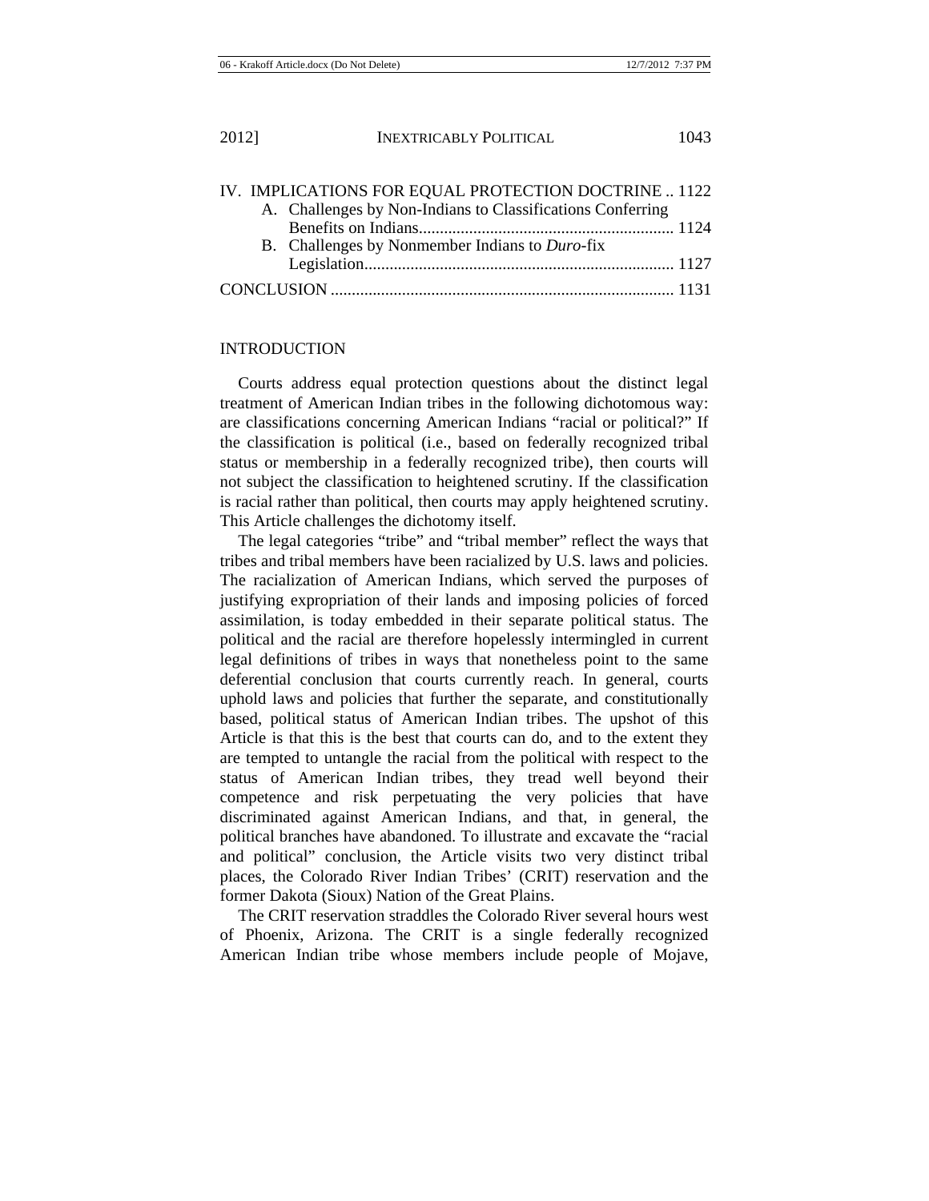IV. IMPLICATIONS FOR EQUAL PROTECTION DOCTRINE .. 1122
   A. Challenges by Non-Indians to Classifications Conferring Benefits on Indians ............................................................ 1124
   B. Challenges by Nonmember Indians to *Duro*-fix Legislation ......................................................................... 1127

CONCLUSION ................................................................................ 1131

## INTRODUCTION

Courts address equal protection questions about the distinct legal treatment of American Indian tribes in the following dichotomous way: are classifications concerning American Indians "racial or political?" If the classification is political (i.e., based on federally recognized tribal status or membership in a federally recognized tribe), then courts will not subject the classification to heightened scrutiny. If the classification is racial rather than political, then courts may apply heightened scrutiny. This Article challenges the dichotomy itself.

The legal categories "tribe" and "tribal member" reflect the ways that tribes and tribal members have been racialized by U.S. laws and policies. The racialization of American Indians, which served the purposes of justifying expropriation of their lands and imposing policies of forced assimilation, is today embedded in their separate political status. The political and the racial are therefore hopelessly intermingled in current legal definitions of tribes in ways that nonetheless point to the same deferential conclusion that courts currently reach. In general, courts uphold laws and policies that further the separate, and constitutionally based, political status of American Indian tribes. The upshot of this Article is that this is the best that courts can do, and to the extent they are tempted to untangle the racial from the political with respect to the status of American Indian tribes, they tread well beyond their competence and risk perpetuating the very policies that have discriminated against American Indians, and that, in general, the political branches have abandoned. To illustrate and excavate the "racial and political" conclusion, the Article visits two very distinct tribal places, the Colorado River Indian Tribes' (CRIT) reservation and the former Dakota (Sioux) Nation of the Great Plains.

The CRIT reservation straddles the Colorado River several hours west of Phoenix, Arizona. The CRIT is a single federally recognized American Indian tribe whose members include people of Mojave,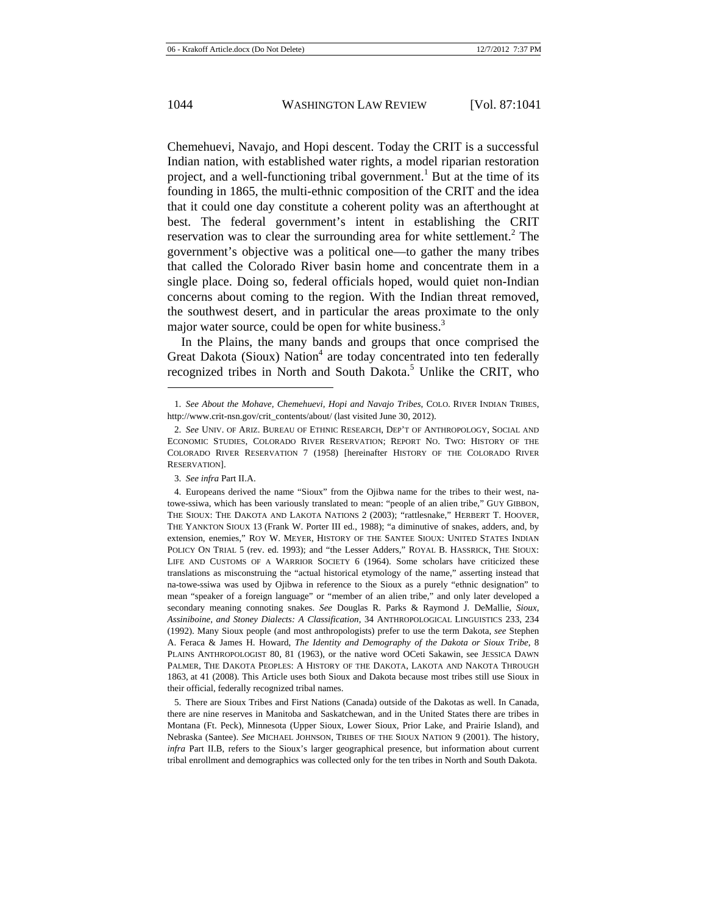Chemehuevi, Navajo, and Hopi descent. Today the CRIT is a successful Indian nation, with established water rights, a model riparian restoration project, and a well-functioning tribal government.[1] But at the time of its founding in 1865, the multi-ethnic composition of the CRIT and the idea that it could one day constitute a coherent polity was an afterthought at best. The federal government's intent in establishing the CRIT reservation was to clear the surrounding area for white settlement.[2] The government's objective was a political one—to gather the many tribes that called the Colorado River basin home and concentrate them in a single place. Doing so, federal officials hoped, would quiet non-Indian concerns about coming to the region. With the Indian threat removed, the southwest desert, and in particular the areas proximate to the only major water source, could be open for white business.[3]

In the Plains, the many bands and groups that once comprised the Great Dakota (Sioux) Nation[4] are today concentrated into ten federally recognized tribes in North and South Dakota.[5] Unlike the CRIT, who

---

1. *See About the Mohave, Chemehuevi, Hopi and Navajo Tribes*, COLO. RIVER INDIAN TRIBES, http://www.crit-nsn.gov/crit_contents/about/ (last visited June 30, 2012).

2. *See* UNIV. OF ARIZ. BUREAU OF ETHNIC RESEARCH, DEP'T OF ANTHROPOLOGY, SOCIAL AND ECONOMIC STUDIES, COLORADO RIVER RESERVATION; REPORT NO. TWO: HISTORY OF THE COLORADO RIVER RESERVATION 7 (1958) [hereinafter HISTORY OF THE COLORADO RIVER RESERVATION].

3. *See infra* Part II.A.

4. Europeans derived the name "Sioux" from the Ojibwa name for the tribes to their west, na-towe-ssiwa, which has been variously translated to mean: "people of an alien tribe," GUY GIBBON, THE SIOUX: THE DAKOTA AND LAKOTA NATIONS 2 (2003); "rattlesnake," HERBERT T. HOOVER, THE YANKTON SIOUX 13 (Frank W. Porter III ed., 1988); "a diminutive of snakes, adders, and, by extension, enemies," ROY W. MEYER, HISTORY OF THE SANTEE SIOUX: UNITED STATES INDIAN POLICY ON TRIAL 5 (rev. ed. 1993); and "the Lesser Adders," ROYAL B. HASSRICK, THE SIOUX: LIFE AND CUSTOMS OF A WARRIOR SOCIETY 6 (1964). Some scholars have criticized these translations as misconstruing the "actual historical etymology of the name," asserting instead that na-towe-ssiwa was used by Ojibwa in reference to the Sioux as a purely "ethnic designation" to mean "speaker of a foreign language" or "member of an alien tribe," and only later developed a secondary meaning connoting snakes. *See* Douglas R. Parks & Raymond J. DeMallie, *Sioux, Assiniboine, and Stoney Dialects: A Classification*, 34 ANTHROPOLOGICAL LINGUISTICS 233, 234 (1992). Many Sioux people (and most anthropologists) prefer to use the term Dakota, *see* Stephen A. Feraca & James H. Howard, *The Identity and Demography of the Dakota or Sioux Tribe*, 8 PLAINS ANTHROPOLOGIST 80, 81 (1963), or the native word OCeti Sakawin, see JESSICA DAWN PALMER, THE DAKOTA PEOPLES: A HISTORY OF THE DAKOTA, LAKOTA AND NAKOTA THROUGH 1863, at 41 (2008). This Article uses both Sioux and Dakota because most tribes still use Sioux in their official, federally recognized tribal names.

5. There are Sioux Tribes and First Nations (Canada) outside of the Dakotas as well. In Canada, there are nine reserves in Manitoba and Saskatchewan, and in the United States there are tribes in Montana (Ft. Peck), Minnesota (Upper Sioux, Lower Sioux, Prior Lake, and Prairie Island), and Nebraska (Santee). *See* MICHAEL JOHNSON, TRIBES OF THE SIOUX NATION 9 (2001). The history, *infra* Part II.B, refers to the Sioux's larger geographical presence, but information about current tribal enrollment and demographics was collected only for the ten tribes in North and South Dakota.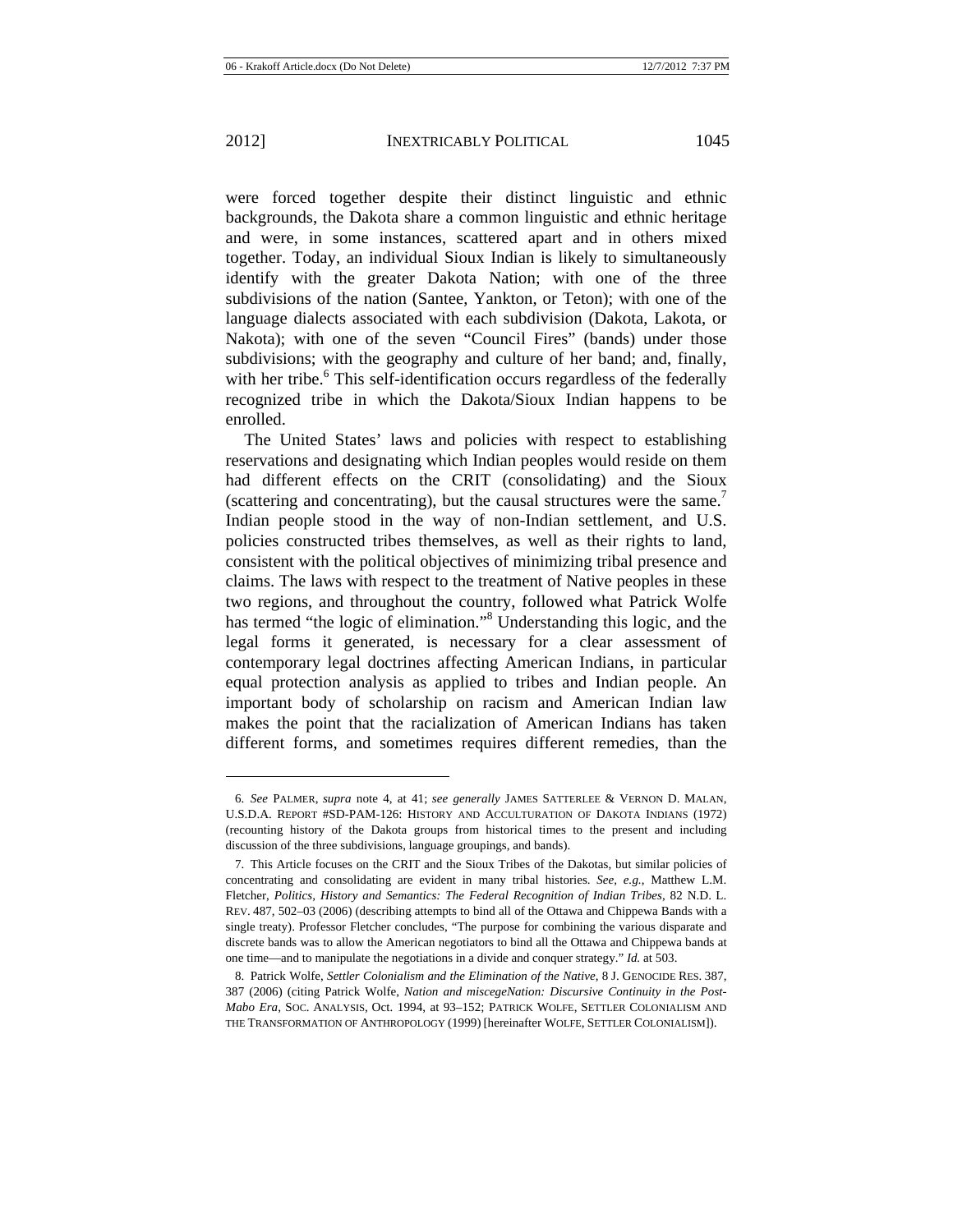were forced together despite their distinct linguistic and ethnic backgrounds, the Dakota share a common linguistic and ethnic heritage and were, in some instances, scattered apart and in others mixed together. Today, an individual Sioux Indian is likely to simultaneously identify with the greater Dakota Nation; with one of the three subdivisions of the nation (Santee, Yankton, or Teton); with one of the language dialects associated with each subdivision (Dakota, Lakota, or Nakota); with one of the seven "Council Fires" (bands) under those subdivisions; with the geography and culture of her band; and, finally, with her tribe.[6] This self-identification occurs regardless of the federally recognized tribe in which the Dakota/Sioux Indian happens to be enrolled.

The United States' laws and policies with respect to establishing reservations and designating which Indian peoples would reside on them had different effects on the CRIT (consolidating) and the Sioux (scattering and concentrating), but the causal structures were the same.[7] Indian people stood in the way of non-Indian settlement, and U.S. policies constructed tribes themselves, as well as their rights to land, consistent with the political objectives of minimizing tribal presence and claims. The laws with respect to the treatment of Native peoples in these two regions, and throughout the country, followed what Patrick Wolfe has termed "the logic of elimination."[8] Understanding this logic, and the legal forms it generated, is necessary for a clear assessment of contemporary legal doctrines affecting American Indians, in particular equal protection analysis as applied to tribes and Indian people. An important body of scholarship on racism and American Indian law makes the point that the racialization of American Indians has taken different forms, and sometimes requires different remedies, than the

---

6. *See* PALMER, *supra* note 4, at 41; *see generally* JAMES SATTERLEE & VERNON D. MALAN, U.S.D.A. REPORT #SD-PAM-126: HISTORY AND ACCULTURATION OF DAKOTA INDIANS (1972) (recounting history of the Dakota groups from historical times to the present and including discussion of the three subdivisions, language groupings, and bands).

7. This Article focuses on the CRIT and the Sioux Tribes of the Dakotas, but similar policies of concentrating and consolidating are evident in many tribal histories. *See, e.g.*, Matthew L.M. Fletcher, *Politics, History and Semantics: The Federal Recognition of Indian Tribes*, 82 N.D. L. REV. 487, 502–03 (2006) (describing attempts to bind all of the Ottawa and Chippewa Bands with a single treaty). Professor Fletcher concludes, "The purpose for combining the various disparate and discrete bands was to allow the American negotiators to bind all the Ottawa and Chippewa bands at one time—and to manipulate the negotiations in a divide and conquer strategy." *Id.* at 503.

8. Patrick Wolfe, *Settler Colonialism and the Elimination of the Native*, 8 J. GENOCIDE RES. 387, 387 (2006) (citing Patrick Wolfe, *Nation and miscegeNation: Discursive Continuity in the Post-Mabo Era*, SOC. ANALYSIS, Oct. 1994, at 93–152; PATRICK WOLFE, SETTLER COLONIALISM AND THE TRANSFORMATION OF ANTHROPOLOGY (1999) [hereinafter WOLFE, SETTLER COLONIALISM]).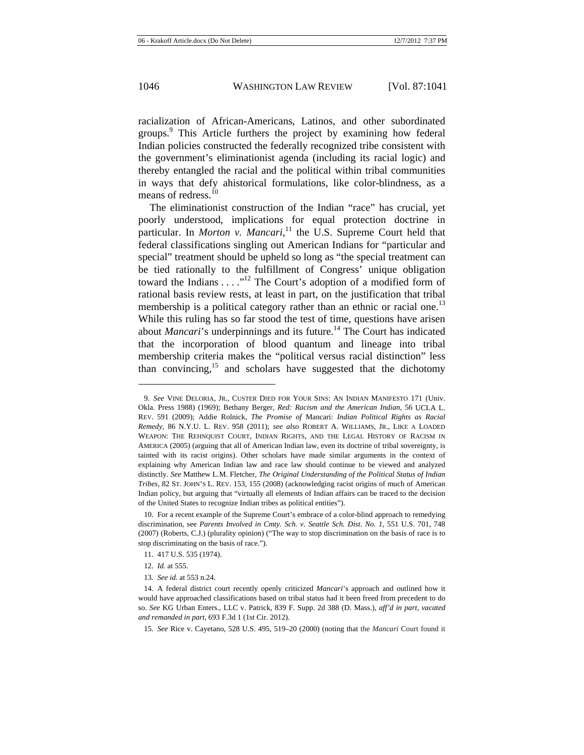racialization of African-Americans, Latinos, and other subordinated groups.[9] This Article furthers the project by examining how federal Indian policies constructed the federally recognized tribe consistent with the government's eliminationist agenda (including its racial logic) and thereby entangled the racial and the political within tribal communities in ways that defy ahistorical formulations, like color-blindness, as a means of redress.[10]

The eliminationist construction of the Indian "race" has crucial, yet poorly understood, implications for equal protection doctrine in particular. In *Morton v. Mancari*,[11] the U.S. Supreme Court held that federal classifications singling out American Indians for "particular and special" treatment should be upheld so long as "the special treatment can be tied rationally to the fulfillment of Congress' unique obligation toward the Indians . . . ."[12] The Court's adoption of a modified form of rational basis review rests, at least in part, on the justification that tribal membership is a political category rather than an ethnic or racial one.[13] While this ruling has so far stood the test of time, questions have arisen about *Mancari*'s underpinnings and its future.[14] The Court has indicated that the incorporation of blood quantum and lineage into tribal membership criteria makes the "political versus racial distinction" less than convincing,[15] and scholars have suggested that the dichotomy

---

9. *See* VINE DELORIA, JR., CUSTER DIED FOR YOUR SINS: AN INDIAN MANIFESTO 171 (Univ. Okla. Press 1988) (1969); Bethany Berger, *Red: Racism and the American Indian*, 56 UCLA L. REV. 591 (2009); Addie Rolnick, *The Promise of* Mancari: *Indian Political Rights as Racial Remedy*, 86 N.Y.U. L. REV. 958 (2011); *see also* ROBERT A. WILLIAMS, JR., LIKE A LOADED WEAPON: THE REHNQUIST COURT, INDIAN RIGHTS, AND THE LEGAL HISTORY OF RACISM IN AMERICA (2005) (arguing that all of American Indian law, even its doctrine of tribal sovereignty, is tainted with its racist origins). Other scholars have made similar arguments in the context of explaining why American Indian law and race law should continue to be viewed and analyzed distinctly. *See* Matthew L.M. Fletcher, *The Original Understanding of the Political Status of Indian Tribes*, 82 ST. JOHN'S L. REV. 153, 155 (2008) (acknowledging racist origins of much of American Indian policy, but arguing that "virtually all elements of Indian affairs can be traced to the decision of the United States to recognize Indian tribes as political entities").

10. For a recent example of the Supreme Court's embrace of a color-blind approach to remedying discrimination, see *Parents Involved in Cmty. Sch. v. Seattle Sch. Dist. No. 1*, 551 U.S. 701, 748 (2007) (Roberts, C.J.) (plurality opinion) ("The way to stop discrimination on the basis of race is to stop discriminating on the basis of race.").

11. 417 U.S. 535 (1974).

12. *Id.* at 555.

13. *See id.* at 553 n.24.

14. A federal district court recently openly criticized *Mancari*'s approach and outlined how it would have approached classifications based on tribal status had it been freed from precedent to do so. *See* KG Urban Enters., LLC v. Patrick, 839 F. Supp. 2d 388 (D. Mass.), *aff'd in part, vacated and remanded in part*, 693 F.3d 1 (1st Cir. 2012).

15. *See* Rice v. Cayetano, 528 U.S. 495, 519–20 (2000) (noting that the *Mancari* Court found it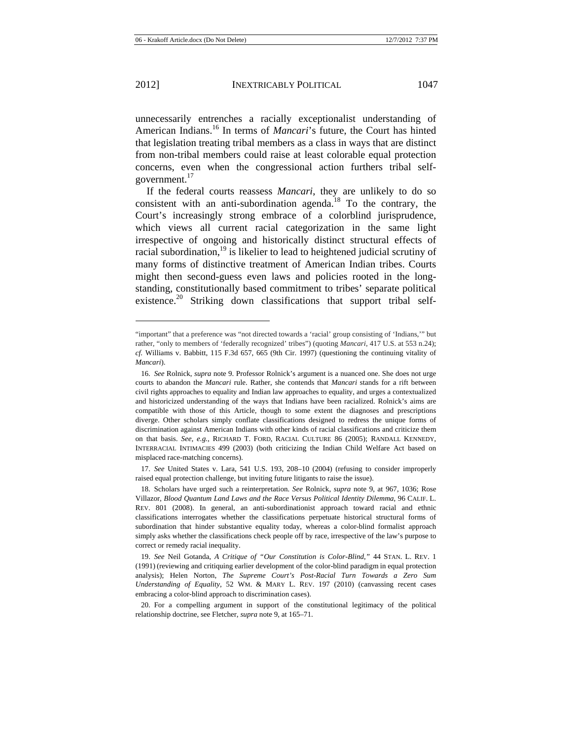unnecessarily entrenches a racially exceptionalist understanding of American Indians.[16] In terms of *Mancari*'s future, the Court has hinted that legislation treating tribal members as a class in ways that are distinct from non-tribal members could raise at least colorable equal protection concerns, even when the congressional action furthers tribal self-government.[17]

If the federal courts reassess *Mancari*, they are unlikely to do so consistent with an anti-subordination agenda.[18] To the contrary, the Court's increasingly strong embrace of a colorblind jurisprudence, which views all current racial categorization in the same light irrespective of ongoing and historically distinct structural effects of racial subordination,[19] is likelier to lead to heightened judicial scrutiny of many forms of distinctive treatment of American Indian tribes. Courts might then second-guess even laws and policies rooted in the long-standing, constitutionally based commitment to tribes' separate political existence.[20] Striking down classifications that support tribal self-

---

"important" that a preference was "not directed towards a 'racial' group consisting of 'Indians,'" but rather, "only to members of 'federally recognized' tribes") (quoting *Mancari*, 417 U.S. at 553 n.24); *cf.* Williams v. Babbitt, 115 F.3d 657, 665 (9th Cir. 1997) (questioning the continuing vitality of *Mancari*).

16. *See* Rolnick, *supra* note 9. Professor Rolnick's argument is a nuanced one. She does not urge courts to abandon the *Mancari* rule. Rather, she contends that *Mancari* stands for a rift between civil rights approaches to equality and Indian law approaches to equality, and urges a contextualized and historicized understanding of the ways that Indians have been racialized. Rolnick's aims are compatible with those of this Article, though to some extent the diagnoses and prescriptions diverge. Other scholars simply conflate classifications designed to redress the unique forms of discrimination against American Indians with other kinds of racial classifications and criticize them on that basis. *See, e.g.*, RICHARD T. FORD, RACIAL CULTURE 86 (2005); RANDALL KENNEDY, INTERRACIAL INTIMACIES 499 (2003) (both criticizing the Indian Child Welfare Act based on misplaced race-matching concerns).

17. *See* United States v. Lara, 541 U.S. 193, 208–10 (2004) (refusing to consider improperly raised equal protection challenge, but inviting future litigants to raise the issue).

18. Scholars have urged such a reinterpretation. *See* Rolnick, *supra* note 9, at 967, 1036; Rose Villazor, *Blood Quantum Land Laws and the Race Versus Political Identity Dilemma*, 96 CALIF. L. REV. 801 (2008). In general, an anti-subordinationist approach toward racial and ethnic classifications interrogates whether the classifications perpetuate historical structural forms of subordination that hinder substantive equality today, whereas a color-blind formalist approach simply asks whether the classifications check people off by race, irrespective of the law's purpose to correct or remedy racial inequality.

19. *See* Neil Gotanda, *A Critique of "Our Constitution is Color-Blind,"* 44 STAN. L. REV. 1 (1991) (reviewing and critiquing earlier development of the color-blind paradigm in equal protection analysis); Helen Norton, *The Supreme Court's Post-Racial Turn Towards a Zero Sum Understanding of Equality*, 52 WM. & MARY L. REV. 197 (2010) (canvassing recent cases embracing a color-blind approach to discrimination cases).

20. For a compelling argument in support of the constitutional legitimacy of the political relationship doctrine, see Fletcher, *supra* note 9, at 165–71.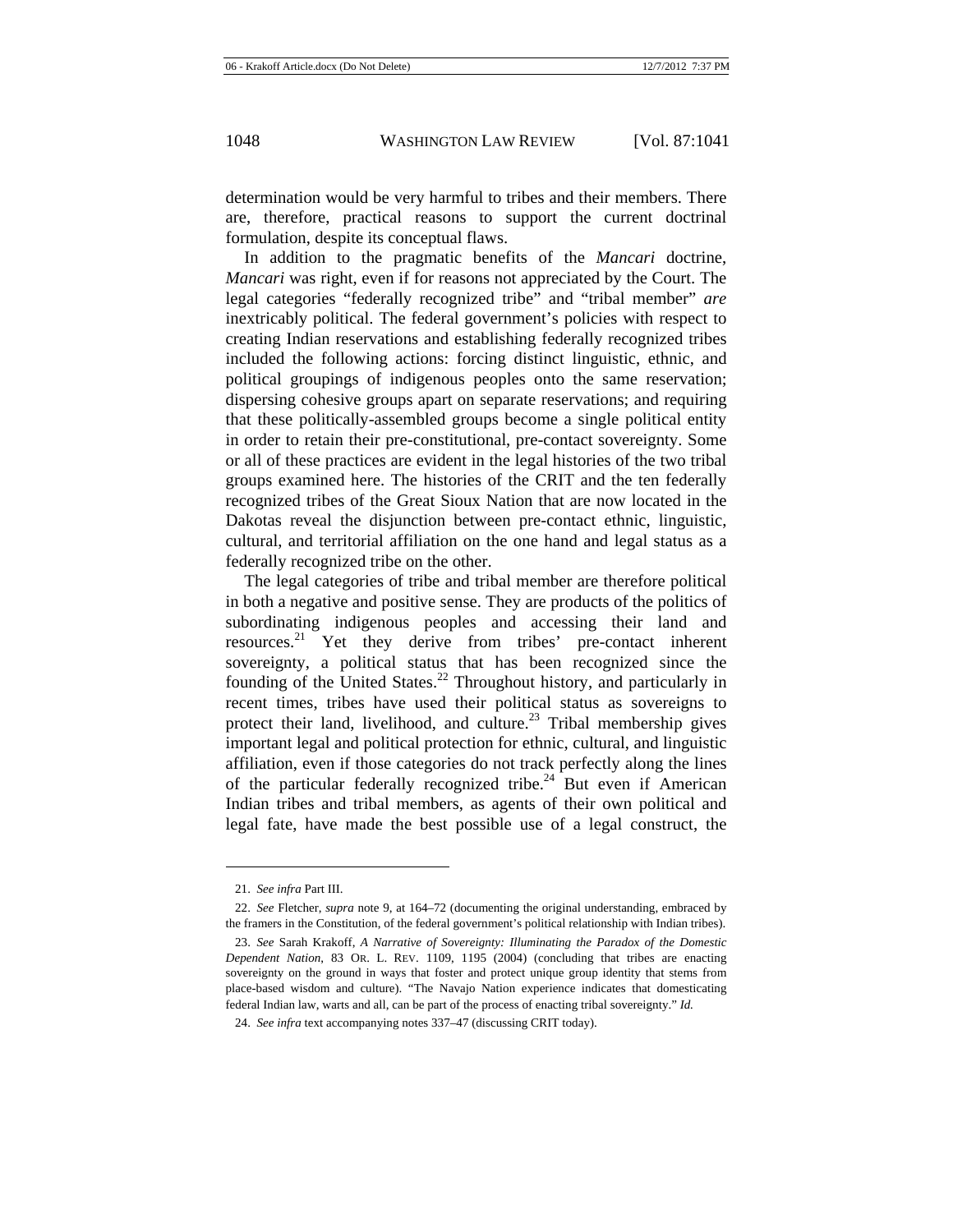determination would be very harmful to tribes and their members. There are, therefore, practical reasons to support the current doctrinal formulation, despite its conceptual flaws.

In addition to the pragmatic benefits of the *Mancari* doctrine, *Mancari* was right, even if for reasons not appreciated by the Court. The legal categories "federally recognized tribe" and "tribal member" *are* inextricably political. The federal government's policies with respect to creating Indian reservations and establishing federally recognized tribes included the following actions: forcing distinct linguistic, ethnic, and political groupings of indigenous peoples onto the same reservation; dispersing cohesive groups apart on separate reservations; and requiring that these politically-assembled groups become a single political entity in order to retain their pre-constitutional, pre-contact sovereignty. Some or all of these practices are evident in the legal histories of the two tribal groups examined here. The histories of the CRIT and the ten federally recognized tribes of the Great Sioux Nation that are now located in the Dakotas reveal the disjunction between pre-contact ethnic, linguistic, cultural, and territorial affiliation on the one hand and legal status as a federally recognized tribe on the other.

The legal categories of tribe and tribal member are therefore political in both a negative and positive sense. They are products of the politics of subordinating indigenous peoples and accessing their land and resources.[21] Yet they derive from tribes' pre-contact inherent sovereignty, a political status that has been recognized since the founding of the United States.[22] Throughout history, and particularly in recent times, tribes have used their political status as sovereigns to protect their land, livelihood, and culture.[23] Tribal membership gives important legal and political protection for ethnic, cultural, and linguistic affiliation, even if those categories do not track perfectly along the lines of the particular federally recognized tribe.[24] But even if American Indian tribes and tribal members, as agents of their own political and legal fate, have made the best possible use of a legal construct, the

---

21. *See infra* Part III.

22. *See* Fletcher, *supra* note 9, at 164–72 (documenting the original understanding, embraced by the framers in the Constitution, of the federal government's political relationship with Indian tribes).

23. *See* Sarah Krakoff, *A Narrative of Sovereignty: Illuminating the Paradox of the Domestic Dependent Nation*, 83 OR. L. REV. 1109, 1195 (2004) (concluding that tribes are enacting sovereignty on the ground in ways that foster and protect unique group identity that stems from place-based wisdom and culture). "The Navajo Nation experience indicates that domesticating federal Indian law, warts and all, can be part of the process of enacting tribal sovereignty." *Id.*

24. *See infra* text accompanying notes 337–47 (discussing CRIT today).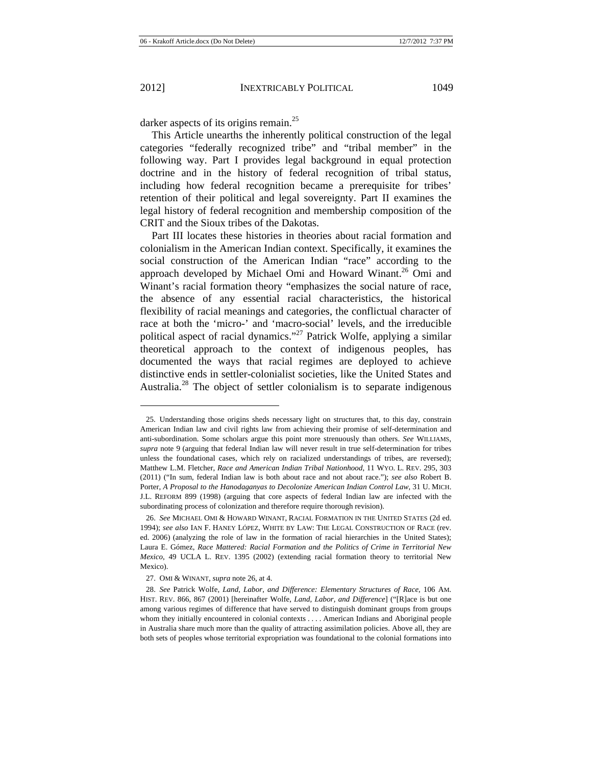darker aspects of its origins remain.[25]

This Article unearths the inherently political construction of the legal categories "federally recognized tribe" and "tribal member" in the following way. Part I provides legal background in equal protection doctrine and in the history of federal recognition of tribal status, including how federal recognition became a prerequisite for tribes' retention of their political and legal sovereignty. Part II examines the legal history of federal recognition and membership composition of the CRIT and the Sioux tribes of the Dakotas.

Part III locates these histories in theories about racial formation and colonialism in the American Indian context. Specifically, it examines the social construction of the American Indian "race" according to the approach developed by Michael Omi and Howard Winant.[26] Omi and Winant's racial formation theory "emphasizes the social nature of race, the absence of any essential racial characteristics, the historical flexibility of racial meanings and categories, the conflictual character of race at both the 'micro-' and 'macro-social' levels, and the irreducible political aspect of racial dynamics."[27] Patrick Wolfe, applying a similar theoretical approach to the context of indigenous peoples, has documented the ways that racial regimes are deployed to achieve distinctive ends in settler-colonialist societies, like the United States and Australia.[28] The object of settler colonialism is to separate indigenous

---

25. Understanding those origins sheds necessary light on structures that, to this day, constrain American Indian law and civil rights law from achieving their promise of self-determination and anti-subordination. Some scholars argue this point more strenuously than others. *See* WILLIAMS, *supra* note 9 (arguing that federal Indian law will never result in true self-determination for tribes unless the foundational cases, which rely on racialized understandings of tribes, are reversed); Matthew L.M. Fletcher, *Race and American Indian Tribal Nationhood*, 11 WYO. L. REV. 295, 303 (2011) ("In sum, federal Indian law is both about race and not about race."); *see also* Robert B. Porter, *A Proposal to the Hanodaganyas to Decolonize American Indian Control Law*, 31 U. MICH. J.L. REFORM 899 (1998) (arguing that core aspects of federal Indian law are infected with the subordinating process of colonization and therefore require thorough revision).

26. *See* MICHAEL OMI & HOWARD WINANT, RACIAL FORMATION IN THE UNITED STATES (2d ed. 1994); *see also* IAN F. HANEY LÓPEZ, WHITE BY LAW: THE LEGAL CONSTRUCTION OF RACE (rev. ed. 2006) (analyzing the role of law in the formation of racial hierarchies in the United States); Laura E. Gómez, *Race Mattered: Racial Formation and the Politics of Crime in Territorial New Mexico*, 49 UCLA L. REV. 1395 (2002) (extending racial formation theory to territorial New Mexico).

27. OMI & WINANT, *supra* note 26, at 4.

28. *See* Patrick Wolfe, *Land, Labor, and Difference: Elementary Structures of Race*, 106 AM. HIST. REV. 866, 867 (2001) [hereinafter Wolfe, *Land, Labor, and Difference*] ("[R]ace is but one among various regimes of difference that have served to distinguish dominant groups from groups whom they initially encountered in colonial contexts . . . . American Indians and Aboriginal people in Australia share much more than the quality of attracting assimilation policies. Above all, they are both sets of peoples whose territorial expropriation was foundational to the colonial formations into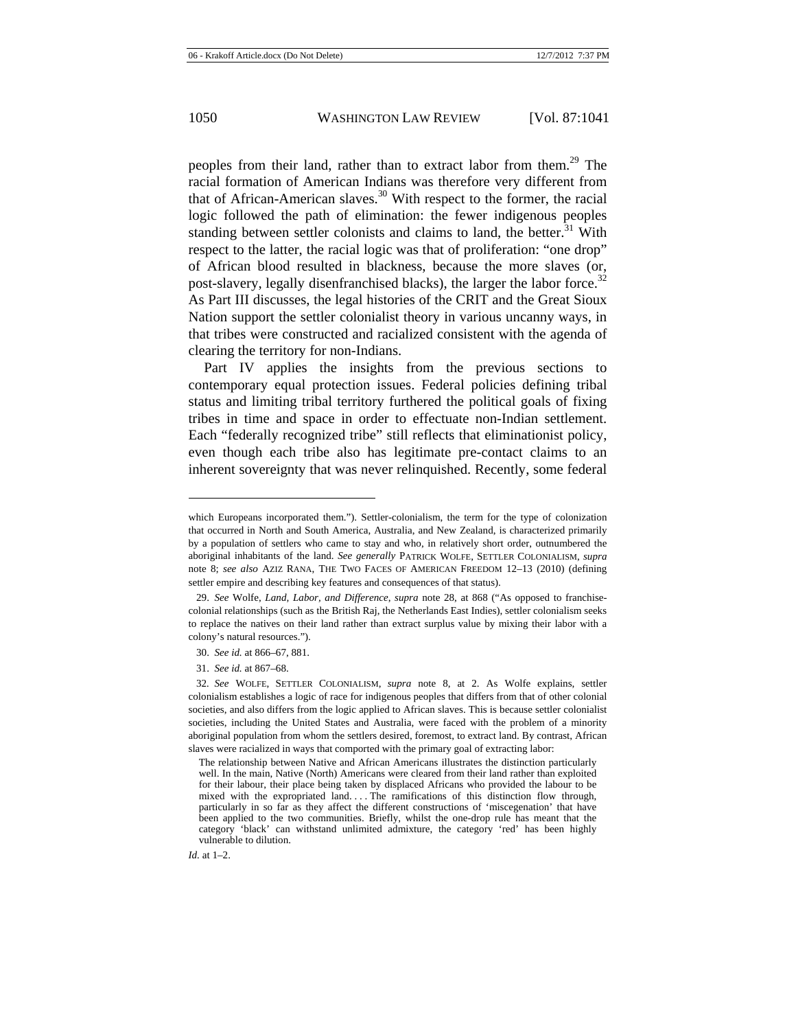peoples from their land, rather than to extract labor from them.[29] The racial formation of American Indians was therefore very different from that of African-American slaves.[30] With respect to the former, the racial logic followed the path of elimination: the fewer indigenous peoples standing between settler colonists and claims to land, the better.[31] With respect to the latter, the racial logic was that of proliferation: "one drop" of African blood resulted in blackness, because the more slaves (or, post-slavery, legally disenfranchised blacks), the larger the labor force.[32] As Part III discusses, the legal histories of the CRIT and the Great Sioux Nation support the settler colonialist theory in various uncanny ways, in that tribes were constructed and racialized consistent with the agenda of clearing the territory for non-Indians.

Part IV applies the insights from the previous sections to contemporary equal protection issues. Federal policies defining tribal status and limiting tribal territory furthered the political goals of fixing tribes in time and space in order to effectuate non-Indian settlement. Each "federally recognized tribe" still reflects that eliminationist policy, even though each tribe also has legitimate pre-contact claims to an inherent sovereignty that was never relinquished. Recently, some federal

---

which Europeans incorporated them."). Settler-colonialism, the term for the type of colonization that occurred in North and South America, Australia, and New Zealand, is characterized primarily by a population of settlers who came to stay and who, in relatively short order, outnumbered the aboriginal inhabitants of the land. *See generally* PATRICK WOLFE, SETTLER COLONIALISM, *supra* note 8; *see also* AZIZ RANA, THE TWO FACES OF AMERICAN FREEDOM 12–13 (2010) (defining settler empire and describing key features and consequences of that status).

29. *See* Wolfe, *Land, Labor, and Difference*, *supra* note 28, at 868 ("As opposed to franchise-colonial relationships (such as the British Raj, the Netherlands East Indies), settler colonialism seeks to replace the natives on their land rather than extract surplus value by mixing their labor with a colony's natural resources.").

30. *See id.* at 866–67, 881.

31. *See id.* at 867–68.

32. *See* WOLFE, SETTLER COLONIALISM, *supra* note 8, at 2. As Wolfe explains, settler colonialism establishes a logic of race for indigenous peoples that differs from that of other colonial societies, and also differs from the logic applied to African slaves. This is because settler colonialist societies, including the United States and Australia, were faced with the problem of a minority aboriginal population from whom the settlers desired, foremost, to extract land. By contrast, African slaves were racialized in ways that comported with the primary goal of extracting labor:

> The relationship between Native and African Americans illustrates the distinction particularly well. In the main, Native (North) Americans were cleared from their land rather than exploited for their labour, their place being taken by displaced Africans who provided the labour to be mixed with the expropriated land. . . . The ramifications of this distinction flow through, particularly in so far as they affect the different constructions of 'miscegenation' that have been applied to the two communities. Briefly, whilst the one-drop rule has meant that the category 'black' can withstand unlimited admixture, the category 'red' has been highly vulnerable to dilution.

*Id.* at 1–2.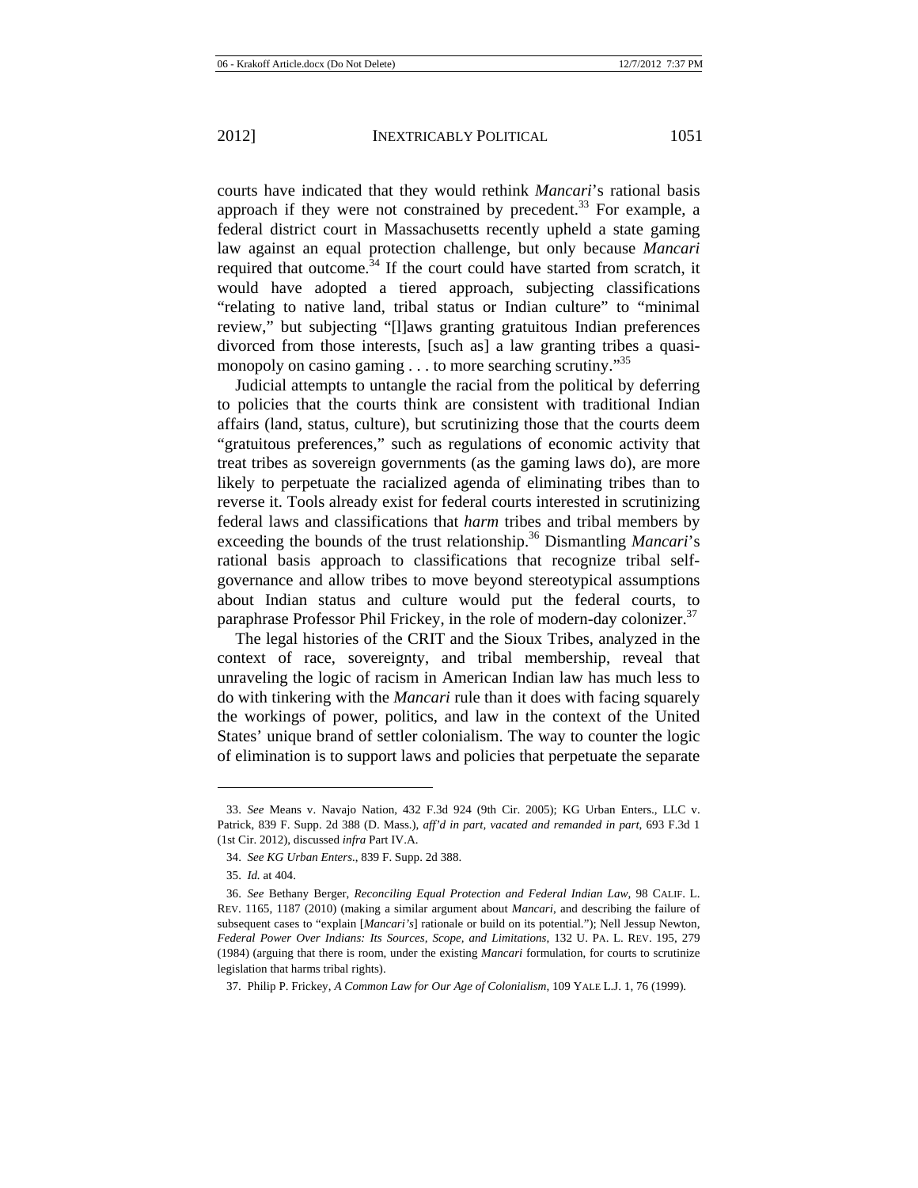courts have indicated that they would rethink *Mancari*'s rational basis approach if they were not constrained by precedent.[33] For example, a federal district court in Massachusetts recently upheld a state gaming law against an equal protection challenge, but only because *Mancari* required that outcome.[34] If the court could have started from scratch, it would have adopted a tiered approach, subjecting classifications "relating to native land, tribal status or Indian culture" to "minimal review," but subjecting "[l]aws granting gratuitous Indian preferences divorced from those interests, [such as] a law granting tribes a quasi-monopoly on casino gaming . . . to more searching scrutiny."[35]

Judicial attempts to untangle the racial from the political by deferring to policies that the courts think are consistent with traditional Indian affairs (land, status, culture), but scrutinizing those that the courts deem "gratuitous preferences," such as regulations of economic activity that treat tribes as sovereign governments (as the gaming laws do), are more likely to perpetuate the racialized agenda of eliminating tribes than to reverse it. Tools already exist for federal courts interested in scrutinizing federal laws and classifications that *harm* tribes and tribal members by exceeding the bounds of the trust relationship.[36] Dismantling *Mancari*'s rational basis approach to classifications that recognize tribal self-governance and allow tribes to move beyond stereotypical assumptions about Indian status and culture would put the federal courts, to paraphrase Professor Phil Frickey, in the role of modern-day colonizer.[37]

The legal histories of the CRIT and the Sioux Tribes, analyzed in the context of race, sovereignty, and tribal membership, reveal that unraveling the logic of racism in American Indian law has much less to do with tinkering with the *Mancari* rule than it does with facing squarely the workings of power, politics, and law in the context of the United States' unique brand of settler colonialism. The way to counter the logic of elimination is to support laws and policies that perpetuate the separate

---

33. *See* Means v. Navajo Nation, 432 F.3d 924 (9th Cir. 2005); KG Urban Enters., LLC v. Patrick, 839 F. Supp. 2d 388 (D. Mass.), *aff'd in part, vacated and remanded in part*, 693 F.3d 1 (1st Cir. 2012), discussed *infra* Part IV.A.

34. *See KG Urban Enters.*, 839 F. Supp. 2d 388.

35. *Id.* at 404.

36. *See* Bethany Berger, *Reconciling Equal Protection and Federal Indian Law*, 98 CALIF. L. REV. 1165, 1187 (2010) (making a similar argument about *Mancari*, and describing the failure of subsequent cases to "explain [*Mancari's*] rationale or build on its potential."); Nell Jessup Newton, *Federal Power Over Indians: Its Sources, Scope, and Limitations*, 132 U. PA. L. REV. 195, 279 (1984) (arguing that there is room, under the existing *Mancari* formulation, for courts to scrutinize legislation that harms tribal rights).

37. Philip P. Frickey, *A Common Law for Our Age of Colonialism*, 109 YALE L.J. 1, 76 (1999).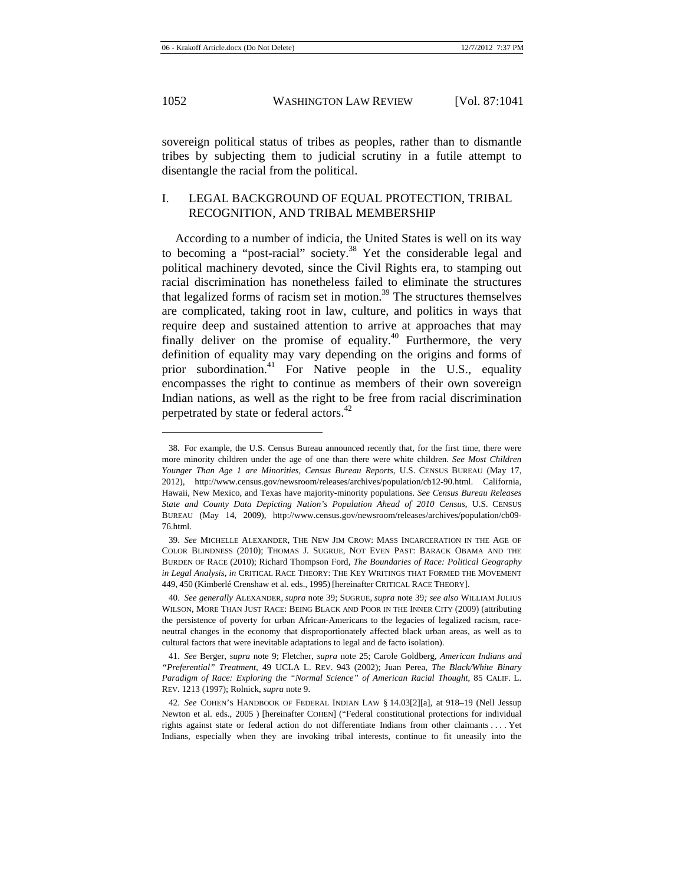sovereign political status of tribes as peoples, rather than to dismantle tribes by subjecting them to judicial scrutiny in a futile attempt to disentangle the racial from the political.

## I. LEGAL BACKGROUND OF EQUAL PROTECTION, TRIBAL RECOGNITION, AND TRIBAL MEMBERSHIP

According to a number of indicia, the United States is well on its way to becoming a "post-racial" society.[38] Yet the considerable legal and political machinery devoted, since the Civil Rights era, to stamping out racial discrimination has nonetheless failed to eliminate the structures that legalized forms of racism set in motion.[39] The structures themselves are complicated, taking root in law, culture, and politics in ways that require deep and sustained attention to arrive at approaches that may finally deliver on the promise of equality.[40] Furthermore, the very definition of equality may vary depending on the origins and forms of prior subordination.[41] For Native people in the U.S., equality encompasses the right to continue as members of their own sovereign Indian nations, as well as the right to be free from racial discrimination perpetrated by state or federal actors.[42]

---

38. For example, the U.S. Census Bureau announced recently that, for the first time, there were more minority children under the age of one than there were white children. *See Most Children Younger Than Age 1 are Minorities, Census Bureau Reports*, U.S. CENSUS BUREAU (May 17, 2012), http://www.census.gov/newsroom/releases/archives/population/cb12-90.html. California, Hawaii, New Mexico, and Texas have majority-minority populations. *See Census Bureau Releases State and County Data Depicting Nation's Population Ahead of 2010 Census*, U.S. CENSUS BUREAU (May 14, 2009), http://www.census.gov/newsroom/releases/archives/population/cb09-76.html.

39. *See* MICHELLE ALEXANDER, THE NEW JIM CROW: MASS INCARCERATION IN THE AGE OF COLOR BLINDNESS (2010); THOMAS J. SUGRUE, NOT EVEN PAST: BARACK OBAMA AND THE BURDEN OF RACE (2010); Richard Thompson Ford, *The Boundaries of Race: Political Geography in Legal Analysis*, *in* CRITICAL RACE THEORY: THE KEY WRITINGS THAT FORMED THE MOVEMENT 449, 450 (Kimberlé Crenshaw et al. eds., 1995) [hereinafter CRITICAL RACE THEORY].

40. *See generally* ALEXANDER, *supra* note 39; SUGRUE, *supra* note 39*; see also* WILLIAM JULIUS WILSON, MORE THAN JUST RACE: BEING BLACK AND POOR IN THE INNER CITY (2009) (attributing the persistence of poverty for urban African-Americans to the legacies of legalized racism, race-neutral changes in the economy that disproportionately affected black urban areas, as well as to cultural factors that were inevitable adaptations to legal and de facto isolation).

41. *See* Berger, *supra* note 9; Fletcher, *supra* note 25; Carole Goldberg, *American Indians and "Preferential" Treatment*, 49 UCLA L. REV. 943 (2002); Juan Perea, *The Black/White Binary Paradigm of Race: Exploring the "Normal Science" of American Racial Thought*, 85 CALIF. L. REV. 1213 (1997); Rolnick, *supra* note 9.

42. *See* COHEN'S HANDBOOK OF FEDERAL INDIAN LAW § 14.03[2][a], at 918–19 (Nell Jessup Newton et al. eds., 2005 ) [hereinafter COHEN] ("Federal constitutional protections for individual rights against state or federal action do not differentiate Indians from other claimants . . . . Yet Indians, especially when they are invoking tribal interests, continue to fit uneasily into the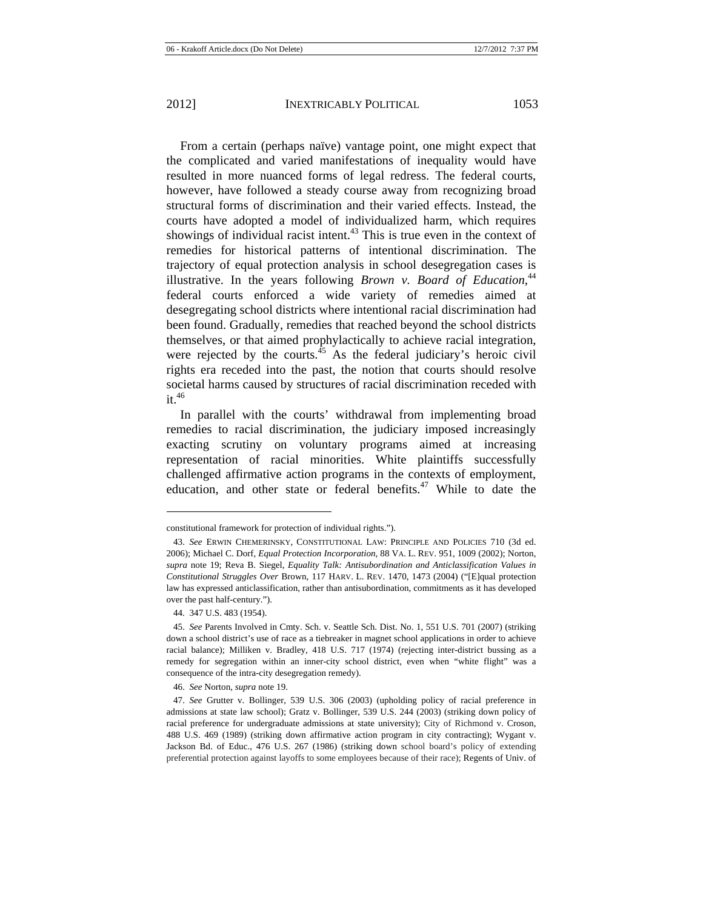From a certain (perhaps naïve) vantage point, one might expect that the complicated and varied manifestations of inequality would have resulted in more nuanced forms of legal redress. The federal courts, however, have followed a steady course away from recognizing broad structural forms of discrimination and their varied effects. Instead, the courts have adopted a model of individualized harm, which requires showings of individual racist intent.[43] This is true even in the context of remedies for historical patterns of intentional discrimination. The trajectory of equal protection analysis in school desegregation cases is illustrative. In the years following *Brown v. Board of Education*,[44] federal courts enforced a wide variety of remedies aimed at desegregating school districts where intentional racial discrimination had been found. Gradually, remedies that reached beyond the school districts themselves, or that aimed prophylactically to achieve racial integration, were rejected by the courts.[45] As the federal judiciary's heroic civil rights era receded into the past, the notion that courts should resolve societal harms caused by structures of racial discrimination receded with it.[46]

In parallel with the courts' withdrawal from implementing broad remedies to racial discrimination, the judiciary imposed increasingly exacting scrutiny on voluntary programs aimed at increasing representation of racial minorities. White plaintiffs successfully challenged affirmative action programs in the contexts of employment, education, and other state or federal benefits.[47] While to date the

---

constitutional framework for protection of individual rights.").

43. *See* ERWIN CHEMERINSKY, CONSTITUTIONAL LAW: PRINCIPLE AND POLICIES 710 (3d ed. 2006); Michael C. Dorf, *Equal Protection Incorporation*, 88 VA. L. REV. 951, 1009 (2002); Norton, *supra* note 19; Reva B. Siegel, *Equality Talk: Antisubordination and Anticlassification Values in Constitutional Struggles Over* Brown, 117 HARV. L. REV. 1470, 1473 (2004) ("[E]qual protection law has expressed anticlassification, rather than antisubordination, commitments as it has developed over the past half-century.").

44. 347 U.S. 483 (1954).

45. *See* Parents Involved in Cmty. Sch. v. Seattle Sch. Dist. No. 1, 551 U.S. 701 (2007) (striking down a school district's use of race as a tiebreaker in magnet school applications in order to achieve racial balance); Milliken v. Bradley, 418 U.S. 717 (1974) (rejecting inter-district bussing as a remedy for segregation within an inner-city school district, even when "white flight" was a consequence of the intra-city desegregation remedy).

46. *See* Norton, *supra* note 19.

47. *See* Grutter v. Bollinger, 539 U.S. 306 (2003) (upholding policy of racial preference in admissions at state law school); Gratz v. Bollinger, 539 U.S. 244 (2003) (striking down policy of racial preference for undergraduate admissions at state university); City of Richmond v. Croson, 488 U.S. 469 (1989) (striking down affirmative action program in city contracting); Wygant v. Jackson Bd. of Educ., 476 U.S. 267 (1986) (striking down school board's policy of extending preferential protection against layoffs to some employees because of their race); Regents of Univ. of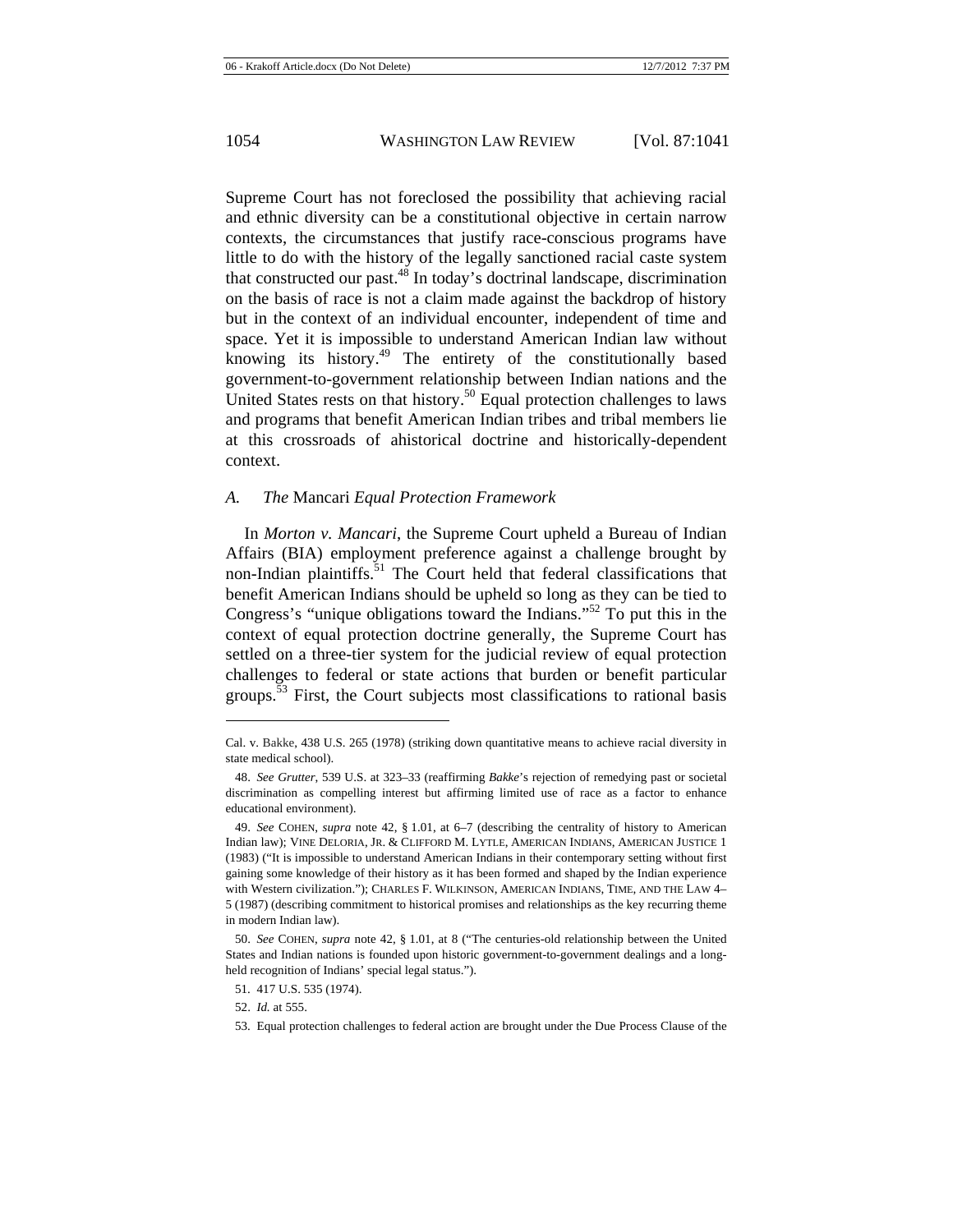Supreme Court has not foreclosed the possibility that achieving racial and ethnic diversity can be a constitutional objective in certain narrow contexts, the circumstances that justify race-conscious programs have little to do with the history of the legally sanctioned racial caste system that constructed our past.[48] In today's doctrinal landscape, discrimination on the basis of race is not a claim made against the backdrop of history but in the context of an individual encounter, independent of time and space. Yet it is impossible to understand American Indian law without knowing its history.[49] The entirety of the constitutionally based government-to-government relationship between Indian nations and the United States rests on that history.[50] Equal protection challenges to laws and programs that benefit American Indian tribes and tribal members lie at this crossroads of ahistorical doctrine and historically-dependent context.

### *A. The* Mancari *Equal Protection Framework*

In *Morton v. Mancari*, the Supreme Court upheld a Bureau of Indian Affairs (BIA) employment preference against a challenge brought by non-Indian plaintiffs.[51] The Court held that federal classifications that benefit American Indians should be upheld so long as they can be tied to Congress's "unique obligations toward the Indians."[52] To put this in the context of equal protection doctrine generally, the Supreme Court has settled on a three-tier system for the judicial review of equal protection challenges to federal or state actions that burden or benefit particular groups.[53] First, the Court subjects most classifications to rational basis

---

Cal. v. Bakke, 438 U.S. 265 (1978) (striking down quantitative means to achieve racial diversity in state medical school).

48. *See Grutter*, 539 U.S. at 323–33 (reaffirming *Bakke*'s rejection of remedying past or societal discrimination as compelling interest but affirming limited use of race as a factor to enhance educational environment).

49. *See* COHEN, *supra* note 42, § 1.01, at 6–7 (describing the centrality of history to American Indian law); VINE DELORIA, JR. & CLIFFORD M. LYTLE, AMERICAN INDIANS, AMERICAN JUSTICE 1 (1983) ("It is impossible to understand American Indians in their contemporary setting without first gaining some knowledge of their history as it has been formed and shaped by the Indian experience with Western civilization."); CHARLES F. WILKINSON, AMERICAN INDIANS, TIME, AND THE LAW 4–5 (1987) (describing commitment to historical promises and relationships as the key recurring theme in modern Indian law).

50. *See* COHEN, *supra* note 42, § 1.01, at 8 ("The centuries-old relationship between the United States and Indian nations is founded upon historic government-to-government dealings and a long-held recognition of Indians' special legal status.").

51. 417 U.S. 535 (1974).

52. *Id.* at 555.

53. Equal protection challenges to federal action are brought under the Due Process Clause of the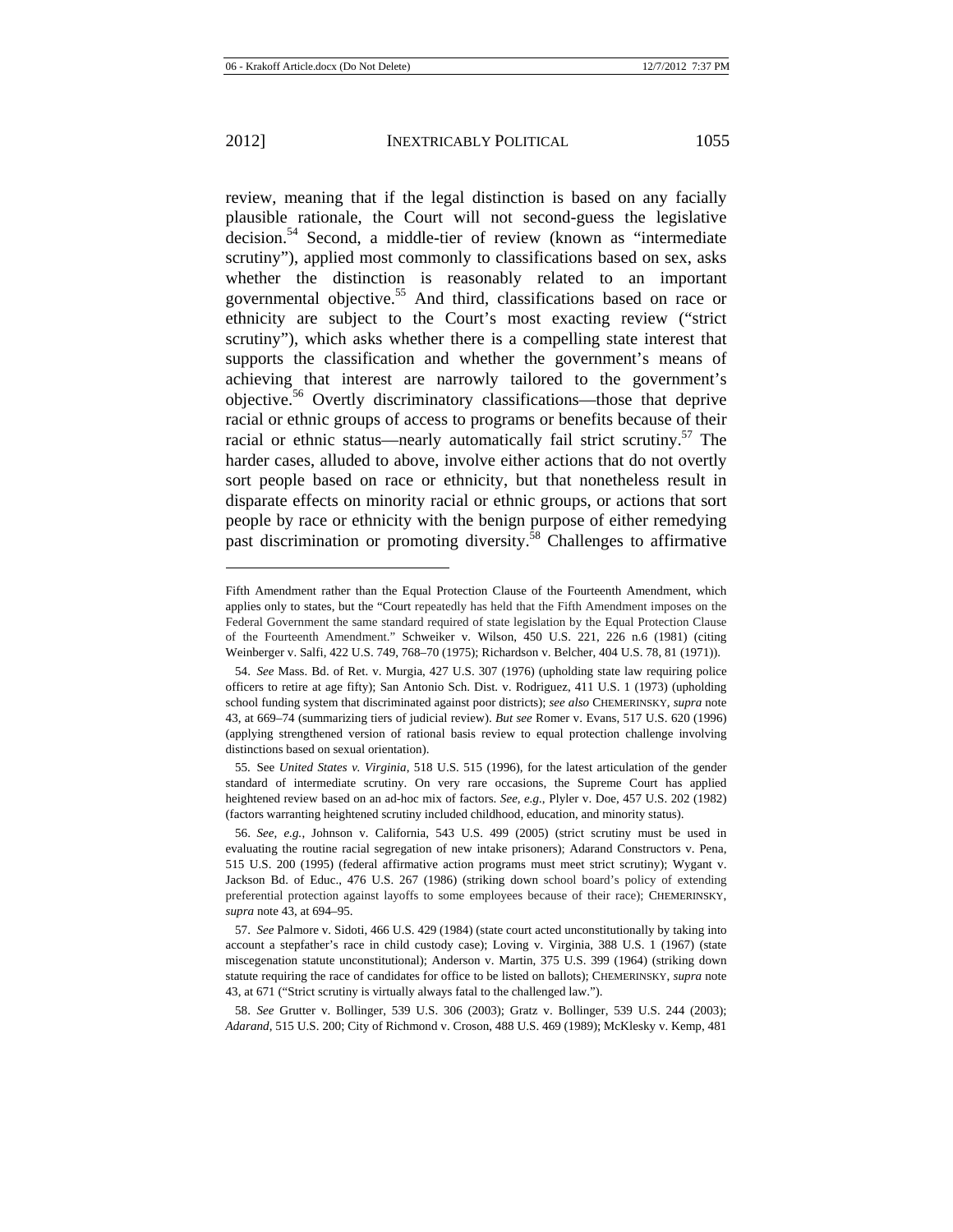review, meaning that if the legal distinction is based on any facially plausible rationale, the Court will not second-guess the legislative decision.[54] Second, a middle-tier of review (known as "intermediate scrutiny"), applied most commonly to classifications based on sex, asks whether the distinction is reasonably related to an important governmental objective.[55] And third, classifications based on race or ethnicity are subject to the Court's most exacting review ("strict scrutiny"), which asks whether there is a compelling state interest that supports the classification and whether the government's means of achieving that interest are narrowly tailored to the government's objective.[56] Overtly discriminatory classifications—those that deprive racial or ethnic groups of access to programs or benefits because of their racial or ethnic status—nearly automatically fail strict scrutiny.[57] The harder cases, alluded to above, involve either actions that do not overtly sort people based on race or ethnicity, but that nonetheless result in disparate effects on minority racial or ethnic groups, or actions that sort people by race or ethnicity with the benign purpose of either remedying past discrimination or promoting diversity.[58] Challenges to affirmative

---

Fifth Amendment rather than the Equal Protection Clause of the Fourteenth Amendment, which applies only to states, but the "Court repeatedly has held that the Fifth Amendment imposes on the Federal Government the same standard required of state legislation by the Equal Protection Clause of the Fourteenth Amendment." Schweiker v. Wilson, 450 U.S. 221, 226 n.6 (1981) (citing Weinberger v. Salfi, 422 U.S. 749, 768–70 (1975); Richardson v. Belcher, 404 U.S. 78, 81 (1971)).

54. *See* Mass. Bd. of Ret. v. Murgia, 427 U.S. 307 (1976) (upholding state law requiring police officers to retire at age fifty); San Antonio Sch. Dist. v. Rodriguez, 411 U.S. 1 (1973) (upholding school funding system that discriminated against poor districts); *see also* CHEMERINSKY, *supra* note 43, at 669–74 (summarizing tiers of judicial review). *But see* Romer v. Evans, 517 U.S. 620 (1996) (applying strengthened version of rational basis review to equal protection challenge involving distinctions based on sexual orientation).

55. See *United States v. Virginia*, 518 U.S. 515 (1996), for the latest articulation of the gender standard of intermediate scrutiny. On very rare occasions, the Supreme Court has applied heightened review based on an ad-hoc mix of factors. *See, e.g.*, Plyler v. Doe, 457 U.S. 202 (1982) (factors warranting heightened scrutiny included childhood, education, and minority status).

56. *See, e.g.*, Johnson v. California, 543 U.S. 499 (2005) (strict scrutiny must be used in evaluating the routine racial segregation of new intake prisoners); Adarand Constructors v. Pena, 515 U.S. 200 (1995) (federal affirmative action programs must meet strict scrutiny); Wygant v. Jackson Bd. of Educ., 476 U.S. 267 (1986) (striking down school board's policy of extending preferential protection against layoffs to some employees because of their race); CHEMERINSKY, *supra* note 43, at 694–95.

57. *See* Palmore v. Sidoti, 466 U.S. 429 (1984) (state court acted unconstitutionally by taking into account a stepfather's race in child custody case); Loving v. Virginia, 388 U.S. 1 (1967) (state miscegenation statute unconstitutional); Anderson v. Martin, 375 U.S. 399 (1964) (striking down statute requiring the race of candidates for office to be listed on ballots); CHEMERINSKY, *supra* note 43, at 671 ("Strict scrutiny is virtually always fatal to the challenged law.").

58. *See* Grutter v. Bollinger, 539 U.S. 306 (2003); Gratz v. Bollinger, 539 U.S. 244 (2003); *Adarand*, 515 U.S. 200; City of Richmond v. Croson, 488 U.S. 469 (1989); McKlesky v. Kemp, 481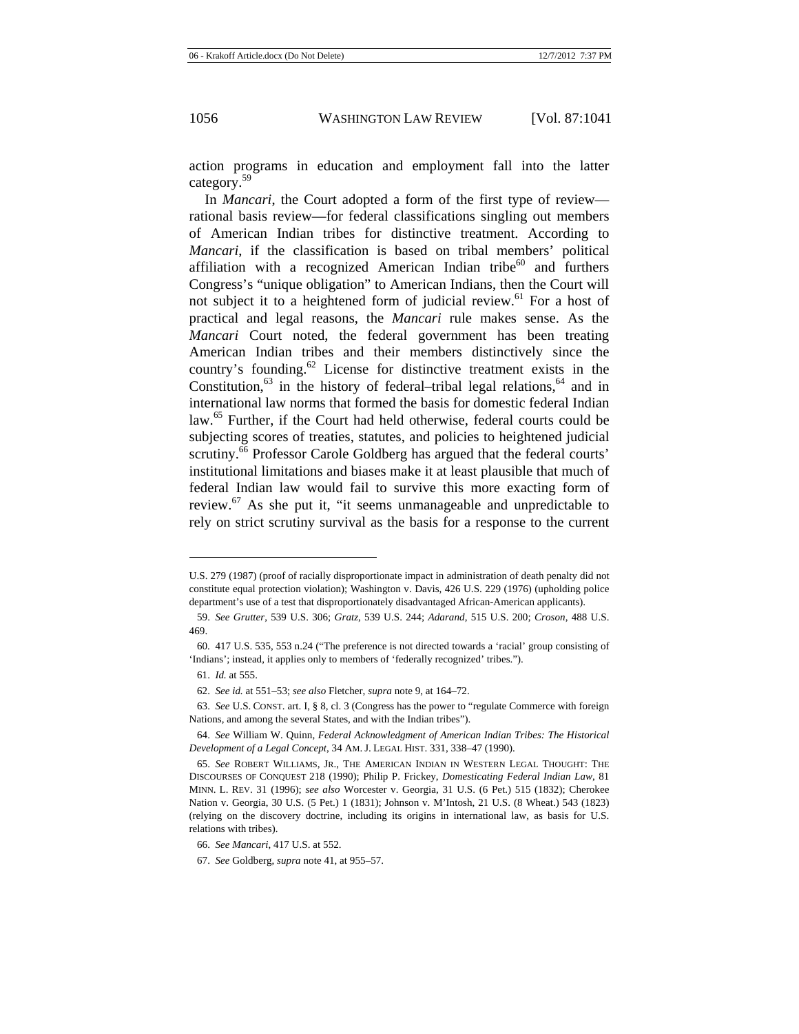action programs in education and employment fall into the latter category.[59]

In *Mancari*, the Court adopted a form of the first type of review—rational basis review—for federal classifications singling out members of American Indian tribes for distinctive treatment. According to *Mancari*, if the classification is based on tribal members' political affiliation with a recognized American Indian tribe[60] and furthers Congress's "unique obligation" to American Indians, then the Court will not subject it to a heightened form of judicial review.[61] For a host of practical and legal reasons, the *Mancari* rule makes sense. As the *Mancari* Court noted, the federal government has been treating American Indian tribes and their members distinctively since the country's founding.[62] License for distinctive treatment exists in the Constitution,[63] in the history of federal–tribal legal relations,[64] and in international law norms that formed the basis for domestic federal Indian law.[65] Further, if the Court had held otherwise, federal courts could be subjecting scores of treaties, statutes, and policies to heightened judicial scrutiny.[66] Professor Carole Goldberg has argued that the federal courts' institutional limitations and biases make it at least plausible that much of federal Indian law would fail to survive this more exacting form of review.[67] As she put it, "it seems unmanageable and unpredictable to rely on strict scrutiny survival as the basis for a response to the current

---

U.S. 279 (1987) (proof of racially disproportionate impact in administration of death penalty did not constitute equal protection violation); Washington v. Davis, 426 U.S. 229 (1976) (upholding police department's use of a test that disproportionately disadvantaged African-American applicants).

59. *See Grutter*, 539 U.S. 306; *Gratz*, 539 U.S. 244; *Adarand*, 515 U.S. 200; *Croson*, 488 U.S. 469.

60. 417 U.S. 535, 553 n.24 ("The preference is not directed towards a 'racial' group consisting of 'Indians'; instead, it applies only to members of 'federally recognized' tribes.").

61. *Id.* at 555.

62. *See id.* at 551–53; *see also* Fletcher, *supra* note 9, at 164–72.

63. *See* U.S. CONST. art. I, § 8, cl. 3 (Congress has the power to "regulate Commerce with foreign Nations, and among the several States, and with the Indian tribes").

64. *See* William W. Quinn, *Federal Acknowledgment of American Indian Tribes: The Historical Development of a Legal Concept*, 34 AM. J. LEGAL HIST. 331, 338–47 (1990).

65. *See* ROBERT WILLIAMS, JR., THE AMERICAN INDIAN IN WESTERN LEGAL THOUGHT: THE DISCOURSES OF CONQUEST 218 (1990); Philip P. Frickey, *Domesticating Federal Indian Law*, 81 MINN. L. REV. 31 (1996); *see also* Worcester v. Georgia, 31 U.S. (6 Pet.) 515 (1832); Cherokee Nation v. Georgia, 30 U.S. (5 Pet.) 1 (1831); Johnson v. M'Intosh, 21 U.S. (8 Wheat.) 543 (1823) (relying on the discovery doctrine, including its origins in international law, as basis for U.S. relations with tribes).

66. *See Mancari*, 417 U.S. at 552.

67. *See* Goldberg, *supra* note 41, at 955–57.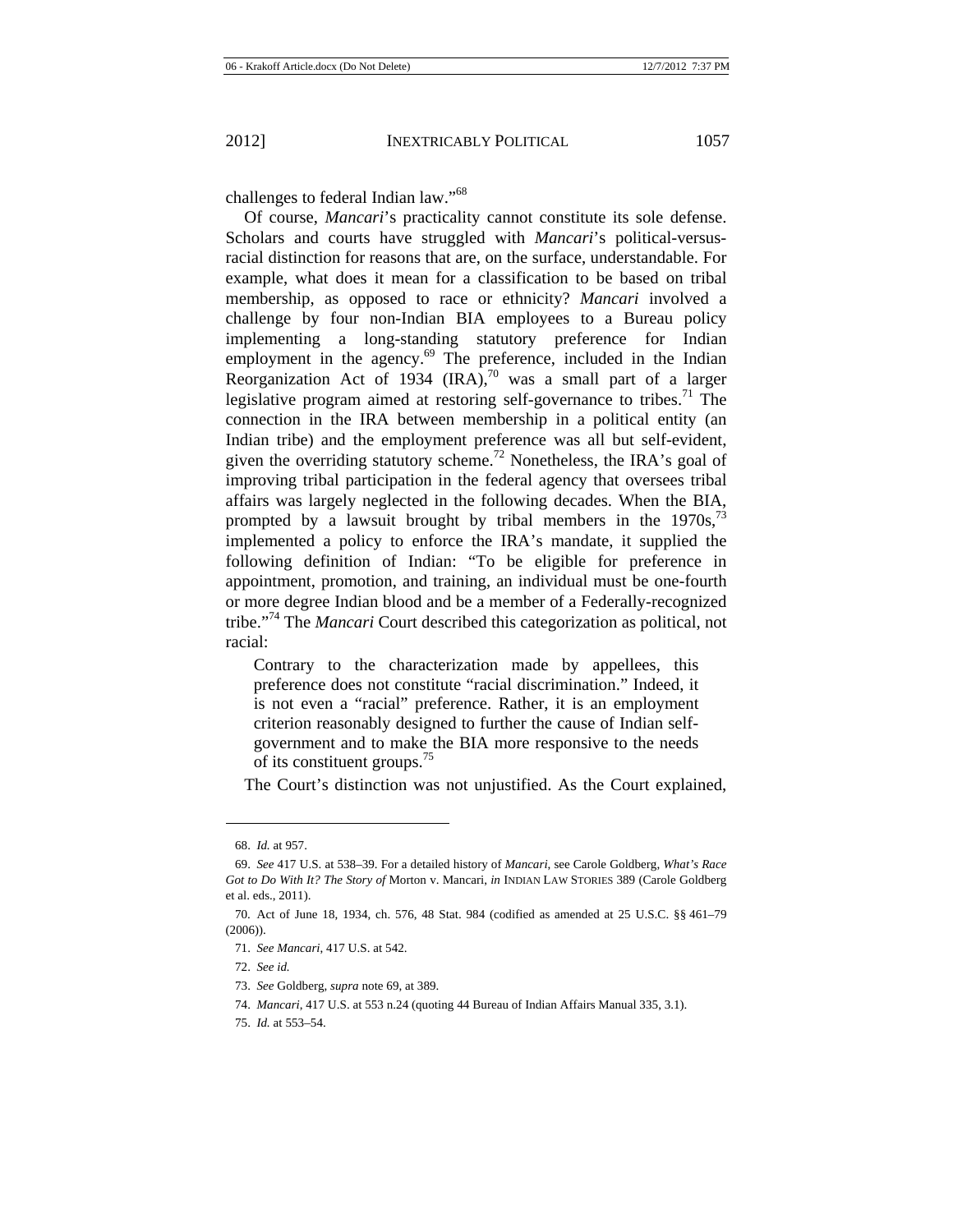challenges to federal Indian law."[68]

Of course, *Mancari*'s practicality cannot constitute its sole defense. Scholars and courts have struggled with *Mancari*'s political-versus-racial distinction for reasons that are, on the surface, understandable. For example, what does it mean for a classification to be based on tribal membership, as opposed to race or ethnicity? *Mancari* involved a challenge by four non-Indian BIA employees to a Bureau policy implementing a long-standing statutory preference for Indian employment in the agency.[69] The preference, included in the Indian Reorganization Act of 1934 (IRA),[70] was a small part of a larger legislative program aimed at restoring self-governance to tribes.[71] The connection in the IRA between membership in a political entity (an Indian tribe) and the employment preference was all but self-evident, given the overriding statutory scheme.[72] Nonetheless, the IRA's goal of improving tribal participation in the federal agency that oversees tribal affairs was largely neglected in the following decades. When the BIA, prompted by a lawsuit brought by tribal members in the 1970s,[73] implemented a policy to enforce the IRA's mandate, it supplied the following definition of Indian: "To be eligible for preference in appointment, promotion, and training, an individual must be one-fourth or more degree Indian blood and be a member of a Federally-recognized tribe."[74] The *Mancari* Court described this categorization as political, not racial:

> Contrary to the characterization made by appellees, this preference does not constitute "racial discrimination." Indeed, it is not even a "racial" preference. Rather, it is an employment criterion reasonably designed to further the cause of Indian self-government and to make the BIA more responsive to the needs of its constituent groups.[75]

The Court's distinction was not unjustified. As the Court explained,

---

68. *Id.* at 957.

69. *See* 417 U.S. at 538–39. For a detailed history of *Mancari*, see Carole Goldberg, *What's Race Got to Do With It? The Story of* Morton v. Mancari, *in* INDIAN LAW STORIES 389 (Carole Goldberg et al. eds., 2011).

70. Act of June 18, 1934, ch. 576, 48 Stat. 984 (codified as amended at 25 U.S.C. §§ 461–79 (2006)).

71. *See Mancari*, 417 U.S. at 542.

72. *See id.*

73. *See* Goldberg, *supra* note 69, at 389.

74. *Mancari*, 417 U.S. at 553 n.24 (quoting 44 Bureau of Indian Affairs Manual 335, 3.1).

75. *Id.* at 553–54.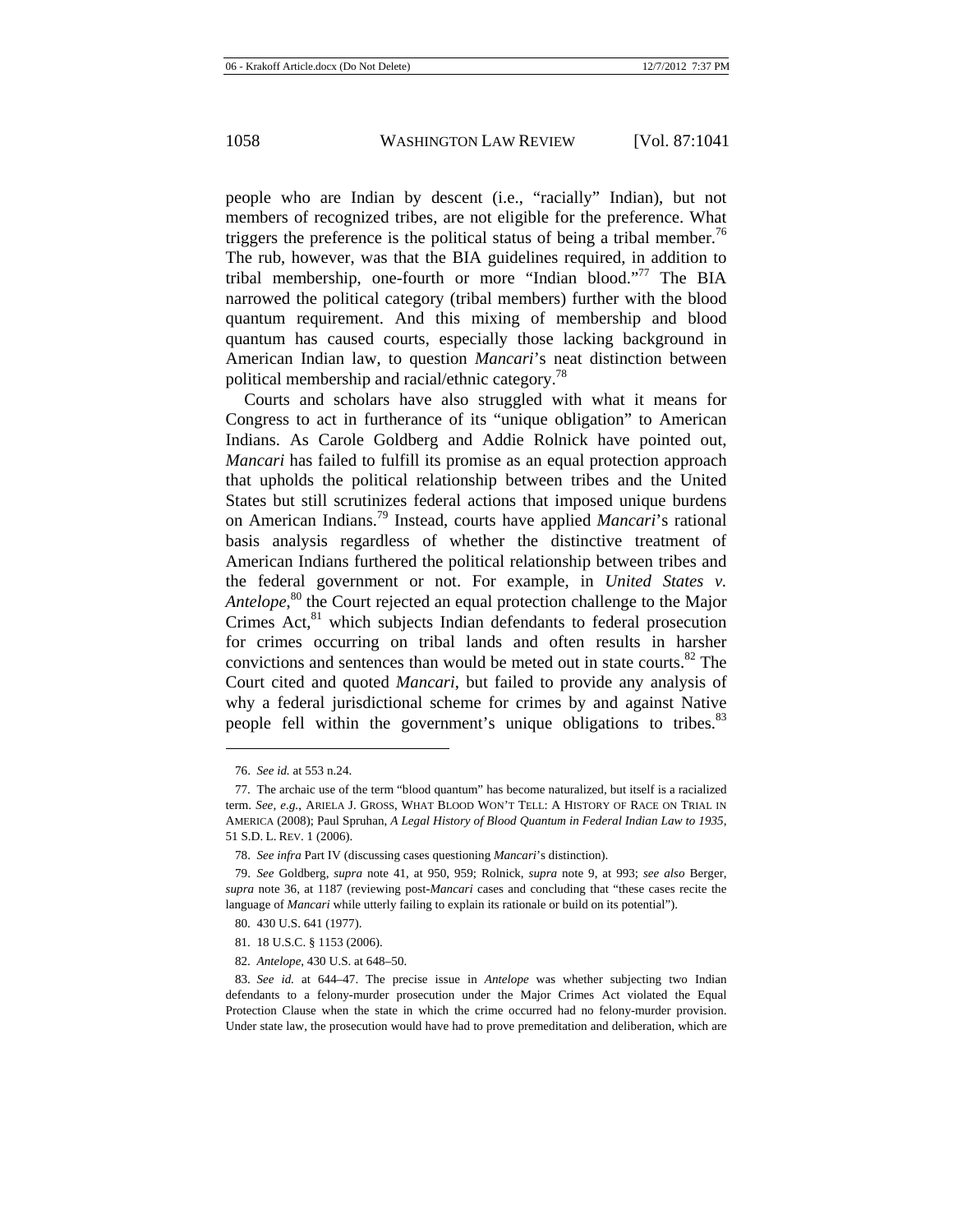people who are Indian by descent (i.e., "racially" Indian), but not members of recognized tribes, are not eligible for the preference. What triggers the preference is the political status of being a tribal member.[76] The rub, however, was that the BIA guidelines required, in addition to tribal membership, one-fourth or more "Indian blood."[77] The BIA narrowed the political category (tribal members) further with the blood quantum requirement. And this mixing of membership and blood quantum has caused courts, especially those lacking background in American Indian law, to question *Mancari*'s neat distinction between political membership and racial/ethnic category.[78]

Courts and scholars have also struggled with what it means for Congress to act in furtherance of its "unique obligation" to American Indians. As Carole Goldberg and Addie Rolnick have pointed out, *Mancari* has failed to fulfill its promise as an equal protection approach that upholds the political relationship between tribes and the United States but still scrutinizes federal actions that imposed unique burdens on American Indians.[79] Instead, courts have applied *Mancari*'s rational basis analysis regardless of whether the distinctive treatment of American Indians furthered the political relationship between tribes and the federal government or not. For example, in *United States v. Antelope*,[80] the Court rejected an equal protection challenge to the Major Crimes Act,[81] which subjects Indian defendants to federal prosecution for crimes occurring on tribal lands and often results in harsher convictions and sentences than would be meted out in state courts.[82] The Court cited and quoted *Mancari*, but failed to provide any analysis of why a federal jurisdictional scheme for crimes by and against Native people fell within the government's unique obligations to tribes.[83]

---

76. *See id.* at 553 n.24.

77. The archaic use of the term "blood quantum" has become naturalized, but itself is a racialized term. *See, e.g.*, ARIELA J. GROSS, WHAT BLOOD WON'T TELL: A HISTORY OF RACE ON TRIAL IN AMERICA (2008); Paul Spruhan, *A Legal History of Blood Quantum in Federal Indian Law to 1935*, 51 S.D. L. REV. 1 (2006).

78. *See infra* Part IV (discussing cases questioning *Mancari*'s distinction).

79. *See* Goldberg, *supra* note 41, at 950, 959; Rolnick, *supra* note 9, at 993; *see also* Berger, *supra* note 36, at 1187 (reviewing post-*Mancari* cases and concluding that "these cases recite the language of *Mancari* while utterly failing to explain its rationale or build on its potential").

80. 430 U.S. 641 (1977).

81. 18 U.S.C. § 1153 (2006).

82. *Antelope*, 430 U.S. at 648–50.

83. *See id.* at 644–47. The precise issue in *Antelope* was whether subjecting two Indian defendants to a felony-murder prosecution under the Major Crimes Act violated the Equal Protection Clause when the state in which the crime occurred had no felony-murder provision. Under state law, the prosecution would have had to prove premeditation and deliberation, which are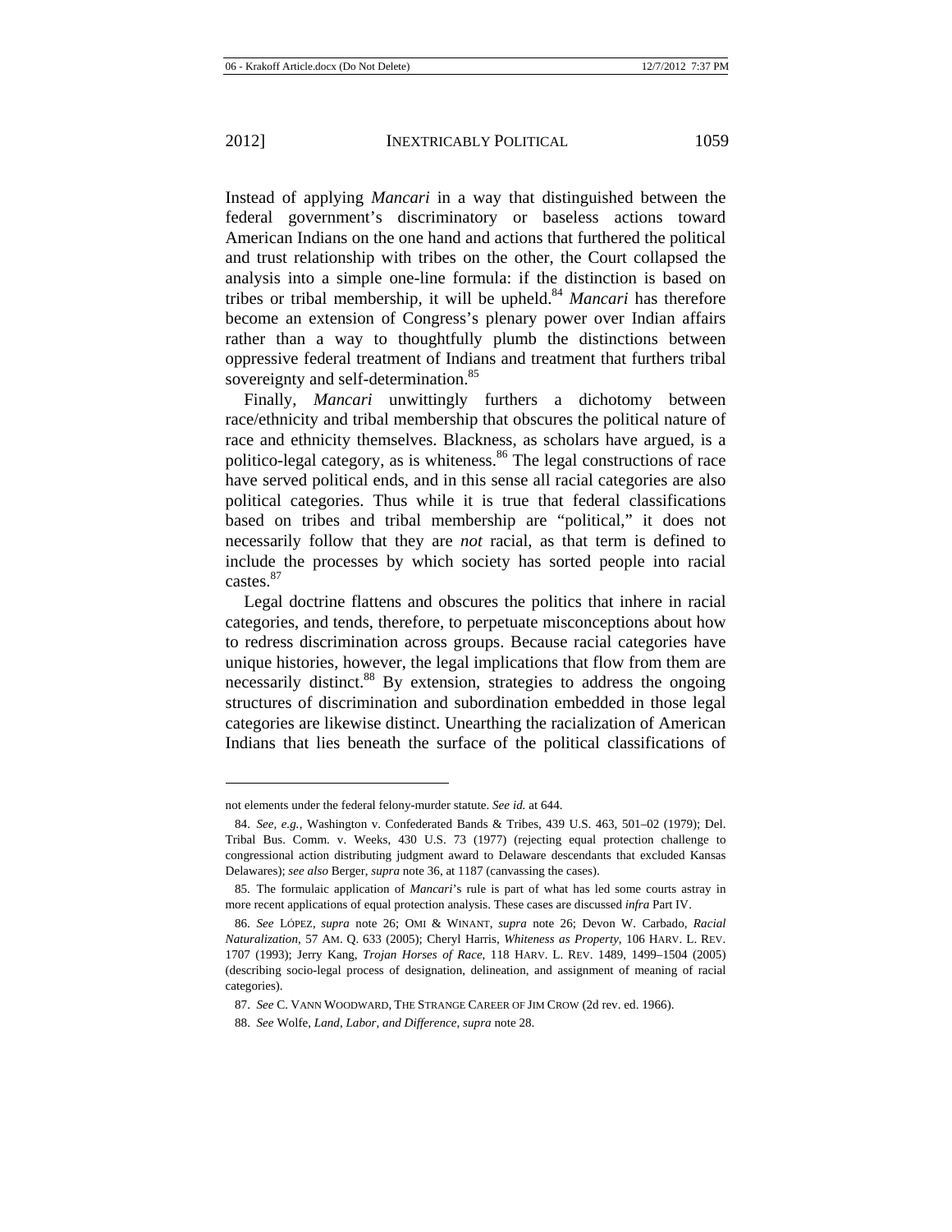Instead of applying *Mancari* in a way that distinguished between the federal government's discriminatory or baseless actions toward American Indians on the one hand and actions that furthered the political and trust relationship with tribes on the other, the Court collapsed the analysis into a simple one-line formula: if the distinction is based on tribes or tribal membership, it will be upheld.[84] *Mancari* has therefore become an extension of Congress's plenary power over Indian affairs rather than a way to thoughtfully plumb the distinctions between oppressive federal treatment of Indians and treatment that furthers tribal sovereignty and self-determination.[85]

Finally, *Mancari* unwittingly furthers a dichotomy between race/ethnicity and tribal membership that obscures the political nature of race and ethnicity themselves. Blackness, as scholars have argued, is a politico-legal category, as is whiteness.[86] The legal constructions of race have served political ends, and in this sense all racial categories are also political categories. Thus while it is true that federal classifications based on tribes and tribal membership are "political," it does not necessarily follow that they are *not* racial, as that term is defined to include the processes by which society has sorted people into racial castes.[87]

Legal doctrine flattens and obscures the politics that inhere in racial categories, and tends, therefore, to perpetuate misconceptions about how to redress discrimination across groups. Because racial categories have unique histories, however, the legal implications that flow from them are necessarily distinct.[88] By extension, strategies to address the ongoing structures of discrimination and subordination embedded in those legal categories are likewise distinct. Unearthing the racialization of American Indians that lies beneath the surface of the political classifications of

---

not elements under the federal felony-murder statute. *See id.* at 644.

84. *See, e.g.*, Washington v. Confederated Bands & Tribes, 439 U.S. 463, 501–02 (1979); Del. Tribal Bus. Comm. v. Weeks, 430 U.S. 73 (1977) (rejecting equal protection challenge to congressional action distributing judgment award to Delaware descendants that excluded Kansas Delawares); *see also* Berger, *supra* note 36, at 1187 (canvassing the cases).

85. The formulaic application of *Mancari*'s rule is part of what has led some courts astray in more recent applications of equal protection analysis. These cases are discussed *infra* Part IV.

86. *See* LÓPEZ, *supra* note 26; OMI & WINANT, *supra* note 26; Devon W. Carbado, *Racial Naturalization*, 57 AM. Q. 633 (2005); Cheryl Harris, *Whiteness as Property*, 106 HARV. L. REV. 1707 (1993); Jerry Kang, *Trojan Horses of Race*, 118 HARV. L. REV. 1489, 1499–1504 (2005) (describing socio-legal process of designation, delineation, and assignment of meaning of racial categories).

87. *See* C. VANN WOODWARD, THE STRANGE CAREER OF JIM CROW (2d rev. ed. 1966).

88. *See* Wolfe, *Land, Labor, and Difference*, *supra* note 28.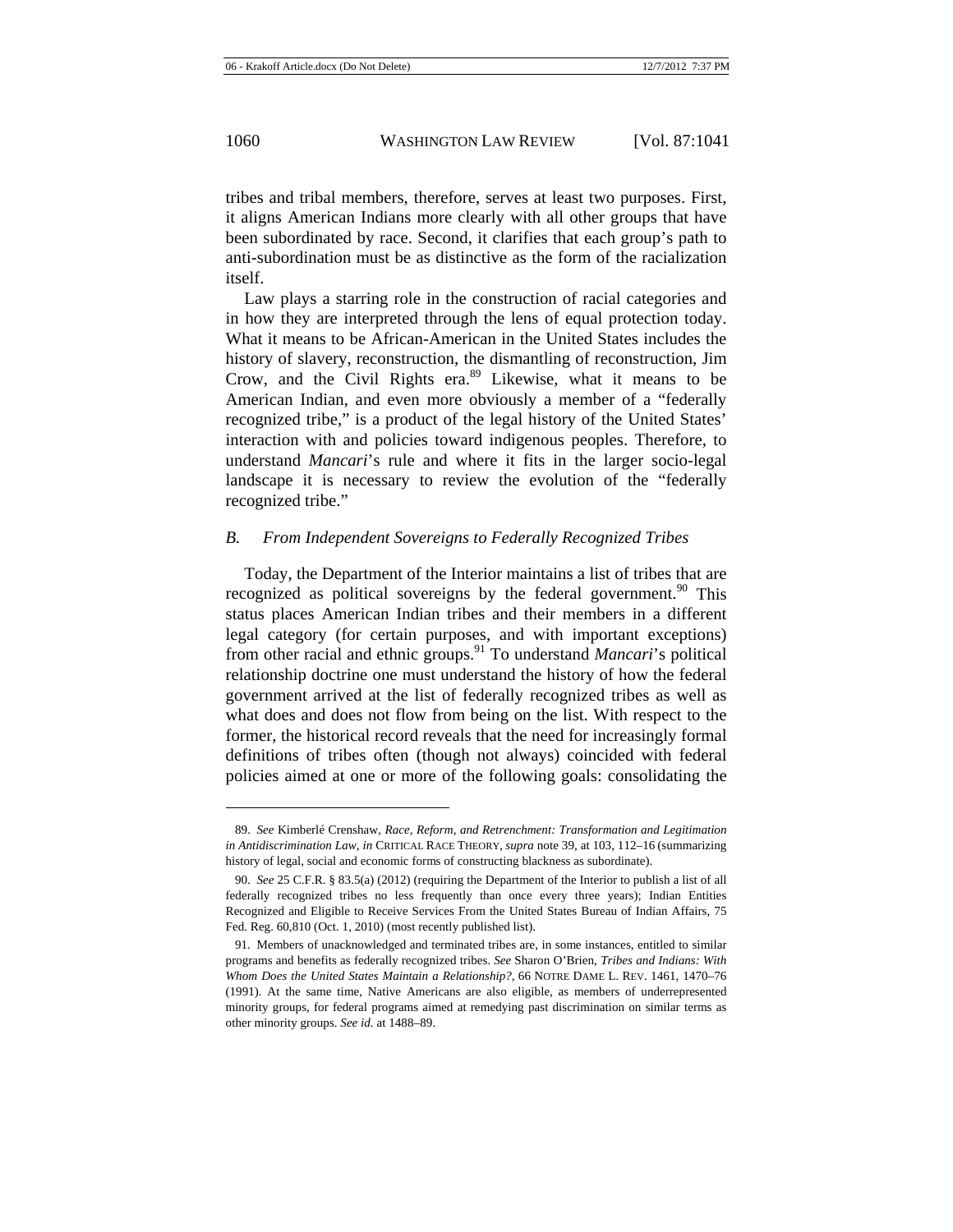tribes and tribal members, therefore, serves at least two purposes. First, it aligns American Indians more clearly with all other groups that have been subordinated by race. Second, it clarifies that each group's path to anti-subordination must be as distinctive as the form of the racialization itself.

Law plays a starring role in the construction of racial categories and in how they are interpreted through the lens of equal protection today. What it means to be African-American in the United States includes the history of slavery, reconstruction, the dismantling of reconstruction, Jim Crow, and the Civil Rights era.[89] Likewise, what it means to be American Indian, and even more obviously a member of a "federally recognized tribe," is a product of the legal history of the United States' interaction with and policies toward indigenous peoples. Therefore, to understand *Mancari*'s rule and where it fits in the larger socio-legal landscape it is necessary to review the evolution of the "federally recognized tribe."

### *B. From Independent Sovereigns to Federally Recognized Tribes*

Today, the Department of the Interior maintains a list of tribes that are recognized as political sovereigns by the federal government.[90] This status places American Indian tribes and their members in a different legal category (for certain purposes, and with important exceptions) from other racial and ethnic groups.[91] To understand *Mancari*'s political relationship doctrine one must understand the history of how the federal government arrived at the list of federally recognized tribes as well as what does and does not flow from being on the list. With respect to the former, the historical record reveals that the need for increasingly formal definitions of tribes often (though not always) coincided with federal policies aimed at one or more of the following goals: consolidating the

---

89. *See* Kimberlé Crenshaw, *Race, Reform, and Retrenchment: Transformation and Legitimation in Antidiscrimination Law*, *in* CRITICAL RACE THEORY, *supra* note 39, at 103, 112–16 (summarizing history of legal, social and economic forms of constructing blackness as subordinate).

90. *See* 25 C.F.R. § 83.5(a) (2012) (requiring the Department of the Interior to publish a list of all federally recognized tribes no less frequently than once every three years); Indian Entities Recognized and Eligible to Receive Services From the United States Bureau of Indian Affairs, 75 Fed. Reg. 60,810 (Oct. 1, 2010) (most recently published list).

91. Members of unacknowledged and terminated tribes are, in some instances, entitled to similar programs and benefits as federally recognized tribes. *See* Sharon O'Brien, *Tribes and Indians: With Whom Does the United States Maintain a Relationship?*, 66 NOTRE DAME L. REV. 1461, 1470–76 (1991). At the same time, Native Americans are also eligible, as members of underrepresented minority groups, for federal programs aimed at remedying past discrimination on similar terms as other minority groups. *See id.* at 1488–89.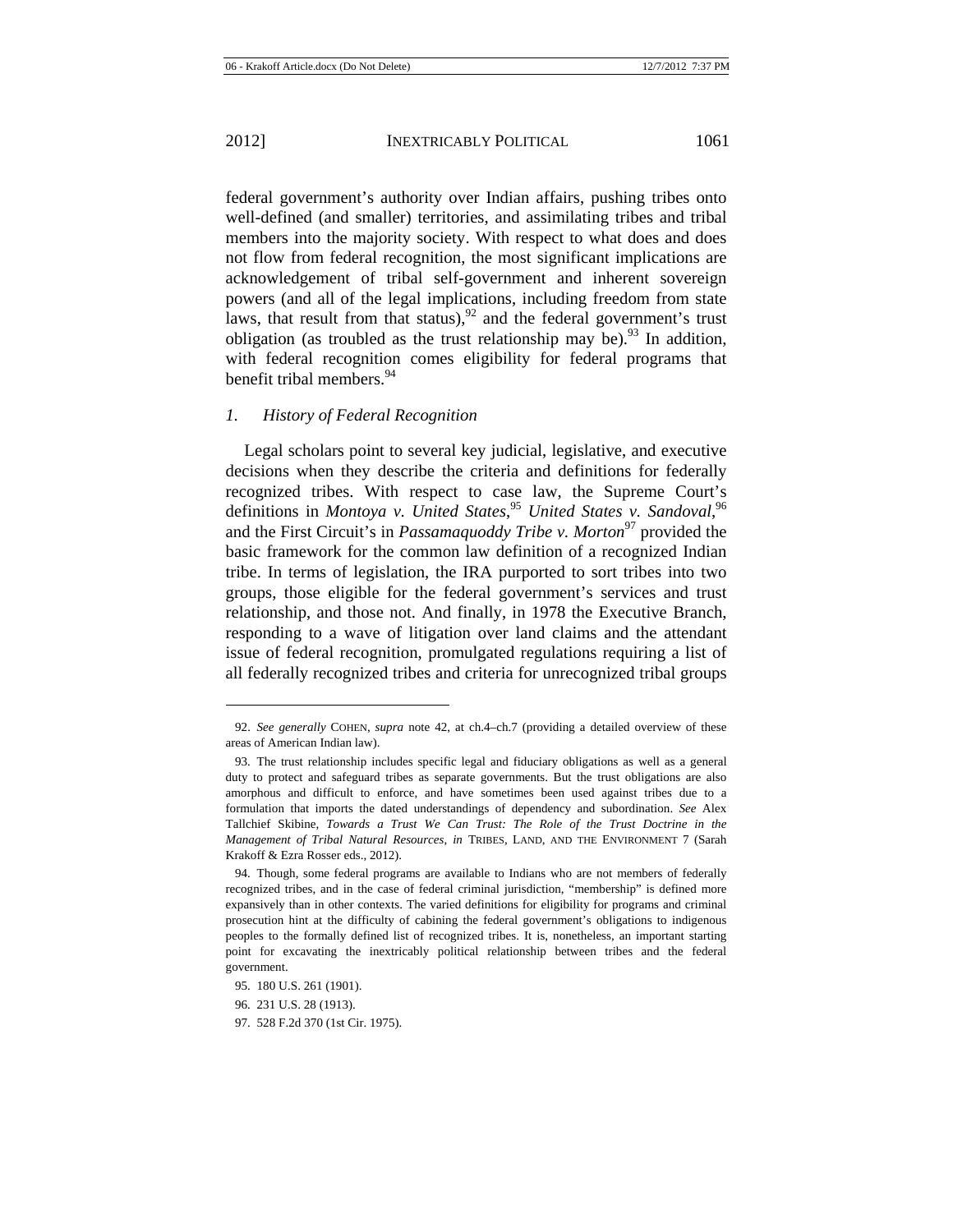federal government's authority over Indian affairs, pushing tribes onto well-defined (and smaller) territories, and assimilating tribes and tribal members into the majority society. With respect to what does and does not flow from federal recognition, the most significant implications are acknowledgement of tribal self-government and inherent sovereign powers (and all of the legal implications, including freedom from state laws, that result from that status),[92] and the federal government's trust obligation (as troubled as the trust relationship may be).[93] In addition, with federal recognition comes eligibility for federal programs that benefit tribal members.[94]

### *1. History of Federal Recognition*

Legal scholars point to several key judicial, legislative, and executive decisions when they describe the criteria and definitions for federally recognized tribes. With respect to case law, the Supreme Court's definitions in *Montoya v. United States*,[95] *United States v. Sandoval*,[96] and the First Circuit's in *Passamaquoddy Tribe v. Morton*[97] provided the basic framework for the common law definition of a recognized Indian tribe. In terms of legislation, the IRA purported to sort tribes into two groups, those eligible for the federal government's services and trust relationship, and those not. And finally, in 1978 the Executive Branch, responding to a wave of litigation over land claims and the attendant issue of federal recognition, promulgated regulations requiring a list of all federally recognized tribes and criteria for unrecognized tribal groups

---

92. *See generally* COHEN, *supra* note 42, at ch.4–ch.7 (providing a detailed overview of these areas of American Indian law).

93. The trust relationship includes specific legal and fiduciary obligations as well as a general duty to protect and safeguard tribes as separate governments. But the trust obligations are also amorphous and difficult to enforce, and have sometimes been used against tribes due to a formulation that imports the dated understandings of dependency and subordination. *See* Alex Tallchief Skibine, *Towards a Trust We Can Trust: The Role of the Trust Doctrine in the Management of Tribal Natural Resources*, *in* TRIBES, LAND, AND THE ENVIRONMENT 7 (Sarah Krakoff & Ezra Rosser eds., 2012).

94. Though, some federal programs are available to Indians who are not members of federally recognized tribes, and in the case of federal criminal jurisdiction, "membership" is defined more expansively than in other contexts. The varied definitions for eligibility for programs and criminal prosecution hint at the difficulty of cabining the federal government's obligations to indigenous peoples to the formally defined list of recognized tribes. It is, nonetheless, an important starting point for excavating the inextricably political relationship between tribes and the federal government.

95. 180 U.S. 261 (1901).

96. 231 U.S. 28 (1913).

97. 528 F.2d 370 (1st Cir. 1975).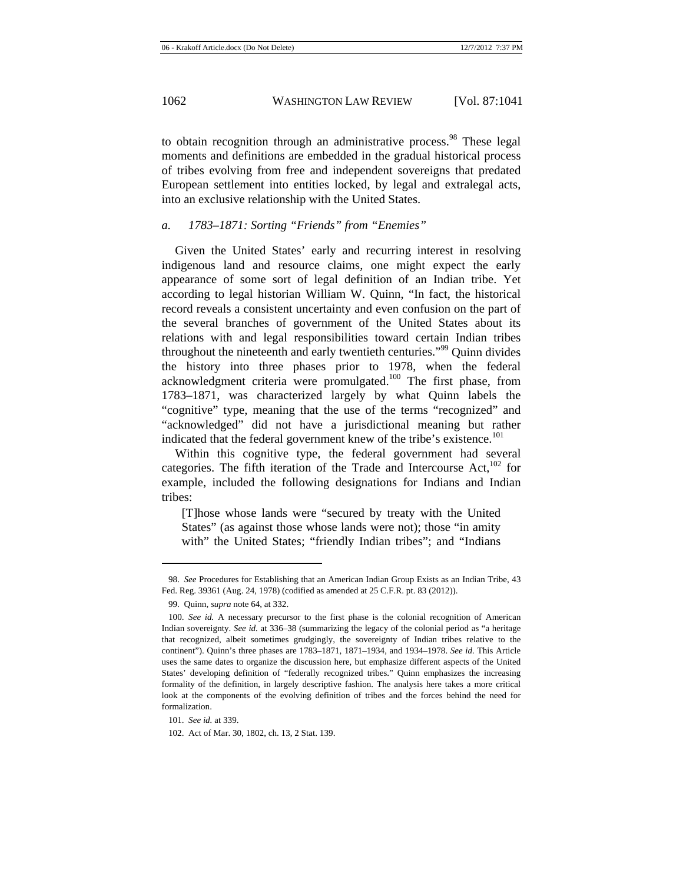to obtain recognition through an administrative process.[98] These legal moments and definitions are embedded in the gradual historical process of tribes evolving from free and independent sovereigns that predated European settlement into entities locked, by legal and extralegal acts, into an exclusive relationship with the United States.

### *a. 1783–1871: Sorting "Friends" from "Enemies"*

Given the United States' early and recurring interest in resolving indigenous land and resource claims, one might expect the early appearance of some sort of legal definition of an Indian tribe. Yet according to legal historian William W. Quinn, "In fact, the historical record reveals a consistent uncertainty and even confusion on the part of the several branches of government of the United States about its relations with and legal responsibilities toward certain Indian tribes throughout the nineteenth and early twentieth centuries."[99] Quinn divides the history into three phases prior to 1978, when the federal acknowledgment criteria were promulgated.[100] The first phase, from 1783–1871, was characterized largely by what Quinn labels the "cognitive" type, meaning that the use of the terms "recognized" and "acknowledged" did not have a jurisdictional meaning but rather indicated that the federal government knew of the tribe's existence.[101]

Within this cognitive type, the federal government had several categories. The fifth iteration of the Trade and Intercourse Act,[102] for example, included the following designations for Indians and Indian tribes:

> [T]hose whose lands were "secured by treaty with the United States" (as against those whose lands were not); those "in amity with" the United States; "friendly Indian tribes"; and "Indians

---

98. *See* Procedures for Establishing that an American Indian Group Exists as an Indian Tribe, 43 Fed. Reg. 39361 (Aug. 24, 1978) (codified as amended at 25 C.F.R. pt. 83 (2012)).

99. Quinn, *supra* note 64, at 332.

100. *See id.* A necessary precursor to the first phase is the colonial recognition of American Indian sovereignty. *See id.* at 336–38 (summarizing the legacy of the colonial period as "a heritage that recognized, albeit sometimes grudgingly, the sovereignty of Indian tribes relative to the continent"). Quinn's three phases are 1783–1871, 1871–1934, and 1934–1978. *See id.* This Article uses the same dates to organize the discussion here, but emphasize different aspects of the United States' developing definition of "federally recognized tribes." Quinn emphasizes the increasing formality of the definition, in largely descriptive fashion. The analysis here takes a more critical look at the components of the evolving definition of tribes and the forces behind the need for formalization.

101. *See id.* at 339.

102. Act of Mar. 30, 1802, ch. 13, 2 Stat. 139.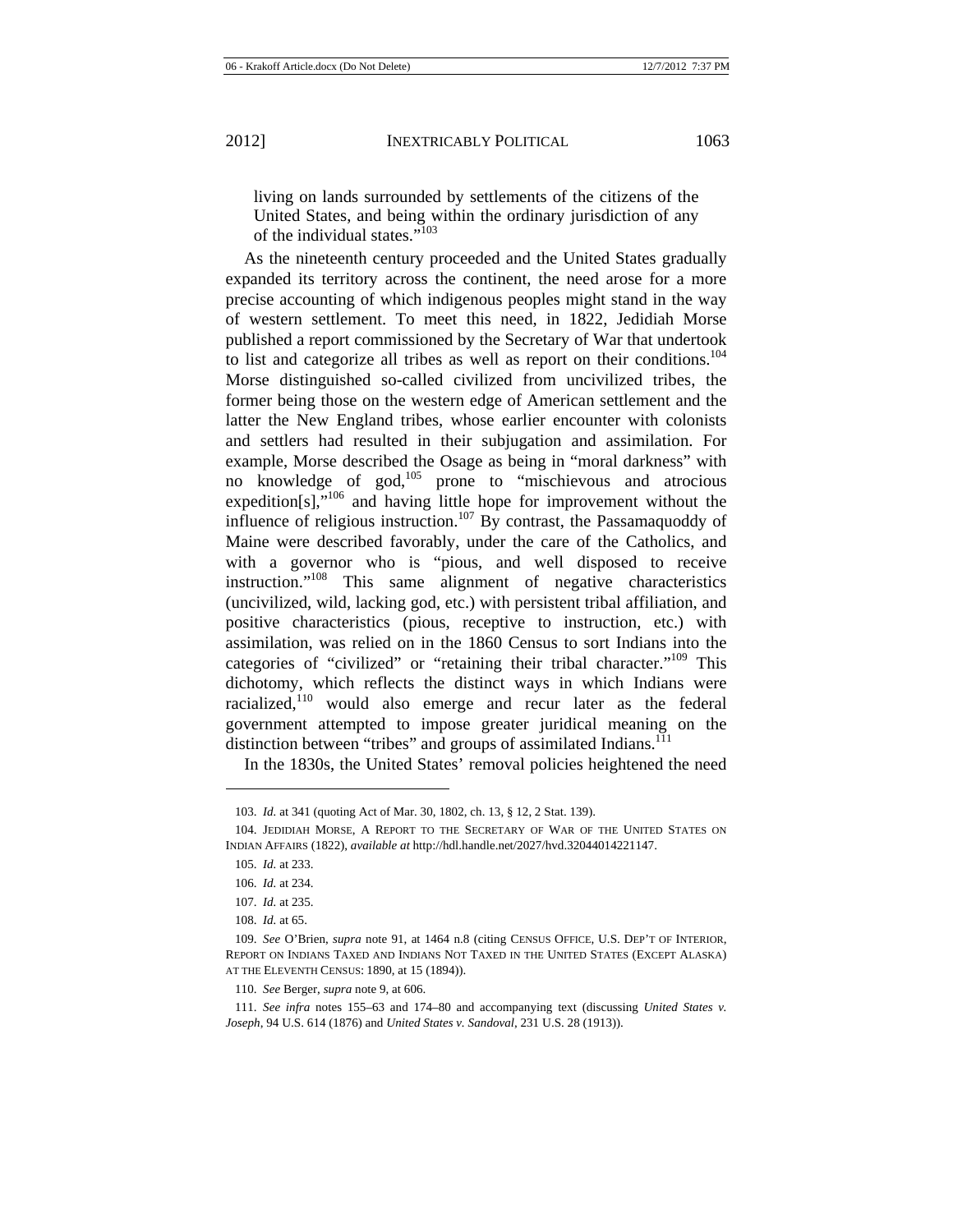> living on lands surrounded by settlements of the citizens of the United States, and being within the ordinary jurisdiction of any of the individual states."[103]

As the nineteenth century proceeded and the United States gradually expanded its territory across the continent, the need arose for a more precise accounting of which indigenous peoples might stand in the way of western settlement. To meet this need, in 1822, Jedidiah Morse published a report commissioned by the Secretary of War that undertook to list and categorize all tribes as well as report on their conditions.[104] Morse distinguished so-called civilized from uncivilized tribes, the former being those on the western edge of American settlement and the latter the New England tribes, whose earlier encounter with colonists and settlers had resulted in their subjugation and assimilation. For example, Morse described the Osage as being in "moral darkness" with no knowledge of god,[105] prone to "mischievous and atrocious expedition[s],"[106] and having little hope for improvement without the influence of religious instruction.[107] By contrast, the Passamaquoddy of Maine were described favorably, under the care of the Catholics, and with a governor who is "pious, and well disposed to receive instruction."[108] This same alignment of negative characteristics (uncivilized, wild, lacking god, etc.) with persistent tribal affiliation, and positive characteristics (pious, receptive to instruction, etc.) with assimilation, was relied on in the 1860 Census to sort Indians into the categories of "civilized" or "retaining their tribal character."[109] This dichotomy, which reflects the distinct ways in which Indians were racialized,[110] would also emerge and recur later as the federal government attempted to impose greater juridical meaning on the distinction between "tribes" and groups of assimilated Indians.[111]

In the 1830s, the United States' removal policies heightened the need

---

103. *Id.* at 341 (quoting Act of Mar. 30, 1802, ch. 13, § 12, 2 Stat. 139).

104. JEDIDIAH MORSE, A REPORT TO THE SECRETARY OF WAR OF THE UNITED STATES ON INDIAN AFFAIRS (1822), *available at* http://hdl.handle.net/2027/hvd.32044014221147.

105. *Id.* at 233.

106. *Id.* at 234.

107. *Id.* at 235.

108. *Id.* at 65.

109. *See* O'Brien, *supra* note 91, at 1464 n.8 (citing CENSUS OFFICE, U.S. DEP'T OF INTERIOR, REPORT ON INDIANS TAXED AND INDIANS NOT TAXED IN THE UNITED STATES (EXCEPT ALASKA) AT THE ELEVENTH CENSUS: 1890, at 15 (1894)).

110. *See* Berger, *supra* note 9, at 606.

111. *See infra* notes 155–63 and 174–80 and accompanying text (discussing *United States v. Joseph*, 94 U.S. 614 (1876) and *United States v. Sandoval*, 231 U.S. 28 (1913)).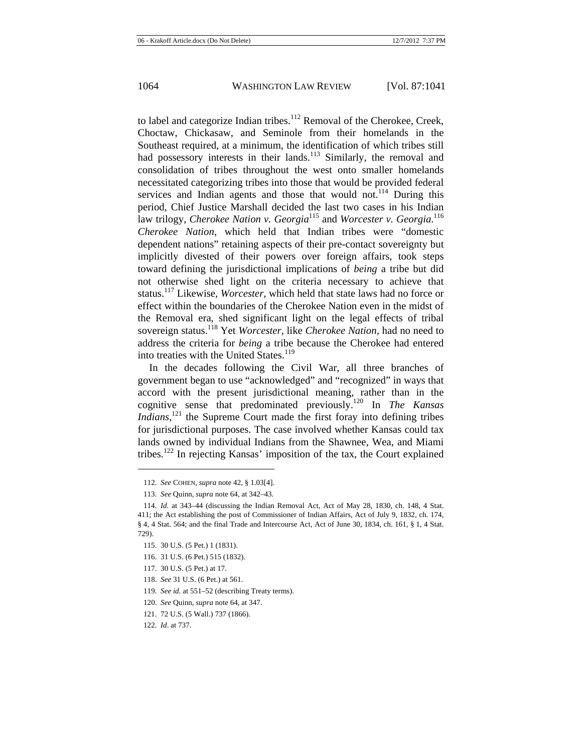to label and categorize Indian tribes.[112] Removal of the Cherokee, Creek, Choctaw, Chickasaw, and Seminole from their homelands in the Southeast required, at a minimum, the identification of which tribes still had possessory interests in their lands.[113] Similarly, the removal and consolidation of tribes throughout the west onto smaller homelands necessitated categorizing tribes into those that would be provided federal services and Indian agents and those that would not.[114] During this period, Chief Justice Marshall decided the last two cases in his Indian law trilogy, *Cherokee Nation v. Georgia*[115] and *Worcester v. Georgia*.[116] *Cherokee Nation*, which held that Indian tribes were "domestic dependent nations" retaining aspects of their pre-contact sovereignty but implicitly divested of their powers over foreign affairs, took steps toward defining the jurisdictional implications of *being* a tribe but did not otherwise shed light on the criteria necessary to achieve that status.[117] Likewise, *Worcester*, which held that state laws had no force or effect within the boundaries of the Cherokee Nation even in the midst of the Removal era, shed significant light on the legal effects of tribal sovereign status.[118] Yet *Worcester*, like *Cherokee Nation*, had no need to address the criteria for *being* a tribe because the Cherokee had entered into treaties with the United States.[119]

In the decades following the Civil War, all three branches of government began to use "acknowledged" and "recognized" in ways that accord with the present jurisdictional meaning, rather than in the cognitive sense that predominated previously.[120] In *The Kansas Indians*,[121] the Supreme Court made the first foray into defining tribes for jurisdictional purposes. The case involved whether Kansas could tax lands owned by individual Indians from the Shawnee, Wea, and Miami tribes.[122] In rejecting Kansas' imposition of the tax, the Court explained

---

112. *See* COHEN, *supra* note 42, § 1.03[4].

113. *See* Quinn, *supra* note 64, at 342–43.

114. *Id.* at 343–44 (discussing the Indian Removal Act, Act of May 28, 1830, ch. 148, 4 Stat. 411; the Act establishing the post of Commissioner of Indian Affairs, Act of July 9, 1832, ch. 174, § 4, 4 Stat. 564; and the final Trade and Intercourse Act, Act of June 30, 1834, ch. 161, § 1, 4 Stat. 729).

115. 30 U.S. (5 Pet.) 1 (1831).

116. 31 U.S. (6 Pet.) 515 (1832).

117. 30 U.S. (5 Pet.) at 17.

118. *See* 31 U.S. (6 Pet.) at 561.

119. *See id.* at 551–52 (describing Treaty terms).

120. *See* Quinn, *supra* note 64, at 347.

121. 72 U.S. (5 Wall.) 737 (1866).

122. *Id*. at 737.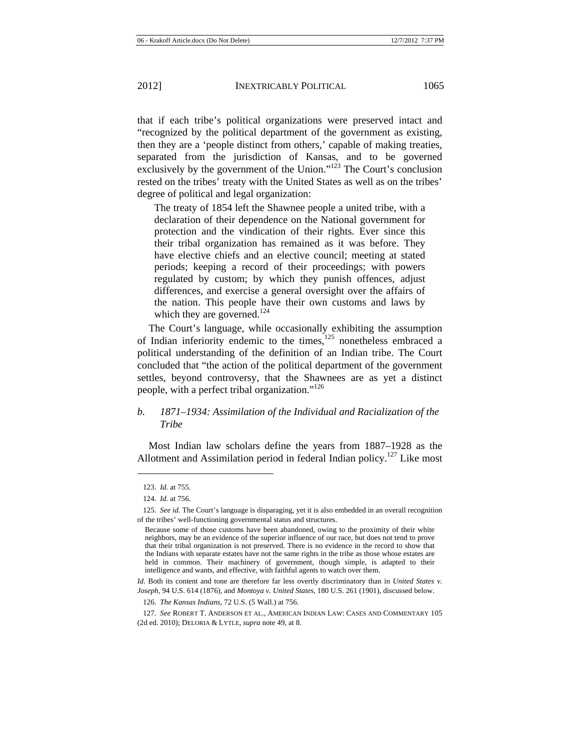that if each tribe's political organizations were preserved intact and "recognized by the political department of the government as existing, then they are a 'people distinct from others,' capable of making treaties, separated from the jurisdiction of Kansas, and to be governed exclusively by the government of the Union."[123] The Court's conclusion rested on the tribes' treaty with the United States as well as on the tribes' degree of political and legal organization:

> The treaty of 1854 left the Shawnee people a united tribe, with a declaration of their dependence on the National government for protection and the vindication of their rights. Ever since this their tribal organization has remained as it was before. They have elective chiefs and an elective council; meeting at stated periods; keeping a record of their proceedings; with powers regulated by custom; by which they punish offences, adjust differences, and exercise a general oversight over the affairs of the nation. This people have their own customs and laws by which they are governed.[124]

The Court's language, while occasionally exhibiting the assumption of Indian inferiority endemic to the times,[125] nonetheless embraced a political understanding of the definition of an Indian tribe. The Court concluded that "the action of the political department of the government settles, beyond controversy, that the Shawnees are as yet a distinct people, with a perfect tribal organization."[126]

### *b. 1871–1934: Assimilation of the Individual and Racialization of the Tribe*

Most Indian law scholars define the years from 1887–1928 as the Allotment and Assimilation period in federal Indian policy.[127] Like most

---

123. *Id.* at 755.

124. *Id.* at 756.

125. *See id.* The Court's language is disparaging, yet it is also embedded in an overall recognition of the tribes' well-functioning governmental status and structures.

> Because some of those customs have been abandoned, owing to the proximity of their white neighbors, may be an evidence of the superior influence of our race, but does not tend to prove that their tribal organization is not preserved. There is no evidence in the record to show that the Indians with separate estates have not the same rights in the tribe as those whose estates are held in common. Their machinery of government, though simple, is adapted to their intelligence and wants, and effective, with faithful agents to watch over them.

*Id.* Both its content and tone are therefore far less overtly discriminatory than in *United States v. Joseph*, 94 U.S. 614 (1876), and *Montoya v. United States*, 180 U.S. 261 (1901), discussed below.

126. *The Kansas Indians*, 72 U.S. (5 Wall.) at 756.

127. *See* ROBERT T. ANDERSON ET AL., AMERICAN INDIAN LAW: CASES AND COMMENTARY 105 (2d ed. 2010); DELORIA & LYTLE, *supra* note 49, at 8.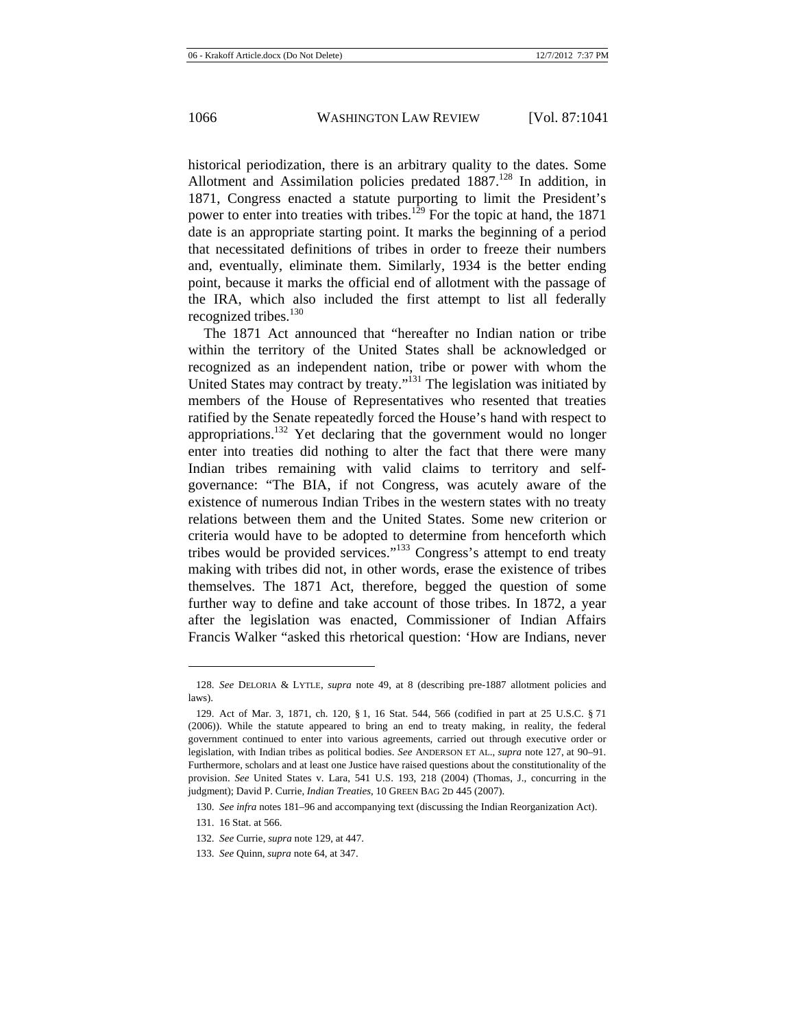historical periodization, there is an arbitrary quality to the dates. Some Allotment and Assimilation policies predated 1887.[128] In addition, in 1871, Congress enacted a statute purporting to limit the President's power to enter into treaties with tribes.[129] For the topic at hand, the 1871 date is an appropriate starting point. It marks the beginning of a period that necessitated definitions of tribes in order to freeze their numbers and, eventually, eliminate them. Similarly, 1934 is the better ending point, because it marks the official end of allotment with the passage of the IRA, which also included the first attempt to list all federally recognized tribes.[130]

The 1871 Act announced that "hereafter no Indian nation or tribe within the territory of the United States shall be acknowledged or recognized as an independent nation, tribe or power with whom the United States may contract by treaty."[131] The legislation was initiated by members of the House of Representatives who resented that treaties ratified by the Senate repeatedly forced the House's hand with respect to appropriations.[132] Yet declaring that the government would no longer enter into treaties did nothing to alter the fact that there were many Indian tribes remaining with valid claims to territory and self-governance: "The BIA, if not Congress, was acutely aware of the existence of numerous Indian Tribes in the western states with no treaty relations between them and the United States. Some new criterion or criteria would have to be adopted to determine from henceforth which tribes would be provided services."[133] Congress's attempt to end treaty making with tribes did not, in other words, erase the existence of tribes themselves. The 1871 Act, therefore, begged the question of some further way to define and take account of those tribes. In 1872, a year after the legislation was enacted, Commissioner of Indian Affairs Francis Walker "asked this rhetorical question: 'How are Indians, never

---

128. *See* DELORIA & LYTLE, *supra* note 49, at 8 (describing pre-1887 allotment policies and laws).

129. Act of Mar. 3, 1871, ch. 120, § 1, 16 Stat. 544, 566 (codified in part at 25 U.S.C. § 71 (2006)). While the statute appeared to bring an end to treaty making, in reality, the federal government continued to enter into various agreements, carried out through executive order or legislation, with Indian tribes as political bodies. *See* ANDERSON ET AL., *supra* note 127, at 90–91. Furthermore, scholars and at least one Justice have raised questions about the constitutionality of the provision. *See* United States v. Lara, 541 U.S. 193, 218 (2004) (Thomas, J., concurring in the judgment); David P. Currie, *Indian Treaties*, 10 GREEN BAG 2D 445 (2007).

130. *See infra* notes 181–96 and accompanying text (discussing the Indian Reorganization Act).

131. 16 Stat. at 566.

132. *See* Currie, *supra* note 129, at 447.

133. *See* Quinn, *supra* note 64, at 347.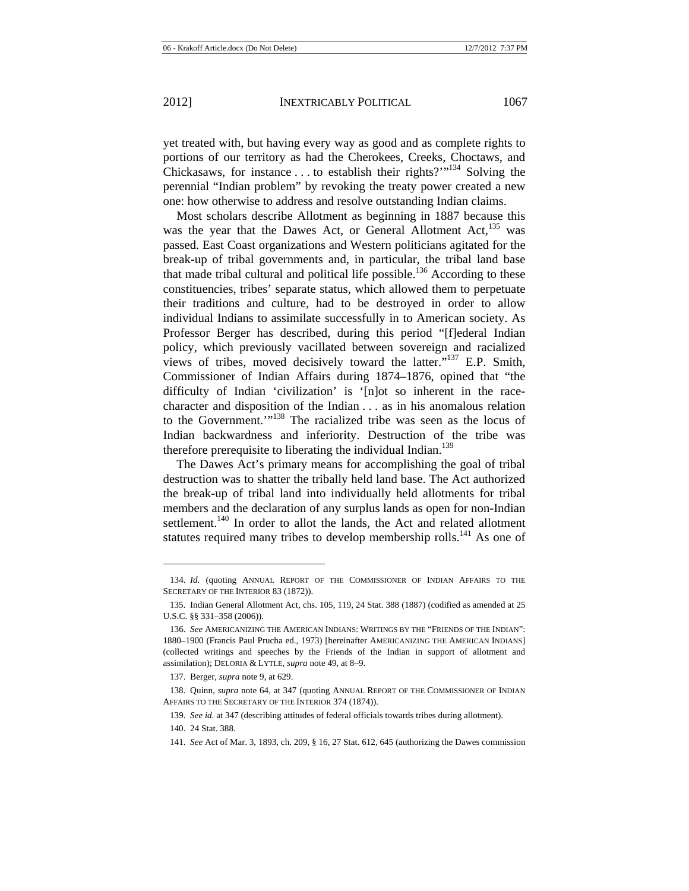yet treated with, but having every way as good and as complete rights to portions of our territory as had the Cherokees, Creeks, Choctaws, and Chickasaws, for instance . . . to establish their rights?'"[134] Solving the perennial "Indian problem" by revoking the treaty power created a new one: how otherwise to address and resolve outstanding Indian claims.

Most scholars describe Allotment as beginning in 1887 because this was the year that the Dawes Act, or General Allotment Act,[135] was passed. East Coast organizations and Western politicians agitated for the break-up of tribal governments and, in particular, the tribal land base that made tribal cultural and political life possible.[136] According to these constituencies, tribes' separate status, which allowed them to perpetuate their traditions and culture, had to be destroyed in order to allow individual Indians to assimilate successfully in to American society. As Professor Berger has described, during this period "[f]ederal Indian policy, which previously vacillated between sovereign and racialized views of tribes, moved decisively toward the latter."[137] E.P. Smith, Commissioner of Indian Affairs during 1874–1876, opined that "the difficulty of Indian 'civilization' is '[n]ot so inherent in the race-character and disposition of the Indian . . . as in his anomalous relation to the Government.'"[138] The racialized tribe was seen as the locus of Indian backwardness and inferiority. Destruction of the tribe was therefore prerequisite to liberating the individual Indian.[139]

The Dawes Act's primary means for accomplishing the goal of tribal destruction was to shatter the tribally held land base. The Act authorized the break-up of tribal land into individually held allotments for tribal members and the declaration of any surplus lands as open for non-Indian settlement.[140] In order to allot the lands, the Act and related allotment statutes required many tribes to develop membership rolls.[141] As one of

---

134. *Id.* (quoting ANNUAL REPORT OF THE COMMISSIONER OF INDIAN AFFAIRS TO THE SECRETARY OF THE INTERIOR 83 (1872)).

135. Indian General Allotment Act, chs. 105, 119, 24 Stat. 388 (1887) (codified as amended at 25 U.S.C. §§ 331–358 (2006)).

136. *See* AMERICANIZING THE AMERICAN INDIANS: WRITINGS BY THE "FRIENDS OF THE INDIAN": 1880–1900 (Francis Paul Prucha ed., 1973) [hereinafter AMERICANIZING THE AMERICAN INDIANS] (collected writings and speeches by the Friends of the Indian in support of allotment and assimilation); DELORIA & LYTLE, *supra* note 49, at 8–9.

137. Berger, *supra* note 9, at 629.

138. Quinn, *supra* note 64, at 347 (quoting ANNUAL REPORT OF THE COMMISSIONER OF INDIAN AFFAIRS TO THE SECRETARY OF THE INTERIOR 374 (1874)).

139. *See id.* at 347 (describing attitudes of federal officials towards tribes during allotment).

140. 24 Stat. 388.

141. *See* Act of Mar. 3, 1893, ch. 209, § 16, 27 Stat. 612, 645 (authorizing the Dawes commission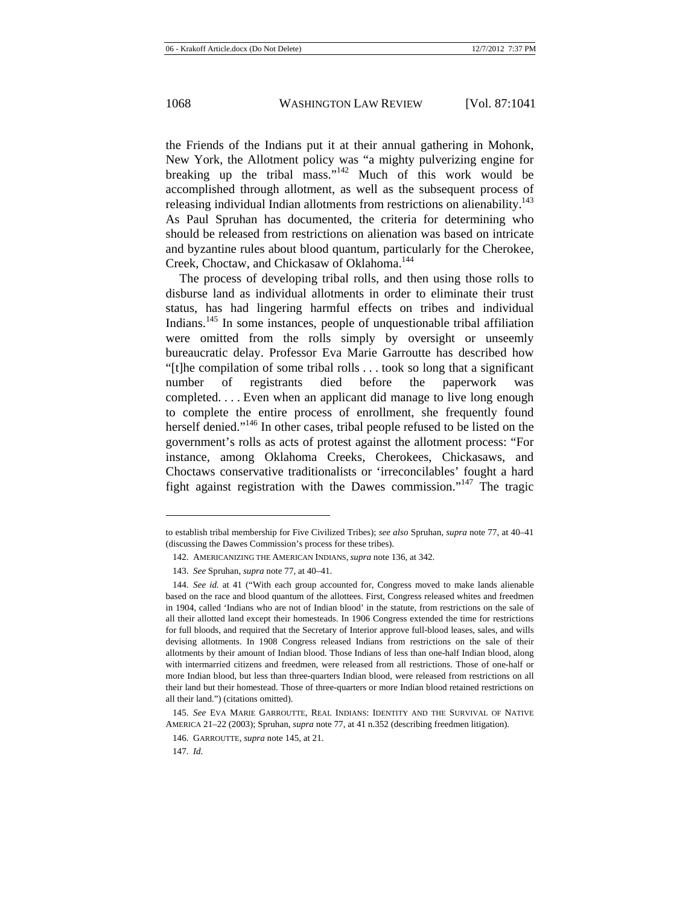the Friends of the Indians put it at their annual gathering in Mohonk, New York, the Allotment policy was "a mighty pulverizing engine for breaking up the tribal mass."[142] Much of this work would be accomplished through allotment, as well as the subsequent process of releasing individual Indian allotments from restrictions on alienability.[143] As Paul Spruhan has documented, the criteria for determining who should be released from restrictions on alienation was based on intricate and byzantine rules about blood quantum, particularly for the Cherokee, Creek, Choctaw, and Chickasaw of Oklahoma.[144]

The process of developing tribal rolls, and then using those rolls to disburse land as individual allotments in order to eliminate their trust status, has had lingering harmful effects on tribes and individual Indians.[145] In some instances, people of unquestionable tribal affiliation were omitted from the rolls simply by oversight or unseemly bureaucratic delay. Professor Eva Marie Garroutte has described how "[t]he compilation of some tribal rolls . . . took so long that a significant number of registrants died before the paperwork was completed. . . . Even when an applicant did manage to live long enough to complete the entire process of enrollment, she frequently found herself denied."[146] In other cases, tribal people refused to be listed on the government's rolls as acts of protest against the allotment process: "For instance, among Oklahoma Creeks, Cherokees, Chickasaws, and Choctaws conservative traditionalists or 'irreconcilables' fought a hard fight against registration with the Dawes commission."[147] The tragic

---

to establish tribal membership for Five Civilized Tribes); *see also* Spruhan, *supra* note 77, at 40–41 (discussing the Dawes Commission's process for these tribes).

142. AMERICANIZING THE AMERICAN INDIANS, *supra* note 136, at 342.

143. *See* Spruhan, *supra* note 77, at 40–41.

144. *See id.* at 41 ("With each group accounted for, Congress moved to make lands alienable based on the race and blood quantum of the allottees. First, Congress released whites and freedmen in 1904, called 'Indians who are not of Indian blood' in the statute, from restrictions on the sale of all their allotted land except their homesteads. In 1906 Congress extended the time for restrictions for full bloods, and required that the Secretary of Interior approve full-blood leases, sales, and wills devising allotments. In 1908 Congress released Indians from restrictions on the sale of their allotments by their amount of Indian blood. Those Indians of less than one-half Indian blood, along with intermarried citizens and freedmen, were released from all restrictions. Those of one-half or more Indian blood, but less than three-quarters Indian blood, were released from restrictions on all their land but their homestead. Those of three-quarters or more Indian blood retained restrictions on all their land.") (citations omitted).

145. *See* EVA MARIE GARROUTTE, REAL INDIANS: IDENTITY AND THE SURVIVAL OF NATIVE AMERICA 21–22 (2003); Spruhan, *supra* note 77, at 41 n.352 (describing freedmen litigation).

146. GARROUTTE, *supra* note 145, at 21.

147. *Id.*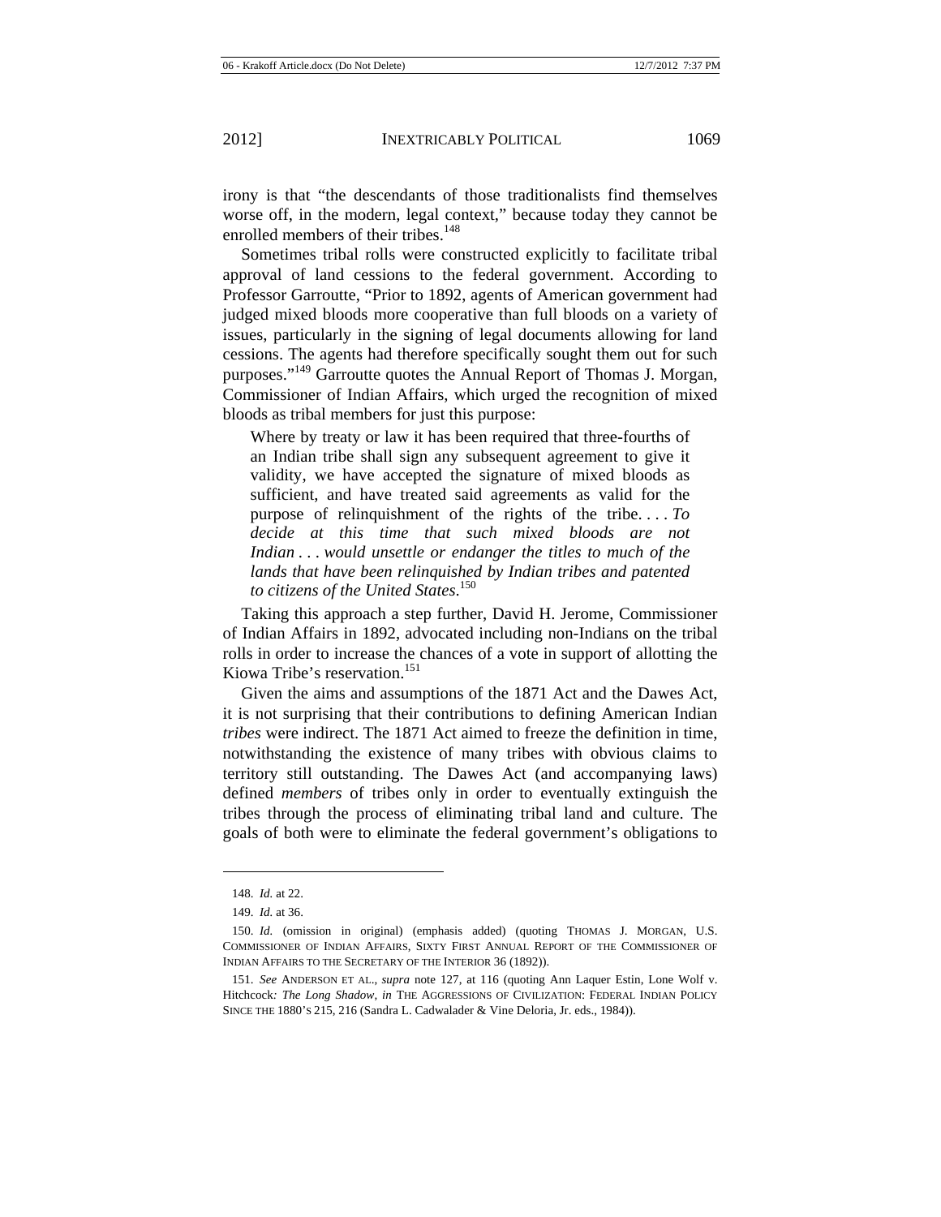irony is that "the descendants of those traditionalists find themselves worse off, in the modern, legal context," because today they cannot be enrolled members of their tribes.[148]

Sometimes tribal rolls were constructed explicitly to facilitate tribal approval of land cessions to the federal government. According to Professor Garroutte, "Prior to 1892, agents of American government had judged mixed bloods more cooperative than full bloods on a variety of issues, particularly in the signing of legal documents allowing for land cessions. The agents had therefore specifically sought them out for such purposes."[149] Garroutte quotes the Annual Report of Thomas J. Morgan, Commissioner of Indian Affairs, which urged the recognition of mixed bloods as tribal members for just this purpose:

> Where by treaty or law it has been required that three-fourths of an Indian tribe shall sign any subsequent agreement to give it validity, we have accepted the signature of mixed bloods as sufficient, and have treated said agreements as valid for the purpose of relinquishment of the rights of the tribe. . . . *To decide at this time that such mixed bloods are not Indian . . . would unsettle or endanger the titles to much of the lands that have been relinquished by Indian tribes and patented to citizens of the United States.*[150]

Taking this approach a step further, David H. Jerome, Commissioner of Indian Affairs in 1892, advocated including non-Indians on the tribal rolls in order to increase the chances of a vote in support of allotting the Kiowa Tribe's reservation.[151]

Given the aims and assumptions of the 1871 Act and the Dawes Act, it is not surprising that their contributions to defining American Indian *tribes* were indirect. The 1871 Act aimed to freeze the definition in time, notwithstanding the existence of many tribes with obvious claims to territory still outstanding. The Dawes Act (and accompanying laws) defined *members* of tribes only in order to eventually extinguish the tribes through the process of eliminating tribal land and culture. The goals of both were to eliminate the federal government's obligations to

---

148. *Id.* at 22.

149. *Id.* at 36.

150. *Id.* (omission in original) (emphasis added) (quoting THOMAS J. MORGAN, U.S. COMMISSIONER OF INDIAN AFFAIRS, SIXTY FIRST ANNUAL REPORT OF THE COMMISSIONER OF INDIAN AFFAIRS TO THE SECRETARY OF THE INTERIOR 36 (1892)).

151. *See* ANDERSON ET AL., *supra* note 127, at 116 (quoting Ann Laquer Estin, Lone Wolf v. Hitchcock*: The Long Shadow*, *in* THE AGGRESSIONS OF CIVILIZATION: FEDERAL INDIAN POLICY SINCE THE 1880'S 215, 216 (Sandra L. Cadwalader & Vine Deloria, Jr. eds., 1984)).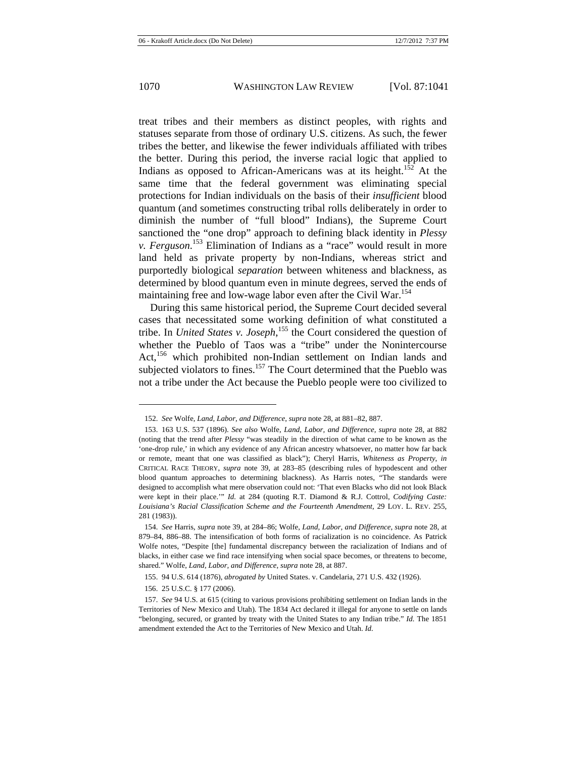treat tribes and their members as distinct peoples, with rights and statuses separate from those of ordinary U.S. citizens. As such, the fewer tribes the better, and likewise the fewer individuals affiliated with tribes the better. During this period, the inverse racial logic that applied to Indians as opposed to African-Americans was at its height.[152] At the same time that the federal government was eliminating special protections for Indian individuals on the basis of their *insufficient* blood quantum (and sometimes constructing tribal rolls deliberately in order to diminish the number of "full blood" Indians), the Supreme Court sanctioned the "one drop" approach to defining black identity in *Plessy v. Ferguson*.[153] Elimination of Indians as a "race" would result in more land held as private property by non-Indians, whereas strict and purportedly biological *separation* between whiteness and blackness, as determined by blood quantum even in minute degrees, served the ends of maintaining free and low-wage labor even after the Civil War.[154]

During this same historical period, the Supreme Court decided several cases that necessitated some working definition of what constituted a tribe. In *United States v. Joseph*,[155] the Court considered the question of whether the Pueblo of Taos was a "tribe" under the Nonintercourse Act,[156] which prohibited non-Indian settlement on Indian lands and subjected violators to fines.[157] The Court determined that the Pueblo was not a tribe under the Act because the Pueblo people were too civilized to

---

152. *See* Wolfe, *Land, Labor, and Difference*, *supra* note 28, at 881–82, 887.

153. 163 U.S. 537 (1896). *See also* Wolfe, *Land, Labor, and Difference*, *supra* note 28, at 882 (noting that the trend after *Plessy* "was steadily in the direction of what came to be known as the 'one-drop rule,' in which any evidence of any African ancestry whatsoever, no matter how far back or remote, meant that one was classified as black"); Cheryl Harris, *Whiteness as Property*, *in* CRITICAL RACE THEORY, *supra* note 39, at 283–85 (describing rules of hypodescent and other blood quantum approaches to determining blackness). As Harris notes, "The standards were designed to accomplish what mere observation could not: 'That even Blacks who did not look Black were kept in their place.'" *Id.* at 284 (quoting R.T. Diamond & R.J. Cottrol, *Codifying Caste: Louisiana's Racial Classification Scheme and the Fourteenth Amendment*, 29 LOY. L. REV. 255, 281 (1983)).

154. *See* Harris, *supra* note 39, at 284–86; Wolfe, *Land, Labor, and Difference*, *supra* note 28, at 879–84, 886–88. The intensification of both forms of racialization is no coincidence. As Patrick Wolfe notes, "Despite [the] fundamental discrepancy between the racialization of Indians and of blacks, in either case we find race intensifying when social space becomes, or threatens to become, shared." Wolfe, *Land, Labor, and Difference*, *supra* note 28, at 887.

155. 94 U.S. 614 (1876), *abrogated by* United States. v. Candelaria, 271 U.S. 432 (1926).

156. 25 U.S.C. § 177 (2006).

157. *See* 94 U.S. at 615 (citing to various provisions prohibiting settlement on Indian lands in the Territories of New Mexico and Utah). The 1834 Act declared it illegal for anyone to settle on lands "belonging, secured, or granted by treaty with the United States to any Indian tribe." *Id.* The 1851 amendment extended the Act to the Territories of New Mexico and Utah. *Id.*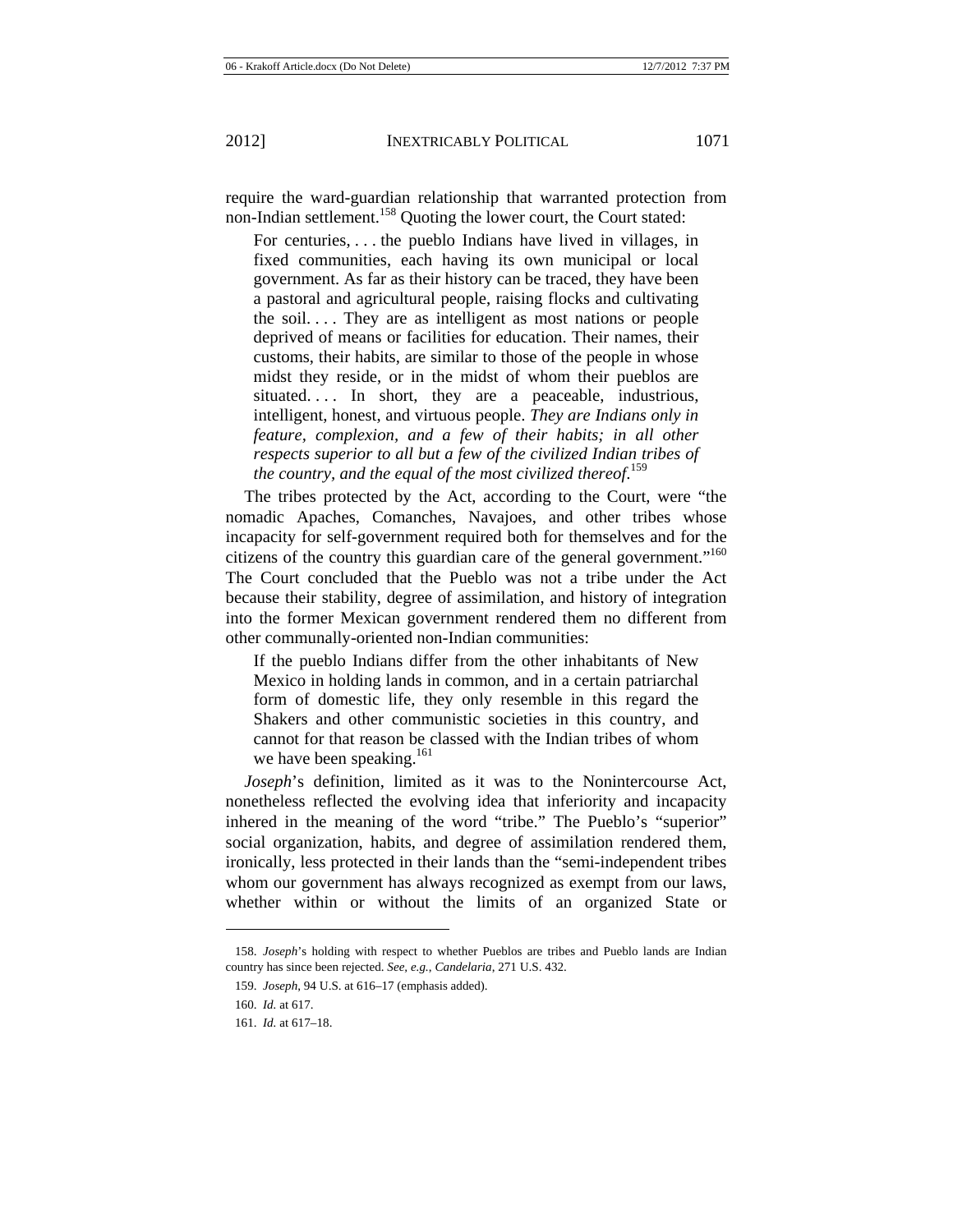require the ward-guardian relationship that warranted protection from non-Indian settlement.[158] Quoting the lower court, the Court stated:

> For centuries, . . . the pueblo Indians have lived in villages, in fixed communities, each having its own municipal or local government. As far as their history can be traced, they have been a pastoral and agricultural people, raising flocks and cultivating the soil. . . . They are as intelligent as most nations or people deprived of means or facilities for education. Their names, their customs, their habits, are similar to those of the people in whose midst they reside, or in the midst of whom their pueblos are situated. . . . In short, they are a peaceable, industrious, intelligent, honest, and virtuous people. *They are Indians only in feature, complexion, and a few of their habits; in all other respects superior to all but a few of the civilized Indian tribes of the country, and the equal of the most civilized thereof*.[159]

The tribes protected by the Act, according to the Court, were "the nomadic Apaches, Comanches, Navajoes, and other tribes whose incapacity for self-government required both for themselves and for the citizens of the country this guardian care of the general government."[160] The Court concluded that the Pueblo was not a tribe under the Act because their stability, degree of assimilation, and history of integration into the former Mexican government rendered them no different from other communally-oriented non-Indian communities:

> If the pueblo Indians differ from the other inhabitants of New Mexico in holding lands in common, and in a certain patriarchal form of domestic life, they only resemble in this regard the Shakers and other communistic societies in this country, and cannot for that reason be classed with the Indian tribes of whom we have been speaking.[161]

*Joseph*'s definition, limited as it was to the Nonintercourse Act, nonetheless reflected the evolving idea that inferiority and incapacity inhered in the meaning of the word "tribe." The Pueblo's "superior" social organization, habits, and degree of assimilation rendered them, ironically, less protected in their lands than the "semi-independent tribes whom our government has always recognized as exempt from our laws, whether within or without the limits of an organized State or

---

158. *Joseph*'s holding with respect to whether Pueblos are tribes and Pueblo lands are Indian country has since been rejected. *See, e.g.*, *Candelaria*, 271 U.S. 432.

159. *Joseph*, 94 U.S. at 616–17 (emphasis added).

160. *Id.* at 617.

161. *Id.* at 617–18.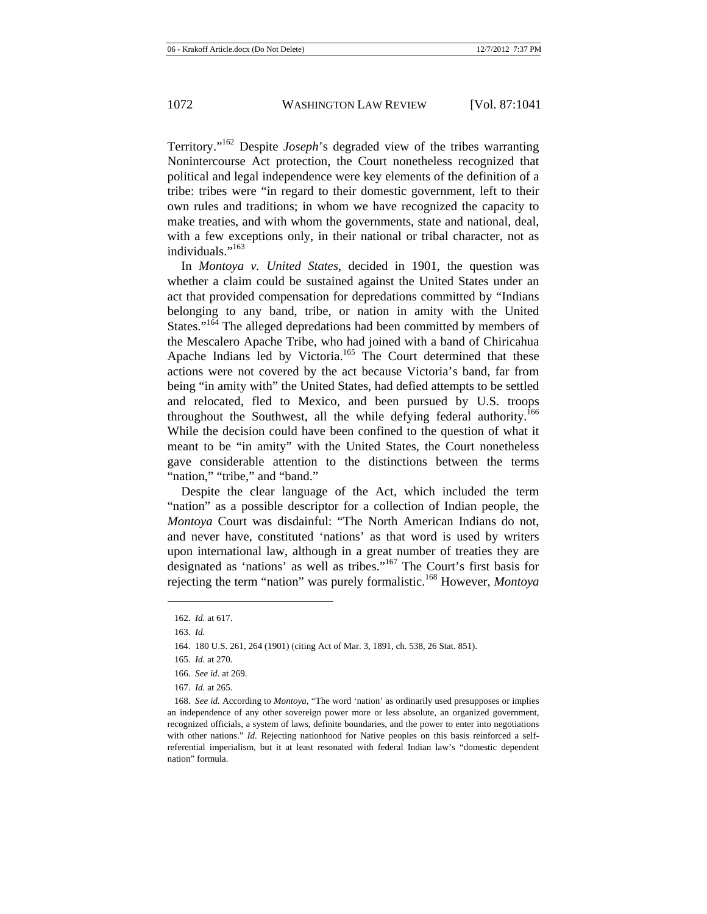Territory."[162] Despite *Joseph*'s degraded view of the tribes warranting Nonintercourse Act protection, the Court nonetheless recognized that political and legal independence were key elements of the definition of a tribe: tribes were "in regard to their domestic government, left to their own rules and traditions; in whom we have recognized the capacity to make treaties, and with whom the governments, state and national, deal, with a few exceptions only, in their national or tribal character, not as individuals."[163]

In *Montoya v. United States*, decided in 1901, the question was whether a claim could be sustained against the United States under an act that provided compensation for depredations committed by "Indians belonging to any band, tribe, or nation in amity with the United States."[164] The alleged depredations had been committed by members of the Mescalero Apache Tribe, who had joined with a band of Chiricahua Apache Indians led by Victoria.[165] The Court determined that these actions were not covered by the act because Victoria's band, far from being "in amity with" the United States, had defied attempts to be settled and relocated, fled to Mexico, and been pursued by U.S. troops throughout the Southwest, all the while defying federal authority.[166] While the decision could have been confined to the question of what it meant to be "in amity" with the United States, the Court nonetheless gave considerable attention to the distinctions between the terms "nation," "tribe," and "band."

Despite the clear language of the Act, which included the term "nation" as a possible descriptor for a collection of Indian people, the *Montoya* Court was disdainful: "The North American Indians do not, and never have, constituted 'nations' as that word is used by writers upon international law, although in a great number of treaties they are designated as 'nations' as well as tribes."[167] The Court's first basis for rejecting the term "nation" was purely formalistic.[168] However, *Montoya*

---

162. *Id.* at 617.

163. *Id.*

164. 180 U.S. 261, 264 (1901) (citing Act of Mar. 3, 1891, ch. 538, 26 Stat. 851).

165. *Id.* at 270.

166. *See id.* at 269.

167. *Id.* at 265.

168. *See id.* According to *Montoya*, "The word 'nation' as ordinarily used presupposes or implies an independence of any other sovereign power more or less absolute, an organized government, recognized officials, a system of laws, definite boundaries, and the power to enter into negotiations with other nations." *Id.* Rejecting nationhood for Native peoples on this basis reinforced a self-referential imperialism, but it at least resonated with federal Indian law's "domestic dependent nation" formula.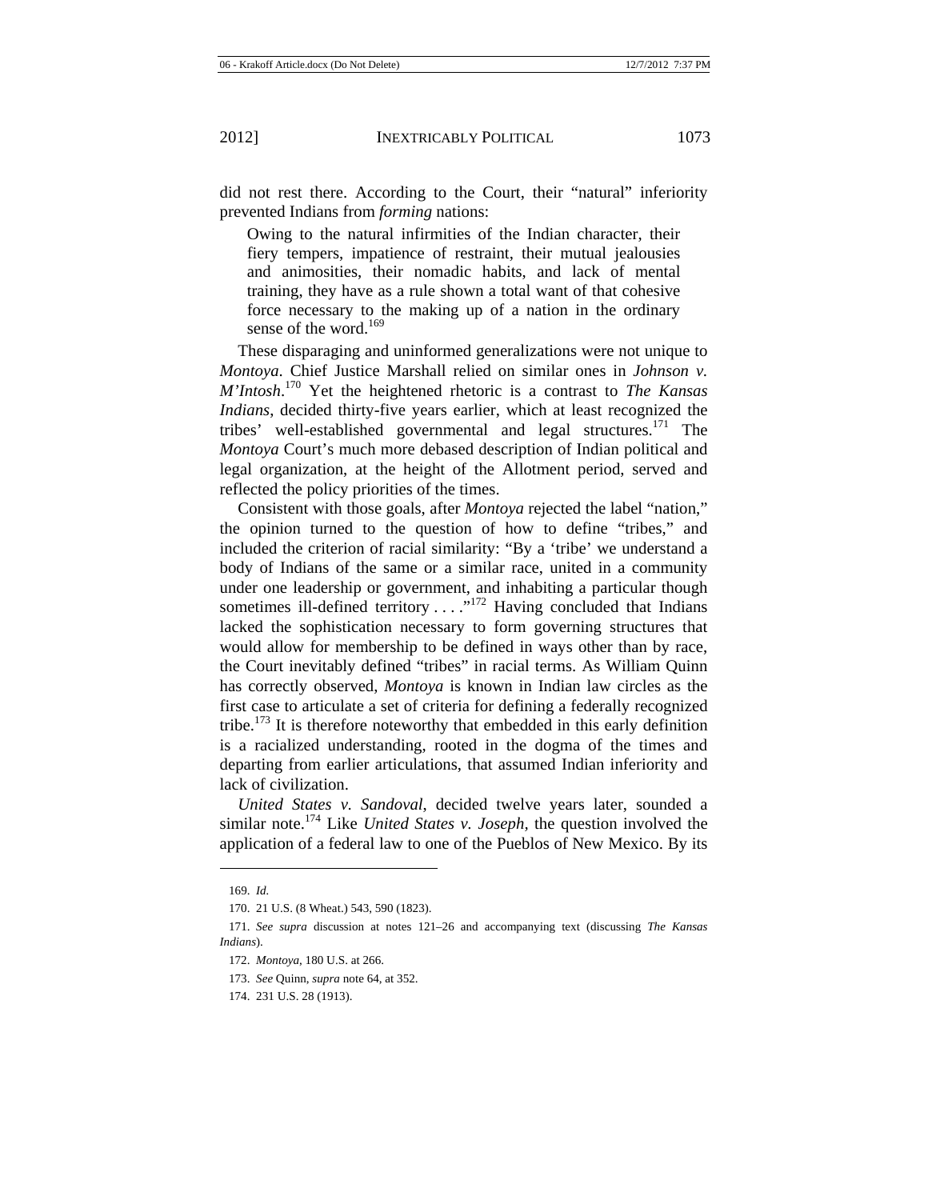did not rest there. According to the Court, their "natural" inferiority prevented Indians from *forming* nations:

> Owing to the natural infirmities of the Indian character, their fiery tempers, impatience of restraint, their mutual jealousies and animosities, their nomadic habits, and lack of mental training, they have as a rule shown a total want of that cohesive force necessary to the making up of a nation in the ordinary sense of the word.[169]

These disparaging and uninformed generalizations were not unique to *Montoya*. Chief Justice Marshall relied on similar ones in *Johnson v. M'Intosh*.[170] Yet the heightened rhetoric is a contrast to *The Kansas Indians*, decided thirty-five years earlier, which at least recognized the tribes' well-established governmental and legal structures.[171] The *Montoya* Court's much more debased description of Indian political and legal organization, at the height of the Allotment period, served and reflected the policy priorities of the times.

Consistent with those goals, after *Montoya* rejected the label "nation," the opinion turned to the question of how to define "tribes," and included the criterion of racial similarity: "By a 'tribe' we understand a body of Indians of the same or a similar race, united in a community under one leadership or government, and inhabiting a particular though sometimes ill-defined territory . . . ."[172] Having concluded that Indians lacked the sophistication necessary to form governing structures that would allow for membership to be defined in ways other than by race, the Court inevitably defined "tribes" in racial terms. As William Quinn has correctly observed, *Montoya* is known in Indian law circles as the first case to articulate a set of criteria for defining a federally recognized tribe.[173] It is therefore noteworthy that embedded in this early definition is a racialized understanding, rooted in the dogma of the times and departing from earlier articulations, that assumed Indian inferiority and lack of civilization.

*United States v. Sandoval*, decided twelve years later, sounded a similar note.[174] Like *United States v. Joseph*, the question involved the application of a federal law to one of the Pueblos of New Mexico. By its

---

169. *Id.*

170. 21 U.S. (8 Wheat.) 543, 590 (1823).

171. *See supra* discussion at notes 121–26 and accompanying text (discussing *The Kansas Indians*).

172. *Montoya*, 180 U.S. at 266.

173. *See* Quinn, *supra* note 64, at 352.

174. 231 U.S. 28 (1913).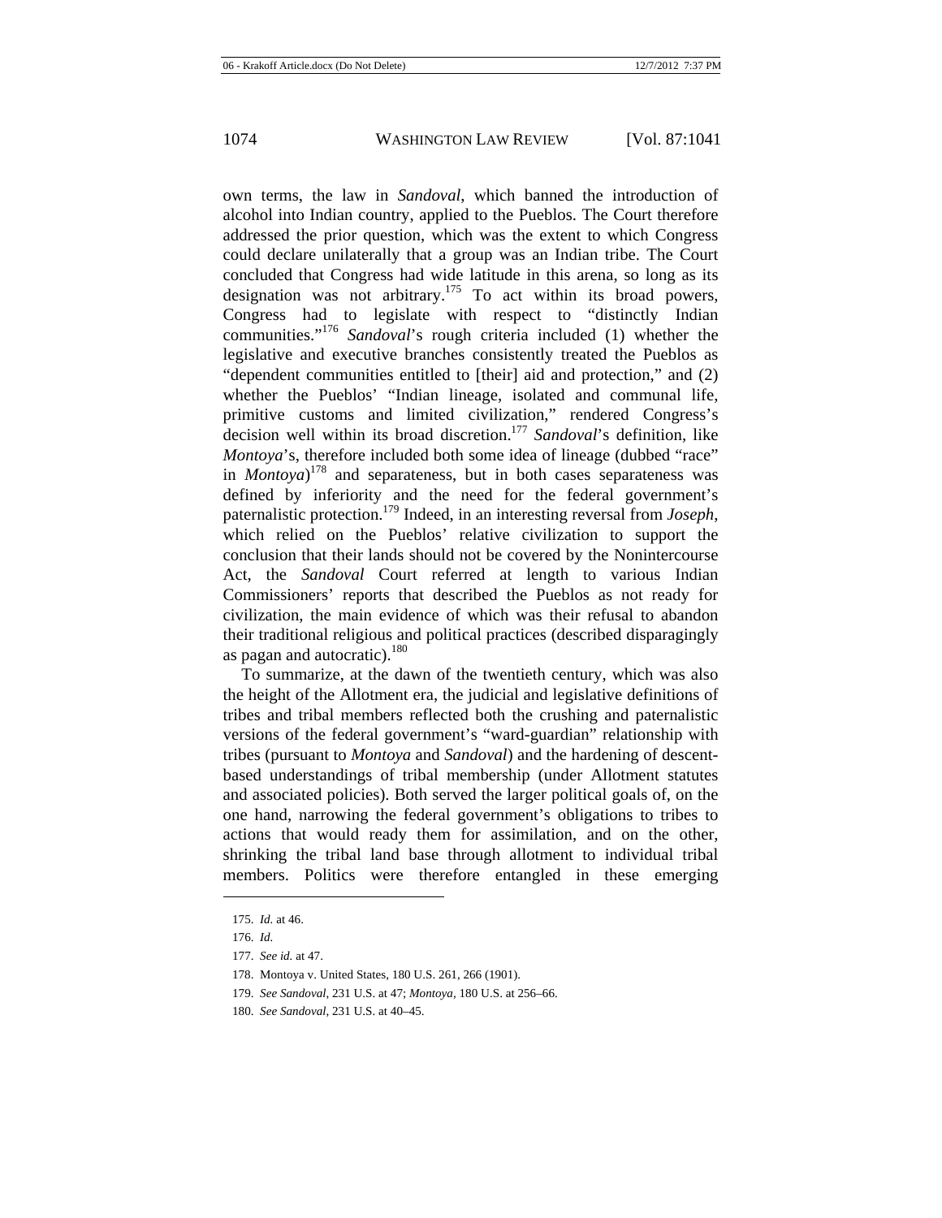own terms, the law in *Sandoval*, which banned the introduction of alcohol into Indian country, applied to the Pueblos. The Court therefore addressed the prior question, which was the extent to which Congress could declare unilaterally that a group was an Indian tribe. The Court concluded that Congress had wide latitude in this arena, so long as its designation was not arbitrary.[175] To act within its broad powers, Congress had to legislate with respect to "distinctly Indian communities."[176] *Sandoval*'s rough criteria included (1) whether the legislative and executive branches consistently treated the Pueblos as "dependent communities entitled to [their] aid and protection," and (2) whether the Pueblos' "Indian lineage, isolated and communal life, primitive customs and limited civilization," rendered Congress's decision well within its broad discretion.[177] *Sandoval*'s definition, like *Montoya*'s, therefore included both some idea of lineage (dubbed "race" in *Montoya*)[178] and separateness, but in both cases separateness was defined by inferiority and the need for the federal government's paternalistic protection.[179] Indeed, in an interesting reversal from *Joseph*, which relied on the Pueblos' relative civilization to support the conclusion that their lands should not be covered by the Nonintercourse Act, the *Sandoval* Court referred at length to various Indian Commissioners' reports that described the Pueblos as not ready for civilization, the main evidence of which was their refusal to abandon their traditional religious and political practices (described disparagingly as pagan and autocratic).[180]

To summarize, at the dawn of the twentieth century, which was also the height of the Allotment era, the judicial and legislative definitions of tribes and tribal members reflected both the crushing and paternalistic versions of the federal government's "ward-guardian" relationship with tribes (pursuant to *Montoya* and *Sandoval*) and the hardening of descent-based understandings of tribal membership (under Allotment statutes and associated policies). Both served the larger political goals of, on the one hand, narrowing the federal government's obligations to tribes to actions that would ready them for assimilation, and on the other, shrinking the tribal land base through allotment to individual tribal members. Politics were therefore entangled in these emerging

---

175. *Id.* at 46.

176. *Id.*

177. *See id.* at 47.

178. Montoya v. United States, 180 U.S. 261, 266 (1901).

179. *See Sandoval*, 231 U.S. at 47; *Montoya*, 180 U.S. at 256–66.

180. *See Sandoval*, 231 U.S. at 40–45.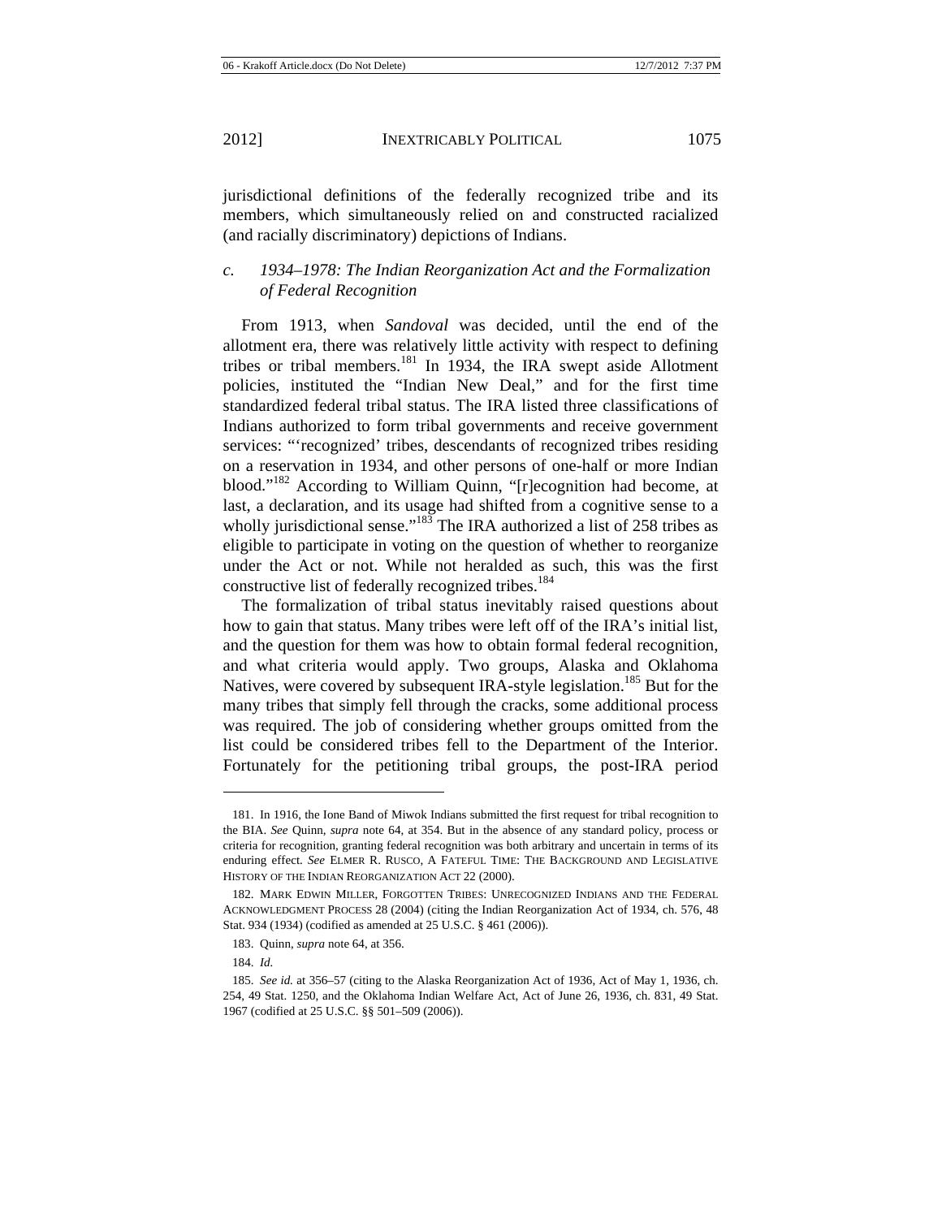jurisdictional definitions of the federally recognized tribe and its members, which simultaneously relied on and constructed racialized (and racially discriminatory) depictions of Indians.

### *c. 1934–1978: The Indian Reorganization Act and the Formalization of Federal Recognition*

From 1913, when *Sandoval* was decided, until the end of the allotment era, there was relatively little activity with respect to defining tribes or tribal members.[181] In 1934, the IRA swept aside Allotment policies, instituted the "Indian New Deal," and for the first time standardized federal tribal status. The IRA listed three classifications of Indians authorized to form tribal governments and receive government services: "'recognized' tribes, descendants of recognized tribes residing on a reservation in 1934, and other persons of one-half or more Indian blood."[182] According to William Quinn, "[r]ecognition had become, at last, a declaration, and its usage had shifted from a cognitive sense to a wholly jurisdictional sense."[183] The IRA authorized a list of 258 tribes as eligible to participate in voting on the question of whether to reorganize under the Act or not. While not heralded as such, this was the first constructive list of federally recognized tribes.[184]

The formalization of tribal status inevitably raised questions about how to gain that status. Many tribes were left off of the IRA's initial list, and the question for them was how to obtain formal federal recognition, and what criteria would apply. Two groups, Alaska and Oklahoma Natives, were covered by subsequent IRA-style legislation.[185] But for the many tribes that simply fell through the cracks, some additional process was required. The job of considering whether groups omitted from the list could be considered tribes fell to the Department of the Interior. Fortunately for the petitioning tribal groups, the post-IRA period

---

181. In 1916, the Ione Band of Miwok Indians submitted the first request for tribal recognition to the BIA. *See* Quinn, *supra* note 64, at 354. But in the absence of any standard policy, process or criteria for recognition, granting federal recognition was both arbitrary and uncertain in terms of its enduring effect. *See* ELMER R. RUSCO, A FATEFUL TIME: THE BACKGROUND AND LEGISLATIVE HISTORY OF THE INDIAN REORGANIZATION ACT 22 (2000).

182. MARK EDWIN MILLER, FORGOTTEN TRIBES: UNRECOGNIZED INDIANS AND THE FEDERAL ACKNOWLEDGMENT PROCESS 28 (2004) (citing the Indian Reorganization Act of 1934, ch. 576, 48 Stat. 934 (1934) (codified as amended at 25 U.S.C. § 461 (2006)).

183. Quinn, *supra* note 64, at 356.

184. *Id.*

185. *See id.* at 356–57 (citing to the Alaska Reorganization Act of 1936, Act of May 1, 1936, ch. 254, 49 Stat. 1250, and the Oklahoma Indian Welfare Act, Act of June 26, 1936, ch. 831, 49 Stat. 1967 (codified at 25 U.S.C. §§ 501–509 (2006)).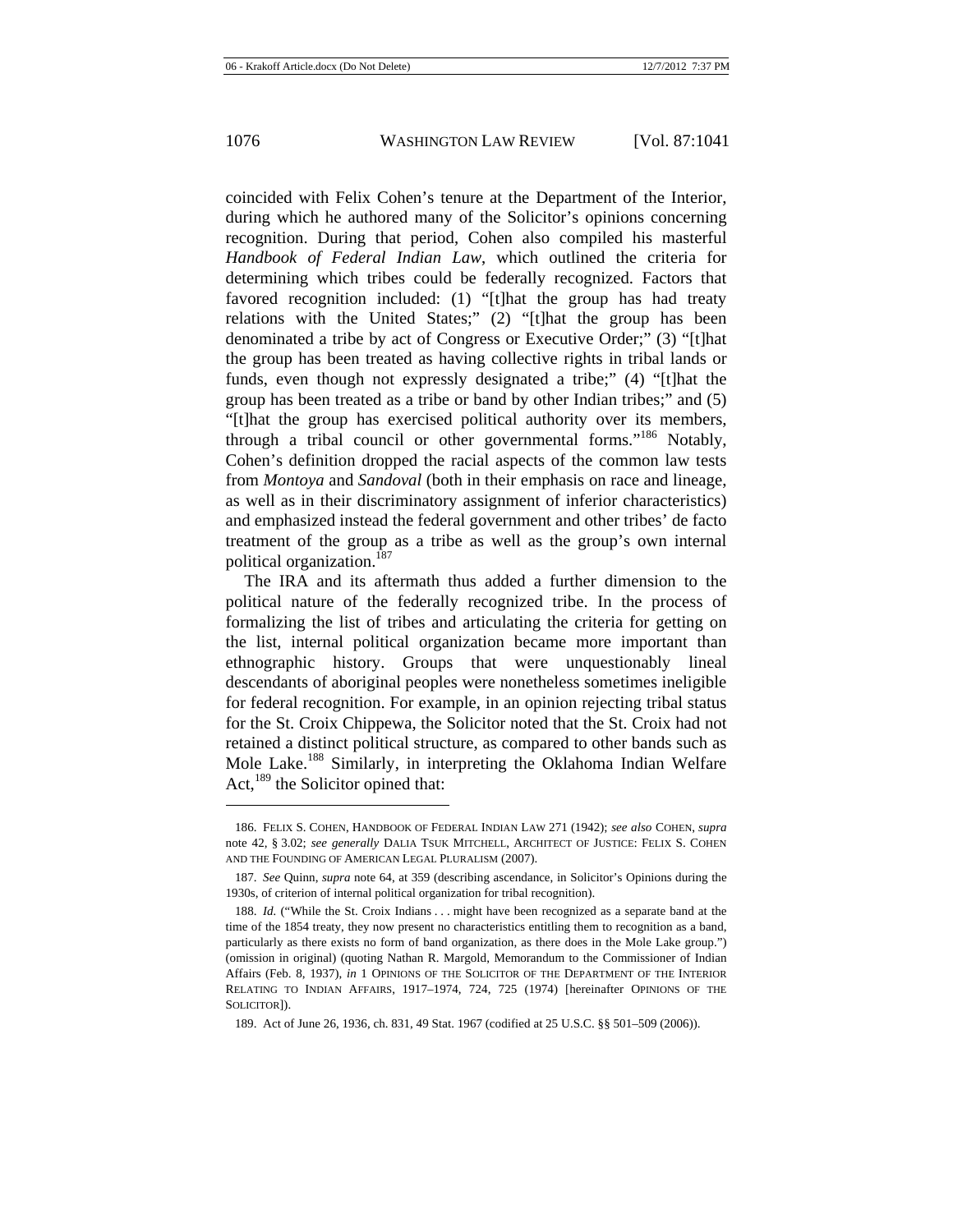coincided with Felix Cohen's tenure at the Department of the Interior, during which he authored many of the Solicitor's opinions concerning recognition. During that period, Cohen also compiled his masterful *Handbook of Federal Indian Law*, which outlined the criteria for determining which tribes could be federally recognized. Factors that favored recognition included: (1) "[t]hat the group has had treaty relations with the United States;" (2) "[t]hat the group has been denominated a tribe by act of Congress or Executive Order;" (3) "[t]hat the group has been treated as having collective rights in tribal lands or funds, even though not expressly designated a tribe;" (4) "[t]hat the group has been treated as a tribe or band by other Indian tribes;" and (5) "[t]hat the group has exercised political authority over its members, through a tribal council or other governmental forms."[186] Notably, Cohen's definition dropped the racial aspects of the common law tests from *Montoya* and *Sandoval* (both in their emphasis on race and lineage, as well as in their discriminatory assignment of inferior characteristics) and emphasized instead the federal government and other tribes' de facto treatment of the group as a tribe as well as the group's own internal political organization.[187]

The IRA and its aftermath thus added a further dimension to the political nature of the federally recognized tribe. In the process of formalizing the list of tribes and articulating the criteria for getting on the list, internal political organization became more important than ethnographic history. Groups that were unquestionably lineal descendants of aboriginal peoples were nonetheless sometimes ineligible for federal recognition. For example, in an opinion rejecting tribal status for the St. Croix Chippewa, the Solicitor noted that the St. Croix had not retained a distinct political structure, as compared to other bands such as Mole Lake.[188] Similarly, in interpreting the Oklahoma Indian Welfare Act,[189] the Solicitor opined that:

---

186. FELIX S. COHEN, HANDBOOK OF FEDERAL INDIAN LAW 271 (1942); *see also* COHEN, *supra* note 42, § 3.02; *see generally* DALIA TSUK MITCHELL, ARCHITECT OF JUSTICE: FELIX S. COHEN AND THE FOUNDING OF AMERICAN LEGAL PLURALISM (2007).

187. *See* Quinn, *supra* note 64, at 359 (describing ascendance, in Solicitor's Opinions during the 1930s, of criterion of internal political organization for tribal recognition).

188. *Id.* ("While the St. Croix Indians . . . might have been recognized as a separate band at the time of the 1854 treaty, they now present no characteristics entitling them to recognition as a band, particularly as there exists no form of band organization, as there does in the Mole Lake group.") (omission in original) (quoting Nathan R. Margold, Memorandum to the Commissioner of Indian Affairs (Feb. 8, 1937), *in* 1 OPINIONS OF THE SOLICITOR OF THE DEPARTMENT OF THE INTERIOR RELATING TO INDIAN AFFAIRS, 1917–1974, 724, 725 (1974) [hereinafter OPINIONS OF THE SOLICITOR]).

189. Act of June 26, 1936, ch. 831, 49 Stat. 1967 (codified at 25 U.S.C. §§ 501–509 (2006)).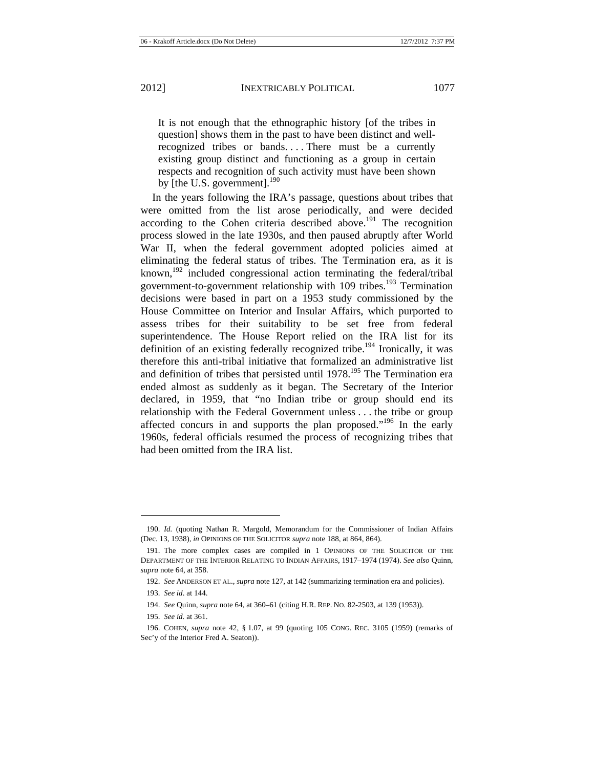> It is not enough that the ethnographic history [of the tribes in question] shows them in the past to have been distinct and well-recognized tribes or bands. . . . There must be a currently existing group distinct and functioning as a group in certain respects and recognition of such activity must have been shown by [the U.S. government].[190]

In the years following the IRA's passage, questions about tribes that were omitted from the list arose periodically, and were decided according to the Cohen criteria described above.[191] The recognition process slowed in the late 1930s, and then paused abruptly after World War II, when the federal government adopted policies aimed at eliminating the federal status of tribes. The Termination era, as it is known,[192] included congressional action terminating the federal/tribal government-to-government relationship with 109 tribes.[193] Termination decisions were based in part on a 1953 study commissioned by the House Committee on Interior and Insular Affairs, which purported to assess tribes for their suitability to be set free from federal superintendence. The House Report relied on the IRA list for its definition of an existing federally recognized tribe.[194] Ironically, it was therefore this anti-tribal initiative that formalized an administrative list and definition of tribes that persisted until 1978.[195] The Termination era ended almost as suddenly as it began. The Secretary of the Interior declared, in 1959, that "no Indian tribe or group should end its relationship with the Federal Government unless . . . the tribe or group affected concurs in and supports the plan proposed."[196] In the early 1960s, federal officials resumed the process of recognizing tribes that had been omitted from the IRA list.

---

190. *Id.* (quoting Nathan R. Margold, Memorandum for the Commissioner of Indian Affairs (Dec. 13, 1938), *in* OPINIONS OF THE SOLICITOR *supra* note 188, at 864, 864).

191. The more complex cases are compiled in 1 OPINIONS OF THE SOLICITOR OF THE DEPARTMENT OF THE INTERIOR RELATING TO INDIAN AFFAIRS, 1917–1974 (1974). *See also* Quinn, *supra* note 64, at 358.

192. *See* ANDERSON ET AL., *supra* note 127, at 142 (summarizing termination era and policies).

193. *See id*. at 144.

194. *See* Quinn, *supra* note 64, at 360–61 (citing H.R. REP. NO. 82-2503, at 139 (1953)).

195. *See id.* at 361.

196. COHEN, *supra* note 42, § 1.07, at 99 (quoting 105 CONG. REC. 3105 (1959) (remarks of Sec'y of the Interior Fred A. Seaton)).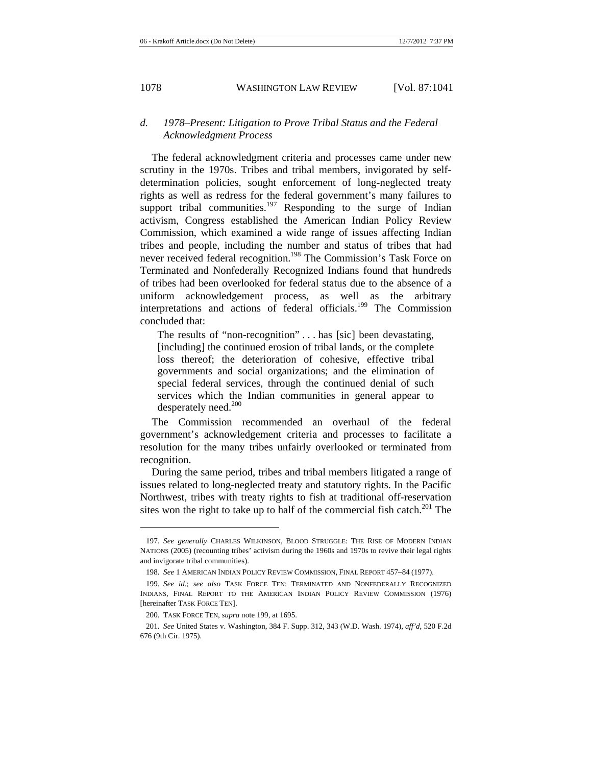### *d. 1978–Present: Litigation to Prove Tribal Status and the Federal Acknowledgment Process*

The federal acknowledgment criteria and processes came under new scrutiny in the 1970s. Tribes and tribal members, invigorated by self-determination policies, sought enforcement of long-neglected treaty rights as well as redress for the federal government's many failures to support tribal communities.[197] Responding to the surge of Indian activism, Congress established the American Indian Policy Review Commission, which examined a wide range of issues affecting Indian tribes and people, including the number and status of tribes that had never received federal recognition.[198] The Commission's Task Force on Terminated and Nonfederally Recognized Indians found that hundreds of tribes had been overlooked for federal status due to the absence of a uniform acknowledgement process, as well as the arbitrary interpretations and actions of federal officials.[199] The Commission concluded that:

> The results of "non-recognition" . . . has [sic] been devastating, [including] the continued erosion of tribal lands, or the complete loss thereof; the deterioration of cohesive, effective tribal governments and social organizations; and the elimination of special federal services, through the continued denial of such services which the Indian communities in general appear to desperately need.[200]

The Commission recommended an overhaul of the federal government's acknowledgement criteria and processes to facilitate a resolution for the many tribes unfairly overlooked or terminated from recognition.

During the same period, tribes and tribal members litigated a range of issues related to long-neglected treaty and statutory rights. In the Pacific Northwest, tribes with treaty rights to fish at traditional off-reservation sites won the right to take up to half of the commercial fish catch.[201] The

---

197. *See generally* CHARLES WILKINSON, BLOOD STRUGGLE: THE RISE OF MODERN INDIAN NATIONS (2005) (recounting tribes' activism during the 1960s and 1970s to revive their legal rights and invigorate tribal communities).

198. *See* 1 AMERICAN INDIAN POLICY REVIEW COMMISSION, FINAL REPORT 457–84 (1977).

199. *See id.*; *see also* TASK FORCE TEN: TERMINATED AND NONFEDERALLY RECOGNIZED INDIANS, FINAL REPORT TO THE AMERICAN INDIAN POLICY REVIEW COMMISSION (1976) [hereinafter TASK FORCE TEN].

200. TASK FORCE TEN, *supra* note 199, at 1695.

201. *See* United States v. Washington, 384 F. Supp. 312, 343 (W.D. Wash. 1974), *aff'd*, 520 F.2d 676 (9th Cir. 1975).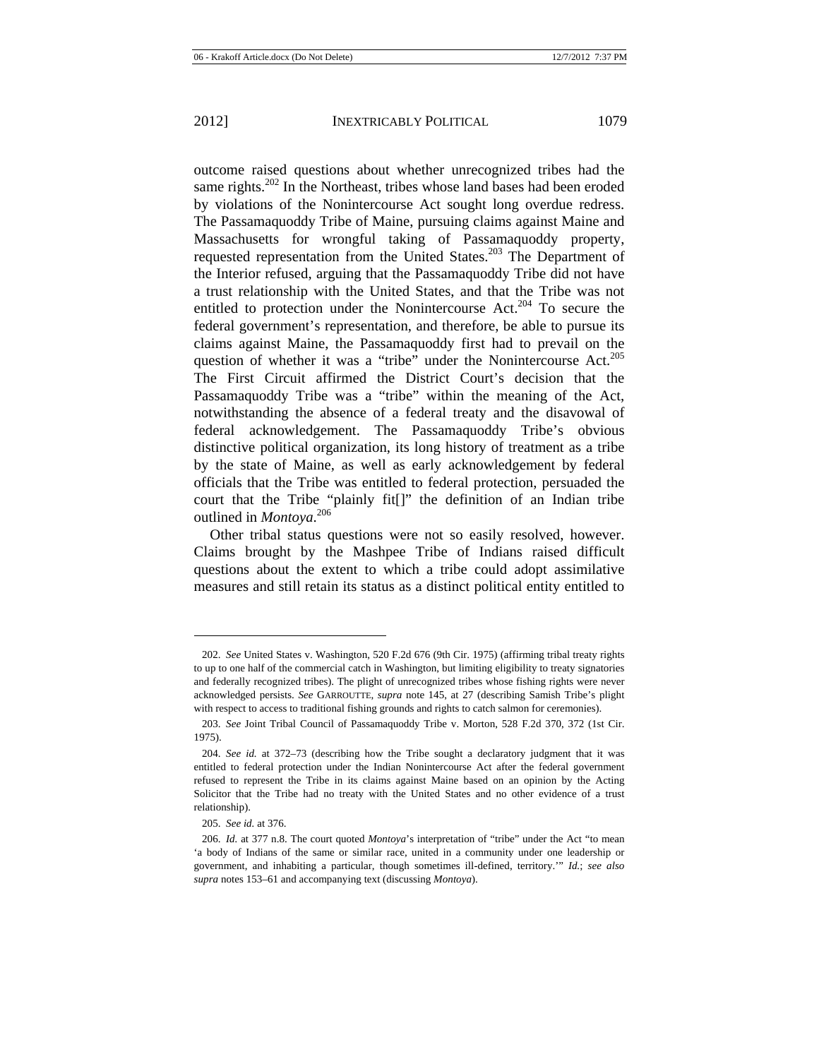outcome raised questions about whether unrecognized tribes had the same rights.[202] In the Northeast, tribes whose land bases had been eroded by violations of the Nonintercourse Act sought long overdue redress. The Passamaquoddy Tribe of Maine, pursuing claims against Maine and Massachusetts for wrongful taking of Passamaquoddy property, requested representation from the United States.[203] The Department of the Interior refused, arguing that the Passamaquoddy Tribe did not have a trust relationship with the United States, and that the Tribe was not entitled to protection under the Nonintercourse Act.[204] To secure the federal government's representation, and therefore, be able to pursue its claims against Maine, the Passamaquoddy first had to prevail on the question of whether it was a "tribe" under the Nonintercourse Act.[205] The First Circuit affirmed the District Court's decision that the Passamaquoddy Tribe was a "tribe" within the meaning of the Act, notwithstanding the absence of a federal treaty and the disavowal of federal acknowledgement. The Passamaquoddy Tribe's obvious distinctive political organization, its long history of treatment as a tribe by the state of Maine, as well as early acknowledgement by federal officials that the Tribe was entitled to federal protection, persuaded the court that the Tribe "plainly fit[]" the definition of an Indian tribe outlined in *Montoya*.[206]

Other tribal status questions were not so easily resolved, however. Claims brought by the Mashpee Tribe of Indians raised difficult questions about the extent to which a tribe could adopt assimilative measures and still retain its status as a distinct political entity entitled to

---

202. *See* United States v. Washington, 520 F.2d 676 (9th Cir. 1975) (affirming tribal treaty rights to up to one half of the commercial catch in Washington, but limiting eligibility to treaty signatories and federally recognized tribes). The plight of unrecognized tribes whose fishing rights were never acknowledged persists. *See* GARROUTTE, *supra* note 145, at 27 (describing Samish Tribe's plight with respect to access to traditional fishing grounds and rights to catch salmon for ceremonies).

203. *See* Joint Tribal Council of Passamaquoddy Tribe v. Morton, 528 F.2d 370, 372 (1st Cir. 1975).

204. *See id.* at 372–73 (describing how the Tribe sought a declaratory judgment that it was entitled to federal protection under the Indian Nonintercourse Act after the federal government refused to represent the Tribe in its claims against Maine based on an opinion by the Acting Solicitor that the Tribe had no treaty with the United States and no other evidence of a trust relationship).

205. *See id.* at 376.

206. *Id.* at 377 n.8. The court quoted *Montoya*'s interpretation of "tribe" under the Act "to mean 'a body of Indians of the same or similar race, united in a community under one leadership or government, and inhabiting a particular, though sometimes ill-defined, territory.'" *Id.*; *see also supra* notes 153–61 and accompanying text (discussing *Montoya*).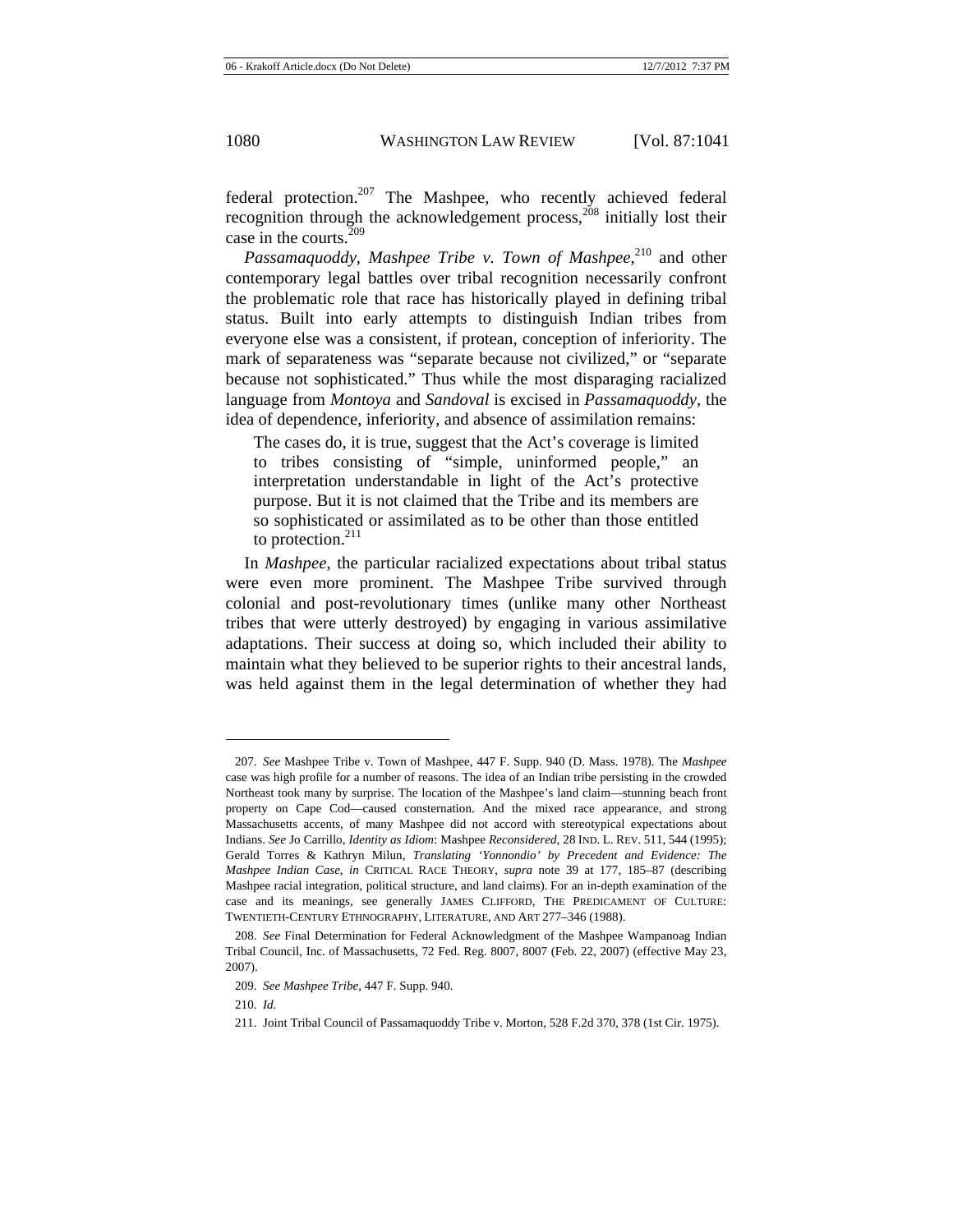federal protection.[207] The Mashpee, who recently achieved federal recognition through the acknowledgement process,[208] initially lost their case in the courts.[209]

*Passamaquoddy*, *Mashpee Tribe v. Town of Mashpee*,[210] and other contemporary legal battles over tribal recognition necessarily confront the problematic role that race has historically played in defining tribal status. Built into early attempts to distinguish Indian tribes from everyone else was a consistent, if protean, conception of inferiority. The mark of separateness was "separate because not civilized," or "separate because not sophisticated." Thus while the most disparaging racialized language from *Montoya* and *Sandoval* is excised in *Passamaquoddy*, the idea of dependence, inferiority, and absence of assimilation remains:

> The cases do, it is true, suggest that the Act's coverage is limited to tribes consisting of "simple, uninformed people," an interpretation understandable in light of the Act's protective purpose. But it is not claimed that the Tribe and its members are so sophisticated or assimilated as to be other than those entitled to protection.[211]

In *Mashpee*, the particular racialized expectations about tribal status were even more prominent. The Mashpee Tribe survived through colonial and post-revolutionary times (unlike many other Northeast tribes that were utterly destroyed) by engaging in various assimilative adaptations. Their success at doing so, which included their ability to maintain what they believed to be superior rights to their ancestral lands, was held against them in the legal determination of whether they had

---

207. *See* Mashpee Tribe v. Town of Mashpee, 447 F. Supp. 940 (D. Mass. 1978). The *Mashpee* case was high profile for a number of reasons. The idea of an Indian tribe persisting in the crowded Northeast took many by surprise. The location of the Mashpee's land claim—stunning beach front property on Cape Cod—caused consternation. And the mixed race appearance, and strong Massachusetts accents, of many Mashpee did not accord with stereotypical expectations about Indians. *See* Jo Carrillo, *Identity as Idiom*: Mashpee *Reconsidered*, 28 IND. L. REV. 511, 544 (1995); Gerald Torres & Kathryn Milun, *Translating 'Yonnondio' by Precedent and Evidence: The Mashpee Indian Case*, *in* CRITICAL RACE THEORY, *supra* note 39 at 177, 185–87 (describing Mashpee racial integration, political structure, and land claims). For an in-depth examination of the case and its meanings, see generally JAMES CLIFFORD, THE PREDICAMENT OF CULTURE: TWENTIETH-CENTURY ETHNOGRAPHY, LITERATURE, AND ART 277–346 (1988).

208. *See* Final Determination for Federal Acknowledgment of the Mashpee Wampanoag Indian Tribal Council, Inc. of Massachusetts, 72 Fed. Reg. 8007, 8007 (Feb. 22, 2007) (effective May 23, 2007).

209. *See Mashpee Tribe*, 447 F. Supp. 940.

210. *Id.*

211. Joint Tribal Council of Passamaquoddy Tribe v. Morton, 528 F.2d 370, 378 (1st Cir. 1975).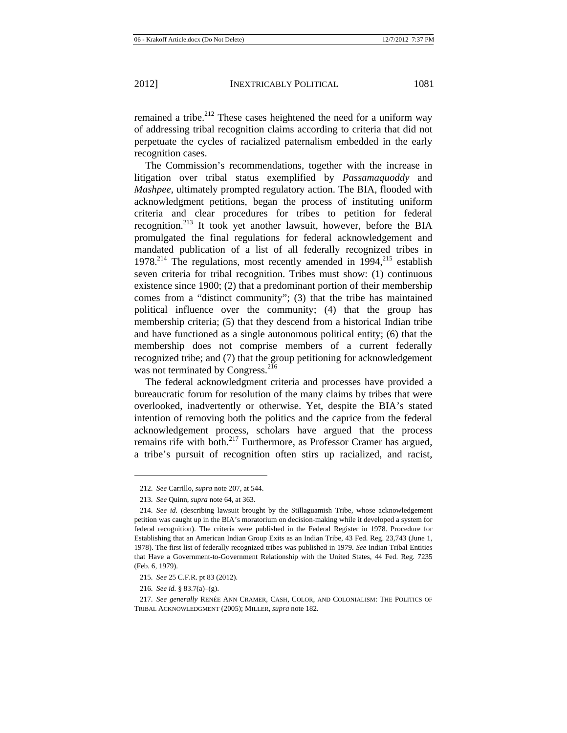remained a tribe.[212] These cases heightened the need for a uniform way of addressing tribal recognition claims according to criteria that did not perpetuate the cycles of racialized paternalism embedded in the early recognition cases.

The Commission's recommendations, together with the increase in litigation over tribal status exemplified by *Passamaquoddy* and *Mashpee*, ultimately prompted regulatory action. The BIA, flooded with acknowledgment petitions, began the process of instituting uniform criteria and clear procedures for tribes to petition for federal recognition.[213] It took yet another lawsuit, however, before the BIA promulgated the final regulations for federal acknowledgement and mandated publication of a list of all federally recognized tribes in 1978.[214] The regulations, most recently amended in 1994,[215] establish seven criteria for tribal recognition. Tribes must show: (1) continuous existence since 1900; (2) that a predominant portion of their membership comes from a "distinct community"; (3) that the tribe has maintained political influence over the community; (4) that the group has membership criteria; (5) that they descend from a historical Indian tribe and have functioned as a single autonomous political entity; (6) that the membership does not comprise members of a current federally recognized tribe; and (7) that the group petitioning for acknowledgement was not terminated by Congress.[216]

The federal acknowledgment criteria and processes have provided a bureaucratic forum for resolution of the many claims by tribes that were overlooked, inadvertently or otherwise. Yet, despite the BIA's stated intention of removing both the politics and the caprice from the federal acknowledgement process, scholars have argued that the process remains rife with both.[217] Furthermore, as Professor Cramer has argued, a tribe's pursuit of recognition often stirs up racialized, and racist,

---

212. *See* Carrillo, *supra* note 207, at 544.

213. *See* Quinn, *supra* note 64, at 363.

214. *See id.* (describing lawsuit brought by the Stillaguamish Tribe, whose acknowledgement petition was caught up in the BIA's moratorium on decision-making while it developed a system for federal recognition). The criteria were published in the Federal Register in 1978. Procedure for Establishing that an American Indian Group Exits as an Indian Tribe, 43 Fed. Reg. 23,743 (June 1, 1978). The first list of federally recognized tribes was published in 1979. *See* Indian Tribal Entities that Have a Government-to-Government Relationship with the United States, 44 Fed. Reg. 7235 (Feb. 6, 1979).

215. *See* 25 C.F.R. pt 83 (2012).

216. *See id.* § 83.7(a)–(g).

217. *See generally* RENÉE ANN CRAMER, CASH, COLOR, AND COLONIALISM: THE POLITICS OF TRIBAL ACKNOWLEDGMENT (2005); MILLER, *supra* note 182.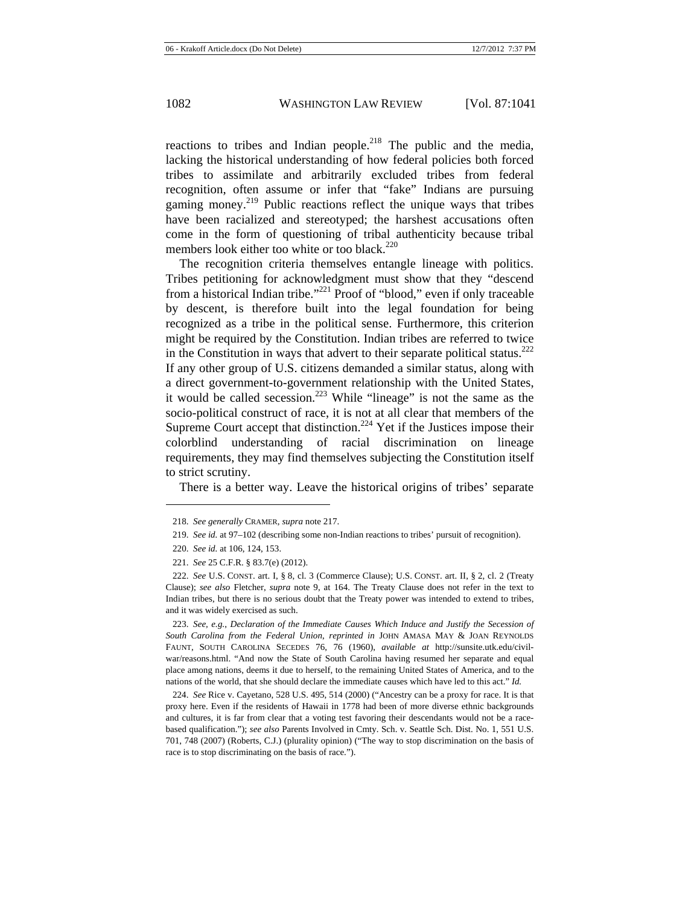reactions to tribes and Indian people.[218] The public and the media, lacking the historical understanding of how federal policies both forced tribes to assimilate and arbitrarily excluded tribes from federal recognition, often assume or infer that "fake" Indians are pursuing gaming money.[219] Public reactions reflect the unique ways that tribes have been racialized and stereotyped; the harshest accusations often come in the form of questioning of tribal authenticity because tribal members look either too white or too black.[220]

The recognition criteria themselves entangle lineage with politics. Tribes petitioning for acknowledgment must show that they "descend from a historical Indian tribe."[221] Proof of "blood," even if only traceable by descent, is therefore built into the legal foundation for being recognized as a tribe in the political sense. Furthermore, this criterion might be required by the Constitution. Indian tribes are referred to twice in the Constitution in ways that advert to their separate political status.[222] If any other group of U.S. citizens demanded a similar status, along with a direct government-to-government relationship with the United States, it would be called secession.[223] While "lineage" is not the same as the socio-political construct of race, it is not at all clear that members of the Supreme Court accept that distinction.[224] Yet if the Justices impose their colorblind understanding of racial discrimination on lineage requirements, they may find themselves subjecting the Constitution itself to strict scrutiny.

There is a better way. Leave the historical origins of tribes' separate

---

218. *See generally* CRAMER, *supra* note 217.

219. *See id.* at 97–102 (describing some non-Indian reactions to tribes' pursuit of recognition).

220. *See id.* at 106, 124, 153.

221. *See* 25 C.F.R. § 83.7(e) (2012).

222. *See* U.S. CONST. art. I, § 8, cl. 3 (Commerce Clause); U.S. CONST. art. II, § 2, cl. 2 (Treaty Clause); *see also* Fletcher, *supra* note 9, at 164. The Treaty Clause does not refer in the text to Indian tribes, but there is no serious doubt that the Treaty power was intended to extend to tribes, and it was widely exercised as such.

223. *See, e.g.*, *Declaration of the Immediate Causes Which Induce and Justify the Secession of South Carolina from the Federal Union*, *reprinted in* JOHN AMASA MAY & JOAN REYNOLDS FAUNT, SOUTH CAROLINA SECEDES 76, 76 (1960), *available at* http://sunsite.utk.edu/civil-war/reasons.html. "And now the State of South Carolina having resumed her separate and equal place among nations, deems it due to herself, to the remaining United States of America, and to the nations of the world, that she should declare the immediate causes which have led to this act." *Id.*

224. *See* Rice v. Cayetano, 528 U.S. 495, 514 (2000) ("Ancestry can be a proxy for race. It is that proxy here. Even if the residents of Hawaii in 1778 had been of more diverse ethnic backgrounds and cultures, it is far from clear that a voting test favoring their descendants would not be a race-based qualification."); *see also* Parents Involved in Cmty. Sch. v. Seattle Sch. Dist. No. 1, 551 U.S. 701, 748 (2007) (Roberts, C.J.) (plurality opinion) ("The way to stop discrimination on the basis of race is to stop discriminating on the basis of race.").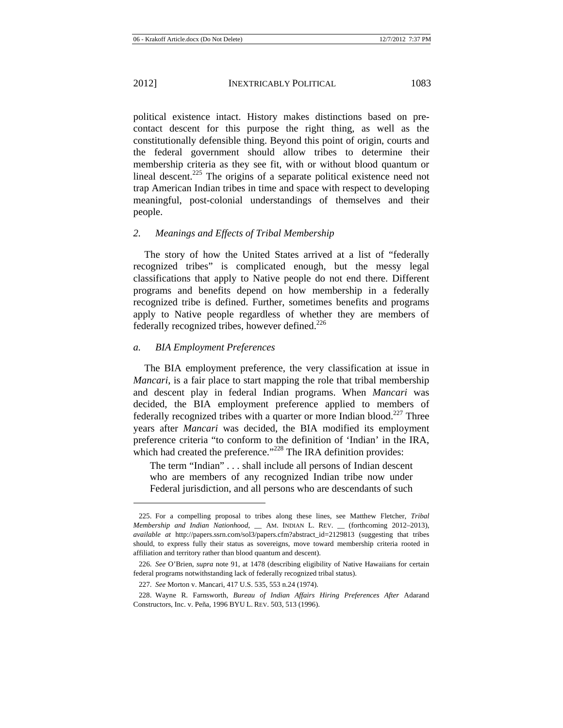political existence intact. History makes distinctions based on pre-contact descent for this purpose the right thing, as well as the constitutionally defensible thing. Beyond this point of origin, courts and the federal government should allow tribes to determine their membership criteria as they see fit, with or without blood quantum or lineal descent.[225] The origins of a separate political existence need not trap American Indian tribes in time and space with respect to developing meaningful, post-colonial understandings of themselves and their people.

### *2. Meanings and Effects of Tribal Membership*

The story of how the United States arrived at a list of "federally recognized tribes" is complicated enough, but the messy legal classifications that apply to Native people do not end there. Different programs and benefits depend on how membership in a federally recognized tribe is defined. Further, sometimes benefits and programs apply to Native people regardless of whether they are members of federally recognized tribes, however defined.[226]

#### *a. BIA Employment Preferences*

The BIA employment preference, the very classification at issue in *Mancari*, is a fair place to start mapping the role that tribal membership and descent play in federal Indian programs. When *Mancari* was decided, the BIA employment preference applied to members of federally recognized tribes with a quarter or more Indian blood.[227] Three years after *Mancari* was decided, the BIA modified its employment preference criteria "to conform to the definition of 'Indian' in the IRA, which had created the preference."[228] The IRA definition provides:

> The term "Indian" . . . shall include all persons of Indian descent who are members of any recognized Indian tribe now under Federal jurisdiction, and all persons who are descendants of such

---

225. For a compelling proposal to tribes along these lines, see Matthew Fletcher, *Tribal Membership and Indian Nationhood*, __ AM. INDIAN L. REV. __ (forthcoming 2012–2013), *available at* http://papers.ssrn.com/sol3/papers.cfm?abstract_id=2129813 (suggesting that tribes should, to express fully their status as sovereigns, move toward membership criteria rooted in affiliation and territory rather than blood quantum and descent).

226. *See* O'Brien, *supra* note 91, at 1478 (describing eligibility of Native Hawaiians for certain federal programs notwithstanding lack of federally recognized tribal status).

227. *See* Morton v. Mancari, 417 U.S. 535, 553 n.24 (1974).

228. Wayne R. Farnsworth, *Bureau of Indian Affairs Hiring Preferences After* Adarand Constructors, Inc. v. Peña, 1996 BYU L. REV. 503, 513 (1996).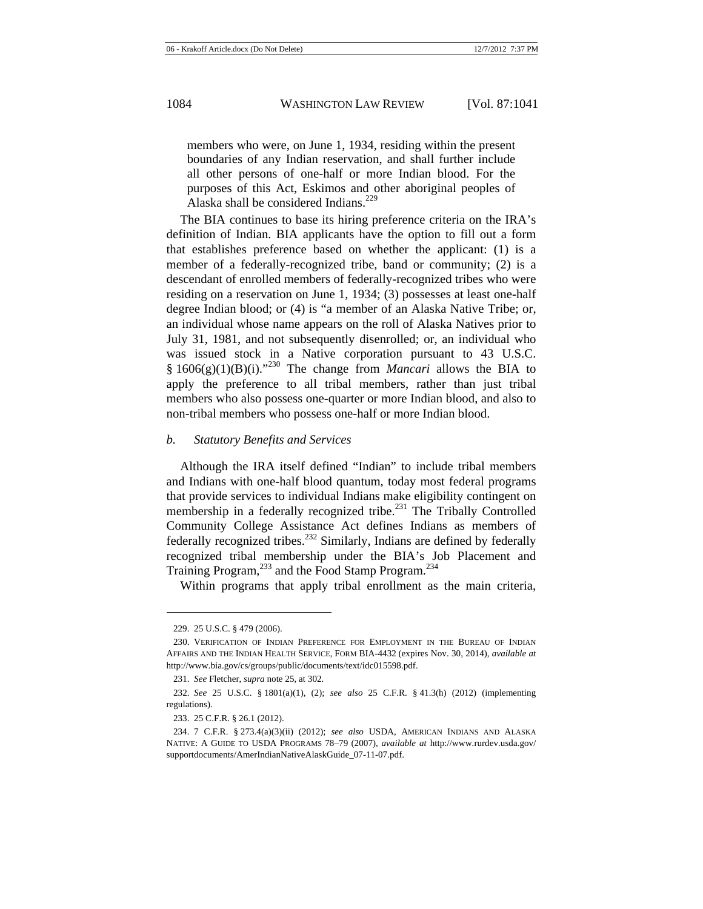members who were, on June 1, 1934, residing within the present boundaries of any Indian reservation, and shall further include all other persons of one-half or more Indian blood. For the purposes of this Act, Eskimos and other aboriginal peoples of Alaska shall be considered Indians."[229]

The BIA continues to base its hiring preference criteria on the IRA's definition of Indian. BIA applicants have the option to fill out a form that establishes preference based on whether the applicant: (1) is a member of a federally-recognized tribe, band or community; (2) is a descendant of enrolled members of federally-recognized tribes who were residing on a reservation on June 1, 1934; (3) possesses at least one-half degree Indian blood; or (4) is "a member of an Alaska Native Tribe; or, an individual whose name appears on the roll of Alaska Natives prior to July 31, 1981, and not subsequently disenrolled; or, an individual who was issued stock in a Native corporation pursuant to 43 U.S.C. § 1606(g)(1)(B)(i)."[230] The change from *Mancari* allows the BIA to apply the preference to all tribal members, rather than just tribal members who also possess one-quarter or more Indian blood, and also to non-tribal members who possess one-half or more Indian blood.

### *b. Statutory Benefits and Services*

Although the IRA itself defined "Indian" to include tribal members and Indians with one-half blood quantum, today most federal programs that provide services to individual Indians make eligibility contingent on membership in a federally recognized tribe.[231] The Tribally Controlled Community College Assistance Act defines Indians as members of federally recognized tribes.[232] Similarly, Indians are defined by federally recognized tribal membership under the BIA's Job Placement and Training Program,[233] and the Food Stamp Program.[234]

Within programs that apply tribal enrollment as the main criteria,

---

229. 25 U.S.C. § 479 (2006).

230. VERIFICATION OF INDIAN PREFERENCE FOR EMPLOYMENT IN THE BUREAU OF INDIAN AFFAIRS AND THE INDIAN HEALTH SERVICE, FORM BIA-4432 (expires Nov. 30, 2014), *available at* http://www.bia.gov/cs/groups/public/documents/text/idc015598.pdf.

231. *See* Fletcher, *supra* note 25, at 302.

232. *See* 25 U.S.C. § 1801(a)(1), (2); *see also* 25 C.F.R. § 41.3(h) (2012) (implementing regulations).

233. 25 C.F.R. § 26.1 (2012).

234. 7 C.F.R. § 273.4(a)(3)(ii) (2012); *see also* USDA, AMERICAN INDIANS AND ALASKA NATIVE: A GUIDE TO USDA PROGRAMS 78–79 (2007), *available at* http://www.rurdev.usda.gov/supportdocuments/AmerIndianNativeAlaskGuide_07-11-07.pdf.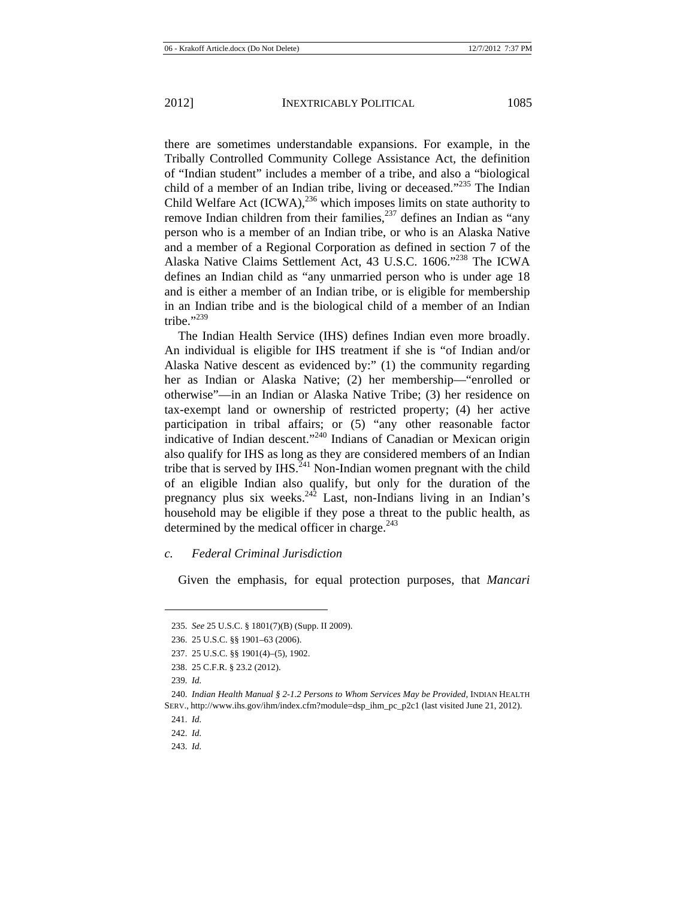there are sometimes understandable expansions. For example, in the Tribally Controlled Community College Assistance Act, the definition of "Indian student" includes a member of a tribe, and also a "biological child of a member of an Indian tribe, living or deceased."[235] The Indian Child Welfare Act (ICWA),[236] which imposes limits on state authority to remove Indian children from their families,[237] defines an Indian as "any person who is a member of an Indian tribe, or who is an Alaska Native and a member of a Regional Corporation as defined in section 7 of the Alaska Native Claims Settlement Act, 43 U.S.C. 1606."[238] The ICWA defines an Indian child as "any unmarried person who is under age 18 and is either a member of an Indian tribe, or is eligible for membership in an Indian tribe and is the biological child of a member of an Indian tribe."[239]

The Indian Health Service (IHS) defines Indian even more broadly. An individual is eligible for IHS treatment if she is "of Indian and/or Alaska Native descent as evidenced by:" (1) the community regarding her as Indian or Alaska Native; (2) her membership—"enrolled or otherwise"—in an Indian or Alaska Native Tribe; (3) her residence on tax-exempt land or ownership of restricted property; (4) her active participation in tribal affairs; or (5) "any other reasonable factor indicative of Indian descent."[240] Indians of Canadian or Mexican origin also qualify for IHS as long as they are considered members of an Indian tribe that is served by IHS.[241] Non-Indian women pregnant with the child of an eligible Indian also qualify, but only for the duration of the pregnancy plus six weeks.[242] Last, non-Indians living in an Indian's household may be eligible if they pose a threat to the public health, as determined by the medical officer in charge.[243]

### *c. Federal Criminal Jurisdiction*

Given the emphasis, for equal protection purposes, that *Mancari*

---

235. *See* 25 U.S.C. § 1801(7)(B) (Supp. II 2009).

236. 25 U.S.C. §§ 1901–63 (2006).

237. 25 U.S.C. §§ 1901(4)–(5), 1902.

238. 25 C.F.R. § 23.2 (2012).

239. *Id.*

240. *Indian Health Manual § 2-1.2 Persons to Whom Services May be Provided*, INDIAN HEALTH SERV., http://www.ihs.gov/ihm/index.cfm?module=dsp_ihm_pc_p2c1 (last visited June 21, 2012).

241. *Id.*

242. *Id.*

243. *Id.*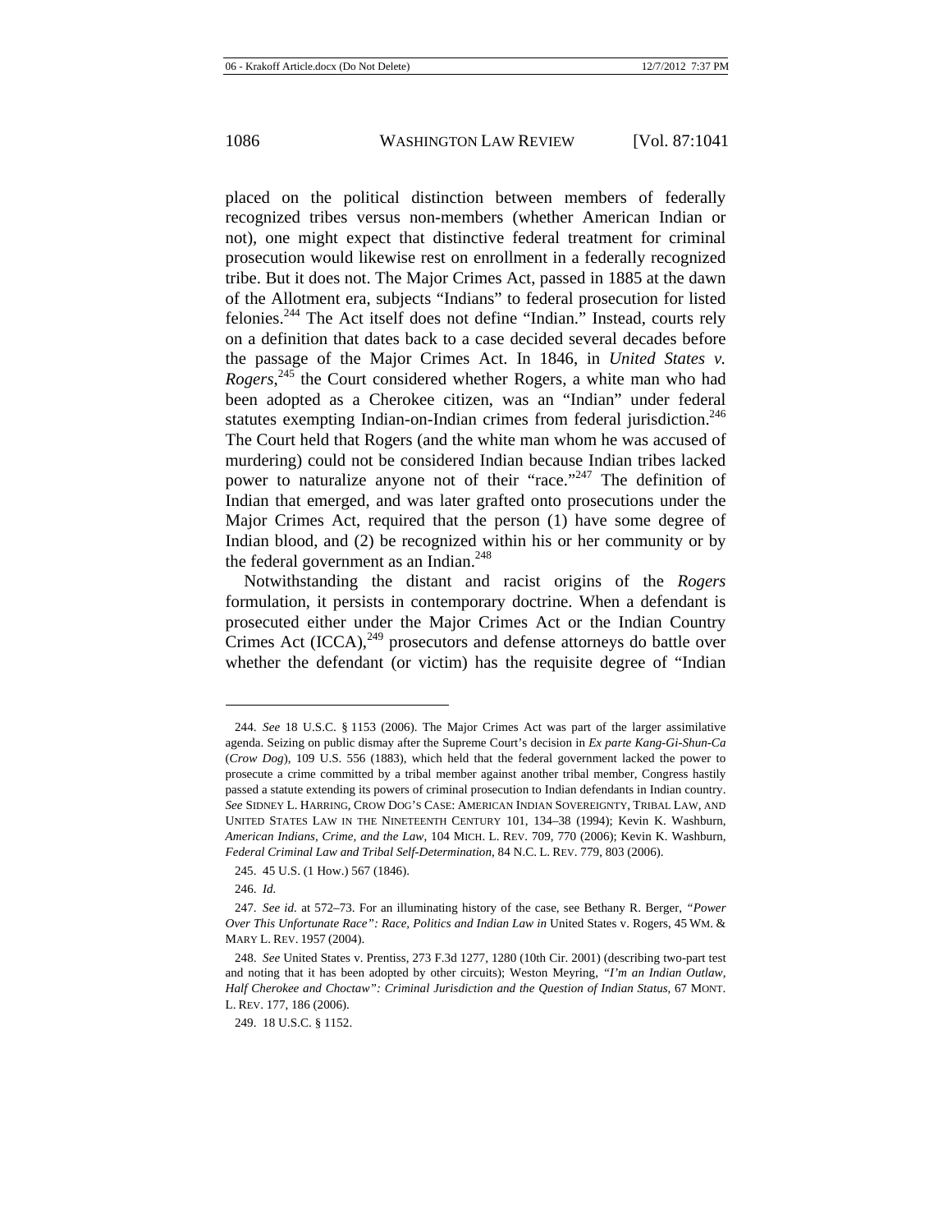placed on the political distinction between members of federally recognized tribes versus non-members (whether American Indian or not), one might expect that distinctive federal treatment for criminal prosecution would likewise rest on enrollment in a federally recognized tribe. But it does not. The Major Crimes Act, passed in 1885 at the dawn of the Allotment era, subjects "Indians" to federal prosecution for listed felonies.[244] The Act itself does not define "Indian." Instead, courts rely on a definition that dates back to a case decided several decades before the passage of the Major Crimes Act. In 1846, in *United States v. Rogers*,[245] the Court considered whether Rogers, a white man who had been adopted as a Cherokee citizen, was an "Indian" under federal statutes exempting Indian-on-Indian crimes from federal jurisdiction.[246] The Court held that Rogers (and the white man whom he was accused of murdering) could not be considered Indian because Indian tribes lacked power to naturalize anyone not of their "race."[247] The definition of Indian that emerged, and was later grafted onto prosecutions under the Major Crimes Act, required that the person (1) have some degree of Indian blood, and (2) be recognized within his or her community or by the federal government as an Indian.[248]

Notwithstanding the distant and racist origins of the *Rogers* formulation, it persists in contemporary doctrine. When a defendant is prosecuted either under the Major Crimes Act or the Indian Country Crimes Act (ICCA),[249] prosecutors and defense attorneys do battle over whether the defendant (or victim) has the requisite degree of "Indian

---

244. *See* 18 U.S.C. § 1153 (2006). The Major Crimes Act was part of the larger assimilative agenda. Seizing on public dismay after the Supreme Court's decision in *Ex parte Kang-Gi-Shun-Ca* (*Crow Dog*), 109 U.S. 556 (1883), which held that the federal government lacked the power to prosecute a crime committed by a tribal member against another tribal member, Congress hastily passed a statute extending its powers of criminal prosecution to Indian defendants in Indian country. *See* SIDNEY L. HARRING, CROW DOG'S CASE: AMERICAN INDIAN SOVEREIGNTY, TRIBAL LAW, AND UNITED STATES LAW IN THE NINETEENTH CENTURY 101, 134–38 (1994); Kevin K. Washburn, *American Indians, Crime, and the Law*, 104 MICH. L. REV. 709, 770 (2006); Kevin K. Washburn, *Federal Criminal Law and Tribal Self-Determination*, 84 N.C. L. REV. 779, 803 (2006).

245. 45 U.S. (1 How.) 567 (1846).

246. *Id.*

247. *See id.* at 572–73. For an illuminating history of the case, see Bethany R. Berger, *"Power Over This Unfortunate Race": Race, Politics and Indian Law in* United States v. Rogers, 45 WM. & MARY L. REV. 1957 (2004).

248. *See* United States v. Prentiss, 273 F.3d 1277, 1280 (10th Cir. 2001) (describing two-part test and noting that it has been adopted by other circuits); Weston Meyring, *"I'm an Indian Outlaw, Half Cherokee and Choctaw": Criminal Jurisdiction and the Question of Indian Status*, 67 MONT. L. REV. 177, 186 (2006).

249. 18 U.S.C. § 1152.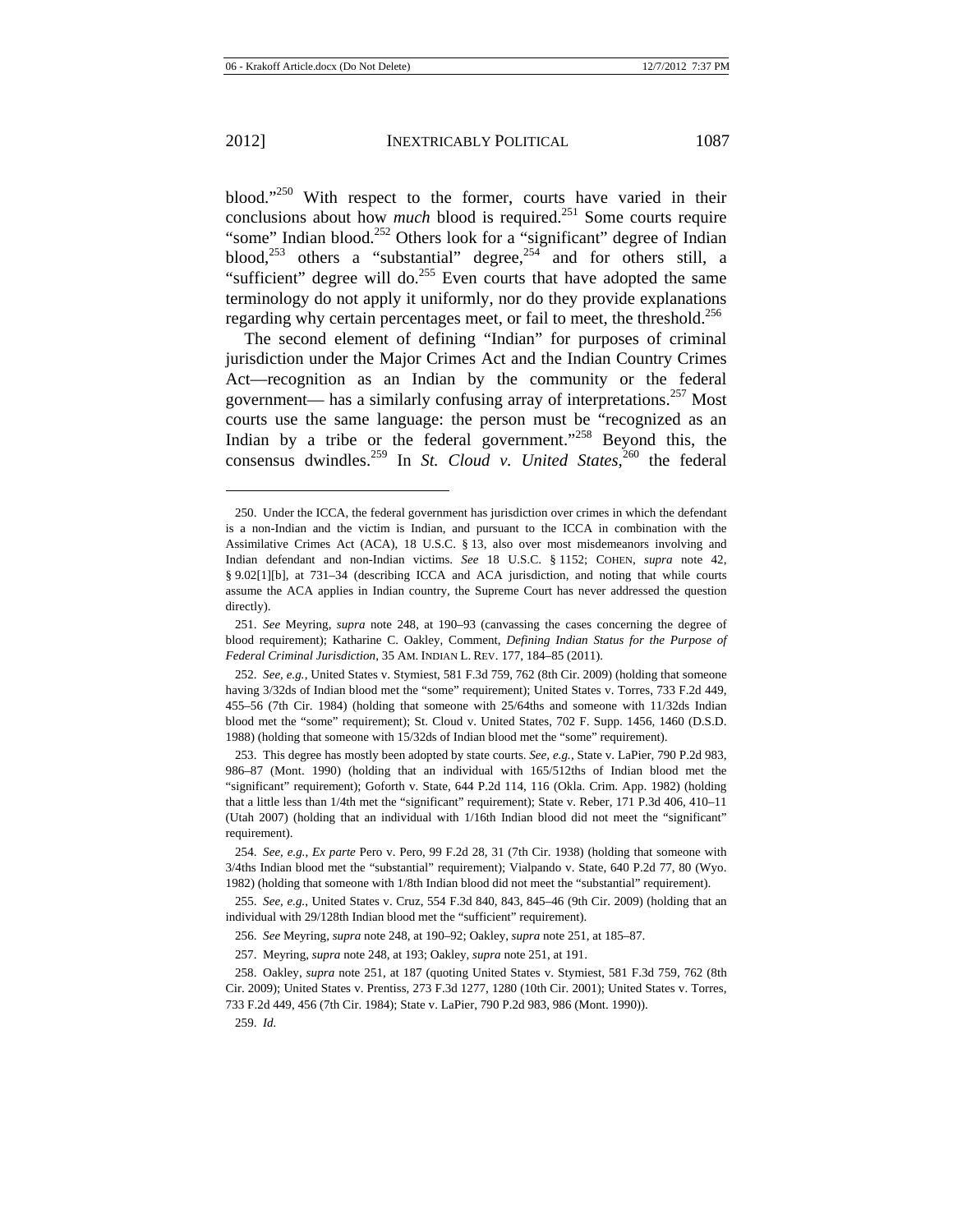blood."[250] With respect to the former, courts have varied in their conclusions about how *much* blood is required.[251] Some courts require "some" Indian blood.[252] Others look for a "significant" degree of Indian blood,[253] others a "substantial" degree,[254] and for others still, a "sufficient" degree will do.[255] Even courts that have adopted the same terminology do not apply it uniformly, nor do they provide explanations regarding why certain percentages meet, or fail to meet, the threshold.[256]

The second element of defining "Indian" for purposes of criminal jurisdiction under the Major Crimes Act and the Indian Country Crimes Act—recognition as an Indian by the community or the federal government— has a similarly confusing array of interpretations.[257] Most courts use the same language: the person must be "recognized as an Indian by a tribe or the federal government."[258] Beyond this, the consensus dwindles.[259] In *St. Cloud v. United States*,[260] the federal

---

250. Under the ICCA, the federal government has jurisdiction over crimes in which the defendant is a non-Indian and the victim is Indian, and pursuant to the ICCA in combination with the Assimilative Crimes Act (ACA), 18 U.S.C. § 13, also over most misdemeanors involving and Indian defendant and non-Indian victims. *See* 18 U.S.C. § 1152; COHEN, *supra* note 42, § 9.02[1][b], at 731–34 (describing ICCA and ACA jurisdiction, and noting that while courts assume the ACA applies in Indian country, the Supreme Court has never addressed the question directly).

251. *See* Meyring, *supra* note 248, at 190–93 (canvassing the cases concerning the degree of blood requirement); Katharine C. Oakley, Comment, *Defining Indian Status for the Purpose of Federal Criminal Jurisdiction*, 35 AM. INDIAN L. REV. 177, 184–85 (2011).

252. *See, e.g.*, United States v. Stymiest, 581 F.3d 759, 762 (8th Cir. 2009) (holding that someone having 3/32ds of Indian blood met the "some" requirement); United States v. Torres, 733 F.2d 449, 455–56 (7th Cir. 1984) (holding that someone with 25/64ths and someone with 11/32ds Indian blood met the "some" requirement); St. Cloud v. United States, 702 F. Supp. 1456, 1460 (D.S.D. 1988) (holding that someone with 15/32ds of Indian blood met the "some" requirement).

253. This degree has mostly been adopted by state courts. *See, e.g.*, State v. LaPier, 790 P.2d 983, 986–87 (Mont. 1990) (holding that an individual with 165/512ths of Indian blood met the "significant" requirement); Goforth v. State, 644 P.2d 114, 116 (Okla. Crim. App. 1982) (holding that a little less than 1/4th met the "significant" requirement); State v. Reber, 171 P.3d 406, 410–11 (Utah 2007) (holding that an individual with 1/16th Indian blood did not meet the "significant" requirement).

254. *See, e.g.*, *Ex parte* Pero v. Pero, 99 F.2d 28, 31 (7th Cir. 1938) (holding that someone with 3/4ths Indian blood met the "substantial" requirement); Vialpando v. State, 640 P.2d 77, 80 (Wyo. 1982) (holding that someone with 1/8th Indian blood did not meet the "substantial" requirement).

255. *See, e.g.*, United States v. Cruz, 554 F.3d 840, 843, 845–46 (9th Cir. 2009) (holding that an individual with 29/128th Indian blood met the "sufficient" requirement).

256. *See* Meyring, *supra* note 248, at 190–92; Oakley, *supra* note 251, at 185–87.

257. Meyring, *supra* note 248, at 193; Oakley, *supra* note 251, at 191.

258. Oakley, *supra* note 251, at 187 (quoting United States v. Stymiest, 581 F.3d 759, 762 (8th Cir. 2009); United States v. Prentiss, 273 F.3d 1277, 1280 (10th Cir. 2001); United States v. Torres, 733 F.2d 449, 456 (7th Cir. 1984); State v. LaPier, 790 P.2d 983, 986 (Mont. 1990)).

259. *Id.*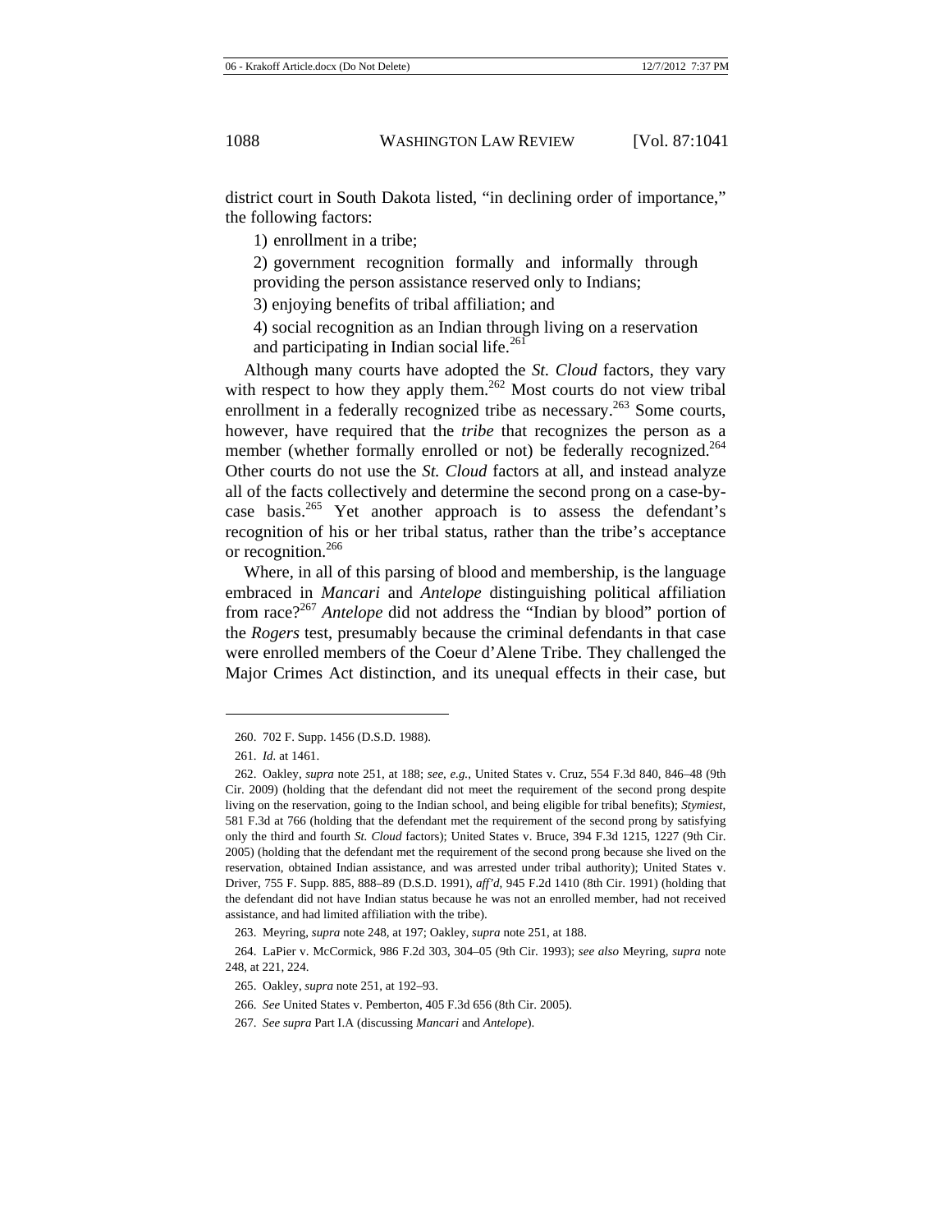district court in South Dakota listed, "in declining order of importance," the following factors:

1) enrollment in a tribe;

2) government recognition formally and informally through providing the person assistance reserved only to Indians;

3) enjoying benefits of tribal affiliation; and

4) social recognition as an Indian through living on a reservation and participating in Indian social life.[261]

Although many courts have adopted the *St. Cloud* factors, they vary with respect to how they apply them.[262] Most courts do not view tribal enrollment in a federally recognized tribe as necessary.[263] Some courts, however, have required that the *tribe* that recognizes the person as a member (whether formally enrolled or not) be federally recognized.[264] Other courts do not use the *St. Cloud* factors at all, and instead analyze all of the facts collectively and determine the second prong on a case-by-case basis.[265] Yet another approach is to assess the defendant's recognition of his or her tribal status, rather than the tribe's acceptance or recognition.[266]

Where, in all of this parsing of blood and membership, is the language embraced in *Mancari* and *Antelope* distinguishing political affiliation from race?[267] *Antelope* did not address the "Indian by blood" portion of the *Rogers* test, presumably because the criminal defendants in that case were enrolled members of the Coeur d'Alene Tribe. They challenged the Major Crimes Act distinction, and its unequal effects in their case, but

---

260. 702 F. Supp. 1456 (D.S.D. 1988).

261. *Id.* at 1461.

262. Oakley, *supra* note 251, at 188; *see, e.g.*, United States v. Cruz, 554 F.3d 840, 846–48 (9th Cir. 2009) (holding that the defendant did not meet the requirement of the second prong despite living on the reservation, going to the Indian school, and being eligible for tribal benefits); *Stymiest*, 581 F.3d at 766 (holding that the defendant met the requirement of the second prong by satisfying only the third and fourth *St. Cloud* factors); United States v. Bruce, 394 F.3d 1215, 1227 (9th Cir. 2005) (holding that the defendant met the requirement of the second prong because she lived on the reservation, obtained Indian assistance, and was arrested under tribal authority); United States v. Driver, 755 F. Supp. 885, 888–89 (D.S.D. 1991), *aff'd*, 945 F.2d 1410 (8th Cir. 1991) (holding that the defendant did not have Indian status because he was not an enrolled member, had not received assistance, and had limited affiliation with the tribe).

263. Meyring, *supra* note 248, at 197; Oakley, *supra* note 251, at 188.

264. LaPier v. McCormick, 986 F.2d 303, 304–05 (9th Cir. 1993); *see also* Meyring, *supra* note 248, at 221, 224.

265. Oakley, *supra* note 251, at 192–93.

266. *See* United States v. Pemberton, 405 F.3d 656 (8th Cir. 2005).

267. *See supra* Part I.A (discussing *Mancari* and *Antelope*).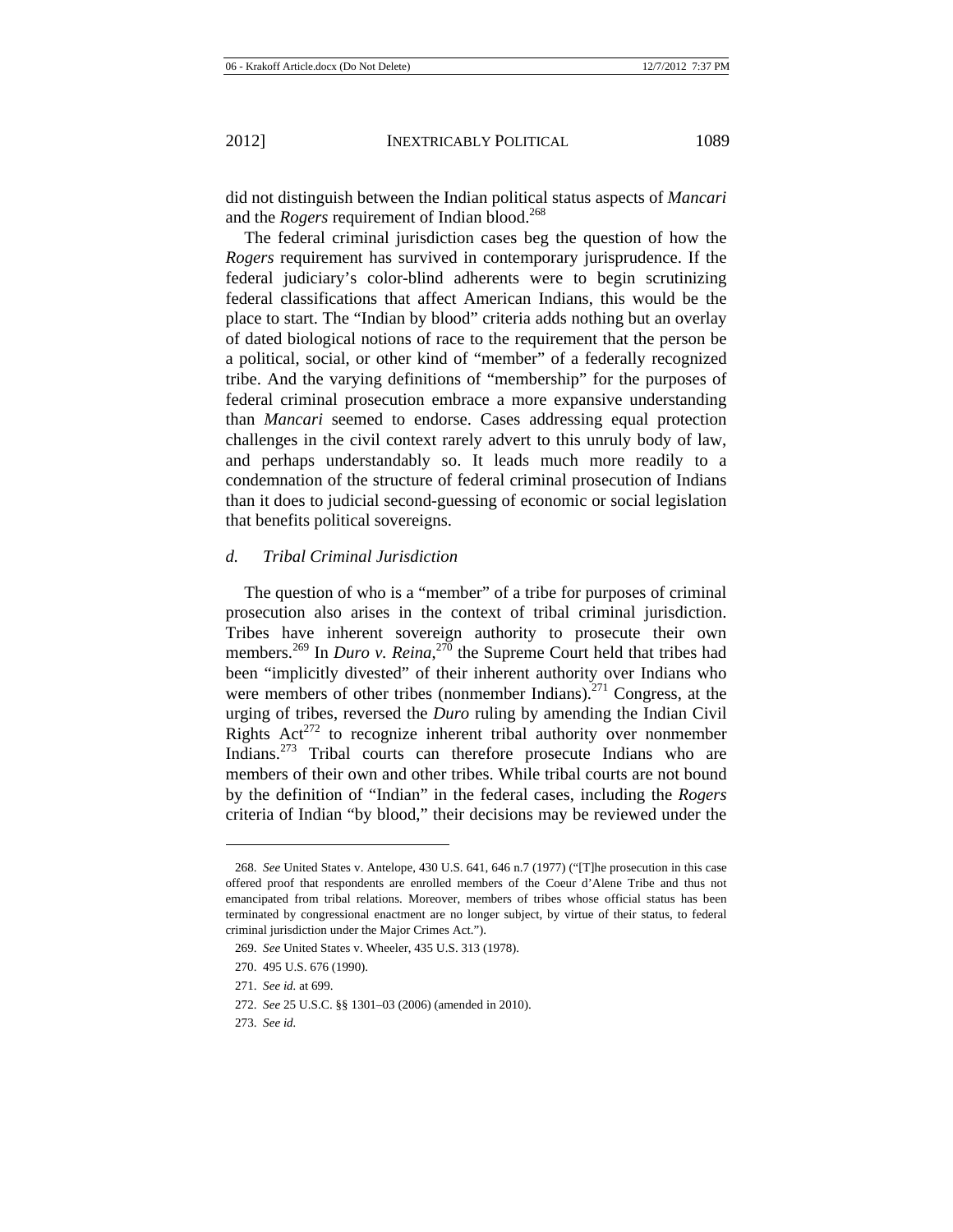did not distinguish between the Indian political status aspects of *Mancari* and the *Rogers* requirement of Indian blood.[268]

The federal criminal jurisdiction cases beg the question of how the *Rogers* requirement has survived in contemporary jurisprudence. If the federal judiciary's color-blind adherents were to begin scrutinizing federal classifications that affect American Indians, this would be the place to start. The "Indian by blood" criteria adds nothing but an overlay of dated biological notions of race to the requirement that the person be a political, social, or other kind of "member" of a federally recognized tribe. And the varying definitions of "membership" for the purposes of federal criminal prosecution embrace a more expansive understanding than *Mancari* seemed to endorse. Cases addressing equal protection challenges in the civil context rarely advert to this unruly body of law, and perhaps understandably so. It leads much more readily to a condemnation of the structure of federal criminal prosecution of Indians than it does to judicial second-guessing of economic or social legislation that benefits political sovereigns.

*d. Tribal Criminal Jurisdiction*

The question of who is a "member" of a tribe for purposes of criminal prosecution also arises in the context of tribal criminal jurisdiction. Tribes have inherent sovereign authority to prosecute their own members.[269] In *Duro v. Reina*,[270] the Supreme Court held that tribes had been "implicitly divested" of their inherent authority over Indians who were members of other tribes (nonmember Indians).[271] Congress, at the urging of tribes, reversed the *Duro* ruling by amending the Indian Civil Rights Act[272] to recognize inherent tribal authority over nonmember Indians.[273] Tribal courts can therefore prosecute Indians who are members of their own and other tribes. While tribal courts are not bound by the definition of "Indian" in the federal cases, including the *Rogers* criteria of Indian "by blood," their decisions may be reviewed under the

---

268. *See* United States v. Antelope, 430 U.S. 641, 646 n.7 (1977) ("[T]he prosecution in this case offered proof that respondents are enrolled members of the Coeur d'Alene Tribe and thus not emancipated from tribal relations. Moreover, members of tribes whose official status has been terminated by congressional enactment are no longer subject, by virtue of their status, to federal criminal jurisdiction under the Major Crimes Act.").

269. *See* United States v. Wheeler, 435 U.S. 313 (1978).

270. 495 U.S. 676 (1990).

271. *See id.* at 699.

272. *See* 25 U.S.C. §§ 1301–03 (2006) (amended in 2010).

273. *See id.*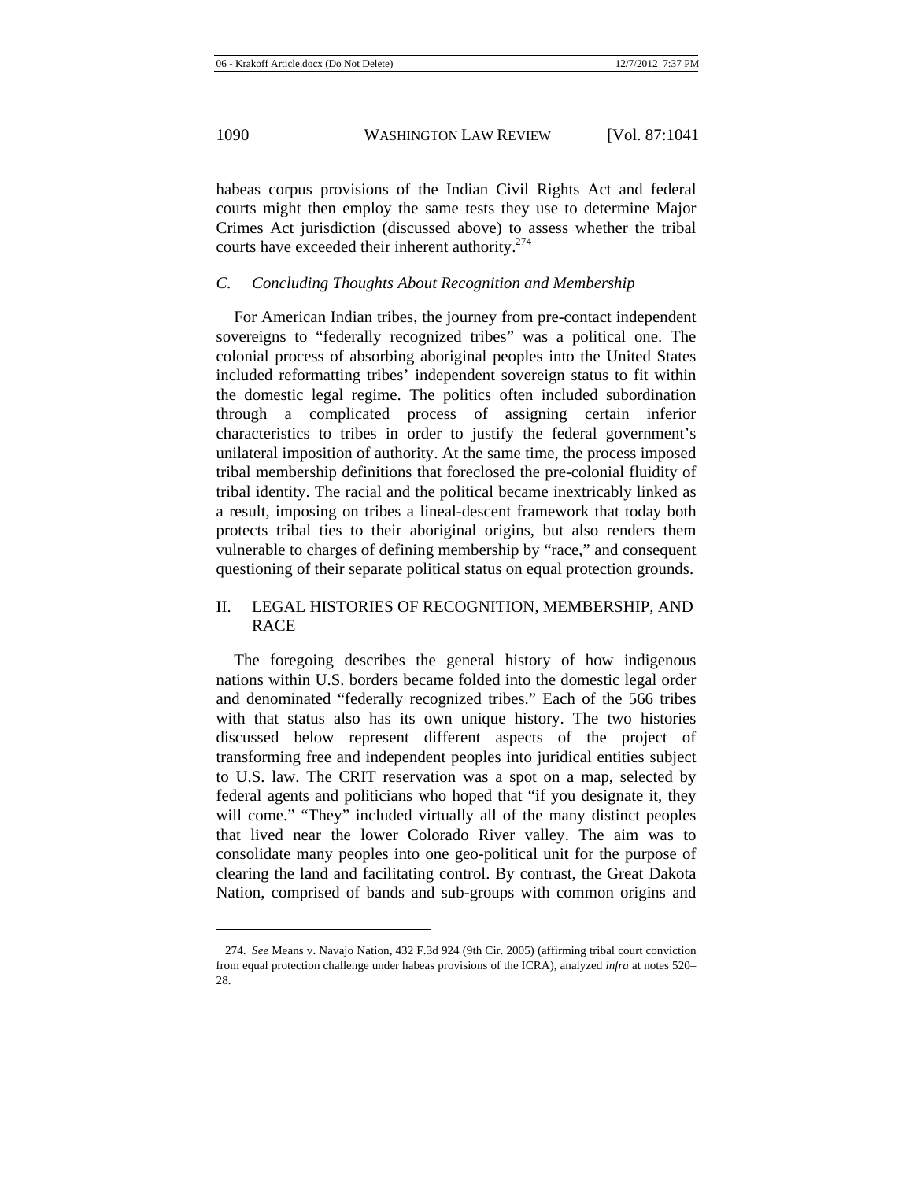habeas corpus provisions of the Indian Civil Rights Act and federal courts might then employ the same tests they use to determine Major Crimes Act jurisdiction (discussed above) to assess whether the tribal courts have exceeded their inherent authority.[274]

### *C. Concluding Thoughts About Recognition and Membership*

For American Indian tribes, the journey from pre-contact independent sovereigns to "federally recognized tribes" was a political one. The colonial process of absorbing aboriginal peoples into the United States included reformatting tribes' independent sovereign status to fit within the domestic legal regime. The politics often included subordination through a complicated process of assigning certain inferior characteristics to tribes in order to justify the federal government's unilateral imposition of authority. At the same time, the process imposed tribal membership definitions that foreclosed the pre-colonial fluidity of tribal identity. The racial and the political became inextricably linked as a result, imposing on tribes a lineal-descent framework that today both protects tribal ties to their aboriginal origins, but also renders them vulnerable to charges of defining membership by "race," and consequent questioning of their separate political status on equal protection grounds.

## II. LEGAL HISTORIES OF RECOGNITION, MEMBERSHIP, AND RACE

The foregoing describes the general history of how indigenous nations within U.S. borders became folded into the domestic legal order and denominated "federally recognized tribes." Each of the 566 tribes with that status also has its own unique history. The two histories discussed below represent different aspects of the project of transforming free and independent peoples into juridical entities subject to U.S. law. The CRIT reservation was a spot on a map, selected by federal agents and politicians who hoped that "if you designate it, they will come." "They" included virtually all of the many distinct peoples that lived near the lower Colorado River valley. The aim was to consolidate many peoples into one geo-political unit for the purpose of clearing the land and facilitating control. By contrast, the Great Dakota Nation, comprised of bands and sub-groups with common origins and

274. *See* Means v. Navajo Nation, 432 F.3d 924 (9th Cir. 2005) (affirming tribal court conviction from equal protection challenge under habeas provisions of the ICRA), analyzed *infra* at notes 520–28.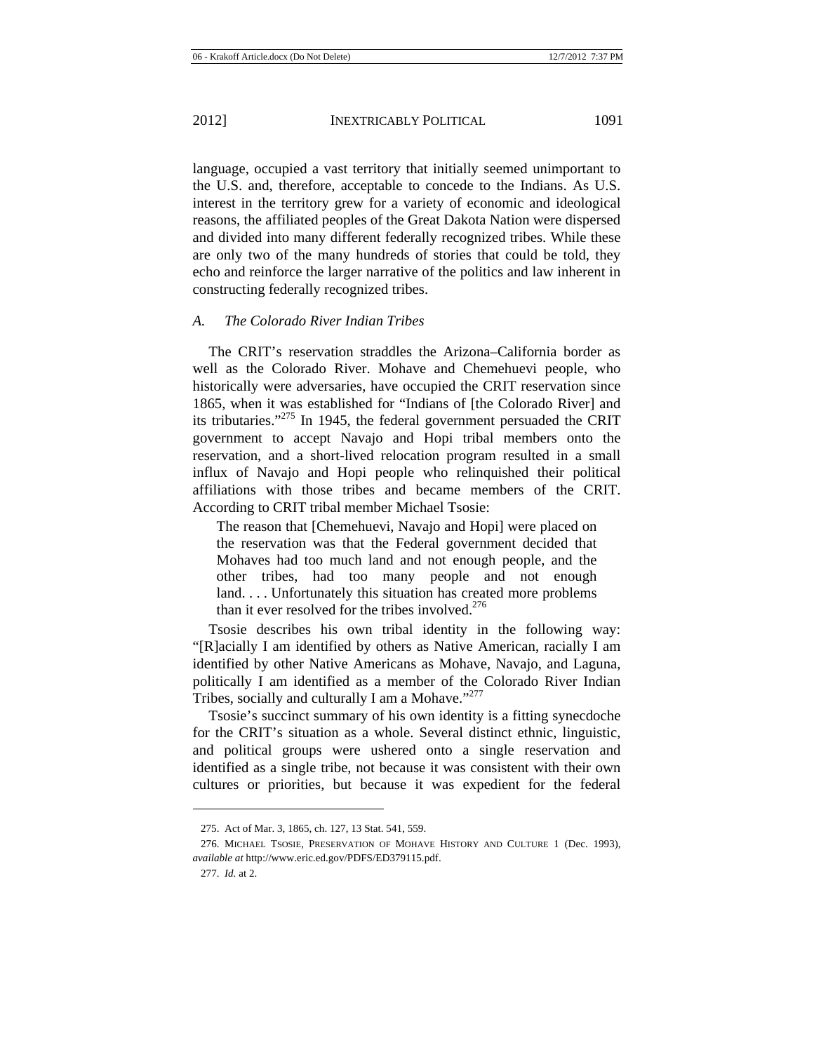language, occupied a vast territory that initially seemed unimportant to the U.S. and, therefore, acceptable to concede to the Indians. As U.S. interest in the territory grew for a variety of economic and ideological reasons, the affiliated peoples of the Great Dakota Nation were dispersed and divided into many different federally recognized tribes. While these are only two of the many hundreds of stories that could be told, they echo and reinforce the larger narrative of the politics and law inherent in constructing federally recognized tribes.

### *A. The Colorado River Indian Tribes*

The CRIT's reservation straddles the Arizona–California border as well as the Colorado River. Mohave and Chemehuevi people, who historically were adversaries, have occupied the CRIT reservation since 1865, when it was established for "Indians of [the Colorado River] and its tributaries."[275] In 1945, the federal government persuaded the CRIT government to accept Navajo and Hopi tribal members onto the reservation, and a short-lived relocation program resulted in a small influx of Navajo and Hopi people who relinquished their political affiliations with those tribes and became members of the CRIT. According to CRIT tribal member Michael Tsosie:

> The reason that [Chemehuevi, Navajo and Hopi] were placed on the reservation was that the Federal government decided that Mohaves had too much land and not enough people, and the other tribes, had too many people and not enough land. . . . Unfortunately this situation has created more problems than it ever resolved for the tribes involved.[276]

Tsosie describes his own tribal identity in the following way: "[R]acially I am identified by others as Native American, racially I am identified by other Native Americans as Mohave, Navajo, and Laguna, politically I am identified as a member of the Colorado River Indian Tribes, socially and culturally I am a Mohave."[277]

Tsosie's succinct summary of his own identity is a fitting synecdoche for the CRIT's situation as a whole. Several distinct ethnic, linguistic, and political groups were ushered onto a single reservation and identified as a single tribe, not because it was consistent with their own cultures or priorities, but because it was expedient for the federal

---

275. Act of Mar. 3, 1865, ch. 127, 13 Stat. 541, 559.

276. MICHAEL TSOSIE, PRESERVATION OF MOHAVE HISTORY AND CULTURE 1 (Dec. 1993), *available at* http://www.eric.ed.gov/PDFS/ED379115.pdf.

277. *Id.* at 2.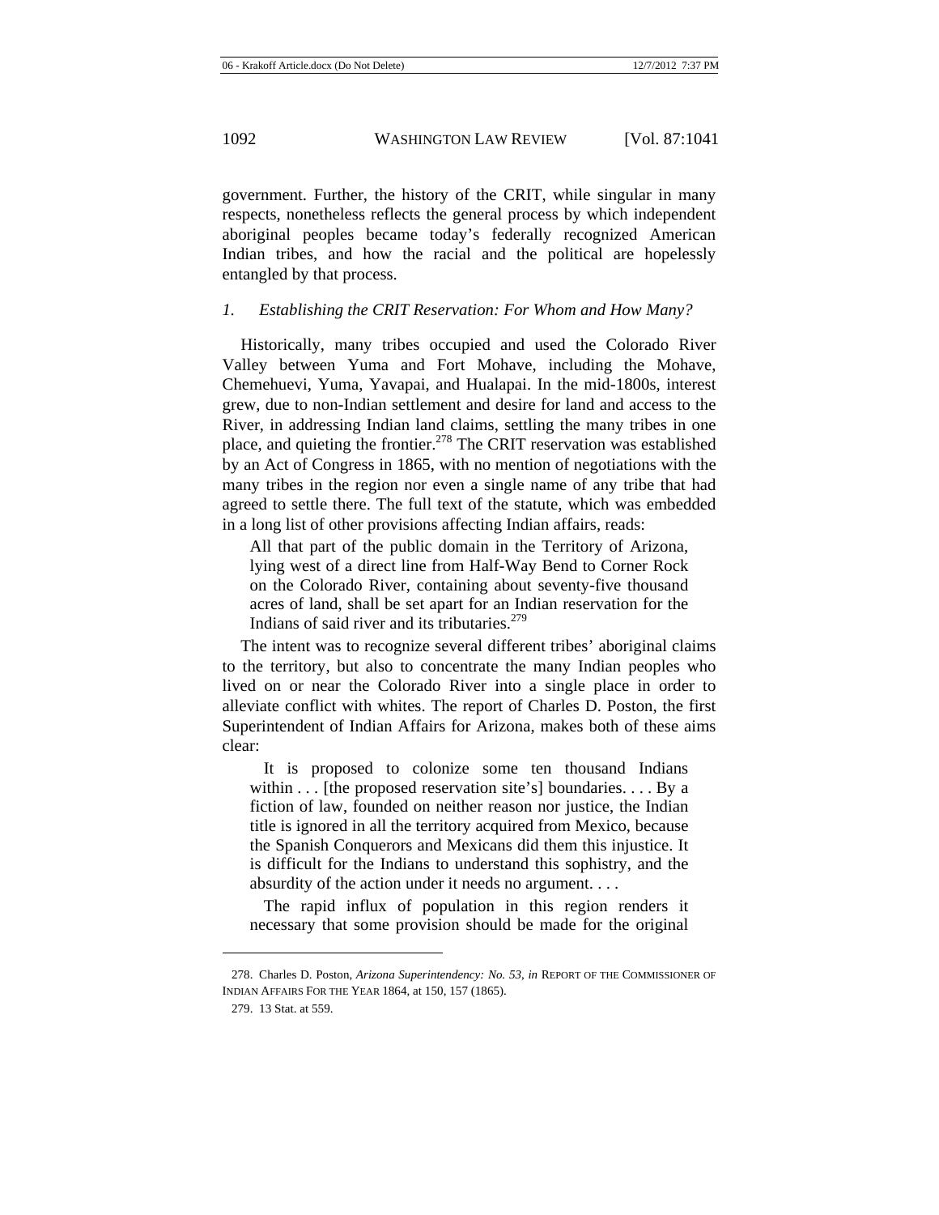government. Further, the history of the CRIT, while singular in many respects, nonetheless reflects the general process by which independent aboriginal peoples became today's federally recognized American Indian tribes, and how the racial and the political are hopelessly entangled by that process.

### *1. Establishing the CRIT Reservation: For Whom and How Many?*

Historically, many tribes occupied and used the Colorado River Valley between Yuma and Fort Mohave, including the Mohave, Chemehuevi, Yuma, Yavapai, and Hualapai. In the mid-1800s, interest grew, due to non-Indian settlement and desire for land and access to the River, in addressing Indian land claims, settling the many tribes in one place, and quieting the frontier.[278] The CRIT reservation was established by an Act of Congress in 1865, with no mention of negotiations with the many tribes in the region nor even a single name of any tribe that had agreed to settle there. The full text of the statute, which was embedded in a long list of other provisions affecting Indian affairs, reads:

> All that part of the public domain in the Territory of Arizona, lying west of a direct line from Half-Way Bend to Corner Rock on the Colorado River, containing about seventy-five thousand acres of land, shall be set apart for an Indian reservation for the Indians of said river and its tributaries.[279]

The intent was to recognize several different tribes' aboriginal claims to the territory, but also to concentrate the many Indian peoples who lived on or near the Colorado River into a single place in order to alleviate conflict with whites. The report of Charles D. Poston, the first Superintendent of Indian Affairs for Arizona, makes both of these aims clear:

> It is proposed to colonize some ten thousand Indians within . . . [the proposed reservation site's] boundaries. . . . By a fiction of law, founded on neither reason nor justice, the Indian title is ignored in all the territory acquired from Mexico, because the Spanish Conquerors and Mexicans did them this injustice. It is difficult for the Indians to understand this sophistry, and the absurdity of the action under it needs no argument. . . .
>
> The rapid influx of population in this region renders it necessary that some provision should be made for the original

---

278. Charles D. Poston, *Arizona Superintendency: No. 53*, *in* REPORT OF THE COMMISSIONER OF INDIAN AFFAIRS FOR THE YEAR 1864, at 150, 157 (1865).

279. 13 Stat. at 559.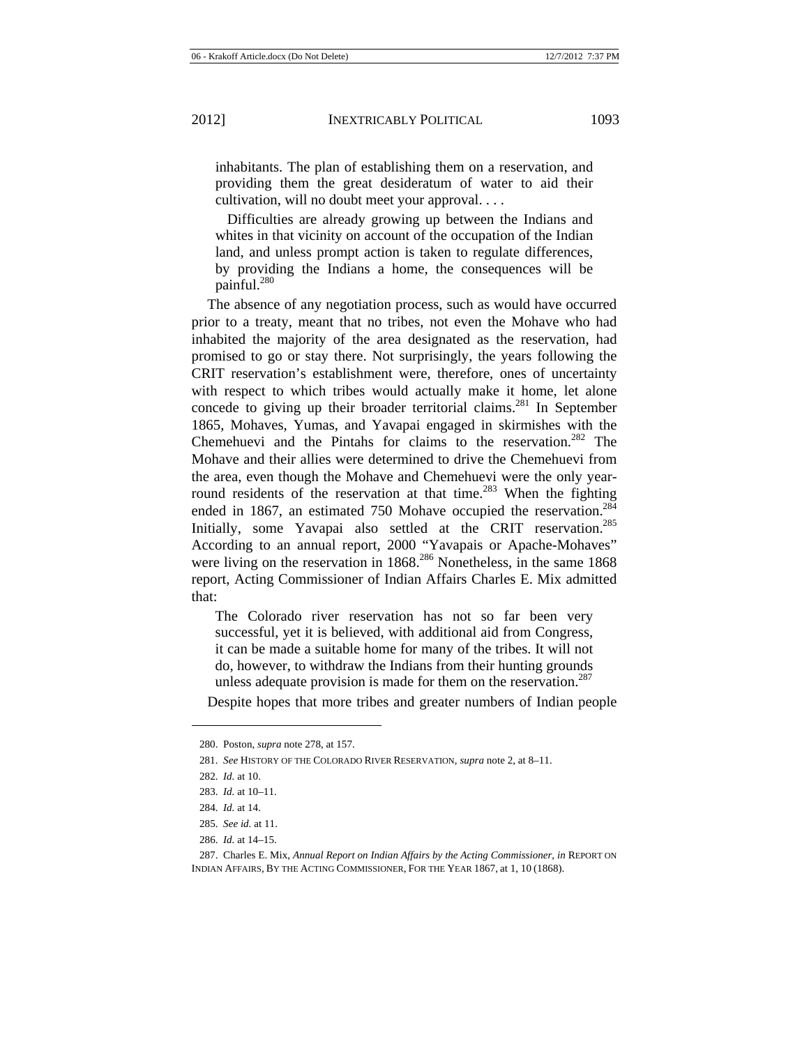> inhabitants. The plan of establishing them on a reservation, and providing them the great desideratum of water to aid their cultivation, will no doubt meet your approval. . . .
>
> Difficulties are already growing up between the Indians and whites in that vicinity on account of the occupation of the Indian land, and unless prompt action is taken to regulate differences, by providing the Indians a home, the consequences will be painful.[280]

The absence of any negotiation process, such as would have occurred prior to a treaty, meant that no tribes, not even the Mohave who had inhabited the majority of the area designated as the reservation, had promised to go or stay there. Not surprisingly, the years following the CRIT reservation's establishment were, therefore, ones of uncertainty with respect to which tribes would actually make it home, let alone concede to giving up their broader territorial claims.[281] In September 1865, Mohaves, Yumas, and Yavapai engaged in skirmishes with the Chemehuevi and the Pintahs for claims to the reservation.[282] The Mohave and their allies were determined to drive the Chemehuevi from the area, even though the Mohave and Chemehuevi were the only year-round residents of the reservation at that time.[283] When the fighting ended in 1867, an estimated 750 Mohave occupied the reservation.[284] Initially, some Yavapai also settled at the CRIT reservation.[285] According to an annual report, 2000 "Yavapais or Apache-Mohaves" were living on the reservation in 1868.[286] Nonetheless, in the same 1868 report, Acting Commissioner of Indian Affairs Charles E. Mix admitted that:

> The Colorado river reservation has not so far been very successful, yet it is believed, with additional aid from Congress, it can be made a suitable home for many of the tribes. It will not do, however, to withdraw the Indians from their hunting grounds unless adequate provision is made for them on the reservation.[287]

Despite hopes that more tribes and greater numbers of Indian people

---

280. Poston, *supra* note 278, at 157.

281. *See* HISTORY OF THE COLORADO RIVER RESERVATION, *supra* note 2, at 8–11.

282. *Id.* at 10.

283. *Id.* at 10–11.

284. *Id.* at 14.

285. *See id.* at 11.

286. *Id.* at 14–15.

287. Charles E. Mix, *Annual Report on Indian Affairs by the Acting Commissioner*, *in* REPORT ON INDIAN AFFAIRS, BY THE ACTING COMMISSIONER, FOR THE YEAR 1867, at 1, 10 (1868).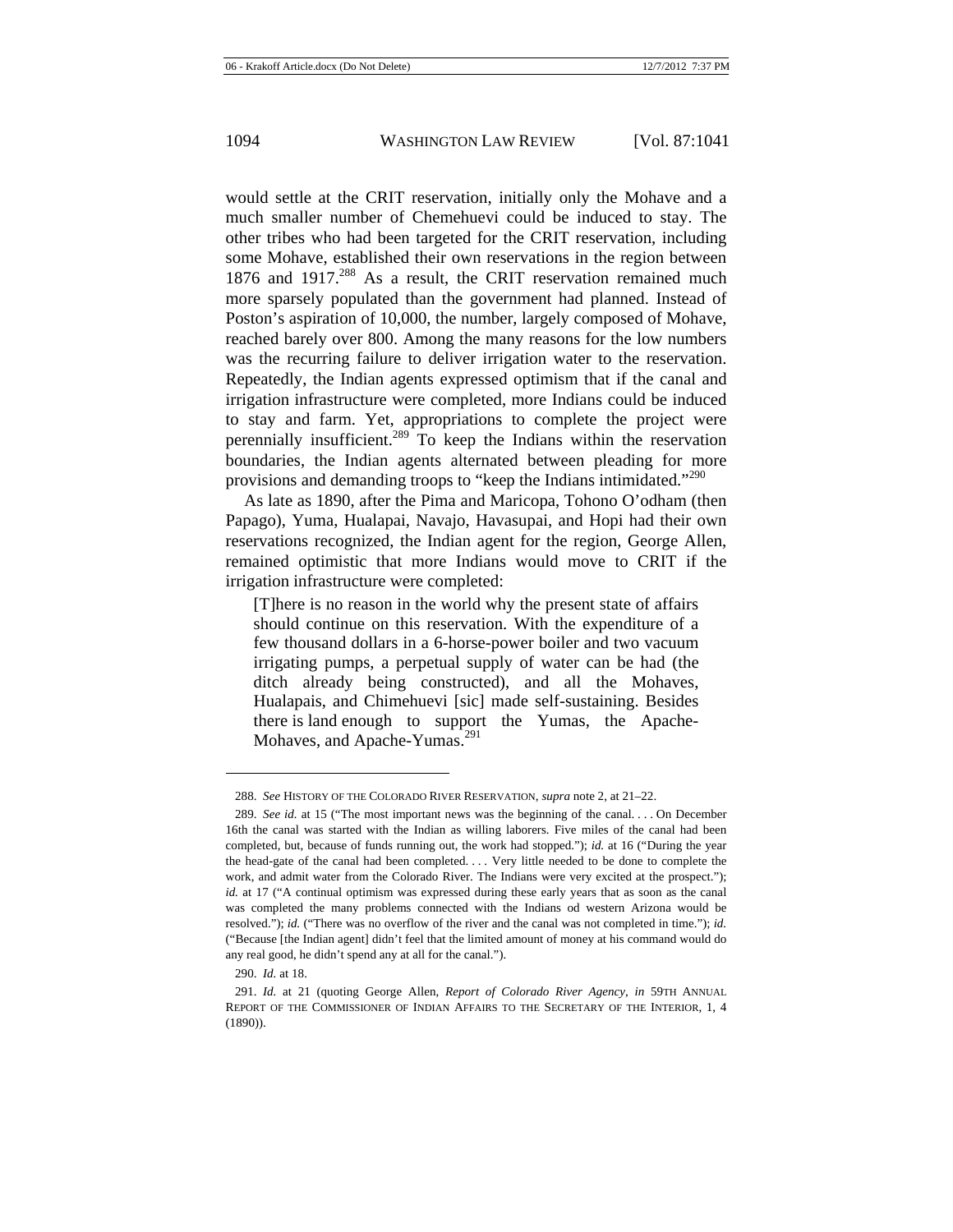would settle at the CRIT reservation, initially only the Mohave and a much smaller number of Chemehuevi could be induced to stay. The other tribes who had been targeted for the CRIT reservation, including some Mohave, established their own reservations in the region between 1876 and 1917.[288] As a result, the CRIT reservation remained much more sparsely populated than the government had planned. Instead of Poston's aspiration of 10,000, the number, largely composed of Mohave, reached barely over 800. Among the many reasons for the low numbers was the recurring failure to deliver irrigation water to the reservation. Repeatedly, the Indian agents expressed optimism that if the canal and irrigation infrastructure were completed, more Indians could be induced to stay and farm. Yet, appropriations to complete the project were perennially insufficient.[289] To keep the Indians within the reservation boundaries, the Indian agents alternated between pleading for more provisions and demanding troops to "keep the Indians intimidated."[290]

As late as 1890, after the Pima and Maricopa, Tohono O'odham (then Papago), Yuma, Hualapai, Navajo, Havasupai, and Hopi had their own reservations recognized, the Indian agent for the region, George Allen, remained optimistic that more Indians would move to CRIT if the irrigation infrastructure were completed:

> [T]here is no reason in the world why the present state of affairs should continue on this reservation. With the expenditure of a few thousand dollars in a 6-horse-power boiler and two vacuum irrigating pumps, a perpetual supply of water can be had (the ditch already being constructed), and all the Mohaves, Hualapais, and Chimehuevi [sic] made self-sustaining. Besides there is land enough to support the Yumas, the Apache-Mohaves, and Apache-Yumas.[291]

---

288. *See* HISTORY OF THE COLORADO RIVER RESERVATION, *supra* note 2, at 21–22.

289. *See id.* at 15 ("The most important news was the beginning of the canal. . . . On December 16th the canal was started with the Indian as willing laborers. Five miles of the canal had been completed, but, because of funds running out, the work had stopped."); *id.* at 16 ("During the year the head-gate of the canal had been completed. . . . Very little needed to be done to complete the work, and admit water from the Colorado River. The Indians were very excited at the prospect."); *id.* at 17 ("A continual optimism was expressed during these early years that as soon as the canal was completed the many problems connected with the Indians od western Arizona would be resolved."); *id.* ("There was no overflow of the river and the canal was not completed in time."); *id.* ("Because [the Indian agent] didn't feel that the limited amount of money at his command would do any real good, he didn't spend any at all for the canal.").

290. *Id.* at 18.

291. *Id.* at 21 (quoting George Allen, *Report of Colorado River Agency*, *in* 59TH ANNUAL REPORT OF THE COMMISSIONER OF INDIAN AFFAIRS TO THE SECRETARY OF THE INTERIOR, 1, 4 (1890)).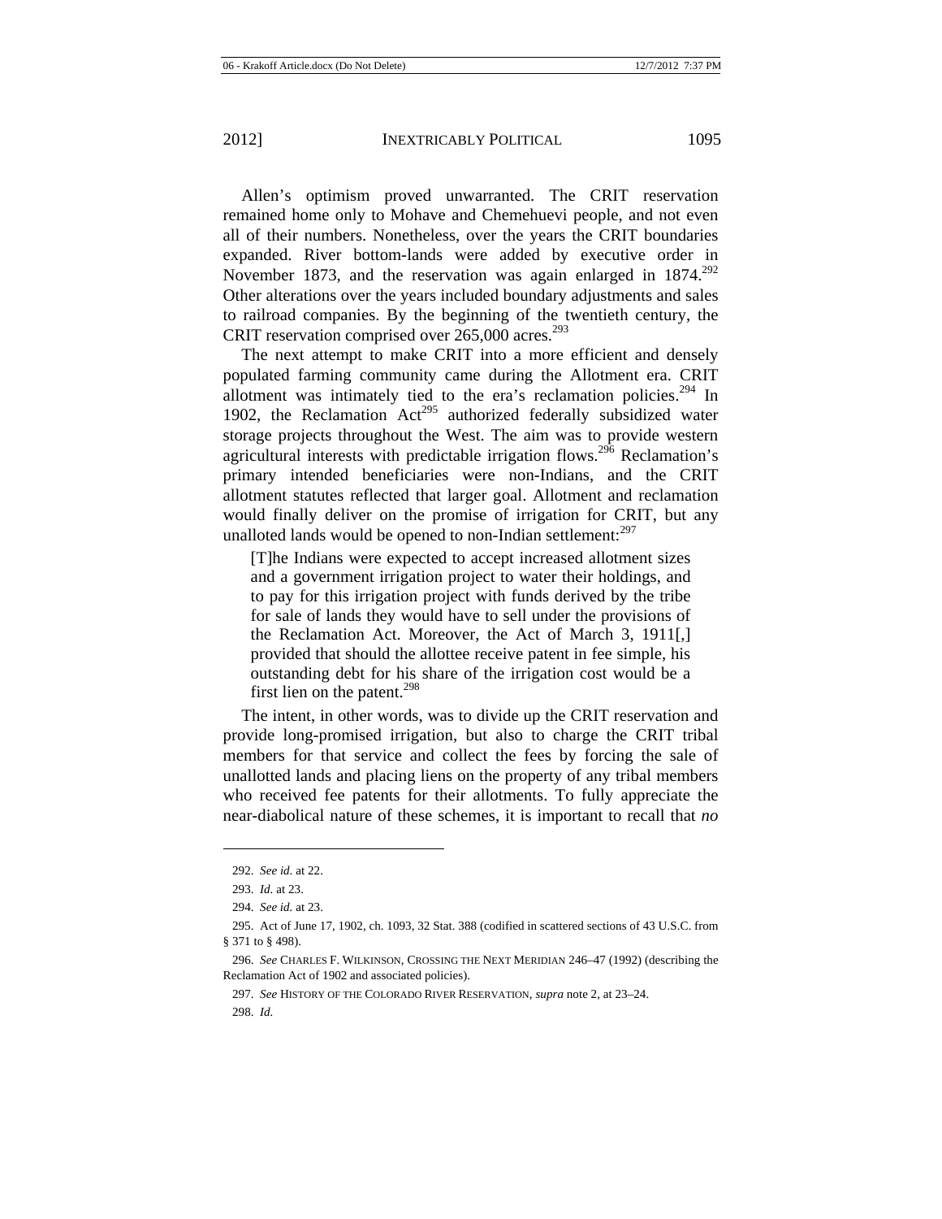Allen's optimism proved unwarranted. The CRIT reservation remained home only to Mohave and Chemehuevi people, and not even all of their numbers. Nonetheless, over the years the CRIT boundaries expanded. River bottom-lands were added by executive order in November 1873, and the reservation was again enlarged in 1874.[292] Other alterations over the years included boundary adjustments and sales to railroad companies. By the beginning of the twentieth century, the CRIT reservation comprised over 265,000 acres.[293]

The next attempt to make CRIT into a more efficient and densely populated farming community came during the Allotment era. CRIT allotment was intimately tied to the era's reclamation policies.[294] In 1902, the Reclamation Act[295] authorized federally subsidized water storage projects throughout the West. The aim was to provide western agricultural interests with predictable irrigation flows.[296] Reclamation's primary intended beneficiaries were non-Indians, and the CRIT allotment statutes reflected that larger goal. Allotment and reclamation would finally deliver on the promise of irrigation for CRIT, but any unalloted lands would be opened to non-Indian settlement:[297]

> [T]he Indians were expected to accept increased allotment sizes and a government irrigation project to water their holdings, and to pay for this irrigation project with funds derived by the tribe for sale of lands they would have to sell under the provisions of the Reclamation Act. Moreover, the Act of March 3, 1911[,] provided that should the allottee receive patent in fee simple, his outstanding debt for his share of the irrigation cost would be a first lien on the patent.[298]

The intent, in other words, was to divide up the CRIT reservation and provide long-promised irrigation, but also to charge the CRIT tribal members for that service and collect the fees by forcing the sale of unallotted lands and placing liens on the property of any tribal members who received fee patents for their allotments. To fully appreciate the near-diabolical nature of these schemes, it is important to recall that *no*

---

292. *See id.* at 22.

293. *Id.* at 23.

294. *See id.* at 23.

295. Act of June 17, 1902, ch. 1093, 32 Stat. 388 (codified in scattered sections of 43 U.S.C. from § 371 to § 498).

296. *See* CHARLES F. WILKINSON, CROSSING THE NEXT MERIDIAN 246–47 (1992) (describing the Reclamation Act of 1902 and associated policies).

297. *See* HISTORY OF THE COLORADO RIVER RESERVATION, *supra* note 2, at 23–24.

298. *Id.*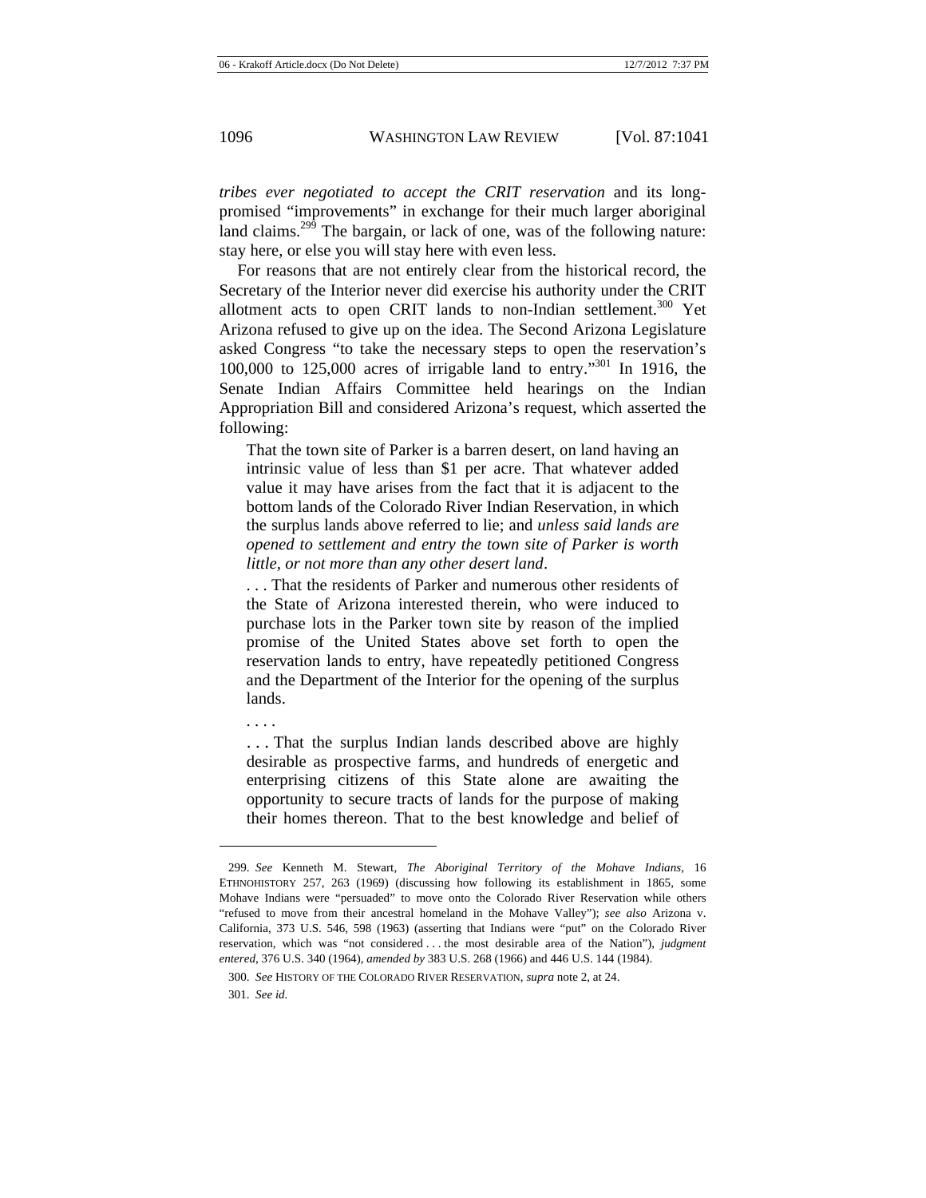*tribes ever negotiated to accept the CRIT reservation* and its long-promised "improvements" in exchange for their much larger aboriginal land claims.[299] The bargain, or lack of one, was of the following nature: stay here, or else you will stay here with even less.

For reasons that are not entirely clear from the historical record, the Secretary of the Interior never did exercise his authority under the CRIT allotment acts to open CRIT lands to non-Indian settlement.[300] Yet Arizona refused to give up on the idea. The Second Arizona Legislature asked Congress "to take the necessary steps to open the reservation's 100,000 to 125,000 acres of irrigable land to entry."[301] In 1916, the Senate Indian Affairs Committee held hearings on the Indian Appropriation Bill and considered Arizona's request, which asserted the following:

> That the town site of Parker is a barren desert, on land having an intrinsic value of less than $1 per acre. That whatever added value it may have arises from the fact that it is adjacent to the bottom lands of the Colorado River Indian Reservation, in which the surplus lands above referred to lie; and *unless said lands are opened to settlement and entry the town site of Parker is worth little, or not more than any other desert land*.
>
> . . . That the residents of Parker and numerous other residents of the State of Arizona interested therein, who were induced to purchase lots in the Parker town site by reason of the implied promise of the United States above set forth to open the reservation lands to entry, have repeatedly petitioned Congress and the Department of the Interior for the opening of the surplus lands.
>
> . . . .
>
> . . . That the surplus Indian lands described above are highly desirable as prospective farms, and hundreds of energetic and enterprising citizens of this State alone are awaiting the opportunity to secure tracts of lands for the purpose of making their homes thereon. That to the best knowledge and belief of

---

299. *See* Kenneth M. Stewart, *The Aboriginal Territory of the Mohave Indians*, 16 ETHNOHISTORY 257, 263 (1969) (discussing how following its establishment in 1865, some Mohave Indians were "persuaded" to move onto the Colorado River Reservation while others "refused to move from their ancestral homeland in the Mohave Valley"); *see also* Arizona v. California, 373 U.S. 546, 598 (1963) (asserting that Indians were "put" on the Colorado River reservation, which was "not considered . . . the most desirable area of the Nation"), *judgment entered*, 376 U.S. 340 (1964), *amended by* 383 U.S. 268 (1966) and 446 U.S. 144 (1984).

300. *See* HISTORY OF THE COLORADO RIVER RESERVATION, *supra* note 2, at 24.

301. *See id.*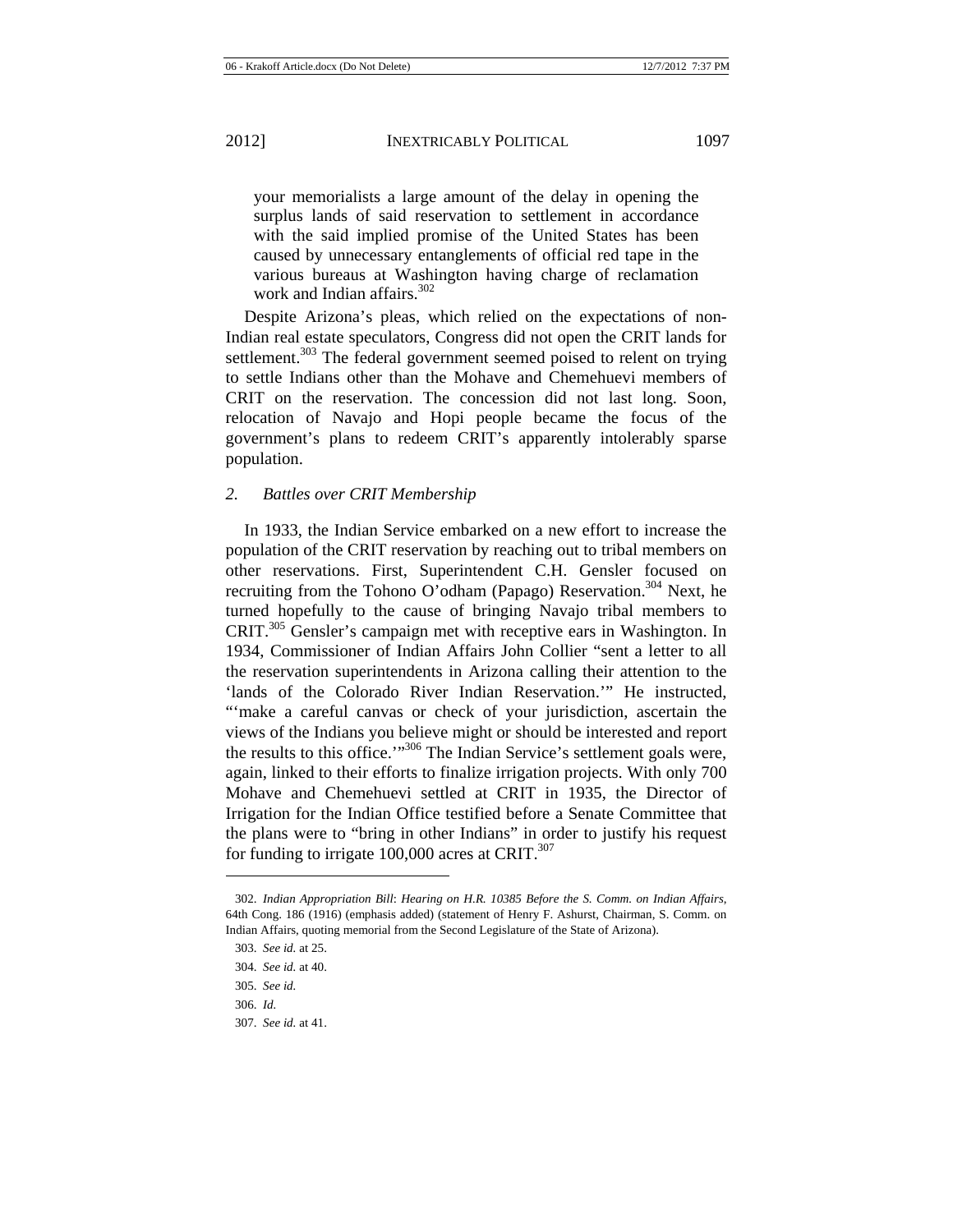> your memorialists a large amount of the delay in opening the surplus lands of said reservation to settlement in accordance with the said implied promise of the United States has been caused by unnecessary entanglements of official red tape in the various bureaus at Washington having charge of reclamation work and Indian affairs.[302]

Despite Arizona's pleas, which relied on the expectations of non-Indian real estate speculators, Congress did not open the CRIT lands for settlement.[303] The federal government seemed poised to relent on trying to settle Indians other than the Mohave and Chemehuevi members of CRIT on the reservation. The concession did not last long. Soon, relocation of Navajo and Hopi people became the focus of the government's plans to redeem CRIT's apparently intolerably sparse population.

### *2. Battles over CRIT Membership*

In 1933, the Indian Service embarked on a new effort to increase the population of the CRIT reservation by reaching out to tribal members on other reservations. First, Superintendent C.H. Gensler focused on recruiting from the Tohono O'odham (Papago) Reservation.[304] Next, he turned hopefully to the cause of bringing Navajo tribal members to CRIT.[305] Gensler's campaign met with receptive ears in Washington. In 1934, Commissioner of Indian Affairs John Collier "sent a letter to all the reservation superintendents in Arizona calling their attention to the 'lands of the Colorado River Indian Reservation.'" He instructed, "'make a careful canvas or check of your jurisdiction, ascertain the views of the Indians you believe might or should be interested and report the results to this office.'"[306] The Indian Service's settlement goals were, again, linked to their efforts to finalize irrigation projects. With only 700 Mohave and Chemehuevi settled at CRIT in 1935, the Director of Irrigation for the Indian Office testified before a Senate Committee that the plans were to "bring in other Indians" in order to justify his request for funding to irrigate 100,000 acres at CRIT.[307]

---

302. *Indian Appropriation Bill*: *Hearing on H.R. 10385 Before the S. Comm. on Indian Affairs*, 64th Cong. 186 (1916) (emphasis added) (statement of Henry F. Ashurst, Chairman, S. Comm. on Indian Affairs, quoting memorial from the Second Legislature of the State of Arizona).

303. *See id.* at 25.

304. *See id.* at 40.

305. *See id.*

306. *Id.*

307. *See id.* at 41.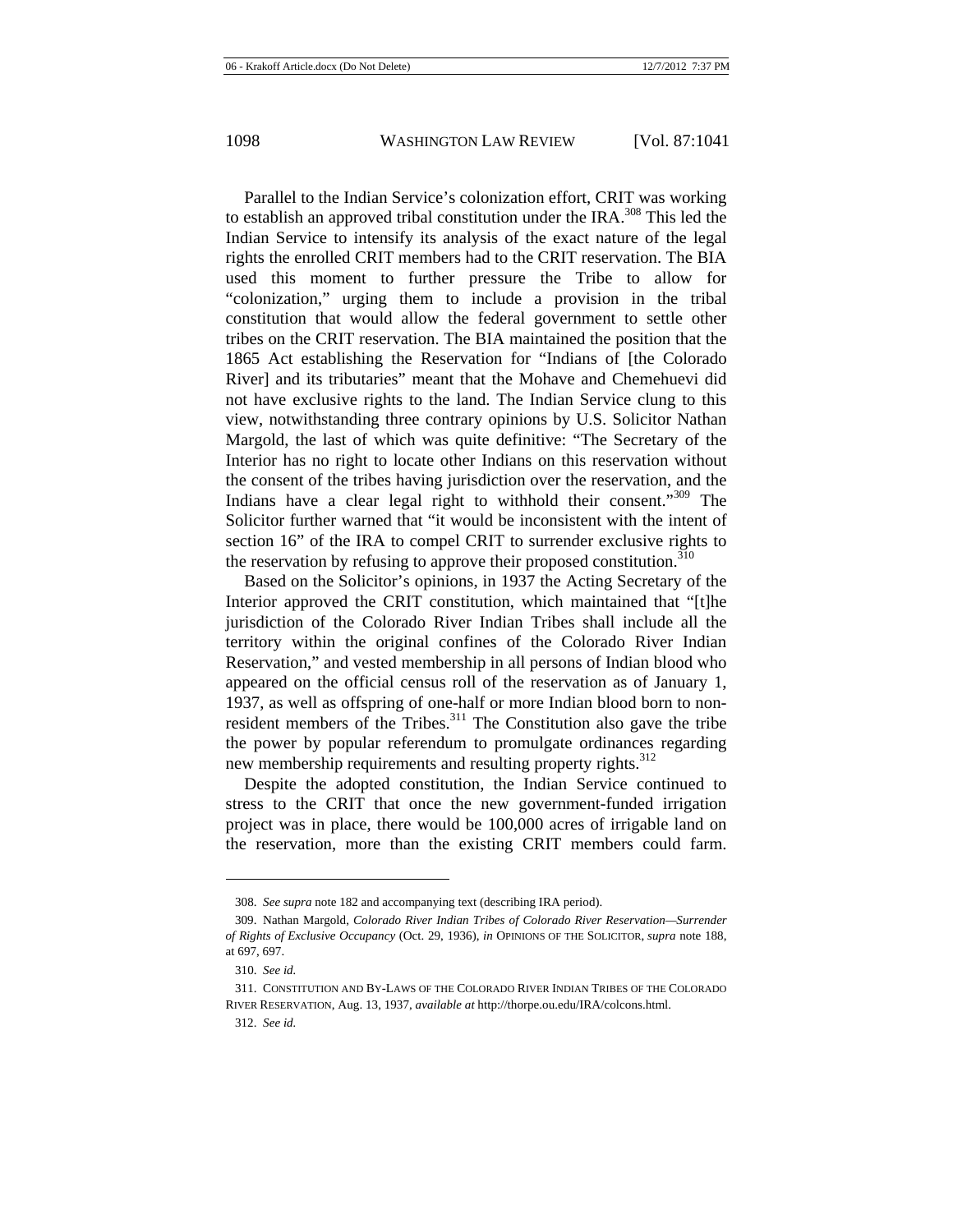Parallel to the Indian Service's colonization effort, CRIT was working to establish an approved tribal constitution under the IRA.[308] This led the Indian Service to intensify its analysis of the exact nature of the legal rights the enrolled CRIT members had to the CRIT reservation. The BIA used this moment to further pressure the Tribe to allow for "colonization," urging them to include a provision in the tribal constitution that would allow the federal government to settle other tribes on the CRIT reservation. The BIA maintained the position that the 1865 Act establishing the Reservation for "Indians of [the Colorado River] and its tributaries" meant that the Mohave and Chemehuevi did not have exclusive rights to the land. The Indian Service clung to this view, notwithstanding three contrary opinions by U.S. Solicitor Nathan Margold, the last of which was quite definitive: "The Secretary of the Interior has no right to locate other Indians on this reservation without the consent of the tribes having jurisdiction over the reservation, and the Indians have a clear legal right to withhold their consent."[309] The Solicitor further warned that "it would be inconsistent with the intent of section 16" of the IRA to compel CRIT to surrender exclusive rights to the reservation by refusing to approve their proposed constitution.[310]

Based on the Solicitor's opinions, in 1937 the Acting Secretary of the Interior approved the CRIT constitution, which maintained that "[t]he jurisdiction of the Colorado River Indian Tribes shall include all the territory within the original confines of the Colorado River Indian Reservation," and vested membership in all persons of Indian blood who appeared on the official census roll of the reservation as of January 1, 1937, as well as offspring of one-half or more Indian blood born to non-resident members of the Tribes.[311] The Constitution also gave the tribe the power by popular referendum to promulgate ordinances regarding new membership requirements and resulting property rights.[312]

Despite the adopted constitution, the Indian Service continued to stress to the CRIT that once the new government-funded irrigation project was in place, there would be 100,000 acres of irrigable land on the reservation, more than the existing CRIT members could farm.

---

308. *See supra* note 182 and accompanying text (describing IRA period).

309. Nathan Margold, *Colorado River Indian Tribes of Colorado River Reservation—Surrender of Rights of Exclusive Occupancy* (Oct. 29, 1936), *in* OPINIONS OF THE SOLICITOR, *supra* note 188, at 697, 697.

310. *See id.*

311. CONSTITUTION AND BY-LAWS OF THE COLORADO RIVER INDIAN TRIBES OF THE COLORADO RIVER RESERVATION, Aug. 13, 1937, *available at* http://thorpe.ou.edu/IRA/colcons.html.

312. *See id.*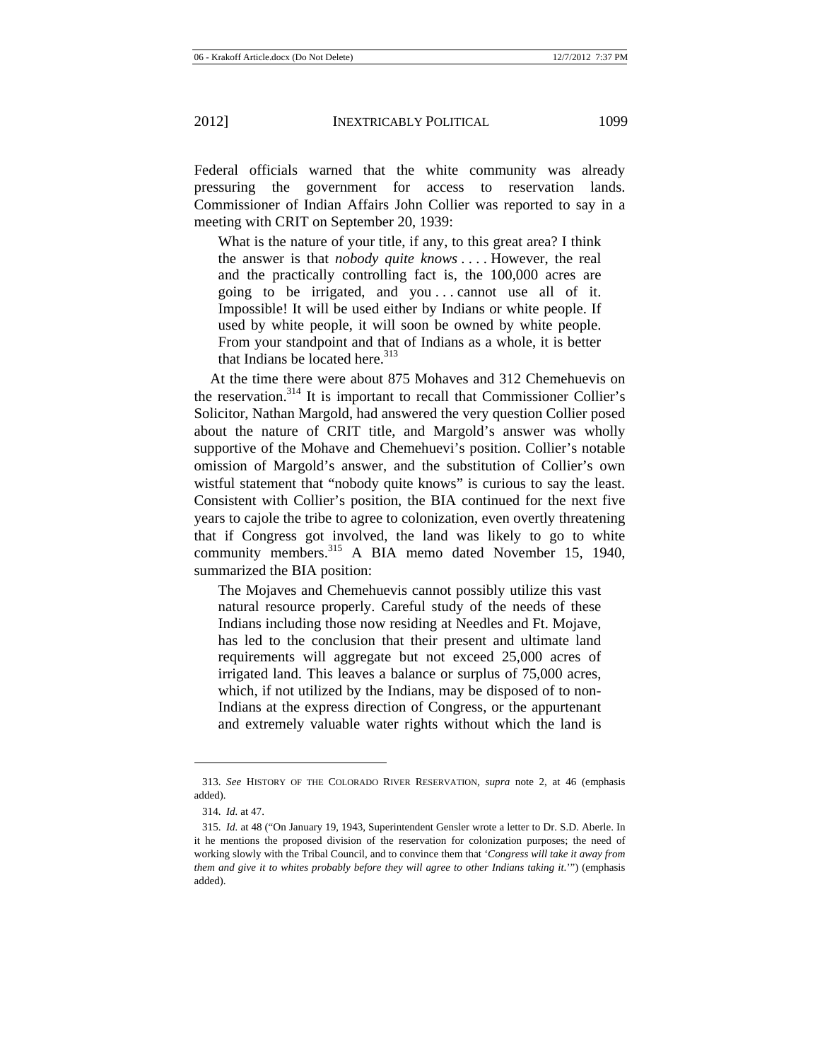Federal officials warned that the white community was already pressuring the government for access to reservation lands. Commissioner of Indian Affairs John Collier was reported to say in a meeting with CRIT on September 20, 1939:

> What is the nature of your title, if any, to this great area? I think the answer is that *nobody quite knows* . . . . However, the real and the practically controlling fact is, the 100,000 acres are going to be irrigated, and you . . . cannot use all of it. Impossible! It will be used either by Indians or white people. If used by white people, it will soon be owned by white people. From your standpoint and that of Indians as a whole, it is better that Indians be located here.[313]

At the time there were about 875 Mohaves and 312 Chemehuevis on the reservation.[314] It is important to recall that Commissioner Collier's Solicitor, Nathan Margold, had answered the very question Collier posed about the nature of CRIT title, and Margold's answer was wholly supportive of the Mohave and Chemehuevi's position. Collier's notable omission of Margold's answer, and the substitution of Collier's own wistful statement that "nobody quite knows" is curious to say the least. Consistent with Collier's position, the BIA continued for the next five years to cajole the tribe to agree to colonization, even overtly threatening that if Congress got involved, the land was likely to go to white community members.[315] A BIA memo dated November 15, 1940, summarized the BIA position:

> The Mojaves and Chemehuevis cannot possibly utilize this vast natural resource properly. Careful study of the needs of these Indians including those now residing at Needles and Ft. Mojave, has led to the conclusion that their present and ultimate land requirements will aggregate but not exceed 25,000 acres of irrigated land. This leaves a balance or surplus of 75,000 acres, which, if not utilized by the Indians, may be disposed of to non-Indians at the express direction of Congress, or the appurtenant and extremely valuable water rights without which the land is

---

313. *See* HISTORY OF THE COLORADO RIVER RESERVATION, *supra* note 2, at 46 (emphasis added).

314. *Id.* at 47.

315. *Id.* at 48 ("On January 19, 1943, Superintendent Gensler wrote a letter to Dr. S.D. Aberle. In it he mentions the proposed division of the reservation for colonization purposes; the need of working slowly with the Tribal Council, and to convince them that '*Congress will take it away from them and give it to whites probably before they will agree to other Indians taking it.*'") (emphasis added).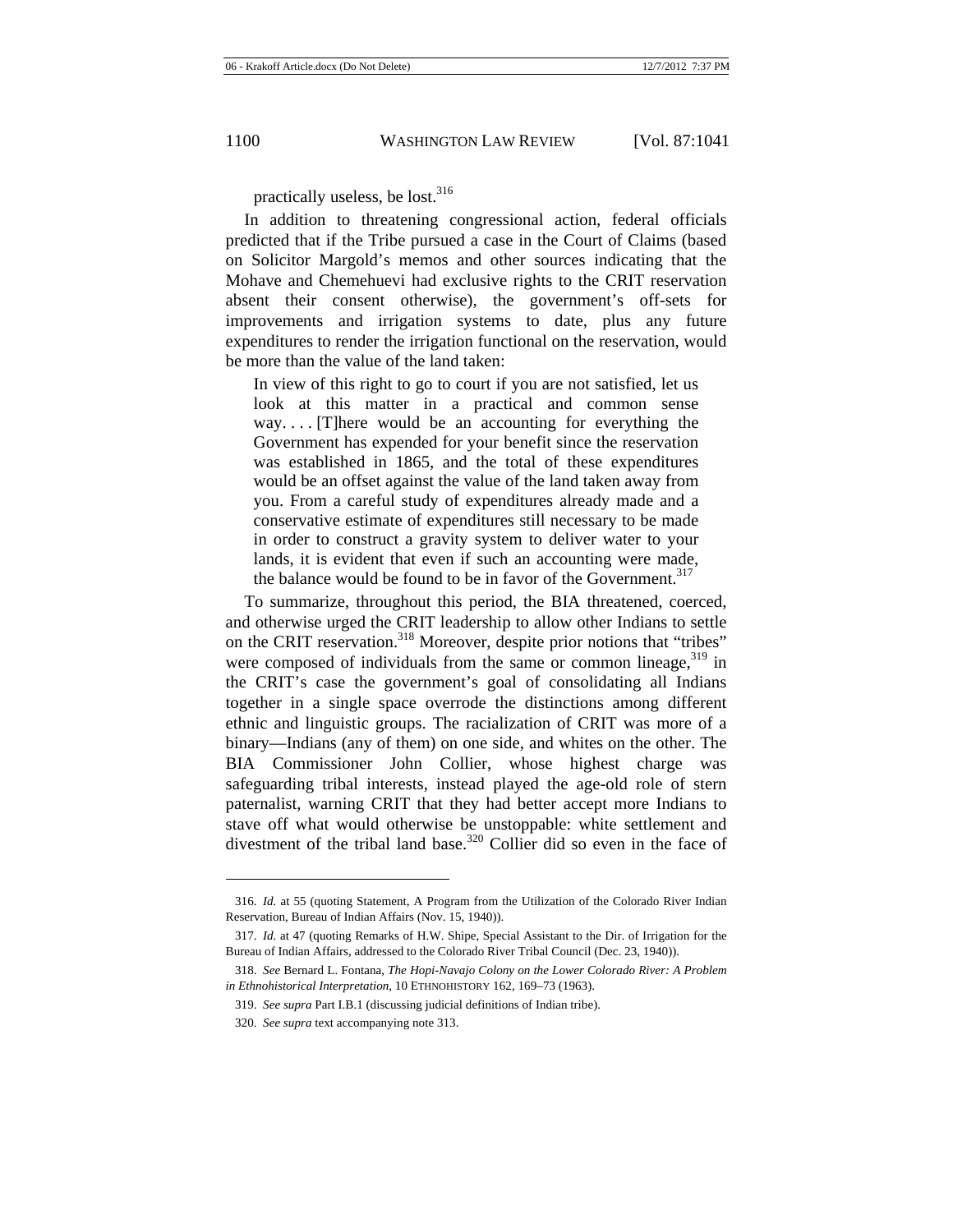practically useless, be lost.[316]

In addition to threatening congressional action, federal officials predicted that if the Tribe pursued a case in the Court of Claims (based on Solicitor Margold's memos and other sources indicating that the Mohave and Chemehuevi had exclusive rights to the CRIT reservation absent their consent otherwise), the government's off-sets for improvements and irrigation systems to date, plus any future expenditures to render the irrigation functional on the reservation, would be more than the value of the land taken:

> In view of this right to go to court if you are not satisfied, let us look at this matter in a practical and common sense way. . . . [T]here would be an accounting for everything the Government has expended for your benefit since the reservation was established in 1865, and the total of these expenditures would be an offset against the value of the land taken away from you. From a careful study of expenditures already made and a conservative estimate of expenditures still necessary to be made in order to construct a gravity system to deliver water to your lands, it is evident that even if such an accounting were made, the balance would be found to be in favor of the Government.[317]

To summarize, throughout this period, the BIA threatened, coerced, and otherwise urged the CRIT leadership to allow other Indians to settle on the CRIT reservation.[318] Moreover, despite prior notions that "tribes" were composed of individuals from the same or common lineage,[319] in the CRIT's case the government's goal of consolidating all Indians together in a single space overrode the distinctions among different ethnic and linguistic groups. The racialization of CRIT was more of a binary—Indians (any of them) on one side, and whites on the other. The BIA Commissioner John Collier, whose highest charge was safeguarding tribal interests, instead played the age-old role of stern paternalist, warning CRIT that they had better accept more Indians to stave off what would otherwise be unstoppable: white settlement and divestment of the tribal land base.[320] Collier did so even in the face of

---

316. *Id.* at 55 (quoting Statement, A Program from the Utilization of the Colorado River Indian Reservation, Bureau of Indian Affairs (Nov. 15, 1940)).

317. *Id.* at 47 (quoting Remarks of H.W. Shipe, Special Assistant to the Dir. of Irrigation for the Bureau of Indian Affairs, addressed to the Colorado River Tribal Council (Dec. 23, 1940)).

318. *See* Bernard L. Fontana, *The Hopi-Navajo Colony on the Lower Colorado River: A Problem in Ethnohistorical Interpretation*, 10 ETHNOHISTORY 162, 169–73 (1963).

319. *See supra* Part I.B.1 (discussing judicial definitions of Indian tribe).

320. *See supra* text accompanying note 313.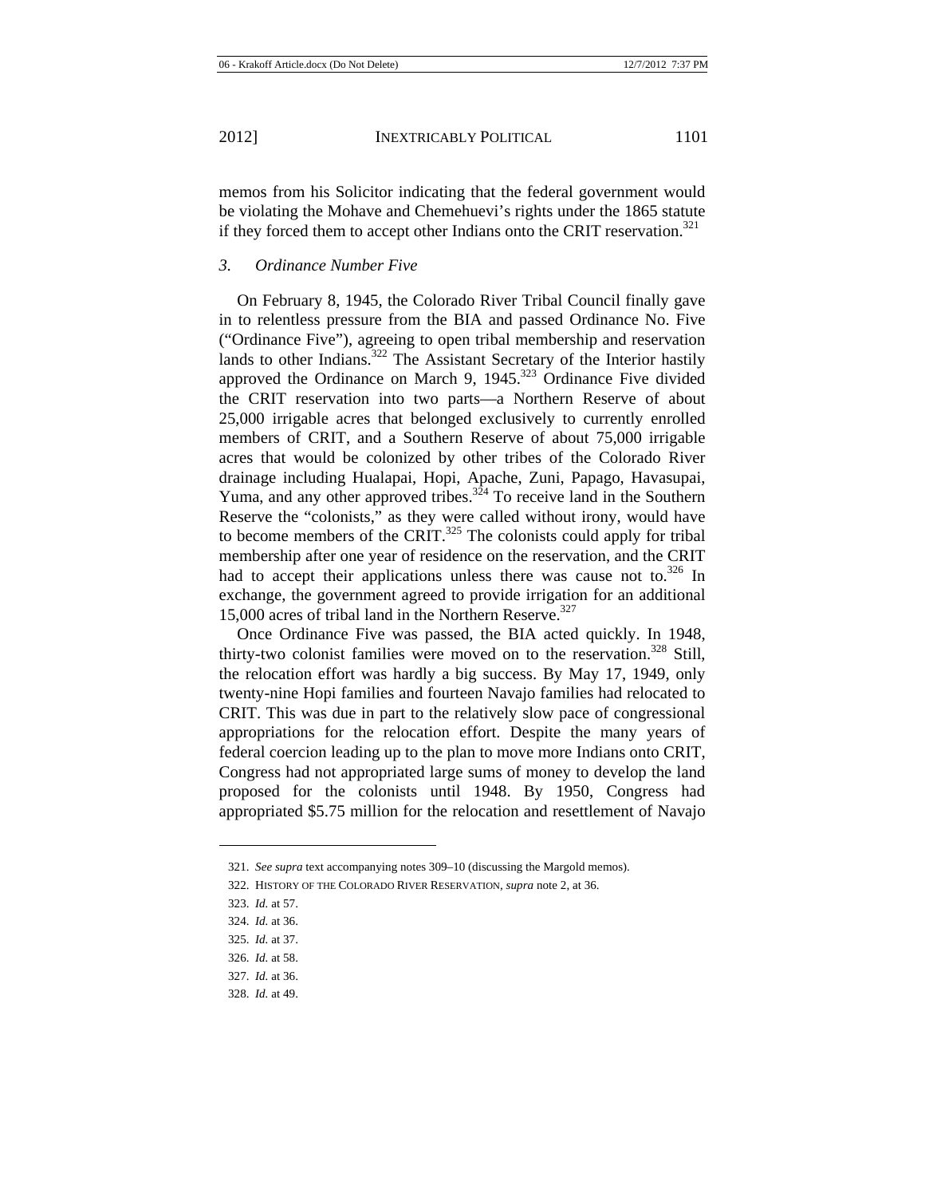memos from his Solicitor indicating that the federal government would be violating the Mohave and Chemehuevi's rights under the 1865 statute if they forced them to accept other Indians onto the CRIT reservation.[321]

### *3. Ordinance Number Five*

On February 8, 1945, the Colorado River Tribal Council finally gave in to relentless pressure from the BIA and passed Ordinance No. Five ("Ordinance Five"), agreeing to open tribal membership and reservation lands to other Indians.[322] The Assistant Secretary of the Interior hastily approved the Ordinance on March 9, 1945.[323] Ordinance Five divided the CRIT reservation into two parts—a Northern Reserve of about 25,000 irrigable acres that belonged exclusively to currently enrolled members of CRIT, and a Southern Reserve of about 75,000 irrigable acres that would be colonized by other tribes of the Colorado River drainage including Hualapai, Hopi, Apache, Zuni, Papago, Havasupai, Yuma, and any other approved tribes.[324] To receive land in the Southern Reserve the "colonists," as they were called without irony, would have to become members of the CRIT.[325] The colonists could apply for tribal membership after one year of residence on the reservation, and the CRIT had to accept their applications unless there was cause not to.[326] In exchange, the government agreed to provide irrigation for an additional 15,000 acres of tribal land in the Northern Reserve.[327]

Once Ordinance Five was passed, the BIA acted quickly. In 1948, thirty-two colonist families were moved on to the reservation.[328] Still, the relocation effort was hardly a big success. By May 17, 1949, only twenty-nine Hopi families and fourteen Navajo families had relocated to CRIT. This was due in part to the relatively slow pace of congressional appropriations for the relocation effort. Despite the many years of federal coercion leading up to the plan to move more Indians onto CRIT, Congress had not appropriated large sums of money to develop the land proposed for the colonists until 1948. By 1950, Congress had appropriated $5.75 million for the relocation and resettlement of Navajo

---

321. *See supra* text accompanying notes 309–10 (discussing the Margold memos).

322. HISTORY OF THE COLORADO RIVER RESERVATION, *supra* note 2, at 36.

323. *Id.* at 57.

324. *Id.* at 36.

325. *Id.* at 37.

326. *Id.* at 58.

327. *Id.* at 36.

328. *Id.* at 49.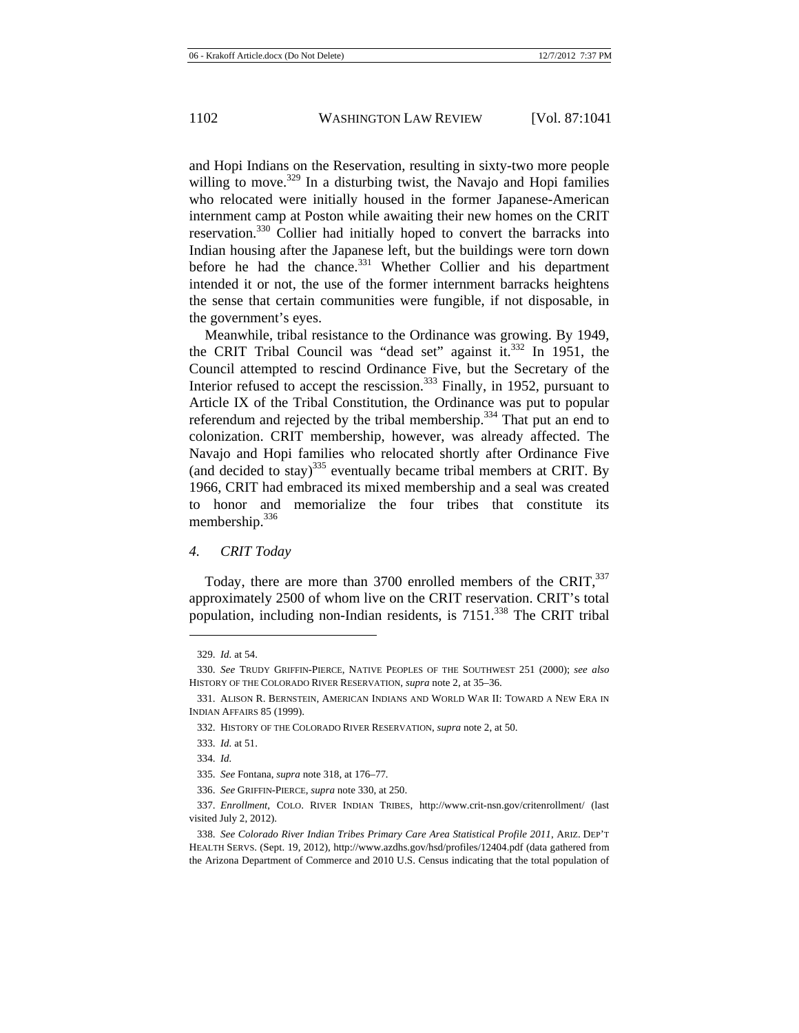and Hopi Indians on the Reservation, resulting in sixty-two more people willing to move.[329] In a disturbing twist, the Navajo and Hopi families who relocated were initially housed in the former Japanese-American internment camp at Poston while awaiting their new homes on the CRIT reservation.[330] Collier had initially hoped to convert the barracks into Indian housing after the Japanese left, but the buildings were torn down before he had the chance.[331] Whether Collier and his department intended it or not, the use of the former internment barracks heightens the sense that certain communities were fungible, if not disposable, in the government's eyes.

Meanwhile, tribal resistance to the Ordinance was growing. By 1949, the CRIT Tribal Council was "dead set" against it.[332] In 1951, the Council attempted to rescind Ordinance Five, but the Secretary of the Interior refused to accept the rescission.[333] Finally, in 1952, pursuant to Article IX of the Tribal Constitution, the Ordinance was put to popular referendum and rejected by the tribal membership.[334] That put an end to colonization. CRIT membership, however, was already affected. The Navajo and Hopi families who relocated shortly after Ordinance Five (and decided to stay)[335] eventually became tribal members at CRIT. By 1966, CRIT had embraced its mixed membership and a seal was created to honor and memorialize the four tribes that constitute its membership.[336]

### *4. CRIT Today*

Today, there are more than 3700 enrolled members of the CRIT,[337] approximately 2500 of whom live on the CRIT reservation. CRIT's total population, including non-Indian residents, is 7151.[338] The CRIT tribal

---

329. *Id.* at 54.

330. *See* TRUDY GRIFFIN-PIERCE, NATIVE PEOPLES OF THE SOUTHWEST 251 (2000); *see also* HISTORY OF THE COLORADO RIVER RESERVATION, *supra* note 2, at 35–36.

331. ALISON R. BERNSTEIN, AMERICAN INDIANS AND WORLD WAR II: TOWARD A NEW ERA IN INDIAN AFFAIRS 85 (1999).

332. HISTORY OF THE COLORADO RIVER RESERVATION, *supra* note 2, at 50.

333. *Id.* at 51.

334. *Id.*

335. *See* Fontana, *supra* note 318, at 176–77.

336. *See* GRIFFIN-PIERCE, *supra* note 330, at 250.

337. *Enrollment*, COLO. RIVER INDIAN TRIBES, http://www.crit-nsn.gov/critenrollment/ (last visited July 2, 2012).

338. *See Colorado River Indian Tribes Primary Care Area Statistical Profile 2011*, ARIZ. DEP'T HEALTH SERVS. (Sept. 19, 2012), http://www.azdhs.gov/hsd/profiles/12404.pdf (data gathered from the Arizona Department of Commerce and 2010 U.S. Census indicating that the total population of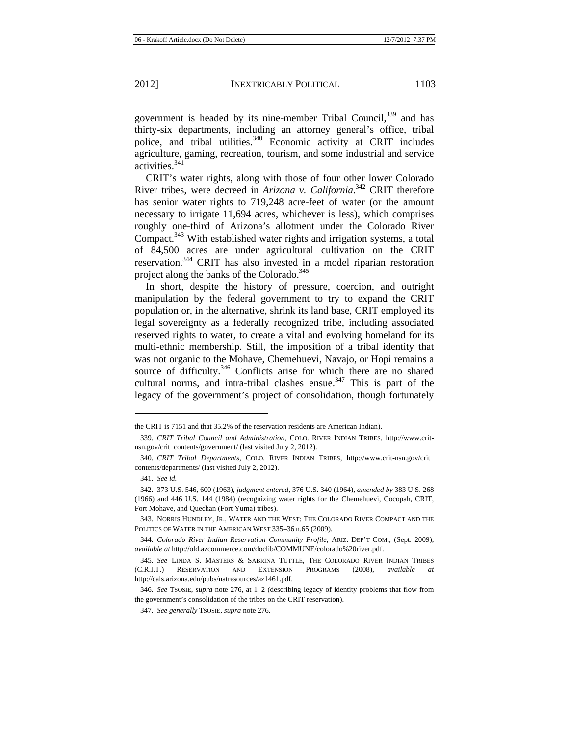government is headed by its nine-member Tribal Council,[339] and has thirty-six departments, including an attorney general's office, tribal police, and tribal utilities.[340] Economic activity at CRIT includes agriculture, gaming, recreation, tourism, and some industrial and service activities.[341]

CRIT's water rights, along with those of four other lower Colorado River tribes, were decreed in *Arizona v. California*.[342] CRIT therefore has senior water rights to 719,248 acre-feet of water (or the amount necessary to irrigate 11,694 acres, whichever is less), which comprises roughly one-third of Arizona's allotment under the Colorado River Compact.[343] With established water rights and irrigation systems, a total of 84,500 acres are under agricultural cultivation on the CRIT reservation.[344] CRIT has also invested in a model riparian restoration project along the banks of the Colorado.[345]

In short, despite the history of pressure, coercion, and outright manipulation by the federal government to try to expand the CRIT population or, in the alternative, shrink its land base, CRIT employed its legal sovereignty as a federally recognized tribe, including associated reserved rights to water, to create a vital and evolving homeland for its multi-ethnic membership. Still, the imposition of a tribal identity that was not organic to the Mohave, Chemehuevi, Navajo, or Hopi remains a source of difficulty.[346] Conflicts arise for which there are no shared cultural norms, and intra-tribal clashes ensue.[347] This is part of the legacy of the government's project of consolidation, though fortunately

---

the CRIT is 7151 and that 35.2% of the reservation residents are American Indian).

339. *CRIT Tribal Council and Administration*, COLO. RIVER INDIAN TRIBES, http://www.crit-nsn.gov/crit_contents/government/ (last visited July 2, 2012).

340. *CRIT Tribal Departments*, COLO. RIVER INDIAN TRIBES, http://www.crit-nsn.gov/crit_contents/departments/ (last visited July 2, 2012).

341. *See id.*

342. 373 U.S. 546, 600 (1963), *judgment entered*, 376 U.S. 340 (1964), *amended by* 383 U.S. 268 (1966) and 446 U.S. 144 (1984) (recognizing water rights for the Chemehuevi, Cocopah, CRIT, Fort Mohave, and Quechan (Fort Yuma) tribes).

343. NORRIS HUNDLEY, JR., WATER AND THE WEST: THE COLORADO RIVER COMPACT AND THE POLITICS OF WATER IN THE AMERICAN WEST 335–36 n.65 (2009).

344. *Colorado River Indian Reservation Community Profile*, ARIZ. DEP'T COM., (Sept. 2009), *available at* http://old.azcommerce.com/doclib/COMMUNE/colorado%20river.pdf.

345. *See* LINDA S. MASTERS & SABRINA TUTTLE, THE COLORADO RIVER INDIAN TRIBES (C.R.I.T.) RESERVATION AND EXTENSION PROGRAMS (2008), *available at* http://cals.arizona.edu/pubs/natresources/az1461.pdf.

346. *See* TSOSIE, *supra* note 276, at 1–2 (describing legacy of identity problems that flow from the government's consolidation of the tribes on the CRIT reservation).

347. *See generally* TSOSIE, *supra* note 276.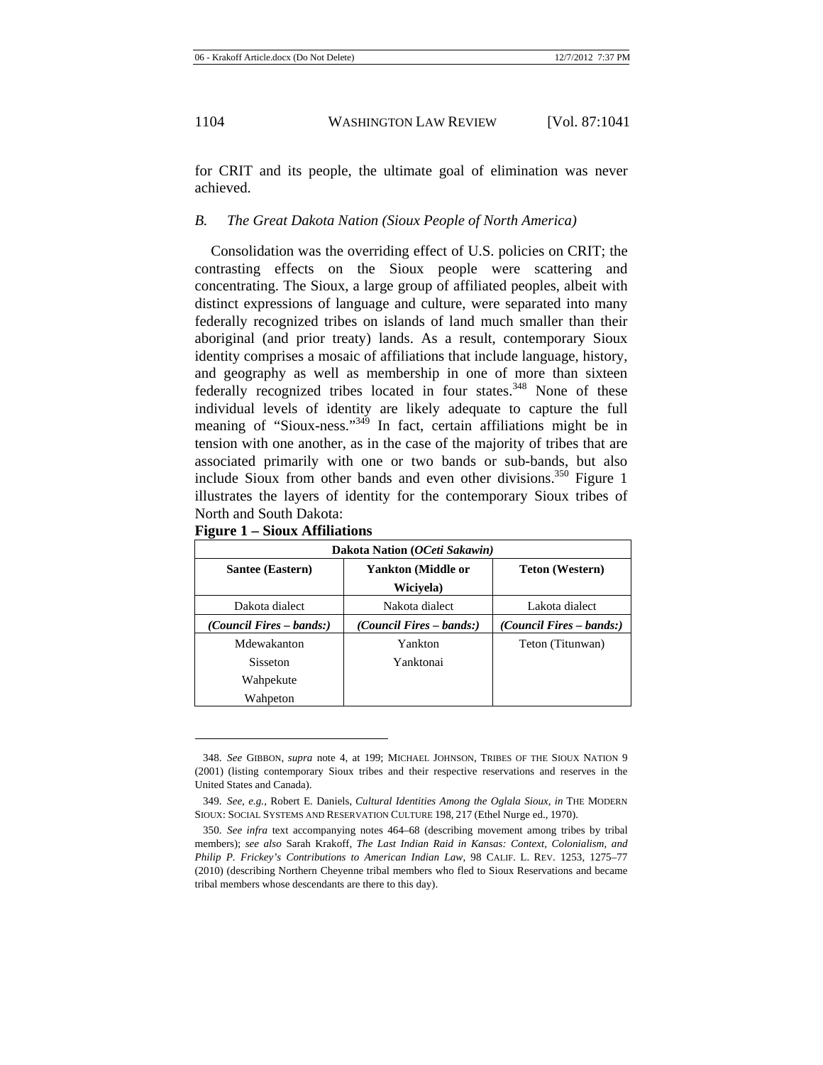for CRIT and its people, the ultimate goal of elimination was never achieved.

### *B. The Great Dakota Nation (Sioux People of North America)*

Consolidation was the overriding effect of U.S. policies on CRIT; the contrasting effects on the Sioux people were scattering and concentrating. The Sioux, a large group of affiliated peoples, albeit with distinct expressions of language and culture, were separated into many federally recognized tribes on islands of land much smaller than their aboriginal (and prior treaty) lands. As a result, contemporary Sioux identity comprises a mosaic of affiliations that include language, history, and geography as well as membership in one of more than sixteen federally recognized tribes located in four states.[348] None of these individual levels of identity are likely adequate to capture the full meaning of "Sioux-ness."[349] In fact, certain affiliations might be in tension with one another, as in the case of the majority of tribes that are associated primarily with one or two bands or sub-bands, but also include Sioux from other bands and even other divisions.[350] Figure 1 illustrates the layers of identity for the contemporary Sioux tribes of North and South Dakota:

**Figure 1 – Sioux Affiliations**

| **Dakota Nation (*OCeti Sakawin*)** | | |
|---|---|---|
| **Santee (Eastern)** | **Yankton (Middle or Wiciyela)** | **Teton (Western)** |
| Dakota dialect | Nakota dialect | Lakota dialect |
| ***(Council Fires – bands:)*** | ***(Council Fires – bands:)*** | ***(Council Fires – bands:)*** |
| Mdewakanton<br>Sisseton<br>Wahpekute<br>Wahpeton | Yankton<br>Yanktonai | Teton (Titunwan) |

348. *See* GIBBON, *supra* note 4, at 199; MICHAEL JOHNSON, TRIBES OF THE SIOUX NATION 9 (2001) (listing contemporary Sioux tribes and their respective reservations and reserves in the United States and Canada).

349. *See, e.g.*, Robert E. Daniels, *Cultural Identities Among the Oglala Sioux*, *in* THE MODERN SIOUX: SOCIAL SYSTEMS AND RESERVATION CULTURE 198, 217 (Ethel Nurge ed., 1970).

350. *See infra* text accompanying notes 464–68 (describing movement among tribes by tribal members); *see also* Sarah Krakoff, *The Last Indian Raid in Kansas: Context, Colonialism, and Philip P. Frickey's Contributions to American Indian Law*, 98 CALIF. L. REV. 1253, 1275–77 (2010) (describing Northern Cheyenne tribal members who fled to Sioux Reservations and became tribal members whose descendants are there to this day).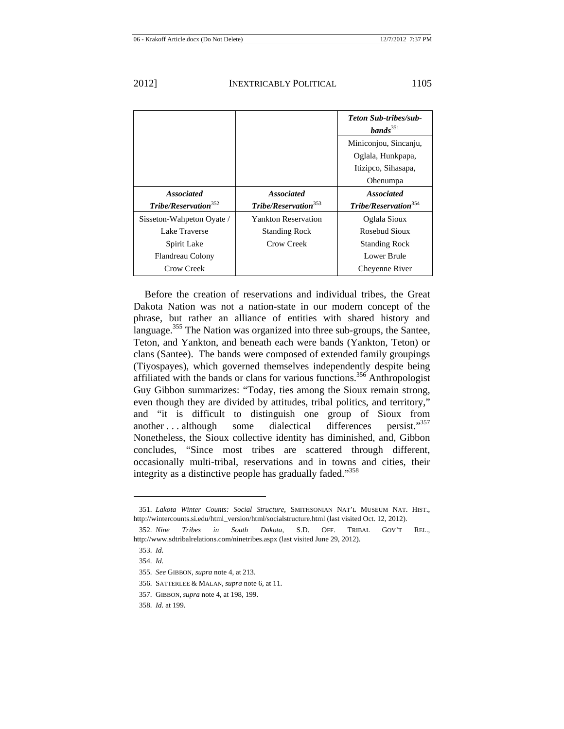| | | ***Teton Sub-tribes/sub-bands***[351] |
|---|---|---|
| | | Miniconjou, Sincanju, Oglala, Hunkpapa, Itizipco, Sihasapa, Ohenumpa |
| ***Associated Tribe/Reservation***[352] | ***Associated Tribe/Reservation***[353] | ***Associated Tribe/Reservation***[354] |
| Sisseton-Wahpeton Oyate / Lake Traverse | Yankton Reservation | Oglala Sioux |
| Spirit Lake | Standing Rock | Rosebud Sioux |
| Flandreau Colony | Crow Creek | Standing Rock |
| Crow Creek | | Lower Brule |
| | | Cheyenne River |

Before the creation of reservations and individual tribes, the Great Dakota Nation was not a nation-state in our modern concept of the phrase, but rather an alliance of entities with shared history and language.[355] The Nation was organized into three sub-groups, the Santee, Teton, and Yankton, and beneath each were bands (Yankton, Teton) or clans (Santee). The bands were composed of extended family groupings (Tiyospayes), which governed themselves independently despite being affiliated with the bands or clans for various functions.[356] Anthropologist Guy Gibbon summarizes: "Today, ties among the Sioux remain strong, even though they are divided by attitudes, tribal politics, and territory," and "it is difficult to distinguish one group of Sioux from another . . . although some dialectical differences persist."[357] Nonetheless, the Sioux collective identity has diminished, and, Gibbon concludes, "Since most tribes are scattered through different, occasionally multi-tribal, reservations and in towns and cities, their integrity as a distinctive people has gradually faded."[358]

351. *Lakota Winter Counts: Social Structure*, SMITHSONIAN NAT'L MUSEUM NAT. HIST., http://wintercounts.si.edu/html_version/html/socialstructure.html (last visited Oct. 12, 2012).

352. *Nine Tribes in South Dakota*, S.D. OFF. TRIBAL GOV'T REL., http://www.sdtribalrelations.com/ninetribes.aspx (last visited June 29, 2012).

353. *Id.*

354. *Id.*

355. *See* GIBBON, *supra* note 4, at 213.

356. SATTERLEE & MALAN, *supra* note 6, at 11.

357. GIBBON, *supra* note 4, at 198, 199.

358. *Id.* at 199.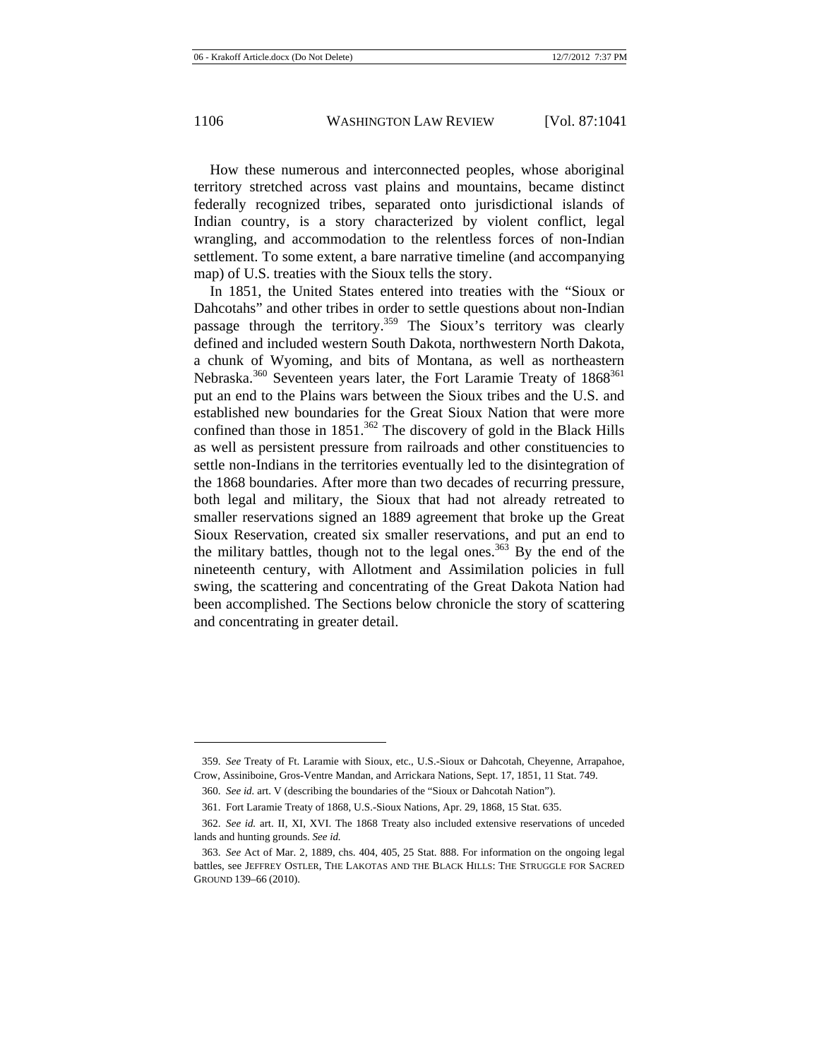How these numerous and interconnected peoples, whose aboriginal territory stretched across vast plains and mountains, became distinct federally recognized tribes, separated onto jurisdictional islands of Indian country, is a story characterized by violent conflict, legal wrangling, and accommodation to the relentless forces of non-Indian settlement. To some extent, a bare narrative timeline (and accompanying map) of U.S. treaties with the Sioux tells the story.

In 1851, the United States entered into treaties with the "Sioux or Dahcotahs" and other tribes in order to settle questions about non-Indian passage through the territory.[359] The Sioux's territory was clearly defined and included western South Dakota, northwestern North Dakota, a chunk of Wyoming, and bits of Montana, as well as northeastern Nebraska.[360] Seventeen years later, the Fort Laramie Treaty of 1868[361] put an end to the Plains wars between the Sioux tribes and the U.S. and established new boundaries for the Great Sioux Nation that were more confined than those in 1851.[362] The discovery of gold in the Black Hills as well as persistent pressure from railroads and other constituencies to settle non-Indians in the territories eventually led to the disintegration of the 1868 boundaries. After more than two decades of recurring pressure, both legal and military, the Sioux that had not already retreated to smaller reservations signed an 1889 agreement that broke up the Great Sioux Reservation, created six smaller reservations, and put an end to the military battles, though not to the legal ones.[363] By the end of the nineteenth century, with Allotment and Assimilation policies in full swing, the scattering and concentrating of the Great Dakota Nation had been accomplished. The Sections below chronicle the story of scattering and concentrating in greater detail.

---

359. *See* Treaty of Ft. Laramie with Sioux, etc., U.S.-Sioux or Dahcotah, Cheyenne, Arrapahoe, Crow, Assiniboine, Gros-Ventre Mandan, and Arrickara Nations, Sept. 17, 1851, 11 Stat. 749.

360. *See id.* art. V (describing the boundaries of the "Sioux or Dahcotah Nation").

361. Fort Laramie Treaty of 1868, U.S.-Sioux Nations, Apr. 29, 1868, 15 Stat. 635.

362. *See id.* art. II, XI, XVI. The 1868 Treaty also included extensive reservations of unceded lands and hunting grounds. *See id.*

363. *See* Act of Mar. 2, 1889, chs. 404, 405, 25 Stat. 888. For information on the ongoing legal battles, see JEFFREY OSTLER, THE LAKOTAS AND THE BLACK HILLS: THE STRUGGLE FOR SACRED GROUND 139–66 (2010).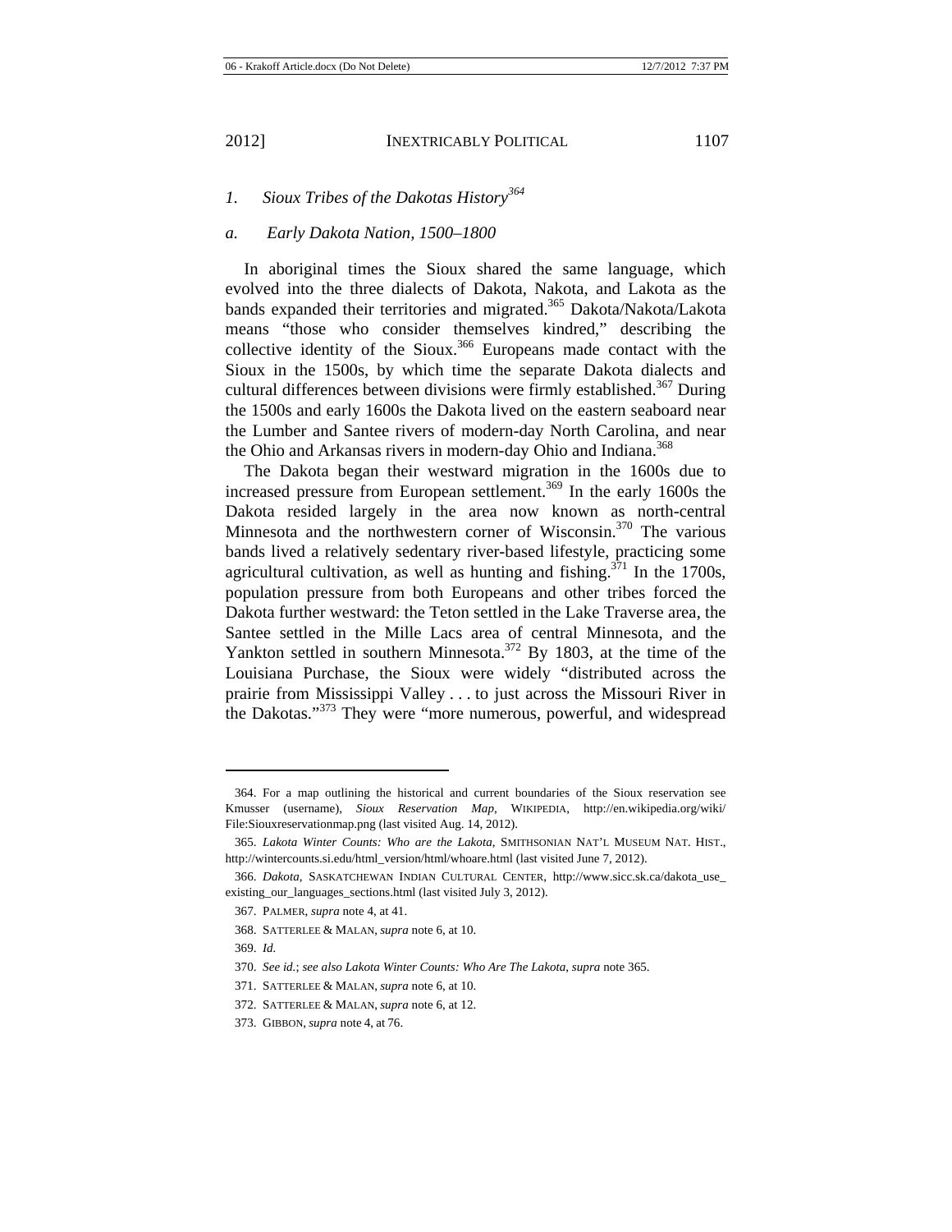### *1. Sioux Tribes of the Dakotas History*[364]

#### *a. Early Dakota Nation, 1500–1800*

In aboriginal times the Sioux shared the same language, which evolved into the three dialects of Dakota, Nakota, and Lakota as the bands expanded their territories and migrated.[365] Dakota/Nakota/Lakota means "those who consider themselves kindred," describing the collective identity of the Sioux.[366] Europeans made contact with the Sioux in the 1500s, by which time the separate Dakota dialects and cultural differences between divisions were firmly established.[367] During the 1500s and early 1600s the Dakota lived on the eastern seaboard near the Lumber and Santee rivers of modern-day North Carolina, and near the Ohio and Arkansas rivers in modern-day Ohio and Indiana.[368]

The Dakota began their westward migration in the 1600s due to increased pressure from European settlement.[369] In the early 1600s the Dakota resided largely in the area now known as north-central Minnesota and the northwestern corner of Wisconsin.[370] The various bands lived a relatively sedentary river-based lifestyle, practicing some agricultural cultivation, as well as hunting and fishing.[371] In the 1700s, population pressure from both Europeans and other tribes forced the Dakota further westward: the Teton settled in the Lake Traverse area, the Santee settled in the Mille Lacs area of central Minnesota, and the Yankton settled in southern Minnesota.[372] By 1803, at the time of the Louisiana Purchase, the Sioux were widely "distributed across the prairie from Mississippi Valley . . . to just across the Missouri River in the Dakotas."[373] They were "more numerous, powerful, and widespread

---

364. For a map outlining the historical and current boundaries of the Sioux reservation see Kmusser (username), *Sioux Reservation Map*, WIKIPEDIA, http://en.wikipedia.org/wiki/File:Siouxreservationmap.png (last visited Aug. 14, 2012).

365. *Lakota Winter Counts: Who are the Lakota*, SMITHSONIAN NAT'L MUSEUM NAT. HIST., http://wintercounts.si.edu/html_version/html/whoare.html (last visited June 7, 2012).

366. *Dakota*, SASKATCHEWAN INDIAN CULTURAL CENTER, http://www.sicc.sk.ca/dakota_use_existing_our_languages_sections.html (last visited July 3, 2012).

367. PALMER, *supra* note 4, at 41.

368. SATTERLEE & MALAN, *supra* note 6, at 10.

369. *Id.*

370. *See id.*; *see also Lakota Winter Counts: Who Are The Lakota*, *supra* note 365.

371. SATTERLEE & MALAN, *supra* note 6, at 10.

372. SATTERLEE & MALAN, *supra* note 6, at 12.

373. GIBBON, *supra* note 4, at 76.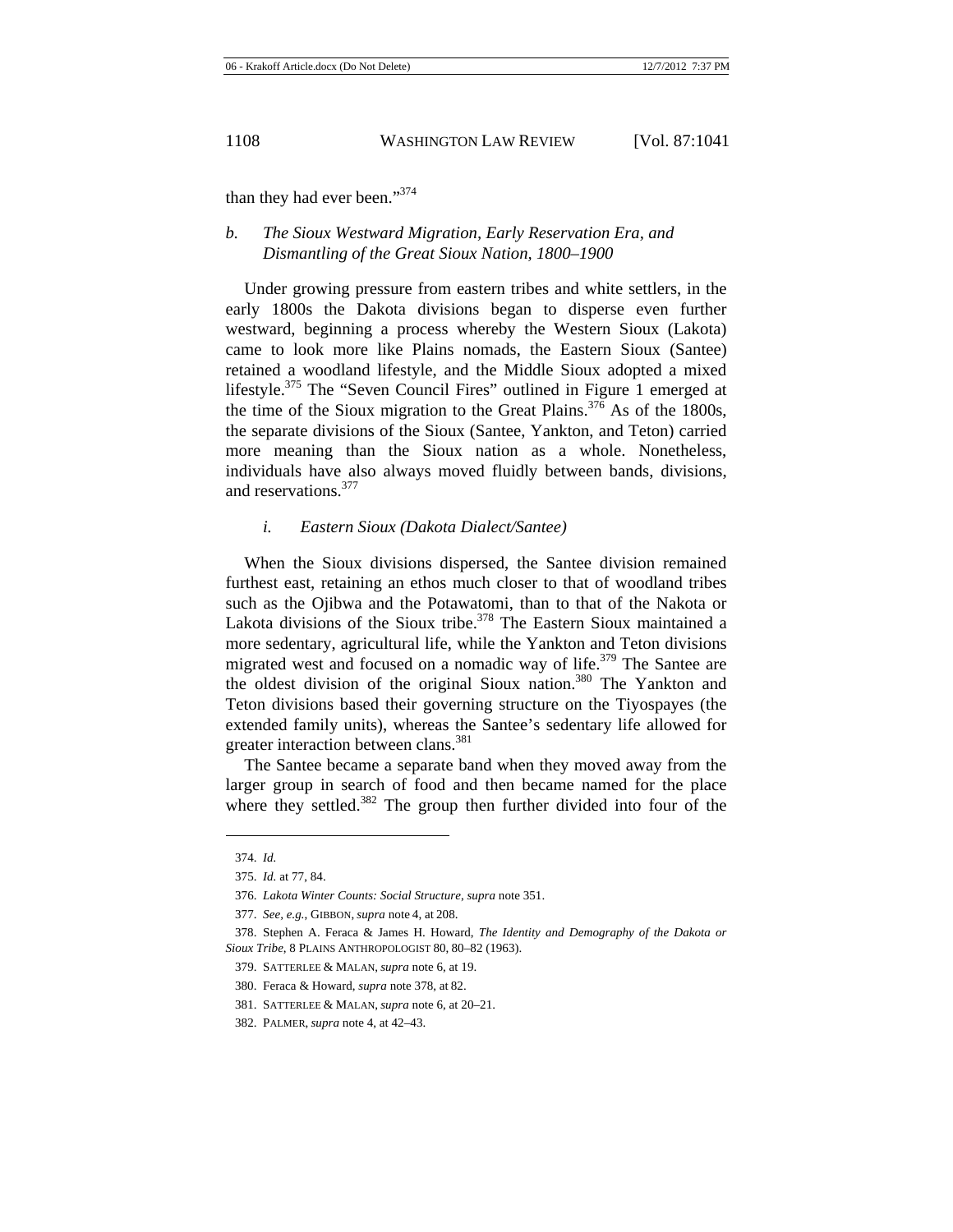than they had ever been."[374]

### *b. The Sioux Westward Migration, Early Reservation Era, and Dismantling of the Great Sioux Nation, 1800–1900*

Under growing pressure from eastern tribes and white settlers, in the early 1800s the Dakota divisions began to disperse even further westward, beginning a process whereby the Western Sioux (Lakota) came to look more like Plains nomads, the Eastern Sioux (Santee) retained a woodland lifestyle, and the Middle Sioux adopted a mixed lifestyle.[375] The "Seven Council Fires" outlined in Figure 1 emerged at the time of the Sioux migration to the Great Plains.[376] As of the 1800s, the separate divisions of the Sioux (Santee, Yankton, and Teton) carried more meaning than the Sioux nation as a whole. Nonetheless, individuals have also always moved fluidly between bands, divisions, and reservations.[377]

#### *i. Eastern Sioux (Dakota Dialect/Santee)*

When the Sioux divisions dispersed, the Santee division remained furthest east, retaining an ethos much closer to that of woodland tribes such as the Ojibwa and the Potawatomi, than to that of the Nakota or Lakota divisions of the Sioux tribe.[378] The Eastern Sioux maintained a more sedentary, agricultural life, while the Yankton and Teton divisions migrated west and focused on a nomadic way of life.[379] The Santee are the oldest division of the original Sioux nation.[380] The Yankton and Teton divisions based their governing structure on the Tiyospayes (the extended family units), whereas the Santee's sedentary life allowed for greater interaction between clans.[381]

The Santee became a separate band when they moved away from the larger group in search of food and then became named for the place where they settled.[382] The group then further divided into four of the

---

374. *Id.*

375. *Id.* at 77, 84.

376. *Lakota Winter Counts: Social Structure*, *supra* note 351.

377. *See, e.g.*, GIBBON, *supra* note 4, at 208.

378. Stephen A. Feraca & James H. Howard, *The Identity and Demography of the Dakota or Sioux Tribe*, 8 PLAINS ANTHROPOLOGIST 80, 80–82 (1963).

379. SATTERLEE & MALAN, *supra* note 6, at 19.

380. Feraca & Howard, *supra* note 378, at 82.

381. SATTERLEE & MALAN, *supra* note 6, at 20–21.

382. PALMER, *supra* note 4, at 42–43.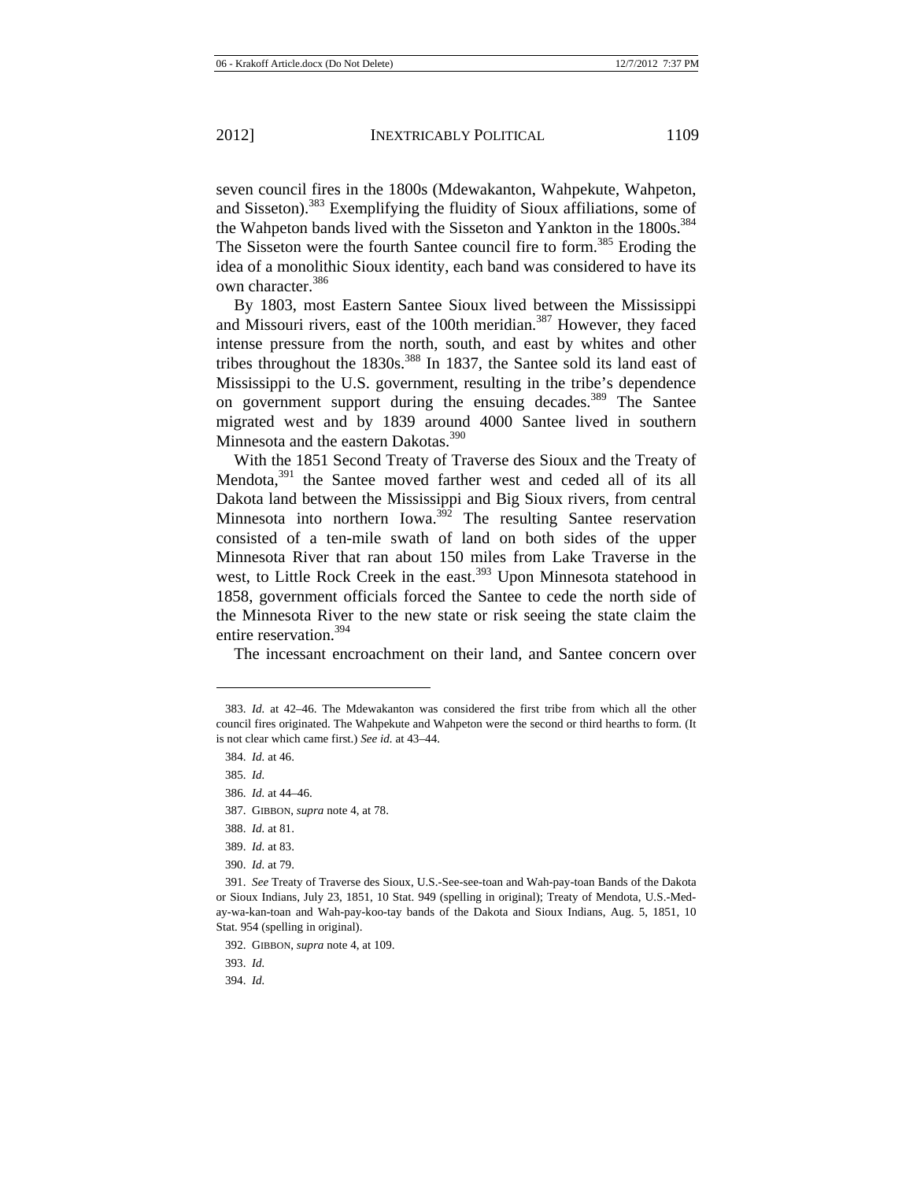seven council fires in the 1800s (Mdewakanton, Wahpekute, Wahpeton, and Sisseton).[383] Exemplifying the fluidity of Sioux affiliations, some of the Wahpeton bands lived with the Sisseton and Yankton in the 1800s.[384] The Sisseton were the fourth Santee council fire to form.[385] Eroding the idea of a monolithic Sioux identity, each band was considered to have its own character.[386]

By 1803, most Eastern Santee Sioux lived between the Mississippi and Missouri rivers, east of the 100th meridian.[387] However, they faced intense pressure from the north, south, and east by whites and other tribes throughout the 1830s.[388] In 1837, the Santee sold its land east of Mississippi to the U.S. government, resulting in the tribe's dependence on government support during the ensuing decades.[389] The Santee migrated west and by 1839 around 4000 Santee lived in southern Minnesota and the eastern Dakotas.[390]

With the 1851 Second Treaty of Traverse des Sioux and the Treaty of Mendota,[391] the Santee moved farther west and ceded all of its all Dakota land between the Mississippi and Big Sioux rivers, from central Minnesota into northern Iowa.[392] The resulting Santee reservation consisted of a ten-mile swath of land on both sides of the upper Minnesota River that ran about 150 miles from Lake Traverse in the west, to Little Rock Creek in the east.[393] Upon Minnesota statehood in 1858, government officials forced the Santee to cede the north side of the Minnesota River to the new state or risk seeing the state claim the entire reservation.[394]

The incessant encroachment on their land, and Santee concern over

---

383. *Id.* at 42–46. The Mdewakanton was considered the first tribe from which all the other council fires originated. The Wahpekute and Wahpeton were the second or third hearths to form. (It is not clear which came first.) *See id.* at 43–44.

384. *Id.* at 46.

385. *Id.*

386. *Id.* at 44–46.

387. GIBBON, *supra* note 4, at 78.

388. *Id.* at 81.

389. *Id.* at 83.

390. *Id.* at 79.

391. *See* Treaty of Traverse des Sioux, U.S.-See-see-toan and Wah-pay-toan Bands of the Dakota or Sioux Indians, July 23, 1851, 10 Stat. 949 (spelling in original); Treaty of Mendota, U.S.-Med-ay-wa-kan-toan and Wah-pay-koo-tay bands of the Dakota and Sioux Indians, Aug. 5, 1851, 10 Stat. 954 (spelling in original).

392. GIBBON, *supra* note 4, at 109.

393. *Id.*

394. *Id.*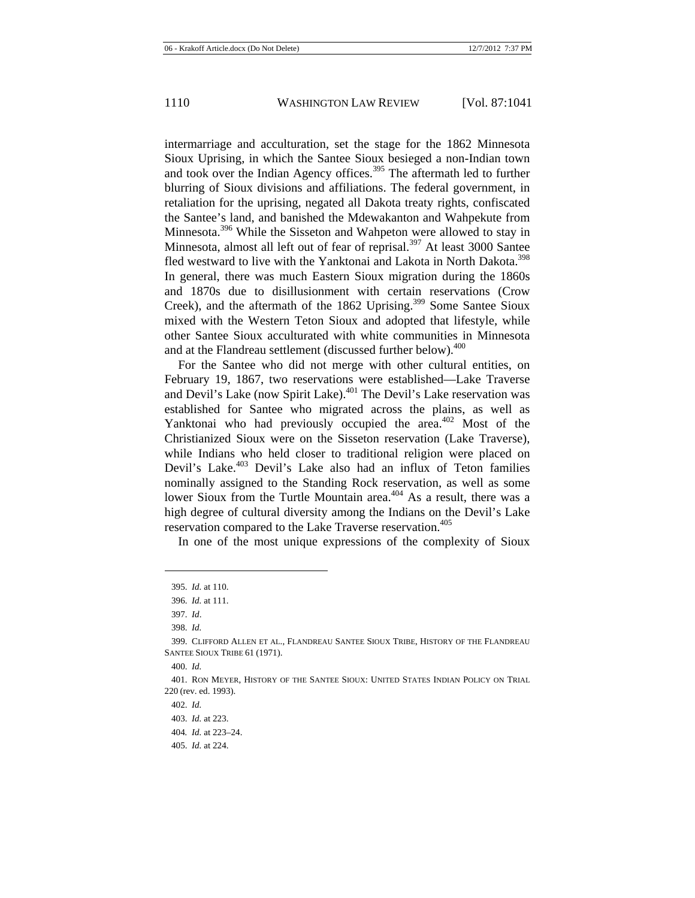intermarriage and acculturation, set the stage for the 1862 Minnesota Sioux Uprising, in which the Santee Sioux besieged a non-Indian town and took over the Indian Agency offices.[395] The aftermath led to further blurring of Sioux divisions and affiliations. The federal government, in retaliation for the uprising, negated all Dakota treaty rights, confiscated the Santee's land, and banished the Mdewakanton and Wahpekute from Minnesota.[396] While the Sisseton and Wahpeton were allowed to stay in Minnesota, almost all left out of fear of reprisal.[397] At least 3000 Santee fled westward to live with the Yanktonai and Lakota in North Dakota.[398] In general, there was much Eastern Sioux migration during the 1860s and 1870s due to disillusionment with certain reservations (Crow Creek), and the aftermath of the 1862 Uprising.[399] Some Santee Sioux mixed with the Western Teton Sioux and adopted that lifestyle, while other Santee Sioux acculturated with white communities in Minnesota and at the Flandreau settlement (discussed further below).[400]

For the Santee who did not merge with other cultural entities, on February 19, 1867, two reservations were established—Lake Traverse and Devil's Lake (now Spirit Lake).[401] The Devil's Lake reservation was established for Santee who migrated across the plains, as well as Yanktonai who had previously occupied the area.[402] Most of the Christianized Sioux were on the Sisseton reservation (Lake Traverse), while Indians who held closer to traditional religion were placed on Devil's Lake.[403] Devil's Lake also had an influx of Teton families nominally assigned to the Standing Rock reservation, as well as some lower Sioux from the Turtle Mountain area.[404] As a result, there was a high degree of cultural diversity among the Indians on the Devil's Lake reservation compared to the Lake Traverse reservation.[405]

In one of the most unique expressions of the complexity of Sioux

---

395. *Id.* at 110.

396. *Id.* at 111.

397. *Id*.

398. *Id.*

399. CLIFFORD ALLEN ET AL., FLANDREAU SANTEE SIOUX TRIBE, HISTORY OF THE FLANDREAU SANTEE SIOUX TRIBE 61 (1971).

400. *Id.*

401. RON MEYER, HISTORY OF THE SANTEE SIOUX: UNITED STATES INDIAN POLICY ON TRIAL 220 (rev. ed. 1993).

402. *Id.*

403. *Id.* at 223.

404. *Id.* at 223–24.

405. *Id.* at 224.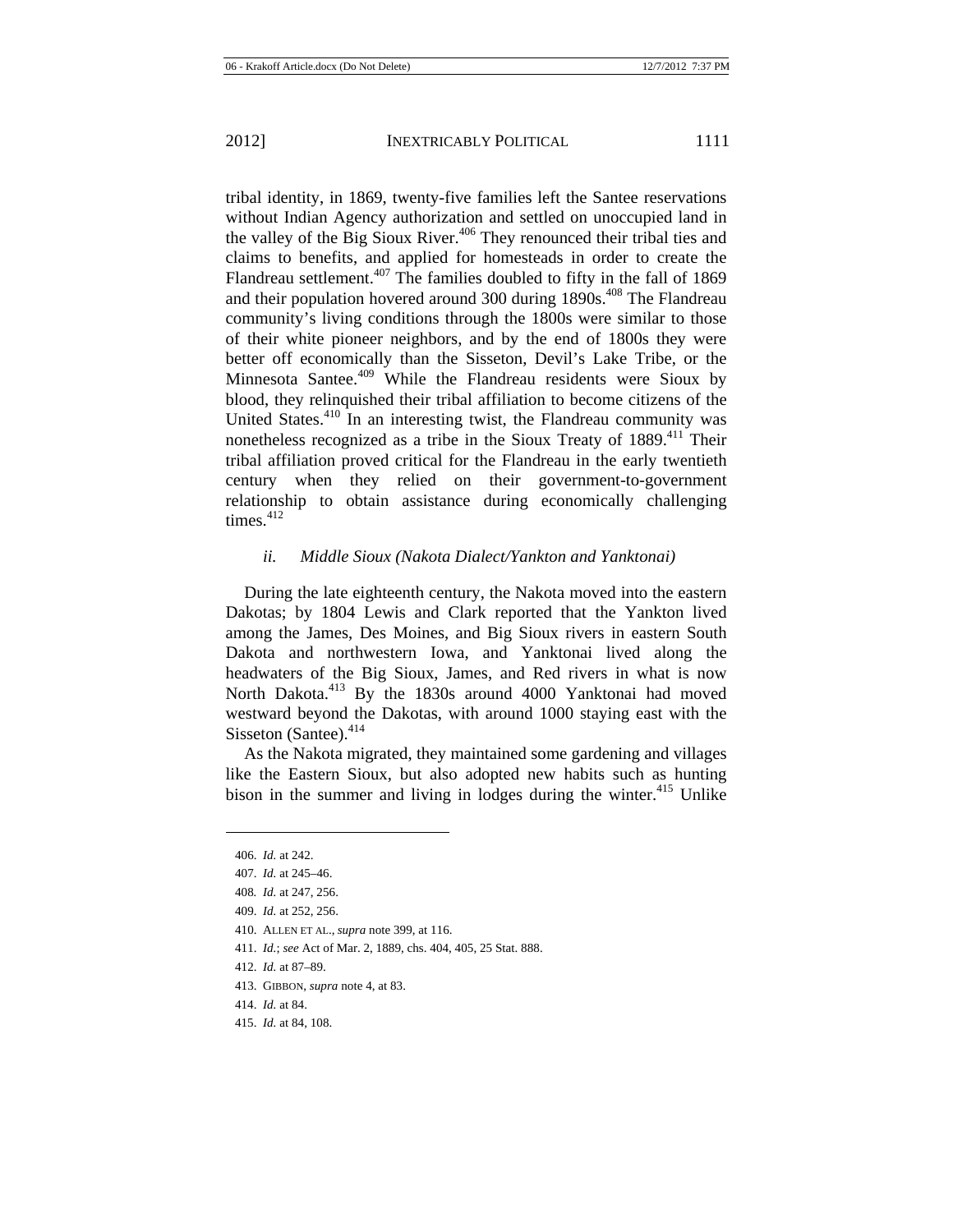tribal identity, in 1869, twenty-five families left the Santee reservations without Indian Agency authorization and settled on unoccupied land in the valley of the Big Sioux River.[406] They renounced their tribal ties and claims to benefits, and applied for homesteads in order to create the Flandreau settlement.[407] The families doubled to fifty in the fall of 1869 and their population hovered around 300 during 1890s.[408] The Flandreau community's living conditions through the 1800s were similar to those of their white pioneer neighbors, and by the end of 1800s they were better off economically than the Sisseton, Devil's Lake Tribe, or the Minnesota Santee.[409] While the Flandreau residents were Sioux by blood, they relinquished their tribal affiliation to become citizens of the United States.[410] In an interesting twist, the Flandreau community was nonetheless recognized as a tribe in the Sioux Treaty of 1889.[411] Their tribal affiliation proved critical for the Flandreau in the early twentieth century when they relied on their government-to-government relationship to obtain assistance during economically challenging times.[412]

### *ii. Middle Sioux (Nakota Dialect/Yankton and Yanktonai)*

During the late eighteenth century, the Nakota moved into the eastern Dakotas; by 1804 Lewis and Clark reported that the Yankton lived among the James, Des Moines, and Big Sioux rivers in eastern South Dakota and northwestern Iowa, and Yanktonai lived along the headwaters of the Big Sioux, James, and Red rivers in what is now North Dakota.[413] By the 1830s around 4000 Yanktonai had moved westward beyond the Dakotas, with around 1000 staying east with the Sisseton (Santee).[414]

As the Nakota migrated, they maintained some gardening and villages like the Eastern Sioux, but also adopted new habits such as hunting bison in the summer and living in lodges during the winter.[415] Unlike

---

406. *Id.* at 242.

407. *Id.* at 245–46.

408. *Id.* at 247, 256.

409. *Id.* at 252, 256.

410. ALLEN ET AL., *supra* note 399, at 116.

411. *Id.*; *see* Act of Mar. 2, 1889, chs. 404, 405, 25 Stat. 888.

412. *Id.* at 87–89.

413. GIBBON, *supra* note 4, at 83.

414. *Id.* at 84.

415. *Id.* at 84, 108.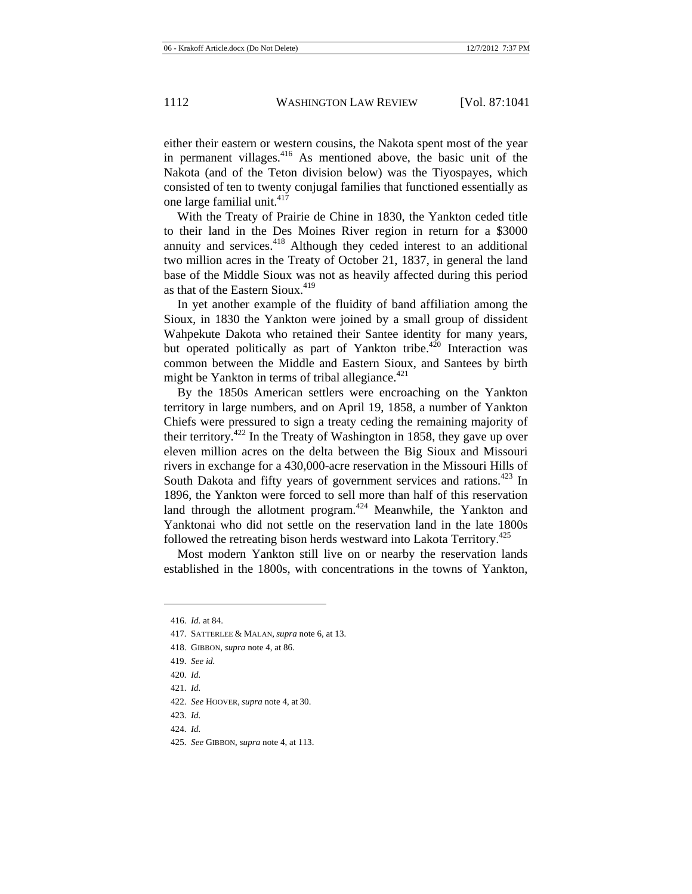either their eastern or western cousins, the Nakota spent most of the year in permanent villages.[416] As mentioned above, the basic unit of the Nakota (and of the Teton division below) was the Tiyospayes, which consisted of ten to twenty conjugal families that functioned essentially as one large familial unit.[417]

With the Treaty of Prairie de Chine in 1830, the Yankton ceded title to their land in the Des Moines River region in return for a $3000 annuity and services.[418] Although they ceded interest to an additional two million acres in the Treaty of October 21, 1837, in general the land base of the Middle Sioux was not as heavily affected during this period as that of the Eastern Sioux.[419]

In yet another example of the fluidity of band affiliation among the Sioux, in 1830 the Yankton were joined by a small group of dissident Wahpekute Dakota who retained their Santee identity for many years, but operated politically as part of Yankton tribe.[420] Interaction was common between the Middle and Eastern Sioux, and Santees by birth might be Yankton in terms of tribal allegiance.[421]

By the 1850s American settlers were encroaching on the Yankton territory in large numbers, and on April 19, 1858, a number of Yankton Chiefs were pressured to sign a treaty ceding the remaining majority of their territory.[422] In the Treaty of Washington in 1858, they gave up over eleven million acres on the delta between the Big Sioux and Missouri rivers in exchange for a 430,000-acre reservation in the Missouri Hills of South Dakota and fifty years of government services and rations.[423] In 1896, the Yankton were forced to sell more than half of this reservation land through the allotment program.[424] Meanwhile, the Yankton and Yanktonai who did not settle on the reservation land in the late 1800s followed the retreating bison herds westward into Lakota Territory.[425]

Most modern Yankton still live on or nearby the reservation lands established in the 1800s, with concentrations in the towns of Yankton,

---

416. *Id.* at 84.

417. SATTERLEE & MALAN, *supra* note 6, at 13.

418. GIBBON, *supra* note 4, at 86.

419. *See id.*

420. *Id.*

421. *Id.*

422. *See* HOOVER, *supra* note 4, at 30.

423. *Id.*

424. *Id.*

425. *See* GIBBON, *supra* note 4, at 113.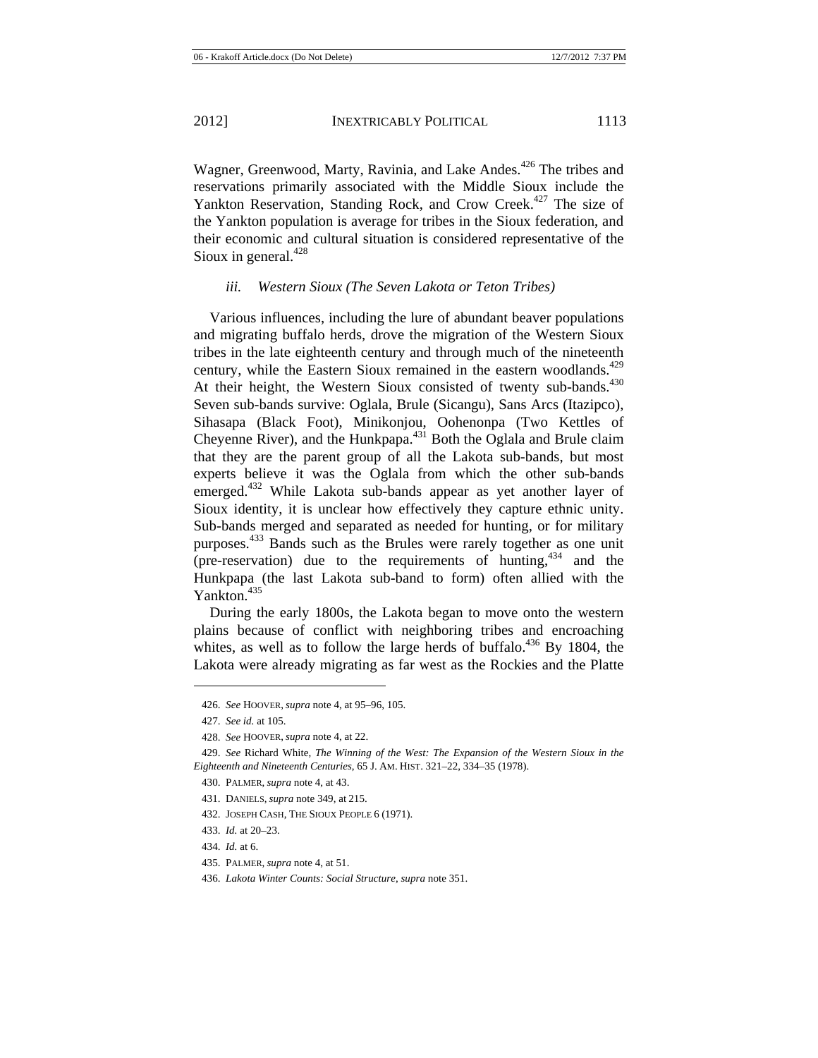Wagner, Greenwood, Marty, Ravinia, and Lake Andes.[426] The tribes and reservations primarily associated with the Middle Sioux include the Yankton Reservation, Standing Rock, and Crow Creek.[427] The size of the Yankton population is average for tribes in the Sioux federation, and their economic and cultural situation is considered representative of the Sioux in general.[428]

### *iii. Western Sioux (The Seven Lakota or Teton Tribes)*

Various influences, including the lure of abundant beaver populations and migrating buffalo herds, drove the migration of the Western Sioux tribes in the late eighteenth century and through much of the nineteenth century, while the Eastern Sioux remained in the eastern woodlands.[429] At their height, the Western Sioux consisted of twenty sub-bands.[430] Seven sub-bands survive: Oglala, Brule (Sicangu), Sans Arcs (Itazipco), Sihasapa (Black Foot), Minikonjou, Oohenonpa (Two Kettles of Cheyenne River), and the Hunkpapa.[431] Both the Oglala and Brule claim that they are the parent group of all the Lakota sub-bands, but most experts believe it was the Oglala from which the other sub-bands emerged.[432] While Lakota sub-bands appear as yet another layer of Sioux identity, it is unclear how effectively they capture ethnic unity. Sub-bands merged and separated as needed for hunting, or for military purposes.[433] Bands such as the Brules were rarely together as one unit (pre-reservation) due to the requirements of hunting,[434] and the Hunkpapa (the last Lakota sub-band to form) often allied with the Yankton.[435]

During the early 1800s, the Lakota began to move onto the western plains because of conflict with neighboring tribes and encroaching whites, as well as to follow the large herds of buffalo.[436] By 1804, the Lakota were already migrating as far west as the Rockies and the Platte

---

426. *See* HOOVER, *supra* note 4, at 95–96, 105.

427. *See id.* at 105.

428. *See* HOOVER, *supra* note 4, at 22.

429. *See* Richard White, *The Winning of the West: The Expansion of the Western Sioux in the Eighteenth and Nineteenth Centuries*, 65 J. AM. HIST. 321–22, 334–35 (1978).

430. PALMER, *supra* note 4, at 43.

431. DANIELS, *supra* note 349, at 215.

432. JOSEPH CASH, THE SIOUX PEOPLE 6 (1971).

433. *Id.* at 20–23.

434. *Id.* at 6.

435. PALMER, *supra* note 4, at 51.

436. *Lakota Winter Counts: Social Structure*, *supra* note 351.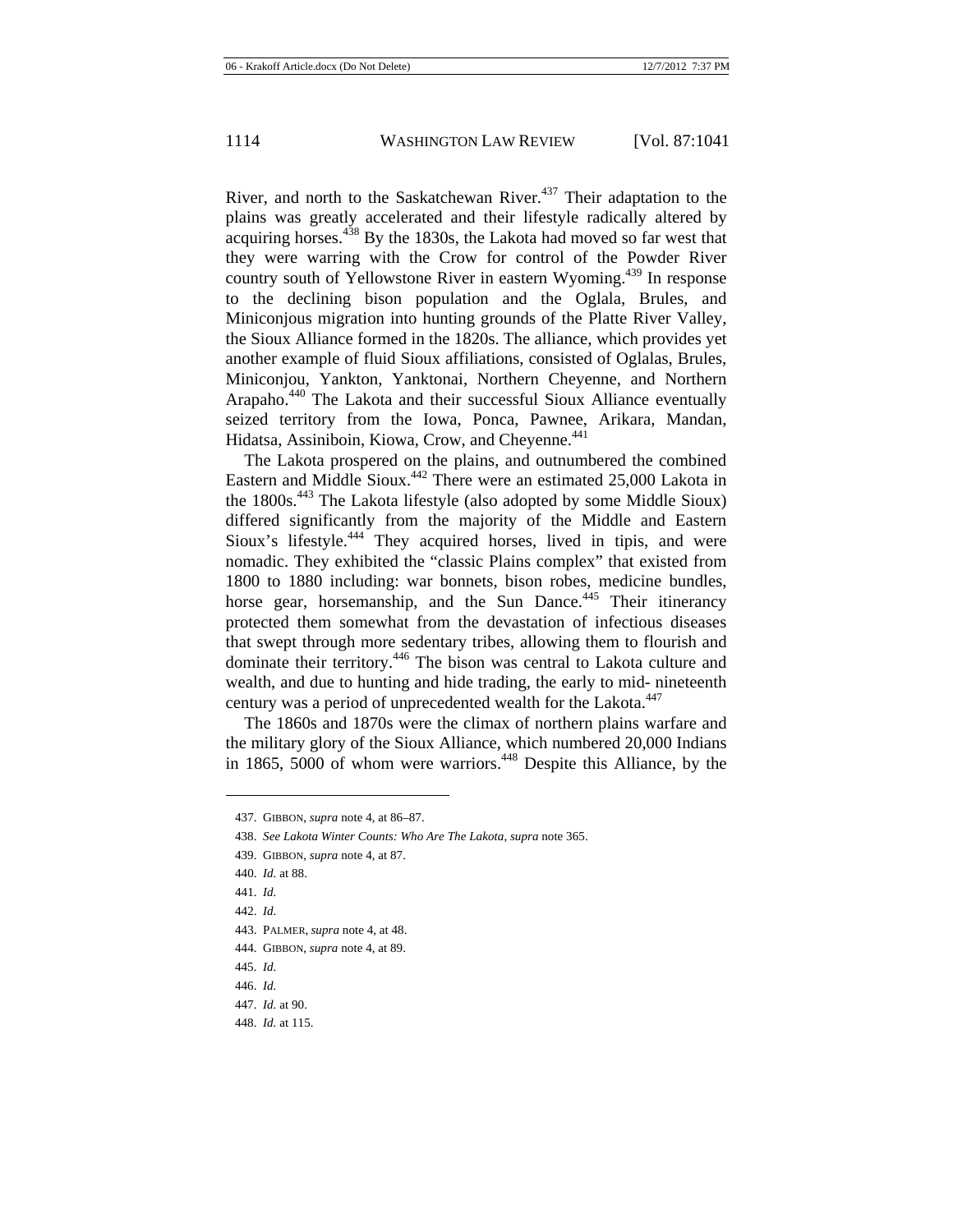River, and north to the Saskatchewan River.[437] Their adaptation to the plains was greatly accelerated and their lifestyle radically altered by acquiring horses.[438] By the 1830s, the Lakota had moved so far west that they were warring with the Crow for control of the Powder River country south of Yellowstone River in eastern Wyoming.[439] In response to the declining bison population and the Oglala, Brules, and Miniconjous migration into hunting grounds of the Platte River Valley, the Sioux Alliance formed in the 1820s. The alliance, which provides yet another example of fluid Sioux affiliations, consisted of Oglalas, Brules, Miniconjou, Yankton, Yanktonai, Northern Cheyenne, and Northern Arapaho.[440] The Lakota and their successful Sioux Alliance eventually seized territory from the Iowa, Ponca, Pawnee, Arikara, Mandan, Hidatsa, Assiniboin, Kiowa, Crow, and Cheyenne.[441]

The Lakota prospered on the plains, and outnumbered the combined Eastern and Middle Sioux.[442] There were an estimated 25,000 Lakota in the 1800s.[443] The Lakota lifestyle (also adopted by some Middle Sioux) differed significantly from the majority of the Middle and Eastern Sioux's lifestyle.[444] They acquired horses, lived in tipis, and were nomadic. They exhibited the "classic Plains complex" that existed from 1800 to 1880 including: war bonnets, bison robes, medicine bundles, horse gear, horsemanship, and the Sun Dance.[445] Their itinerancy protected them somewhat from the devastation of infectious diseases that swept through more sedentary tribes, allowing them to flourish and dominate their territory.[446] The bison was central to Lakota culture and wealth, and due to hunting and hide trading, the early to mid- nineteenth century was a period of unprecedented wealth for the Lakota.[447]

The 1860s and 1870s were the climax of northern plains warfare and the military glory of the Sioux Alliance, which numbered 20,000 Indians in 1865, 5000 of whom were warriors.[448] Despite this Alliance, by the

---

437. GIBBON, *supra* note 4, at 86–87.

438. *See Lakota Winter Counts: Who Are The Lakota*, *supra* note 365.

439. GIBBON, *supra* note 4, at 87.

440. *Id.* at 88.

441. *Id.*

442. *Id.*

443. PALMER, *supra* note 4, at 48.

444. GIBBON, *supra* note 4, at 89.

445. *Id.*

446. *Id.*

447. *Id.* at 90.

448. *Id.* at 115.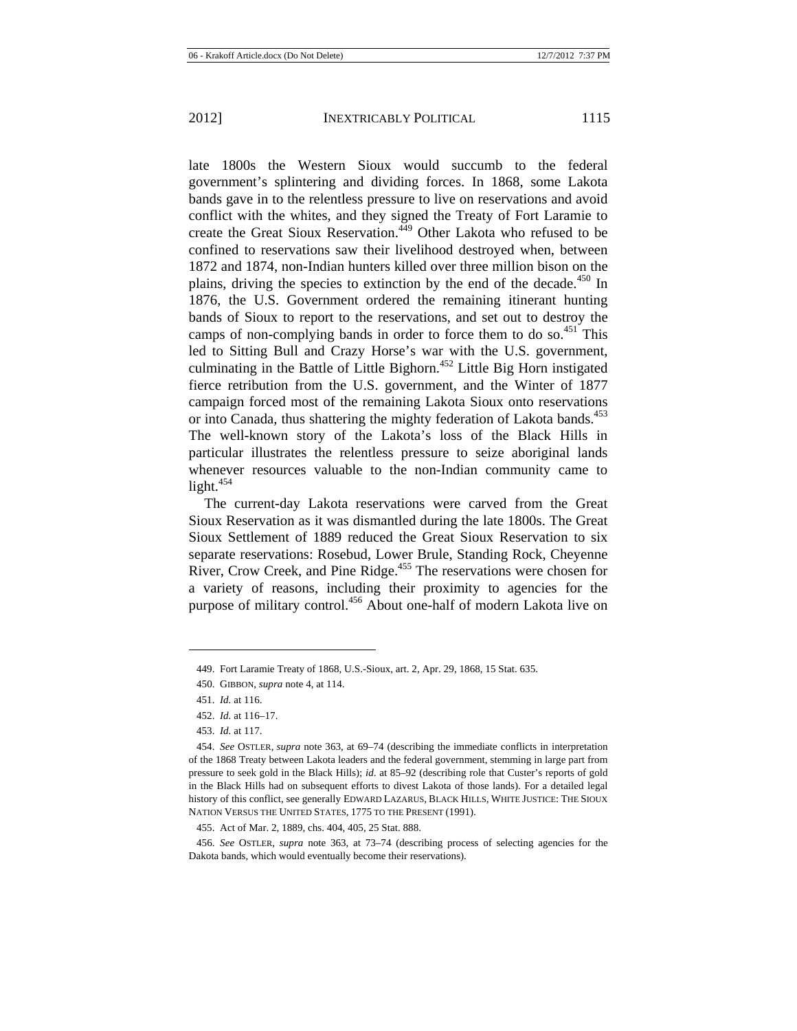late 1800s the Western Sioux would succumb to the federal government's splintering and dividing forces. In 1868, some Lakota bands gave in to the relentless pressure to live on reservations and avoid conflict with the whites, and they signed the Treaty of Fort Laramie to create the Great Sioux Reservation.[449] Other Lakota who refused to be confined to reservations saw their livelihood destroyed when, between 1872 and 1874, non-Indian hunters killed over three million bison on the plains, driving the species to extinction by the end of the decade.[450] In 1876, the U.S. Government ordered the remaining itinerant hunting bands of Sioux to report to the reservations, and set out to destroy the camps of non-complying bands in order to force them to do so.[451] This led to Sitting Bull and Crazy Horse's war with the U.S. government, culminating in the Battle of Little Bighorn.[452] Little Big Horn instigated fierce retribution from the U.S. government, and the Winter of 1877 campaign forced most of the remaining Lakota Sioux onto reservations or into Canada, thus shattering the mighty federation of Lakota bands.[453] The well-known story of the Lakota's loss of the Black Hills in particular illustrates the relentless pressure to seize aboriginal lands whenever resources valuable to the non-Indian community came to light.[454]

The current-day Lakota reservations were carved from the Great Sioux Reservation as it was dismantled during the late 1800s. The Great Sioux Settlement of 1889 reduced the Great Sioux Reservation to six separate reservations: Rosebud, Lower Brule, Standing Rock, Cheyenne River, Crow Creek, and Pine Ridge.[455] The reservations were chosen for a variety of reasons, including their proximity to agencies for the purpose of military control.[456] About one-half of modern Lakota live on

---

449. Fort Laramie Treaty of 1868, U.S.-Sioux, art. 2, Apr. 29, 1868, 15 Stat. 635.

450. GIBBON, *supra* note 4, at 114.

451. *Id.* at 116.

452. *Id.* at 116–17.

453. *Id.* at 117.

454. *See* OSTLER, *supra* note 363, at 69–74 (describing the immediate conflicts in interpretation of the 1868 Treaty between Lakota leaders and the federal government, stemming in large part from pressure to seek gold in the Black Hills); *id.* at 85–92 (describing role that Custer's reports of gold in the Black Hills had on subsequent efforts to divest Lakota of those lands). For a detailed legal history of this conflict, see generally EDWARD LAZARUS, BLACK HILLS, WHITE JUSTICE: THE SIOUX NATION VERSUS THE UNITED STATES, 1775 TO THE PRESENT (1991).

455. Act of Mar. 2, 1889, chs. 404, 405, 25 Stat. 888.

456. *See* OSTLER, *supra* note 363, at 73–74 (describing process of selecting agencies for the Dakota bands, which would eventually become their reservations).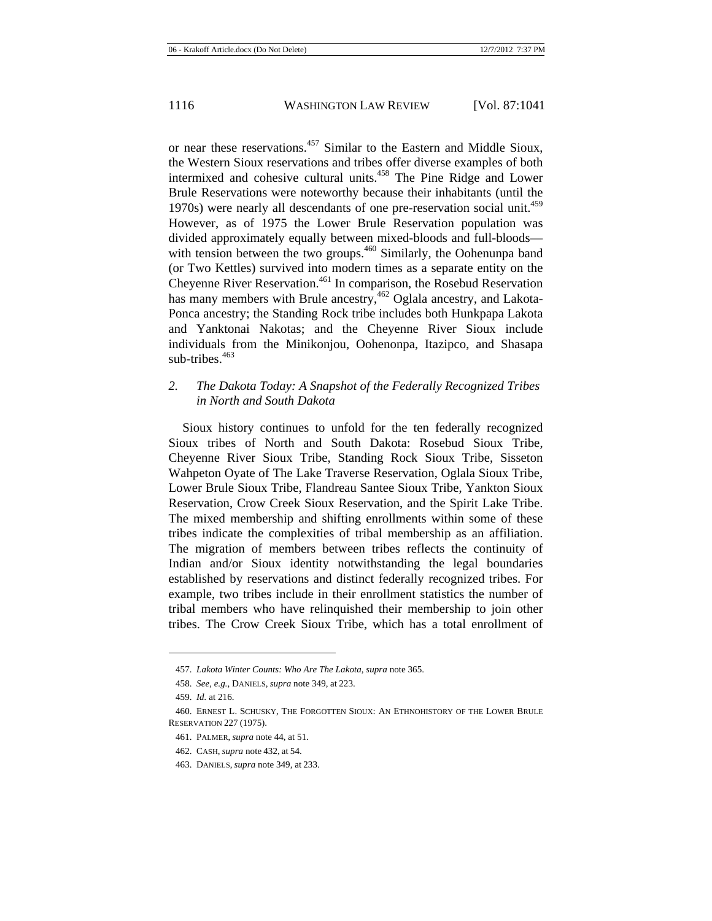or near these reservations.[457] Similar to the Eastern and Middle Sioux, the Western Sioux reservations and tribes offer diverse examples of both intermixed and cohesive cultural units.[458] The Pine Ridge and Lower Brule Reservations were noteworthy because their inhabitants (until the 1970s) were nearly all descendants of one pre-reservation social unit.[459] However, as of 1975 the Lower Brule Reservation population was divided approximately equally between mixed-bloods and full-bloods—with tension between the two groups.[460] Similarly, the Oohenunpa band (or Two Kettles) survived into modern times as a separate entity on the Cheyenne River Reservation.[461] In comparison, the Rosebud Reservation has many members with Brule ancestry,[462] Oglala ancestry, and Lakota-Ponca ancestry; the Standing Rock tribe includes both Hunkpapa Lakota and Yanktonai Nakotas; and the Cheyenne River Sioux include individuals from the Minikonjou, Oohenonpa, Itazipco, and Shasapa sub-tribes.[463]

### 2. *The Dakota Today: A Snapshot of the Federally Recognized Tribes in North and South Dakota*

Sioux history continues to unfold for the ten federally recognized Sioux tribes of North and South Dakota: Rosebud Sioux Tribe, Cheyenne River Sioux Tribe, Standing Rock Sioux Tribe, Sisseton Wahpeton Oyate of The Lake Traverse Reservation, Oglala Sioux Tribe, Lower Brule Sioux Tribe, Flandreau Santee Sioux Tribe, Yankton Sioux Reservation, Crow Creek Sioux Reservation, and the Spirit Lake Tribe. The mixed membership and shifting enrollments within some of these tribes indicate the complexities of tribal membership as an affiliation. The migration of members between tribes reflects the continuity of Indian and/or Sioux identity notwithstanding the legal boundaries established by reservations and distinct federally recognized tribes. For example, two tribes include in their enrollment statistics the number of tribal members who have relinquished their membership to join other tribes. The Crow Creek Sioux Tribe, which has a total enrollment of

---

457. *Lakota Winter Counts: Who Are The Lakota*, *supra* note 365.

458. *See, e.g.*, DANIELS, *supra* note 349, at 223.

459. *Id.* at 216.

460. ERNEST L. SCHUSKY, THE FORGOTTEN SIOUX: AN ETHNOHISTORY OF THE LOWER BRULE RESERVATION 227 (1975).

461. PALMER, *supra* note 44, at 51.

462. CASH, *supra* note 432, at 54.

463. DANIELS, *supra* note 349, at 233.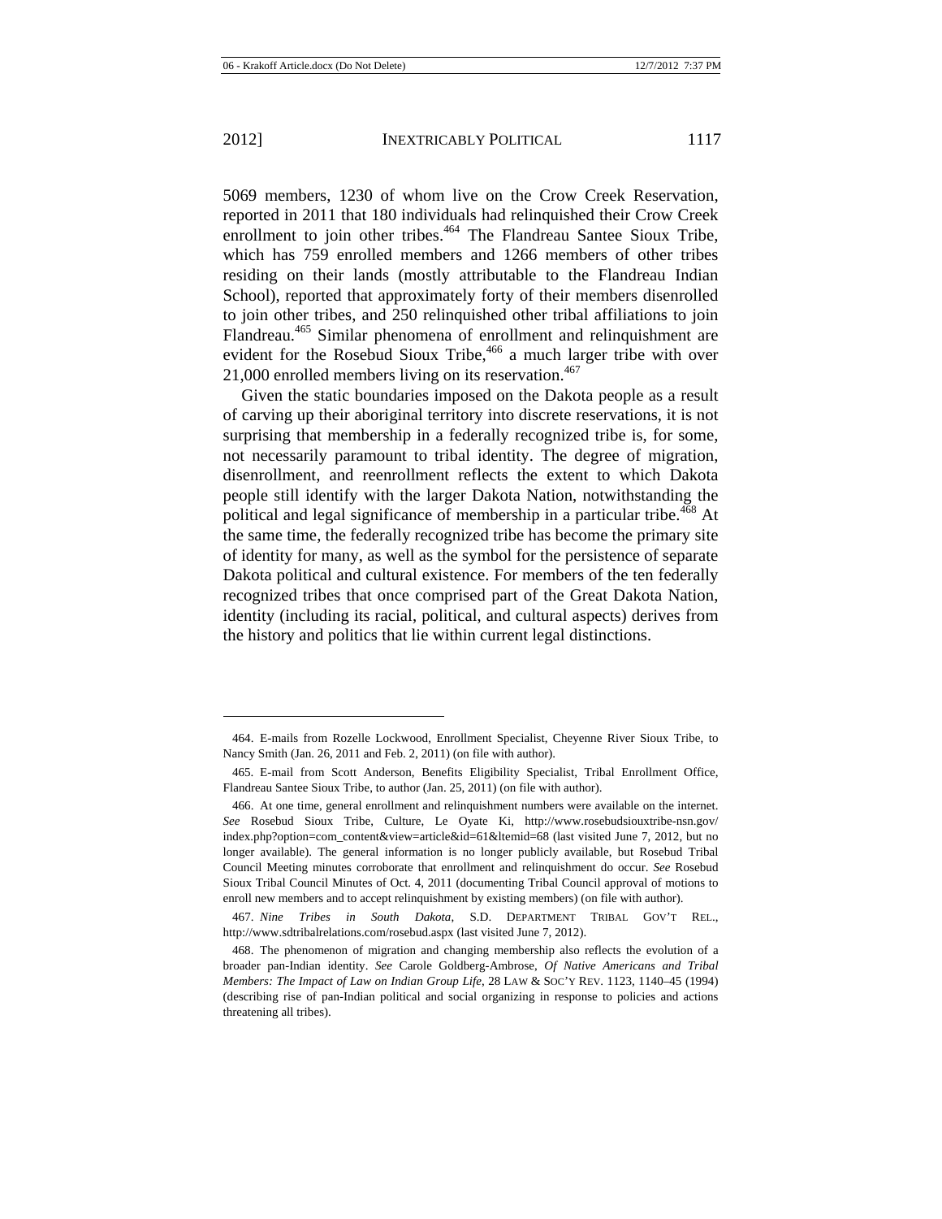5069 members, 1230 of whom live on the Crow Creek Reservation, reported in 2011 that 180 individuals had relinquished their Crow Creek enrollment to join other tribes.[464] The Flandreau Santee Sioux Tribe, which has 759 enrolled members and 1266 members of other tribes residing on their lands (mostly attributable to the Flandreau Indian School), reported that approximately forty of their members disenrolled to join other tribes, and 250 relinquished other tribal affiliations to join Flandreau.[465] Similar phenomena of enrollment and relinquishment are evident for the Rosebud Sioux Tribe,[466] a much larger tribe with over 21,000 enrolled members living on its reservation.[467]

Given the static boundaries imposed on the Dakota people as a result of carving up their aboriginal territory into discrete reservations, it is not surprising that membership in a federally recognized tribe is, for some, not necessarily paramount to tribal identity. The degree of migration, disenrollment, and reenrollment reflects the extent to which Dakota people still identify with the larger Dakota Nation, notwithstanding the political and legal significance of membership in a particular tribe.[468] At the same time, the federally recognized tribe has become the primary site of identity for many, as well as the symbol for the persistence of separate Dakota political and cultural existence. For members of the ten federally recognized tribes that once comprised part of the Great Dakota Nation, identity (including its racial, political, and cultural aspects) derives from the history and politics that lie within current legal distinctions.

---

464. E-mails from Rozelle Lockwood, Enrollment Specialist, Cheyenne River Sioux Tribe, to Nancy Smith (Jan. 26, 2011 and Feb. 2, 2011) (on file with author).

465. E-mail from Scott Anderson, Benefits Eligibility Specialist, Tribal Enrollment Office, Flandreau Santee Sioux Tribe, to author (Jan. 25, 2011) (on file with author).

466. At one time, general enrollment and relinquishment numbers were available on the internet. *See* Rosebud Sioux Tribe, Culture, Le Oyate Ki, http://www.rosebudsiouxtribe-nsn.gov/index.php?option=com_content&view=article&id=61&Itemid=68 (last visited June 7, 2012, but no longer available). The general information is no longer publicly available, but Rosebud Tribal Council Meeting minutes corroborate that enrollment and relinquishment do occur. *See* Rosebud Sioux Tribal Council Minutes of Oct. 4, 2011 (documenting Tribal Council approval of motions to enroll new members and to accept relinquishment by existing members) (on file with author).

467. *Nine Tribes in South Dakota*, S.D. DEPARTMENT TRIBAL GOV'T REL., http://www.sdtribalrelations.com/rosebud.aspx (last visited June 7, 2012).

468. The phenomenon of migration and changing membership also reflects the evolution of a broader pan-Indian identity. *See* Carole Goldberg-Ambrose, *Of Native Americans and Tribal Members: The Impact of Law on Indian Group Life*, 28 LAW & SOC'Y REV. 1123, 1140–45 (1994) (describing rise of pan-Indian political and social organizing in response to policies and actions threatening all tribes).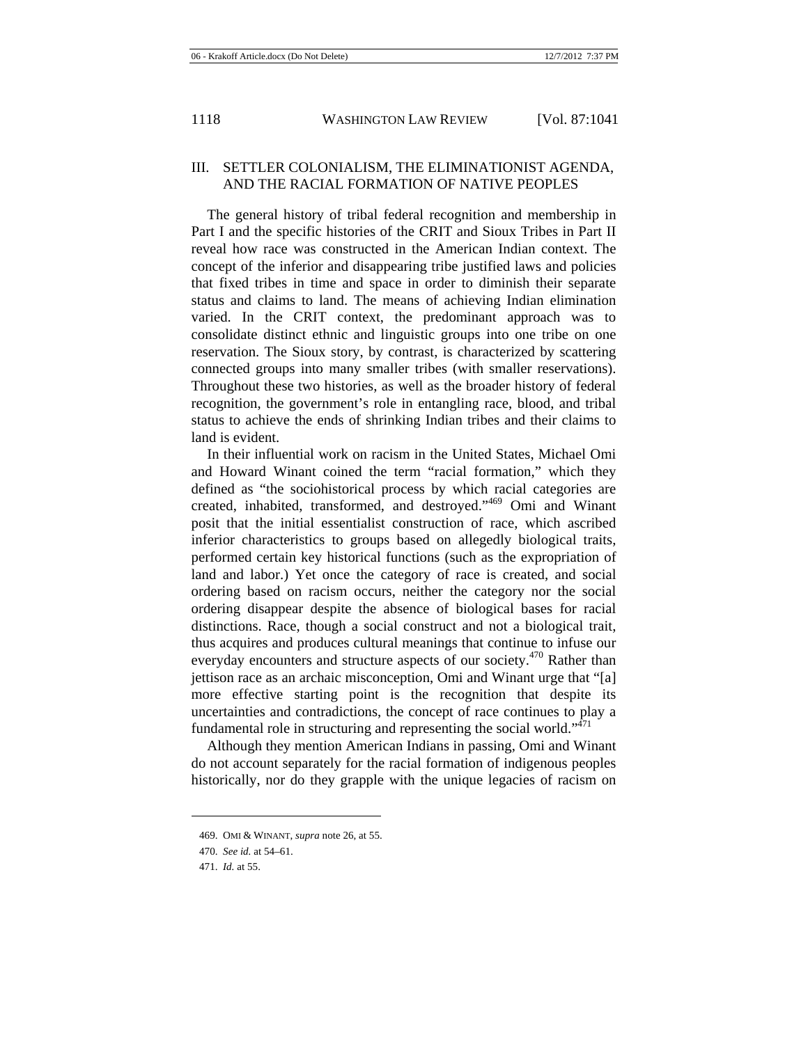## III. SETTLER COLONIALISM, THE ELIMINATIONIST AGENDA, AND THE RACIAL FORMATION OF NATIVE PEOPLES

The general history of tribal federal recognition and membership in Part I and the specific histories of the CRIT and Sioux Tribes in Part II reveal how race was constructed in the American Indian context. The concept of the inferior and disappearing tribe justified laws and policies that fixed tribes in time and space in order to diminish their separate status and claims to land. The means of achieving Indian elimination varied. In the CRIT context, the predominant approach was to consolidate distinct ethnic and linguistic groups into one tribe on one reservation. The Sioux story, by contrast, is characterized by scattering connected groups into many smaller tribes (with smaller reservations). Throughout these two histories, as well as the broader history of federal recognition, the government's role in entangling race, blood, and tribal status to achieve the ends of shrinking Indian tribes and their claims to land is evident.

In their influential work on racism in the United States, Michael Omi and Howard Winant coined the term "racial formation," which they defined as "the sociohistorical process by which racial categories are created, inhabited, transformed, and destroyed."[469] Omi and Winant posit that the initial essentialist construction of race, which ascribed inferior characteristics to groups based on allegedly biological traits, performed certain key historical functions (such as the expropriation of land and labor.) Yet once the category of race is created, and social ordering based on racism occurs, neither the category nor the social ordering disappear despite the absence of biological bases for racial distinctions. Race, though a social construct and not a biological trait, thus acquires and produces cultural meanings that continue to infuse our everyday encounters and structure aspects of our society.[470] Rather than jettison race as an archaic misconception, Omi and Winant urge that "[a] more effective starting point is the recognition that despite its uncertainties and contradictions, the concept of race continues to play a fundamental role in structuring and representing the social world."[471]

Although they mention American Indians in passing, Omi and Winant do not account separately for the racial formation of indigenous peoples historically, nor do they grapple with the unique legacies of racism on

469. OMI & WINANT, *supra* note 26, at 55.

470. *See id.* at 54–61.

471. *Id.* at 55.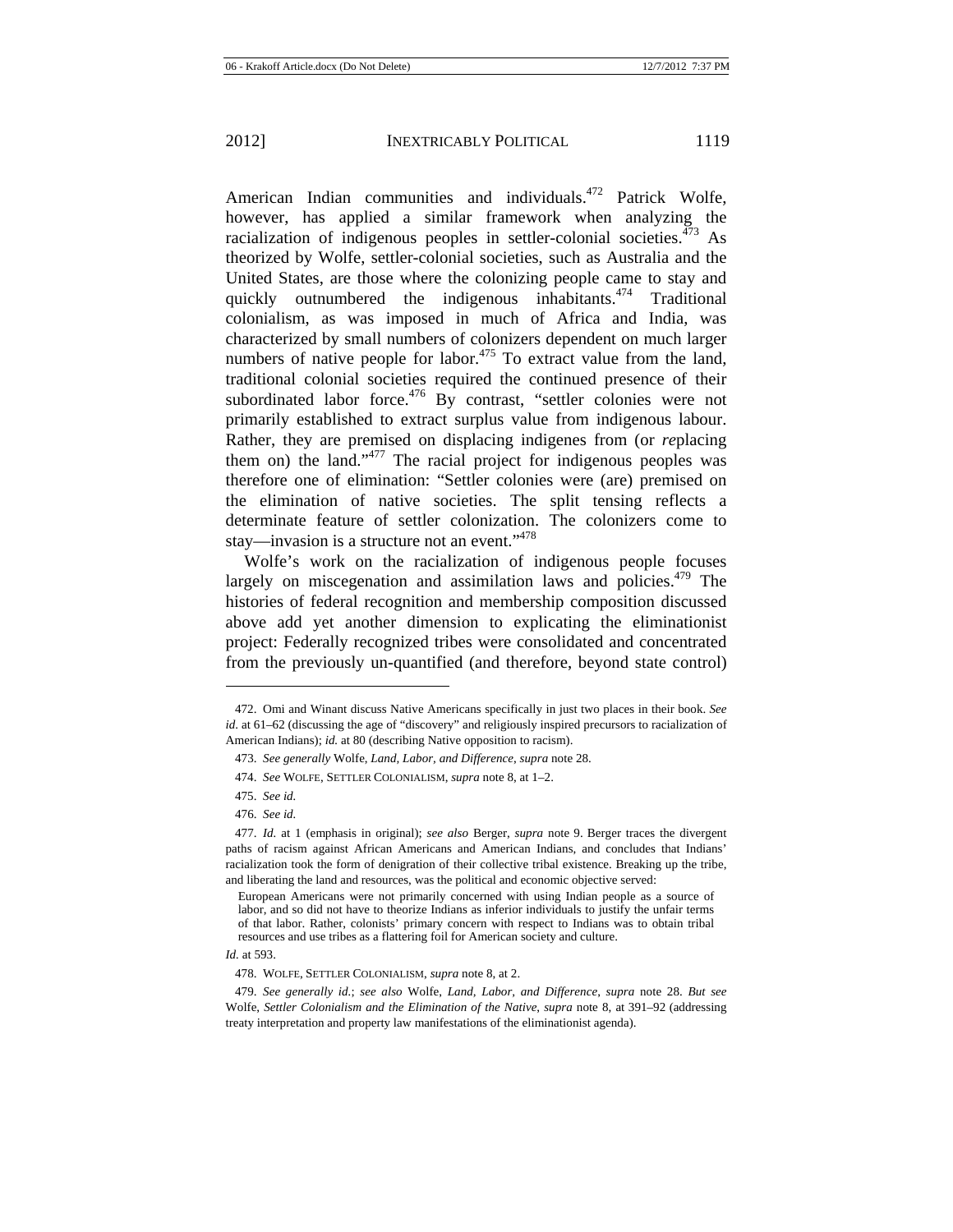American Indian communities and individuals.[472] Patrick Wolfe, however, has applied a similar framework when analyzing the racialization of indigenous peoples in settler-colonial societies.[473] As theorized by Wolfe, settler-colonial societies, such as Australia and the United States, are those where the colonizing people came to stay and quickly outnumbered the indigenous inhabitants.[474] Traditional colonialism, as was imposed in much of Africa and India, was characterized by small numbers of colonizers dependent on much larger numbers of native people for labor.[475] To extract value from the land, traditional colonial societies required the continued presence of their subordinated labor force.[476] By contrast, "settler colonies were not primarily established to extract surplus value from indigenous labour. Rather, they are premised on displacing indigenes from (or *re*placing them on) the land."[477] The racial project for indigenous peoples was therefore one of elimination: "Settler colonies were (are) premised on the elimination of native societies. The split tensing reflects a determinate feature of settler colonization. The colonizers come to stay—invasion is a structure not an event."[478]

Wolfe's work on the racialization of indigenous people focuses largely on miscegenation and assimilation laws and policies.[479] The histories of federal recognition and membership composition discussed above add yet another dimension to explicating the eliminationist project: Federally recognized tribes were consolidated and concentrated from the previously un-quantified (and therefore, beyond state control)

---

472. Omi and Winant discuss Native Americans specifically in just two places in their book. *See id.* at 61–62 (discussing the age of "discovery" and religiously inspired precursors to racialization of American Indians); *id.* at 80 (describing Native opposition to racism).

473. *See generally* Wolfe, *Land, Labor, and Difference*, *supra* note 28.

474. *See* WOLFE, SETTLER COLONIALISM, *supra* note 8, at 1–2.

475. *See id.*

476. *See id.*

477. *Id.* at 1 (emphasis in original); *see also* Berger, *supra* note 9. Berger traces the divergent paths of racism against African Americans and American Indians, and concludes that Indians' racialization took the form of denigration of their collective tribal existence. Breaking up the tribe, and liberating the land and resources, was the political and economic objective served:

> European Americans were not primarily concerned with using Indian people as a source of labor, and so did not have to theorize Indians as inferior individuals to justify the unfair terms of that labor. Rather, colonists' primary concern with respect to Indians was to obtain tribal resources and use tribes as a flattering foil for American society and culture.

*Id.* at 593.

478. WOLFE, SETTLER COLONIALISM, *supra* note 8, at 2.

479. *See generally id.*; *see also* Wolfe, *Land, Labor, and Difference*, *supra* note 28. *But see* Wolfe, *Settler Colonialism and the Elimination of the Native*, *supra* note 8, at 391–92 (addressing treaty interpretation and property law manifestations of the eliminationist agenda).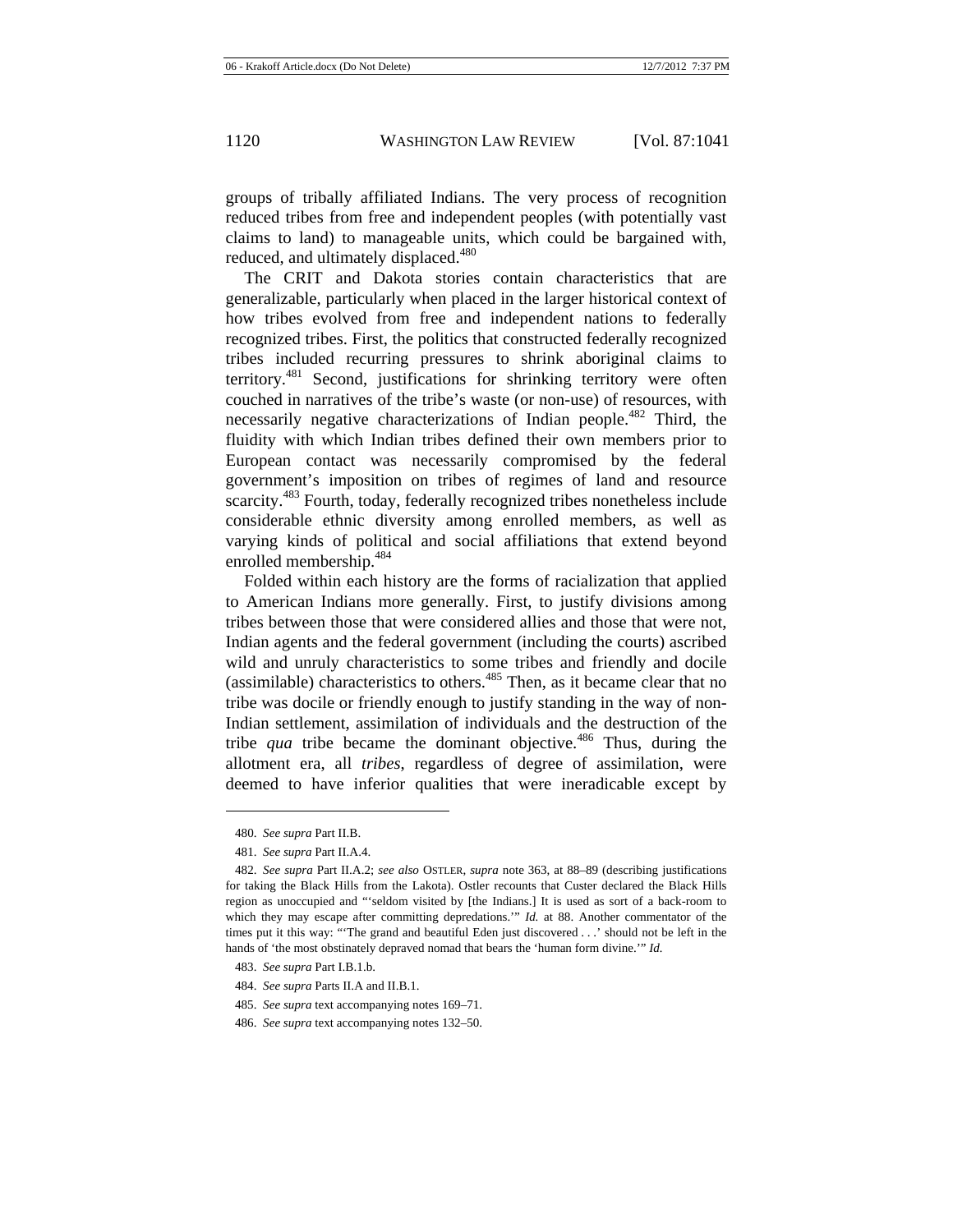groups of tribally affiliated Indians. The very process of recognition reduced tribes from free and independent peoples (with potentially vast claims to land) to manageable units, which could be bargained with, reduced, and ultimately displaced.[480]

The CRIT and Dakota stories contain characteristics that are generalizable, particularly when placed in the larger historical context of how tribes evolved from free and independent nations to federally recognized tribes. First, the politics that constructed federally recognized tribes included recurring pressures to shrink aboriginal claims to territory.[481] Second, justifications for shrinking territory were often couched in narratives of the tribe's waste (or non-use) of resources, with necessarily negative characterizations of Indian people.[482] Third, the fluidity with which Indian tribes defined their own members prior to European contact was necessarily compromised by the federal government's imposition on tribes of regimes of land and resource scarcity.[483] Fourth, today, federally recognized tribes nonetheless include considerable ethnic diversity among enrolled members, as well as varying kinds of political and social affiliations that extend beyond enrolled membership.[484]

Folded within each history are the forms of racialization that applied to American Indians more generally. First, to justify divisions among tribes between those that were considered allies and those that were not, Indian agents and the federal government (including the courts) ascribed wild and unruly characteristics to some tribes and friendly and docile (assimilable) characteristics to others.[485] Then, as it became clear that no tribe was docile or friendly enough to justify standing in the way of non-Indian settlement, assimilation of individuals and the destruction of the tribe *qua* tribe became the dominant objective.[486] Thus, during the allotment era, all *tribes*, regardless of degree of assimilation, were deemed to have inferior qualities that were ineradicable except by

---

480. *See supra* Part II.B.

481. *See supra* Part II.A.4.

482. *See supra* Part II.A.2; *see also* OSTLER, *supra* note 363, at 88–89 (describing justifications for taking the Black Hills from the Lakota). Ostler recounts that Custer declared the Black Hills region as unoccupied and "'seldom visited by [the Indians.] It is used as sort of a back-room to which they may escape after committing depredations.'" *Id.* at 88. Another commentator of the times put it this way: "'The grand and beautiful Eden just discovered . . .' should not be left in the hands of 'the most obstinately depraved nomad that bears the 'human form divine.'" *Id.*

483. *See supra* Part I.B.1.b.

484. *See supra* Parts II.A and II.B.1.

485. *See supra* text accompanying notes 169–71.

486. *See supra* text accompanying notes 132–50.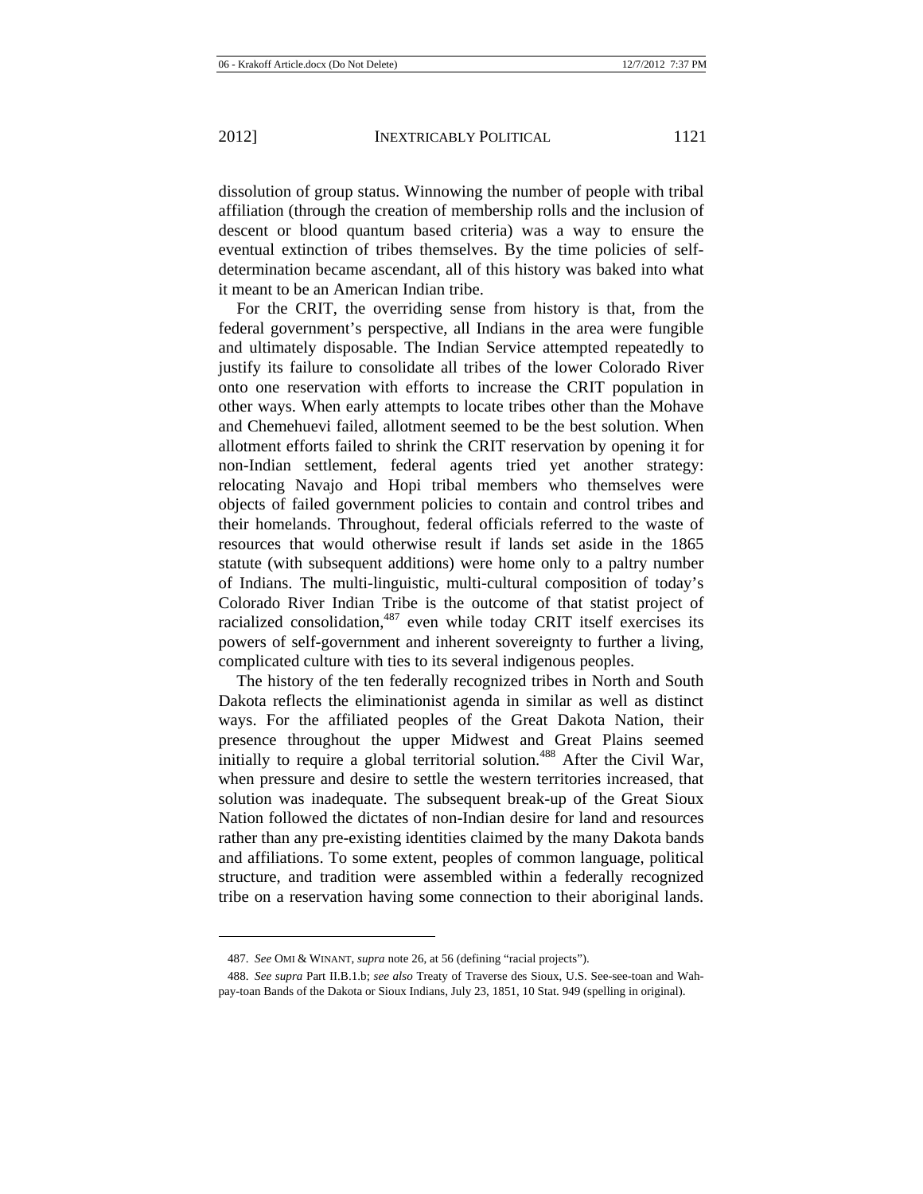dissolution of group status. Winnowing the number of people with tribal affiliation (through the creation of membership rolls and the inclusion of descent or blood quantum based criteria) was a way to ensure the eventual extinction of tribes themselves. By the time policies of self-determination became ascendant, all of this history was baked into what it meant to be an American Indian tribe.

For the CRIT, the overriding sense from history is that, from the federal government's perspective, all Indians in the area were fungible and ultimately disposable. The Indian Service attempted repeatedly to justify its failure to consolidate all tribes of the lower Colorado River onto one reservation with efforts to increase the CRIT population in other ways. When early attempts to locate tribes other than the Mohave and Chemehuevi failed, allotment seemed to be the best solution. When allotment efforts failed to shrink the CRIT reservation by opening it for non-Indian settlement, federal agents tried yet another strategy: relocating Navajo and Hopi tribal members who themselves were objects of failed government policies to contain and control tribes and their homelands. Throughout, federal officials referred to the waste of resources that would otherwise result if lands set aside in the 1865 statute (with subsequent additions) were home only to a paltry number of Indians. The multi-linguistic, multi-cultural composition of today's Colorado River Indian Tribe is the outcome of that statist project of racialized consolidation,[487] even while today CRIT itself exercises its powers of self-government and inherent sovereignty to further a living, complicated culture with ties to its several indigenous peoples.

The history of the ten federally recognized tribes in North and South Dakota reflects the eliminationist agenda in similar as well as distinct ways. For the affiliated peoples of the Great Dakota Nation, their presence throughout the upper Midwest and Great Plains seemed initially to require a global territorial solution.[488] After the Civil War, when pressure and desire to settle the western territories increased, that solution was inadequate. The subsequent break-up of the Great Sioux Nation followed the dictates of non-Indian desire for land and resources rather than any pre-existing identities claimed by the many Dakota bands and affiliations. To some extent, peoples of common language, political structure, and tradition were assembled within a federally recognized tribe on a reservation having some connection to their aboriginal lands.

---

487. *See* OMI & WINANT, *supra* note 26, at 56 (defining "racial projects").

488. *See supra* Part II.B.1.b; *see also* Treaty of Traverse des Sioux, U.S. See-see-toan and Wah-pay-toan Bands of the Dakota or Sioux Indians, July 23, 1851, 10 Stat. 949 (spelling in original).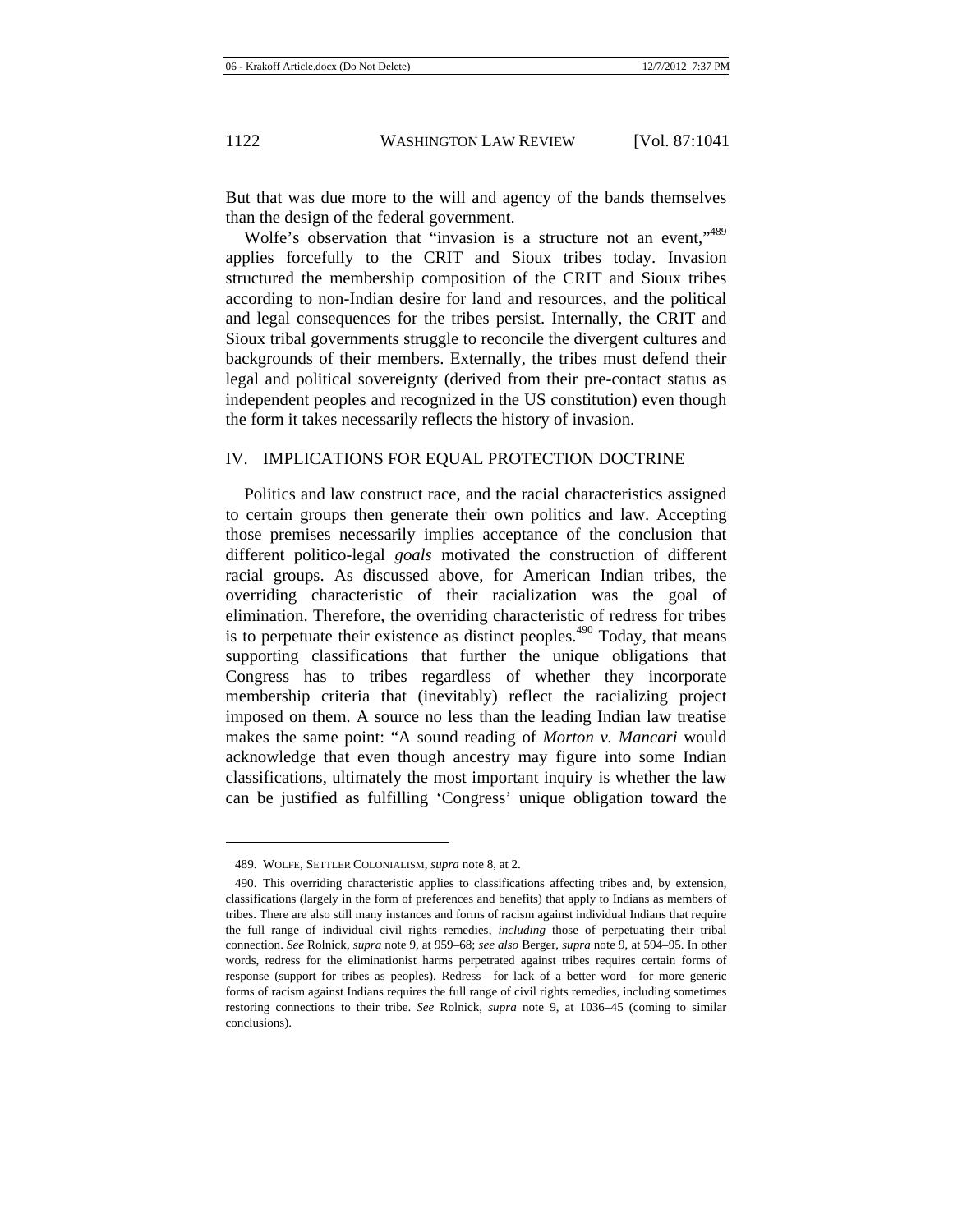But that was due more to the will and agency of the bands themselves than the design of the federal government.

Wolfe's observation that "invasion is a structure not an event,"[489] applies forcefully to the CRIT and Sioux tribes today. Invasion structured the membership composition of the CRIT and Sioux tribes according to non-Indian desire for land and resources, and the political and legal consequences for the tribes persist. Internally, the CRIT and Sioux tribal governments struggle to reconcile the divergent cultures and backgrounds of their members. Externally, the tribes must defend their legal and political sovereignty (derived from their pre-contact status as independent peoples and recognized in the US constitution) even though the form it takes necessarily reflects the history of invasion.

## IV. IMPLICATIONS FOR EQUAL PROTECTION DOCTRINE

Politics and law construct race, and the racial characteristics assigned to certain groups then generate their own politics and law. Accepting those premises necessarily implies acceptance of the conclusion that different politico-legal *goals* motivated the construction of different racial groups. As discussed above, for American Indian tribes, the overriding characteristic of their racialization was the goal of elimination. Therefore, the overriding characteristic of redress for tribes is to perpetuate their existence as distinct peoples.[490] Today, that means supporting classifications that further the unique obligations that Congress has to tribes regardless of whether they incorporate membership criteria that (inevitably) reflect the racializing project imposed on them. A source no less than the leading Indian law treatise makes the same point: "A sound reading of *Morton v. Mancari* would acknowledge that even though ancestry may figure into some Indian classifications, ultimately the most important inquiry is whether the law can be justified as fulfilling 'Congress' unique obligation toward the

---

489. WOLFE, SETTLER COLONIALISM, *supra* note 8, at 2.

490. This overriding characteristic applies to classifications affecting tribes and, by extension, classifications (largely in the form of preferences and benefits) that apply to Indians as members of tribes. There are also still many instances and forms of racism against individual Indians that require the full range of individual civil rights remedies, *including* those of perpetuating their tribal connection. *See* Rolnick, *supra* note 9, at 959–68; *see also* Berger, *supra* note 9, at 594–95. In other words, redress for the eliminationist harms perpetrated against tribes requires certain forms of response (support for tribes as peoples). Redress—for lack of a better word—for more generic forms of racism against Indians requires the full range of civil rights remedies, including sometimes restoring connections to their tribe. *See* Rolnick, *supra* note 9, at 1036–45 (coming to similar conclusions).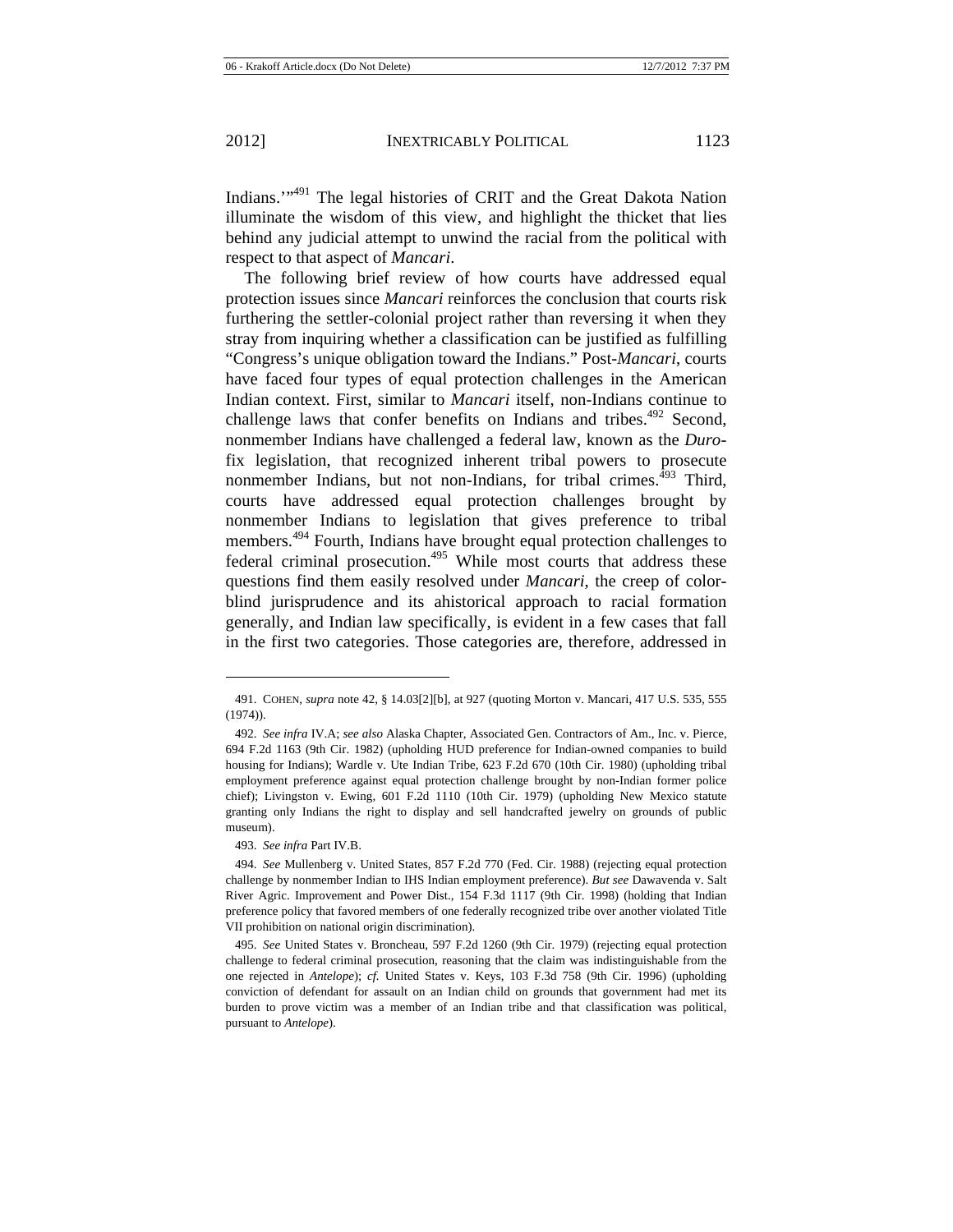Indians.'"[491] The legal histories of CRIT and the Great Dakota Nation illuminate the wisdom of this view, and highlight the thicket that lies behind any judicial attempt to unwind the racial from the political with respect to that aspect of *Mancari*.

The following brief review of how courts have addressed equal protection issues since *Mancari* reinforces the conclusion that courts risk furthering the settler-colonial project rather than reversing it when they stray from inquiring whether a classification can be justified as fulfilling "Congress's unique obligation toward the Indians." Post-*Mancari*, courts have faced four types of equal protection challenges in the American Indian context. First, similar to *Mancari* itself, non-Indians continue to challenge laws that confer benefits on Indians and tribes.[492] Second, nonmember Indians have challenged a federal law, known as the *Duro*-fix legislation, that recognized inherent tribal powers to prosecute nonmember Indians, but not non-Indians, for tribal crimes.[493] Third, courts have addressed equal protection challenges brought by nonmember Indians to legislation that gives preference to tribal members.[494] Fourth, Indians have brought equal protection challenges to federal criminal prosecution.[495] While most courts that address these questions find them easily resolved under *Mancari*, the creep of color-blind jurisprudence and its ahistorical approach to racial formation generally, and Indian law specifically, is evident in a few cases that fall in the first two categories. Those categories are, therefore, addressed in

---

491. COHEN, *supra* note 42, § 14.03[2][b], at 927 (quoting Morton v. Mancari, 417 U.S. 535, 555 (1974)).

492. *See infra* IV.A; *see also* Alaska Chapter, Associated Gen. Contractors of Am., Inc. v. Pierce, 694 F.2d 1163 (9th Cir. 1982) (upholding HUD preference for Indian-owned companies to build housing for Indians); Wardle v. Ute Indian Tribe, 623 F.2d 670 (10th Cir. 1980) (upholding tribal employment preference against equal protection challenge brought by non-Indian former police chief); Livingston v. Ewing, 601 F.2d 1110 (10th Cir. 1979) (upholding New Mexico statute granting only Indians the right to display and sell handcrafted jewelry on grounds of public museum).

493. *See infra* Part IV.B.

494. *See* Mullenberg v. United States, 857 F.2d 770 (Fed. Cir. 1988) (rejecting equal protection challenge by nonmember Indian to IHS Indian employment preference). *But see* Dawavenda v. Salt River Agric. Improvement and Power Dist., 154 F.3d 1117 (9th Cir. 1998) (holding that Indian preference policy that favored members of one federally recognized tribe over another violated Title VII prohibition on national origin discrimination).

495. *See* United States v. Broncheau, 597 F.2d 1260 (9th Cir. 1979) (rejecting equal protection challenge to federal criminal prosecution, reasoning that the claim was indistinguishable from the one rejected in *Antelope*); *cf.* United States v. Keys, 103 F.3d 758 (9th Cir. 1996) (upholding conviction of defendant for assault on an Indian child on grounds that government had met its burden to prove victim was a member of an Indian tribe and that classification was political, pursuant to *Antelope*).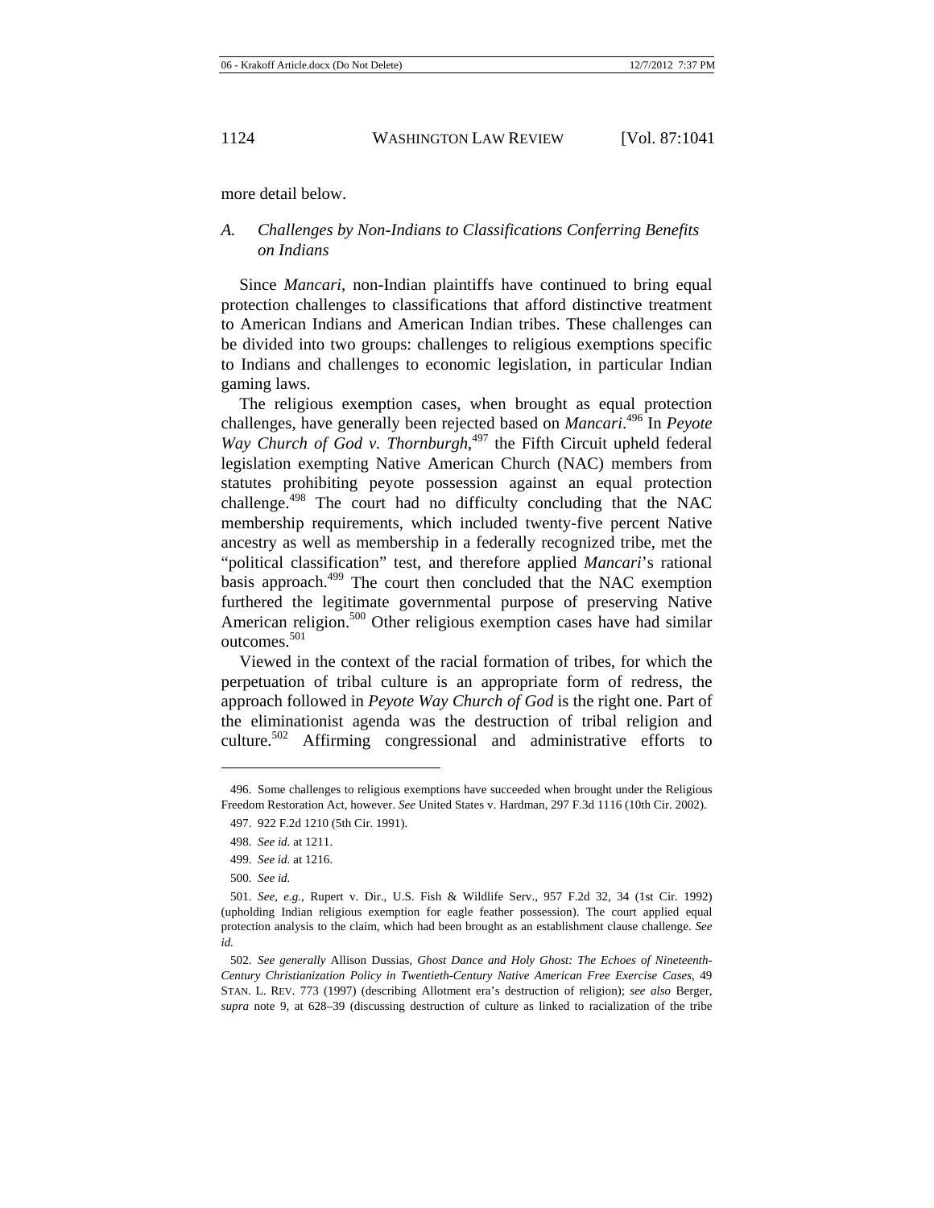more detail below.

### *A. Challenges by Non-Indians to Classifications Conferring Benefits on Indians*

Since *Mancari*, non-Indian plaintiffs have continued to bring equal protection challenges to classifications that afford distinctive treatment to American Indians and American Indian tribes. These challenges can be divided into two groups: challenges to religious exemptions specific to Indians and challenges to economic legislation, in particular Indian gaming laws.

The religious exemption cases, when brought as equal protection challenges, have generally been rejected based on *Mancari*.[496] In *Peyote Way Church of God v. Thornburgh*,[497] the Fifth Circuit upheld federal legislation exempting Native American Church (NAC) members from statutes prohibiting peyote possession against an equal protection challenge.[498] The court had no difficulty concluding that the NAC membership requirements, which included twenty-five percent Native ancestry as well as membership in a federally recognized tribe, met the "political classification" test, and therefore applied *Mancari*'s rational basis approach.[499] The court then concluded that the NAC exemption furthered the legitimate governmental purpose of preserving Native American religion.[500] Other religious exemption cases have had similar outcomes.[501]

Viewed in the context of the racial formation of tribes, for which the perpetuation of tribal culture is an appropriate form of redress, the approach followed in *Peyote Way Church of God* is the right one. Part of the eliminationist agenda was the destruction of tribal religion and culture.[502] Affirming congressional and administrative efforts to

---

496. Some challenges to religious exemptions have succeeded when brought under the Religious Freedom Restoration Act, however. *See* United States v. Hardman, 297 F.3d 1116 (10th Cir. 2002).

497. 922 F.2d 1210 (5th Cir. 1991).

498. *See id.* at 1211.

499. *See id.* at 1216.

500. *See id.*

501. *See, e.g.*, Rupert v. Dir., U.S. Fish & Wildlife Serv., 957 F.2d 32, 34 (1st Cir. 1992) (upholding Indian religious exemption for eagle feather possession). The court applied equal protection analysis to the claim, which had been brought as an establishment clause challenge. *See id.*

502. *See generally* Allison Dussias, *Ghost Dance and Holy Ghost: The Echoes of Nineteenth-Century Christianization Policy in Twentieth-Century Native American Free Exercise Cases*, 49 STAN. L. REV. 773 (1997) (describing Allotment era's destruction of religion); *see also* Berger, *supra* note 9, at 628–39 (discussing destruction of culture as linked to racialization of the tribe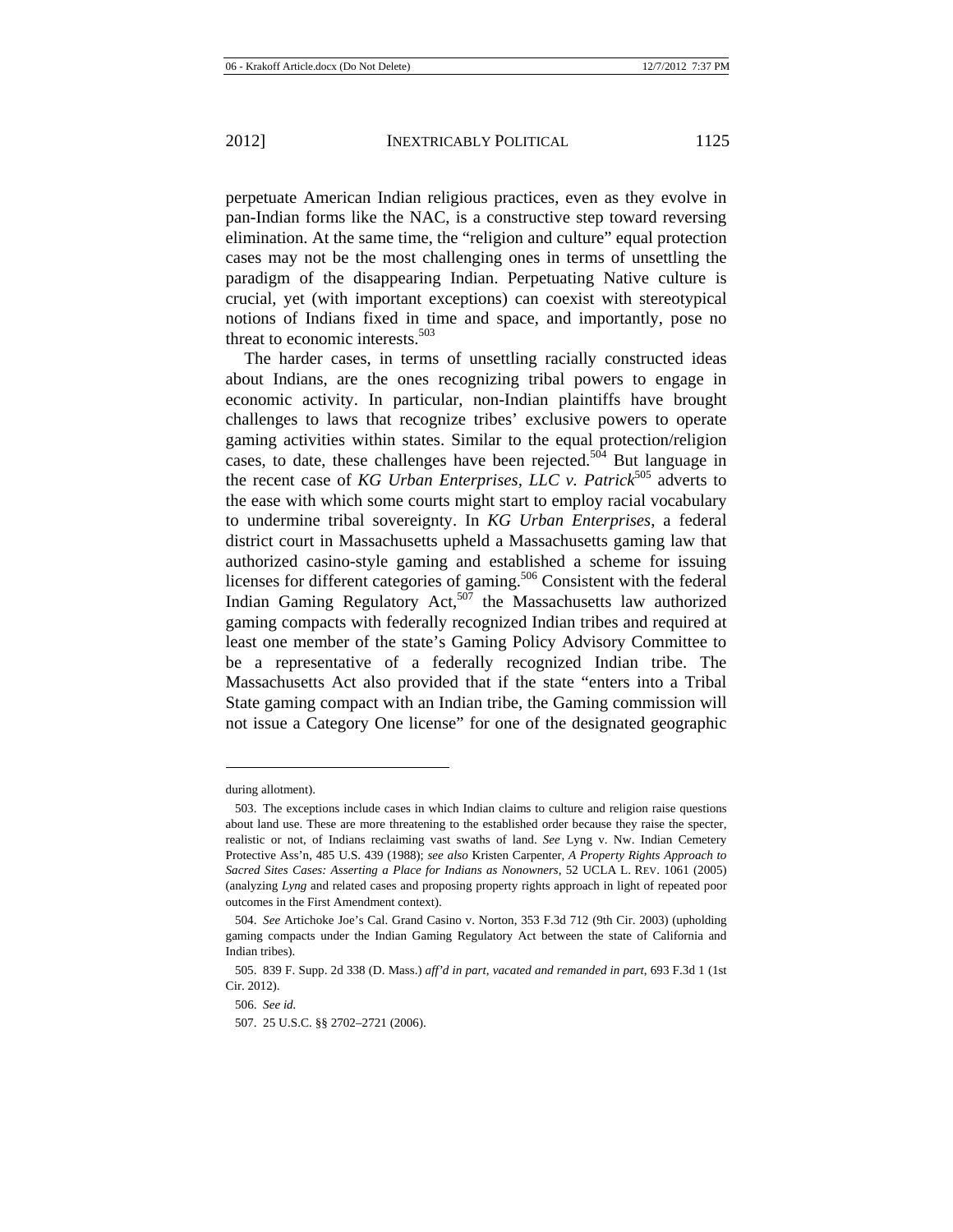perpetuate American Indian religious practices, even as they evolve in pan-Indian forms like the NAC, is a constructive step toward reversing elimination. At the same time, the "religion and culture" equal protection cases may not be the most challenging ones in terms of unsettling the paradigm of the disappearing Indian. Perpetuating Native culture is crucial, yet (with important exceptions) can coexist with stereotypical notions of Indians fixed in time and space, and importantly, pose no threat to economic interests.[503]

The harder cases, in terms of unsettling racially constructed ideas about Indians, are the ones recognizing tribal powers to engage in economic activity. In particular, non-Indian plaintiffs have brought challenges to laws that recognize tribes' exclusive powers to operate gaming activities within states. Similar to the equal protection/religion cases, to date, these challenges have been rejected.[504] But language in the recent case of *KG Urban Enterprises, LLC v. Patrick*[505] adverts to the ease with which some courts might start to employ racial vocabulary to undermine tribal sovereignty. In *KG Urban Enterprises*, a federal district court in Massachusetts upheld a Massachusetts gaming law that authorized casino-style gaming and established a scheme for issuing licenses for different categories of gaming.[506] Consistent with the federal Indian Gaming Regulatory Act,[507] the Massachusetts law authorized gaming compacts with federally recognized Indian tribes and required at least one member of the state's Gaming Policy Advisory Committee to be a representative of a federally recognized Indian tribe. The Massachusetts Act also provided that if the state "enters into a Tribal State gaming compact with an Indian tribe, the Gaming commission will not issue a Category One license" for one of the designated geographic

---

during allotment).

503. The exceptions include cases in which Indian claims to culture and religion raise questions about land use. These are more threatening to the established order because they raise the specter, realistic or not, of Indians reclaiming vast swaths of land. *See* Lyng v. Nw. Indian Cemetery Protective Ass'n, 485 U.S. 439 (1988); *see also* Kristen Carpenter, *A Property Rights Approach to Sacred Sites Cases: Asserting a Place for Indians as Nonowners*, 52 UCLA L. REV. 1061 (2005) (analyzing *Lyng* and related cases and proposing property rights approach in light of repeated poor outcomes in the First Amendment context).

504. *See* Artichoke Joe's Cal. Grand Casino v. Norton, 353 F.3d 712 (9th Cir. 2003) (upholding gaming compacts under the Indian Gaming Regulatory Act between the state of California and Indian tribes).

505. 839 F. Supp. 2d 338 (D. Mass.) *aff'd in part, vacated and remanded in part*, 693 F.3d 1 (1st Cir. 2012).

506. *See id.*

507. 25 U.S.C. §§ 2702–2721 (2006).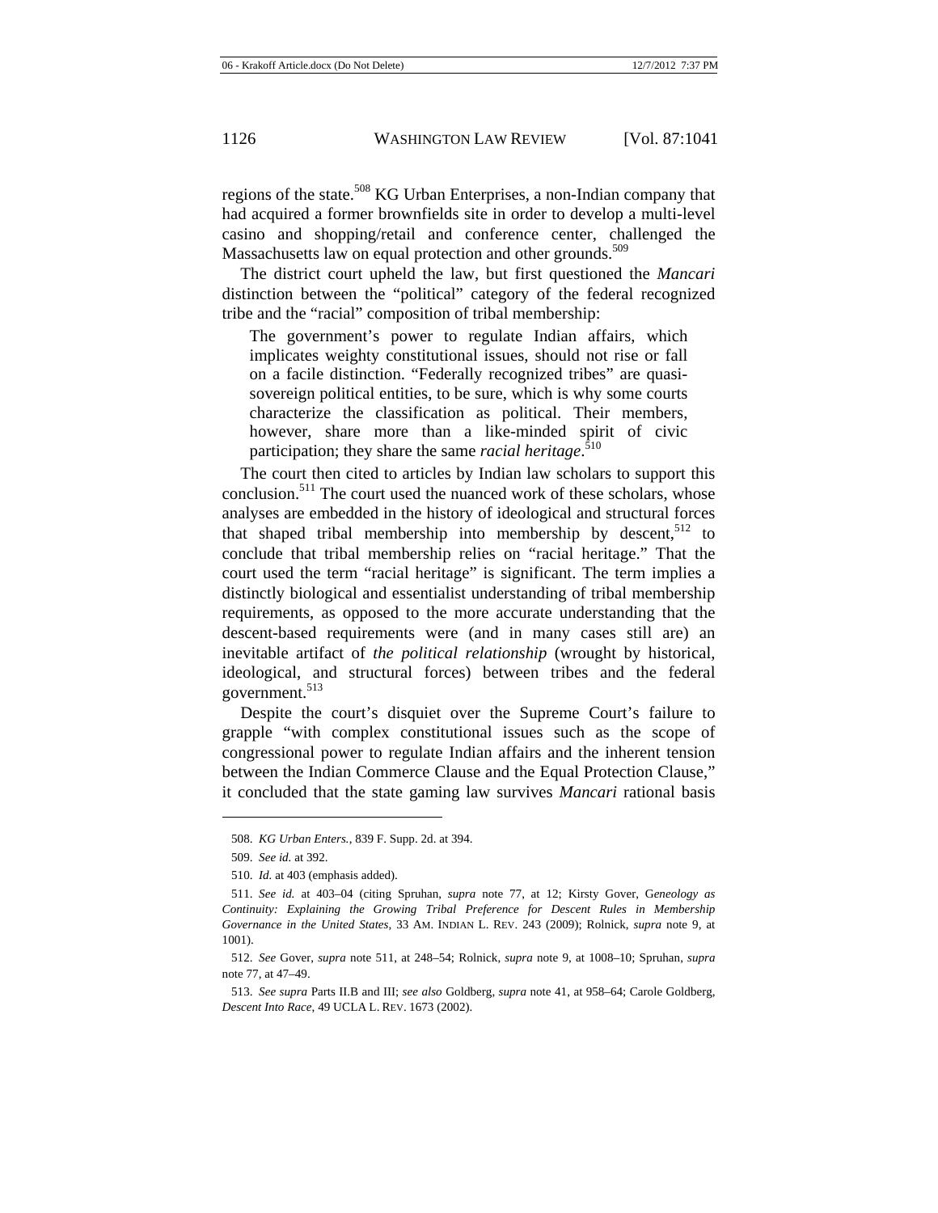regions of the state.[508] KG Urban Enterprises, a non-Indian company that had acquired a former brownfields site in order to develop a multi-level casino and shopping/retail and conference center, challenged the Massachusetts law on equal protection and other grounds.[509]

The district court upheld the law, but first questioned the *Mancari* distinction between the "political" category of the federal recognized tribe and the "racial" composition of tribal membership:

> The government's power to regulate Indian affairs, which implicates weighty constitutional issues, should not rise or fall on a facile distinction. "Federally recognized tribes" are quasi-sovereign political entities, to be sure, which is why some courts characterize the classification as political. Their members, however, share more than a like-minded spirit of civic participation; they share the same *racial heritage*.[510]

The court then cited to articles by Indian law scholars to support this conclusion.[511] The court used the nuanced work of these scholars, whose analyses are embedded in the history of ideological and structural forces that shaped tribal membership into membership by descent,[512] to conclude that tribal membership relies on "racial heritage." That the court used the term "racial heritage" is significant. The term implies a distinctly biological and essentialist understanding of tribal membership requirements, as opposed to the more accurate understanding that the descent-based requirements were (and in many cases still are) an inevitable artifact of *the political relationship* (wrought by historical, ideological, and structural forces) between tribes and the federal government.[513]

Despite the court's disquiet over the Supreme Court's failure to grapple "with complex constitutional issues such as the scope of congressional power to regulate Indian affairs and the inherent tension between the Indian Commerce Clause and the Equal Protection Clause," it concluded that the state gaming law survives *Mancari* rational basis

---

508. *KG Urban Enters.*, 839 F. Supp. 2d. at 394.

509. *See id.* at 392.

510. *Id.* at 403 (emphasis added).

511. *See id.* at 403–04 (citing Spruhan, *supra* note 77, at 12; Kirsty Gover, G*eneology as Continuity: Explaining the Growing Tribal Preference for Descent Rules in Membership Governance in the United States*, 33 AM. INDIAN L. REV. 243 (2009); Rolnick, *supra* note 9, at 1001).

512. *See* Gover, *supra* note 511, at 248–54; Rolnick, *supra* note 9, at 1008–10; Spruhan, *supra* note 77, at 47–49.

513. *See supra* Parts II.B and III; *see also* Goldberg, *supra* note 41, at 958–64; Carole Goldberg, *Descent Into Race*, 49 UCLA L. REV. 1673 (2002).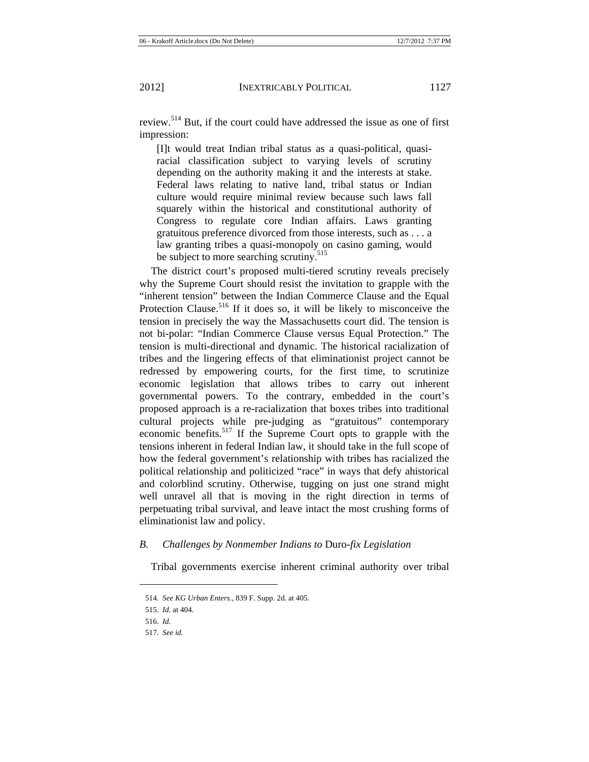review.[514] But, if the court could have addressed the issue as one of first impression:

> [I]t would treat Indian tribal status as a quasi-political, quasi-racial classification subject to varying levels of scrutiny depending on the authority making it and the interests at stake. Federal laws relating to native land, tribal status or Indian culture would require minimal review because such laws fall squarely within the historical and constitutional authority of Congress to regulate core Indian affairs. Laws granting gratuitous preference divorced from those interests, such as . . . a law granting tribes a quasi-monopoly on casino gaming, would be subject to more searching scrutiny.[515]

The district court's proposed multi-tiered scrutiny reveals precisely why the Supreme Court should resist the invitation to grapple with the "inherent tension" between the Indian Commerce Clause and the Equal Protection Clause.[516] If it does so, it will be likely to misconceive the tension in precisely the way the Massachusetts court did. The tension is not bi-polar: "Indian Commerce Clause versus Equal Protection." The tension is multi-directional and dynamic. The historical racialization of tribes and the lingering effects of that eliminationist project cannot be redressed by empowering courts, for the first time, to scrutinize economic legislation that allows tribes to carry out inherent governmental powers. To the contrary, embedded in the court's proposed approach is a re-racialization that boxes tribes into traditional cultural projects while pre-judging as "gratuitous" contemporary economic benefits.[517] If the Supreme Court opts to grapple with the tensions inherent in federal Indian law, it should take in the full scope of how the federal government's relationship with tribes has racialized the political relationship and politicized "race" in ways that defy ahistorical and colorblind scrutiny. Otherwise, tugging on just one strand might well unravel all that is moving in the right direction in terms of perpetuating tribal survival, and leave intact the most crushing forms of eliminationist law and policy.

### *B. Challenges by Nonmember Indians to* Duro*-fix Legislation*

Tribal governments exercise inherent criminal authority over tribal

---

514. *See KG Urban Enters.*, 839 F. Supp. 2d. at 405.

515. *Id.* at 404.

516. *Id.*

517. *See id.*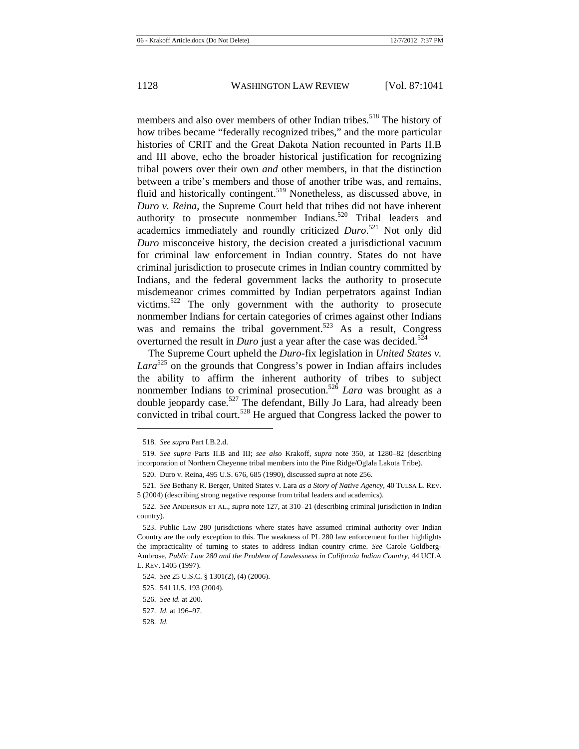members and also over members of other Indian tribes.[518] The history of how tribes became "federally recognized tribes," and the more particular histories of CRIT and the Great Dakota Nation recounted in Parts II.B and III above, echo the broader historical justification for recognizing tribal powers over their own *and* other members, in that the distinction between a tribe's members and those of another tribe was, and remains, fluid and historically contingent.[519] Nonetheless, as discussed above, in *Duro v. Reina*, the Supreme Court held that tribes did not have inherent authority to prosecute nonmember Indians.[520] Tribal leaders and academics immediately and roundly criticized *Duro*.[521] Not only did *Duro* misconceive history, the decision created a jurisdictional vacuum for criminal law enforcement in Indian country. States do not have criminal jurisdiction to prosecute crimes in Indian country committed by Indians, and the federal government lacks the authority to prosecute misdemeanor crimes committed by Indian perpetrators against Indian victims.[522] The only government with the authority to prosecute nonmember Indians for certain categories of crimes against other Indians was and remains the tribal government.[523] As a result, Congress overturned the result in *Duro* just a year after the case was decided.[524]

The Supreme Court upheld the *Duro*-fix legislation in *United States v. Lara*[525] on the grounds that Congress's power in Indian affairs includes the ability to affirm the inherent authority of tribes to subject nonmember Indians to criminal prosecution.[526] *Lara* was brought as a double jeopardy case.[527] The defendant, Billy Jo Lara, had already been convicted in tribal court.[528] He argued that Congress lacked the power to

---

518. *See supra* Part I.B.2.d.

519. *See supra* Parts II.B and III; *see also* Krakoff, *supra* note 350, at 1280–82 (describing incorporation of Northern Cheyenne tribal members into the Pine Ridge/Oglala Lakota Tribe).

520. Duro v. Reina, 495 U.S. 676, 685 (1990), discussed *supra* at note 256.

521. *See* Bethany R. Berger, United States v. Lara *as a Story of Native Agency*, 40 TULSA L. REV. 5 (2004) (describing strong negative response from tribal leaders and academics).

522. *See* ANDERSON ET AL., *supra* note 127, at 310–21 (describing criminal jurisdiction in Indian country).

523. Public Law 280 jurisdictions where states have assumed criminal authority over Indian Country are the only exception to this. The weakness of PL 280 law enforcement further highlights the impracticality of turning to states to address Indian country crime. *See* Carole Goldberg-Ambrose, *Public Law 280 and the Problem of Lawlessness in California Indian Country*, 44 UCLA L. REV. 1405 (1997).

524. *See* 25 U.S.C. § 1301(2), (4) (2006).

525. 541 U.S. 193 (2004).

526. *See id.* at 200.

527. *Id.* at 196–97.

528. *Id.*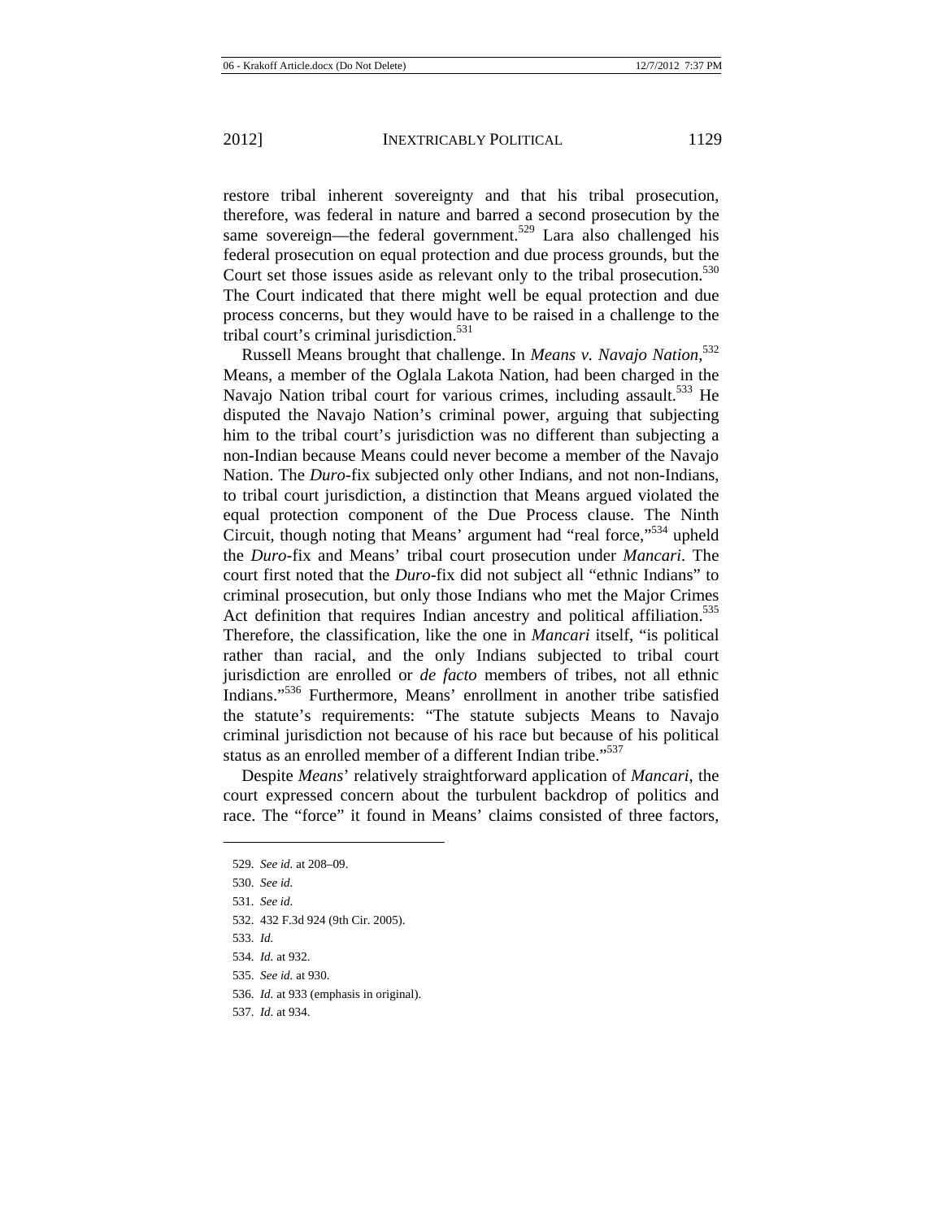restore tribal inherent sovereignty and that his tribal prosecution, therefore, was federal in nature and barred a second prosecution by the same sovereign—the federal government.[529] Lara also challenged his federal prosecution on equal protection and due process grounds, but the Court set those issues aside as relevant only to the tribal prosecution.[530] The Court indicated that there might well be equal protection and due process concerns, but they would have to be raised in a challenge to the tribal court's criminal jurisdiction.[531]

Russell Means brought that challenge. In *Means v. Navajo Nation*,[532] Means, a member of the Oglala Lakota Nation, had been charged in the Navajo Nation tribal court for various crimes, including assault.[533] He disputed the Navajo Nation's criminal power, arguing that subjecting him to the tribal court's jurisdiction was no different than subjecting a non-Indian because Means could never become a member of the Navajo Nation. The *Duro*-fix subjected only other Indians, and not non-Indians, to tribal court jurisdiction, a distinction that Means argued violated the equal protection component of the Due Process clause. The Ninth Circuit, though noting that Means' argument had "real force,"[534] upheld the *Duro*-fix and Means' tribal court prosecution under *Mancari*. The court first noted that the *Duro*-fix did not subject all "ethnic Indians" to criminal prosecution, but only those Indians who met the Major Crimes Act definition that requires Indian ancestry and political affiliation.[535] Therefore, the classification, like the one in *Mancari* itself, "is political rather than racial, and the only Indians subjected to tribal court jurisdiction are enrolled or *de facto* members of tribes, not all ethnic Indians."[536] Furthermore, Means' enrollment in another tribe satisfied the statute's requirements: "The statute subjects Means to Navajo criminal jurisdiction not because of his race but because of his political status as an enrolled member of a different Indian tribe."[537]

Despite *Means*' relatively straightforward application of *Mancari*, the court expressed concern about the turbulent backdrop of politics and race. The "force" it found in Means' claims consisted of three factors,

---

529. *See id.* at 208–09.

530. *See id.*

531. *See id.*

532. 432 F.3d 924 (9th Cir. 2005).

533. *Id.*

534. *Id.* at 932.

535. *See id.* at 930.

536. *Id.* at 933 (emphasis in original).

537. *Id.* at 934.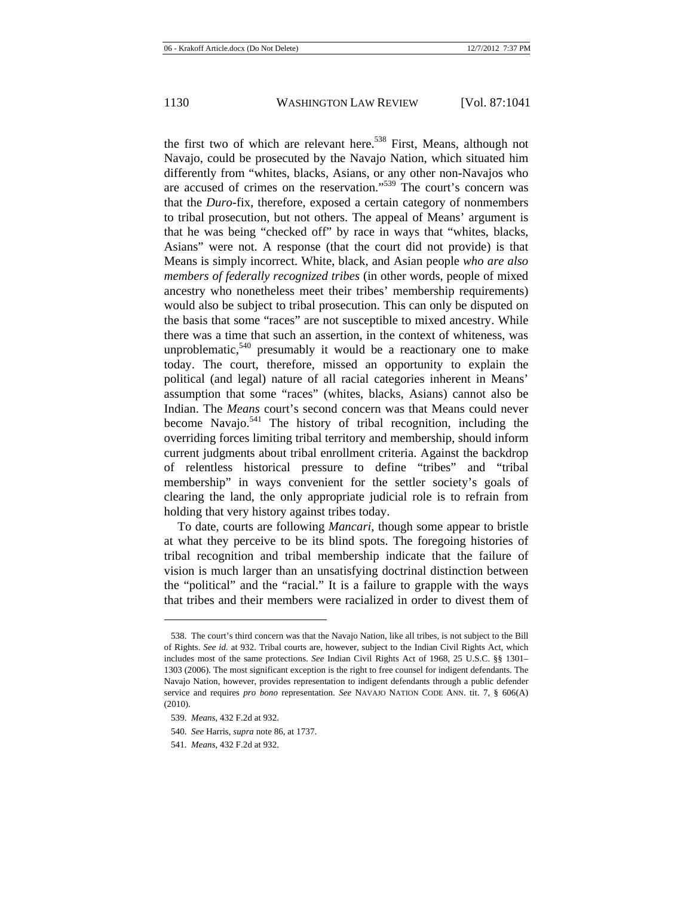the first two of which are relevant here.[538] First, Means, although not Navajo, could be prosecuted by the Navajo Nation, which situated him differently from "whites, blacks, Asians, or any other non-Navajos who are accused of crimes on the reservation."[539] The court's concern was that the *Duro*-fix, therefore, exposed a certain category of nonmembers to tribal prosecution, but not others. The appeal of Means' argument is that he was being "checked off" by race in ways that "whites, blacks, Asians" were not. A response (that the court did not provide) is that Means is simply incorrect. White, black, and Asian people *who are also members of federally recognized tribes* (in other words, people of mixed ancestry who nonetheless meet their tribes' membership requirements) would also be subject to tribal prosecution. This can only be disputed on the basis that some "races" are not susceptible to mixed ancestry. While there was a time that such an assertion, in the context of whiteness, was unproblematic,[540] presumably it would be a reactionary one to make today. The court, therefore, missed an opportunity to explain the political (and legal) nature of all racial categories inherent in Means' assumption that some "races" (whites, blacks, Asians) cannot also be Indian. The *Means* court's second concern was that Means could never become Navajo.[541] The history of tribal recognition, including the overriding forces limiting tribal territory and membership, should inform current judgments about tribal enrollment criteria. Against the backdrop of relentless historical pressure to define "tribes" and "tribal membership" in ways convenient for the settler society's goals of clearing the land, the only appropriate judicial role is to refrain from holding that very history against tribes today.

To date, courts are following *Mancari*, though some appear to bristle at what they perceive to be its blind spots. The foregoing histories of tribal recognition and tribal membership indicate that the failure of vision is much larger than an unsatisfying doctrinal distinction between the "political" and the "racial." It is a failure to grapple with the ways that tribes and their members were racialized in order to divest them of

---

538. The court's third concern was that the Navajo Nation, like all tribes, is not subject to the Bill of Rights. *See id.* at 932. Tribal courts are, however, subject to the Indian Civil Rights Act, which includes most of the same protections. *See* Indian Civil Rights Act of 1968, 25 U.S.C. §§ 1301–1303 (2006). The most significant exception is the right to free counsel for indigent defendants. The Navajo Nation, however, provides representation to indigent defendants through a public defender service and requires *pro bono* representation. *See* NAVAJO NATION CODE ANN. tit. 7, § 606(A) (2010).

539. *Means*, 432 F.2d at 932.

540. *See* Harris, *supra* note 86, at 1737.

541. *Means*, 432 F.2d at 932.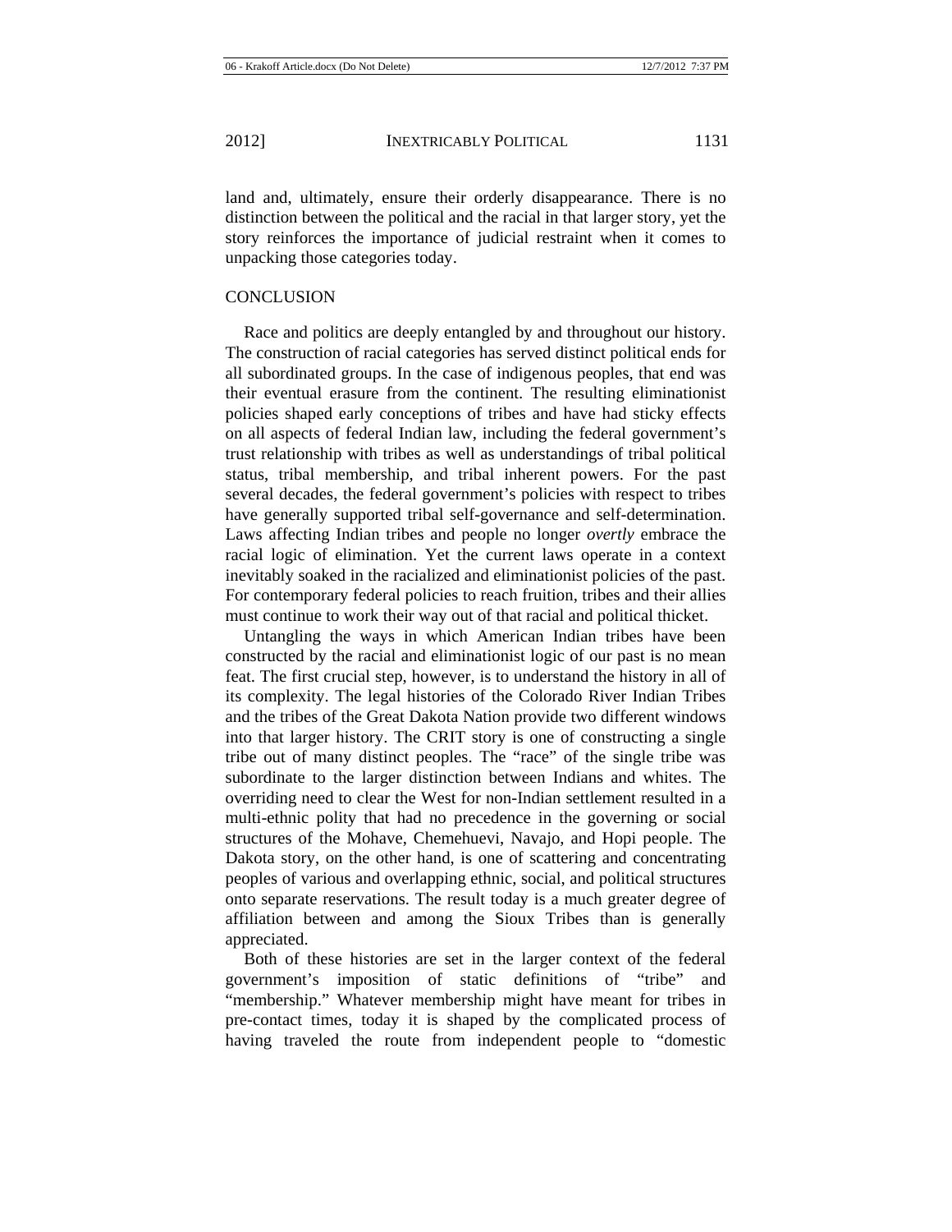land and, ultimately, ensure their orderly disappearance. There is no distinction between the political and the racial in that larger story, yet the story reinforces the importance of judicial restraint when it comes to unpacking those categories today.

## CONCLUSION

Race and politics are deeply entangled by and throughout our history. The construction of racial categories has served distinct political ends for all subordinated groups. In the case of indigenous peoples, that end was their eventual erasure from the continent. The resulting eliminationist policies shaped early conceptions of tribes and have had sticky effects on all aspects of federal Indian law, including the federal government's trust relationship with tribes as well as understandings of tribal political status, tribal membership, and tribal inherent powers. For the past several decades, the federal government's policies with respect to tribes have generally supported tribal self-governance and self-determination. Laws affecting Indian tribes and people no longer *overtly* embrace the racial logic of elimination. Yet the current laws operate in a context inevitably soaked in the racialized and eliminationist policies of the past. For contemporary federal policies to reach fruition, tribes and their allies must continue to work their way out of that racial and political thicket.

Untangling the ways in which American Indian tribes have been constructed by the racial and eliminationist logic of our past is no mean feat. The first crucial step, however, is to understand the history in all of its complexity. The legal histories of the Colorado River Indian Tribes and the tribes of the Great Dakota Nation provide two different windows into that larger history. The CRIT story is one of constructing a single tribe out of many distinct peoples. The "race" of the single tribe was subordinate to the larger distinction between Indians and whites. The overriding need to clear the West for non-Indian settlement resulted in a multi-ethnic polity that had no precedence in the governing or social structures of the Mohave, Chemehuevi, Navajo, and Hopi people. The Dakota story, on the other hand, is one of scattering and concentrating peoples of various and overlapping ethnic, social, and political structures onto separate reservations. The result today is a much greater degree of affiliation between and among the Sioux Tribes than is generally appreciated.

Both of these histories are set in the larger context of the federal government's imposition of static definitions of "tribe" and "membership." Whatever membership might have meant for tribes in pre-contact times, today it is shaped by the complicated process of having traveled the route from independent people to "domestic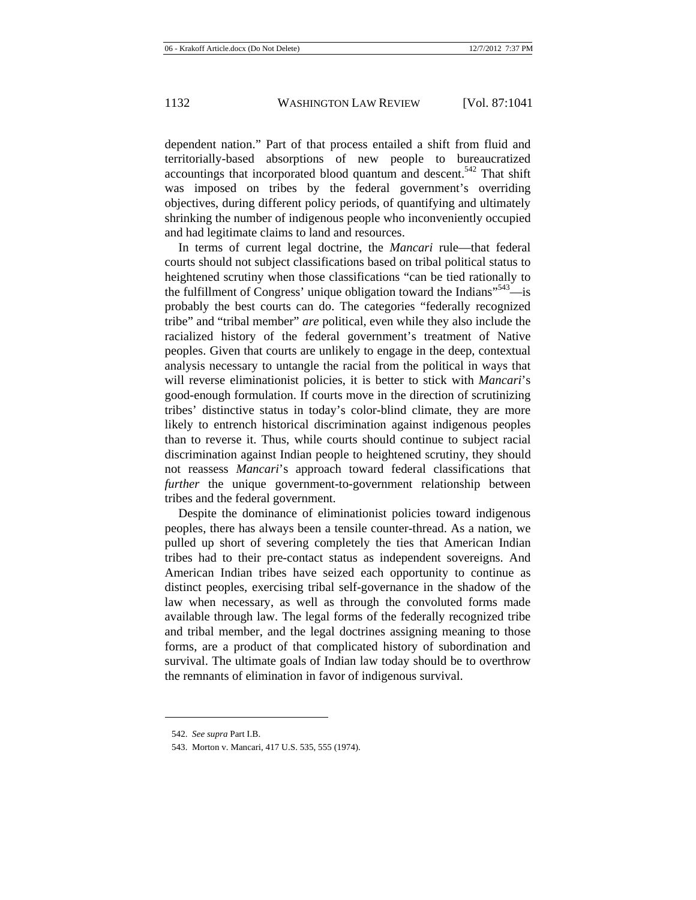dependent nation." Part of that process entailed a shift from fluid and territorially-based absorptions of new people to bureaucratized accountings that incorporated blood quantum and descent.[542] That shift was imposed on tribes by the federal government's overriding objectives, during different policy periods, of quantifying and ultimately shrinking the number of indigenous people who inconveniently occupied and had legitimate claims to land and resources.

In terms of current legal doctrine, the *Mancari* rule—that federal courts should not subject classifications based on tribal political status to heightened scrutiny when those classifications "can be tied rationally to the fulfillment of Congress' unique obligation toward the Indians"[543]—is probably the best courts can do. The categories "federally recognized tribe" and "tribal member" *are* political, even while they also include the racialized history of the federal government's treatment of Native peoples. Given that courts are unlikely to engage in the deep, contextual analysis necessary to untangle the racial from the political in ways that will reverse eliminationist policies, it is better to stick with *Mancari*'s good-enough formulation. If courts move in the direction of scrutinizing tribes' distinctive status in today's color-blind climate, they are more likely to entrench historical discrimination against indigenous peoples than to reverse it. Thus, while courts should continue to subject racial discrimination against Indian people to heightened scrutiny, they should not reassess *Mancari*'s approach toward federal classifications that *further* the unique government-to-government relationship between tribes and the federal government.

Despite the dominance of eliminationist policies toward indigenous peoples, there has always been a tensile counter-thread. As a nation, we pulled up short of severing completely the ties that American Indian tribes had to their pre-contact status as independent sovereigns. And American Indian tribes have seized each opportunity to continue as distinct peoples, exercising tribal self-governance in the shadow of the law when necessary, as well as through the convoluted forms made available through law. The legal forms of the federally recognized tribe and tribal member, and the legal doctrines assigning meaning to those forms, are a product of that complicated history of subordination and survival. The ultimate goals of Indian law today should be to overthrow the remnants of elimination in favor of indigenous survival.

542. *See supra* Part I.B.

543. Morton v. Mancari, 417 U.S. 535, 555 (1974).